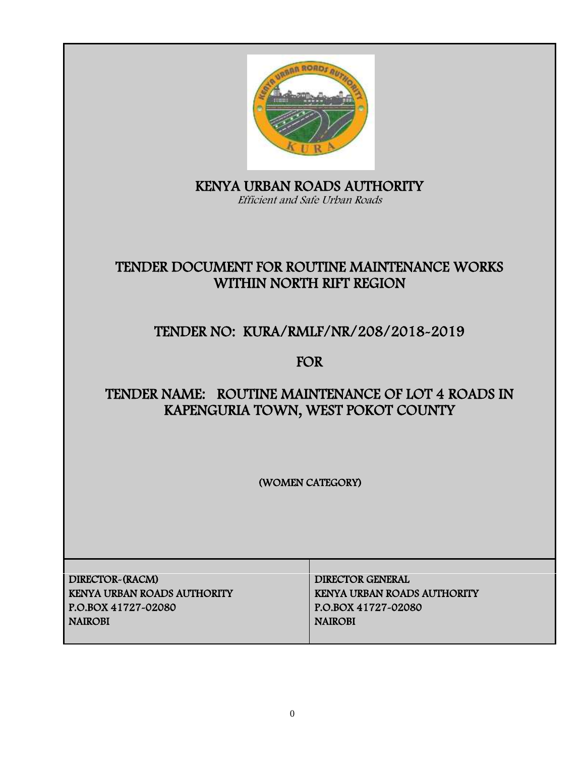# KENYA URBAN ROADS AUTHORITY

*Efficient and Safe Urban Roads*

## TENDER DOCUMENT FOR ROUTINE MAINTENANCE WORKS WITHIN NORTH RIFT REGION

## TENDER NO: KURA/RMLF/NR/208/2018-2019

## FOR

## TENDER NAME: ROUTINE MAINTENANCE OF LOT 4 ROADS IN KAPENGURIA TOWN, WEST POKOT COUNTY

(WOMEN CATEGORY)

| DIRECTOR-(RACM)<br>KENYA URBAN ROADS AUTHORITY<br>P.O.BOX 41727-02080<br>NAIROBI | DIRECTOR GENERAL<br>KENYA URBAN ROADS AUTHORITY<br>P.O.BOX 41727-02080<br>NAIROBI |
|---|---|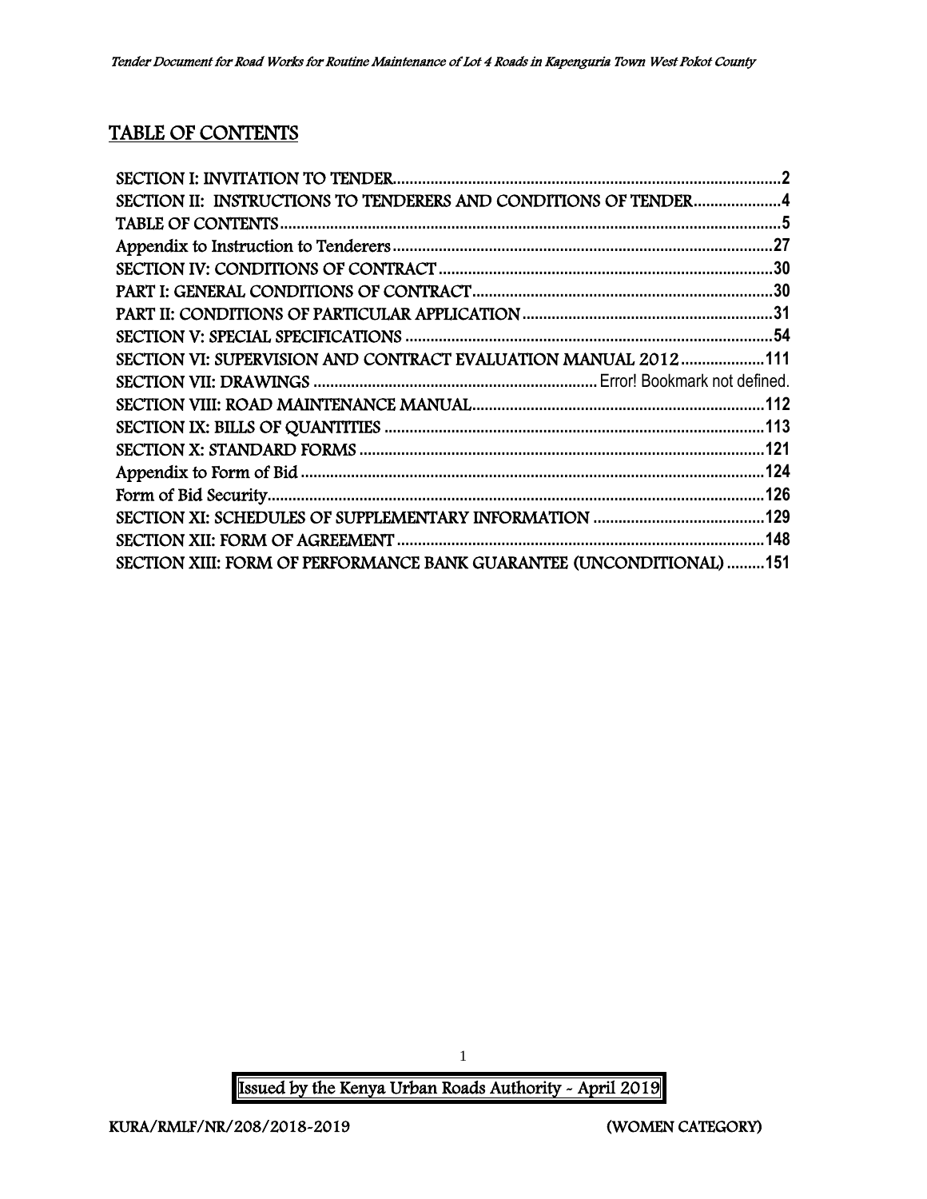## TABLE OF CONTENTS

SECTION I: INVITATION TO TENDER....................................................................................2
SECTION II: INSTRUCTIONS TO TENDERERS AND CONDITIONS OF TENDER....................4
TABLE OF CONTENTS....................................................................................................5
Appendix to Instruction to Tenderers...............................................................................27
SECTION IV: CONDITIONS OF CONTRACT.....................................................................30
PART I: GENERAL CONDITIONS OF CONTRACT...............................................................30
PART II: CONDITIONS OF PARTICULAR APPLICATION.......................................................31
SECTION V: SPECIAL SPECIFICATIONS.........................................................................54
SECTION VI: SUPERVISION AND CONTRACT EVALUATION MANUAL 2012.......................111
SECTION VII: DRAWINGS....................................................Error! Bookmark not defined.
SECTION VIII: ROAD MAINTENANCE MANUAL..................................................................112
SECTION IX: BILLS OF QUANTITIES..............................................................................113
SECTION X: STANDARD FORMS....................................................................................121
Appendix to Form of Bid................................................................................................124
Form of Bid Security......................................................................................................126
SECTION XI: SCHEDULES OF SUPPLEMENTARY INFORMATION.......................................129
SECTION XII: FORM OF AGREEMENT............................................................................148
SECTION XIII: FORM OF PERFORMANCE BANK GUARANTEE (UNCONDITIONAL).........151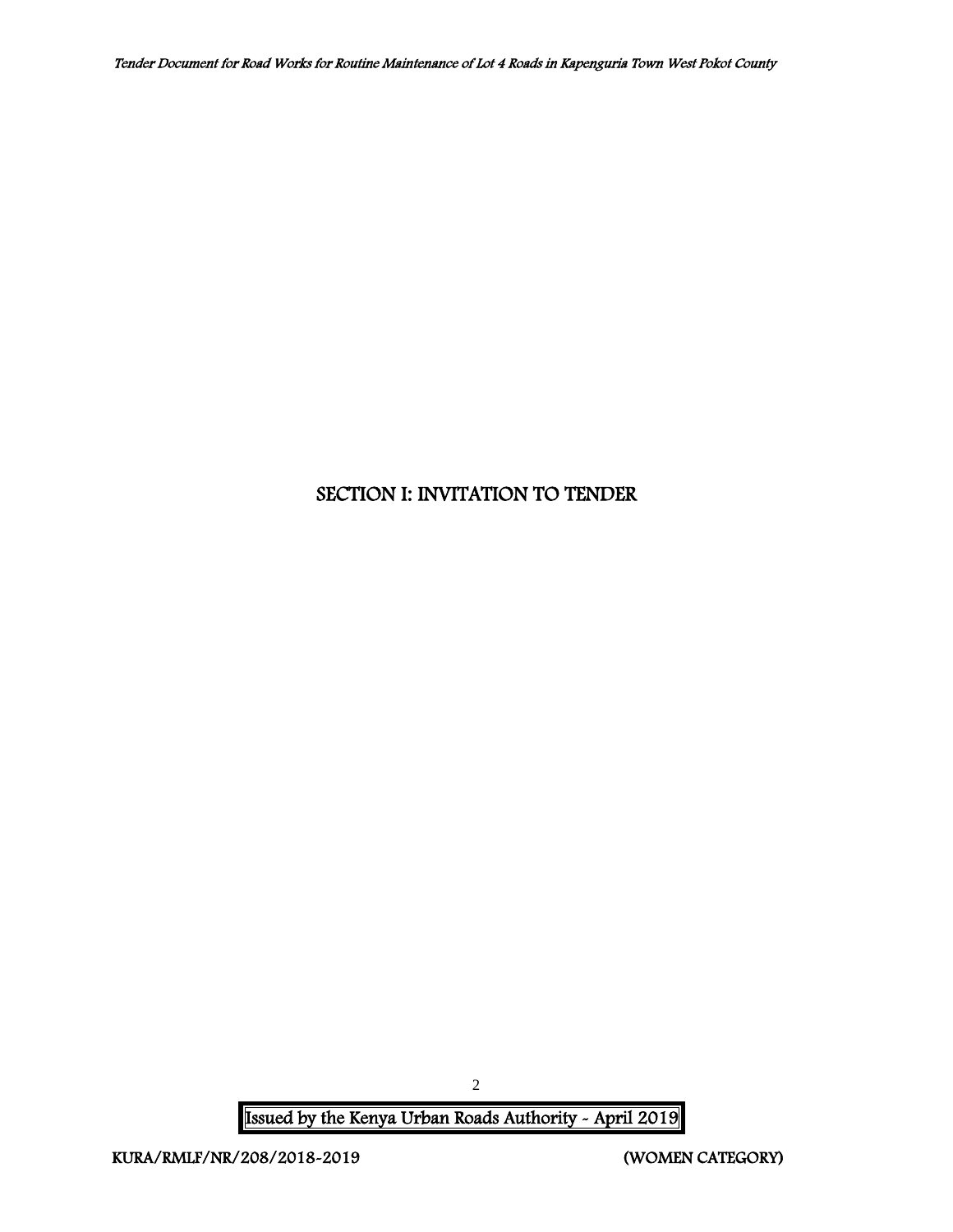# SECTION I: INVITATION TO TENDER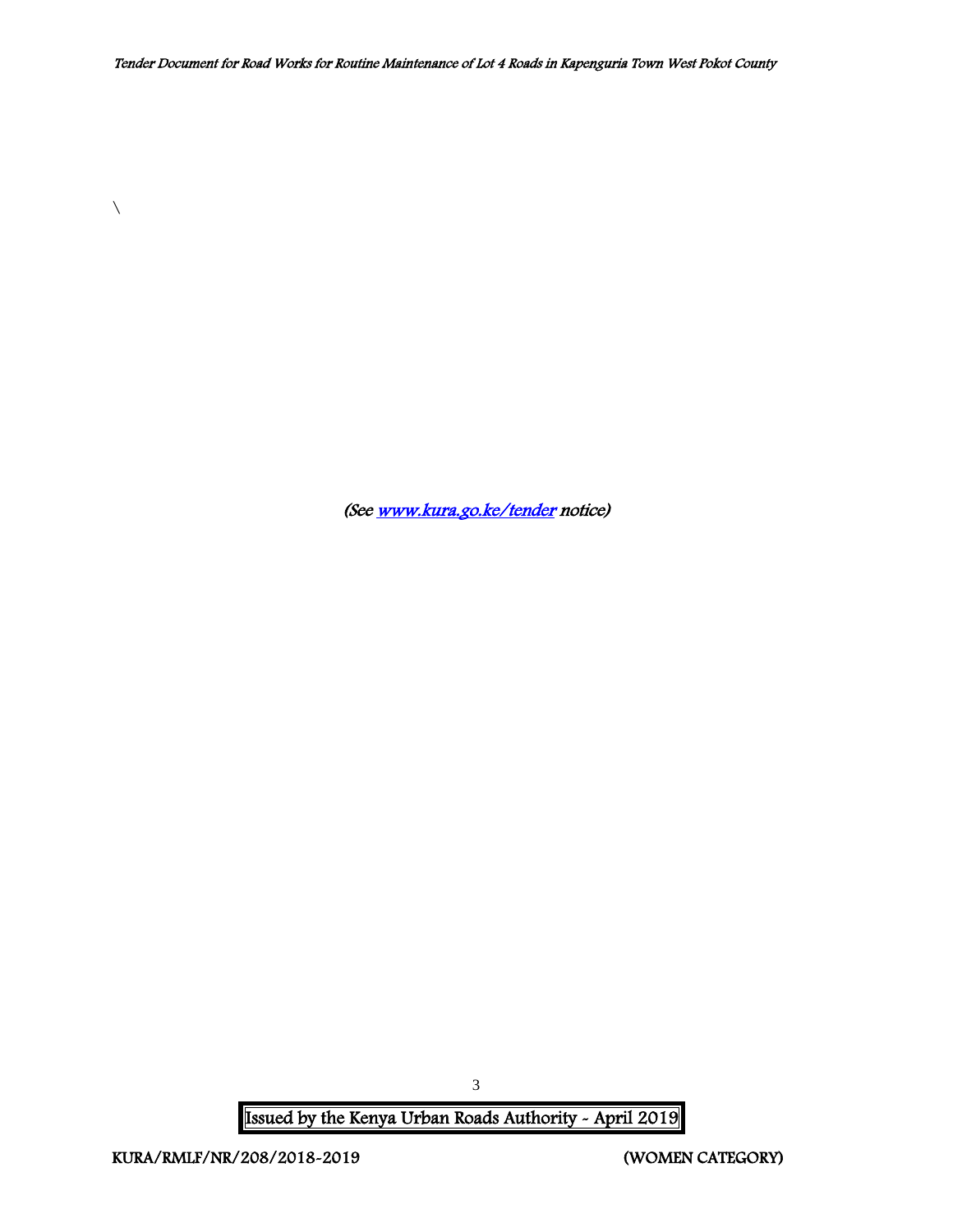\

*(See [www.kura.go.ke/tender](http://www.kura.go.ke/tender) notice)*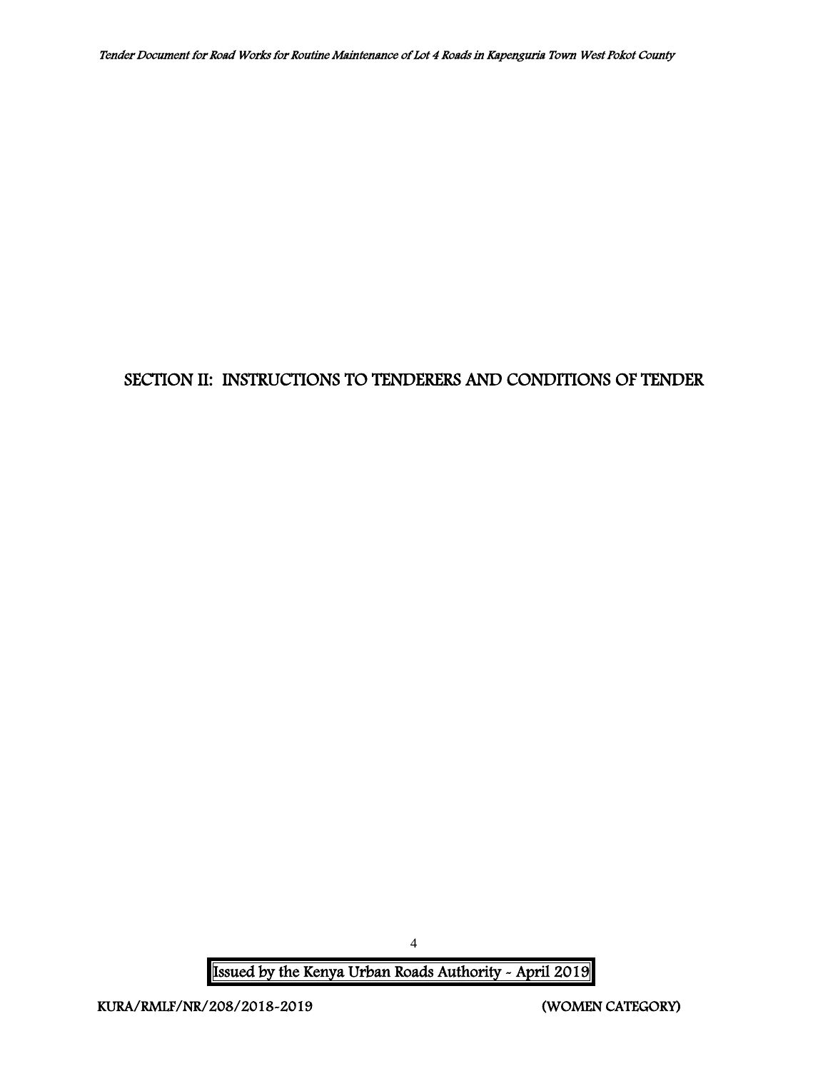# SECTION II: INSTRUCTIONS TO TENDERERS AND CONDITIONS OF TENDER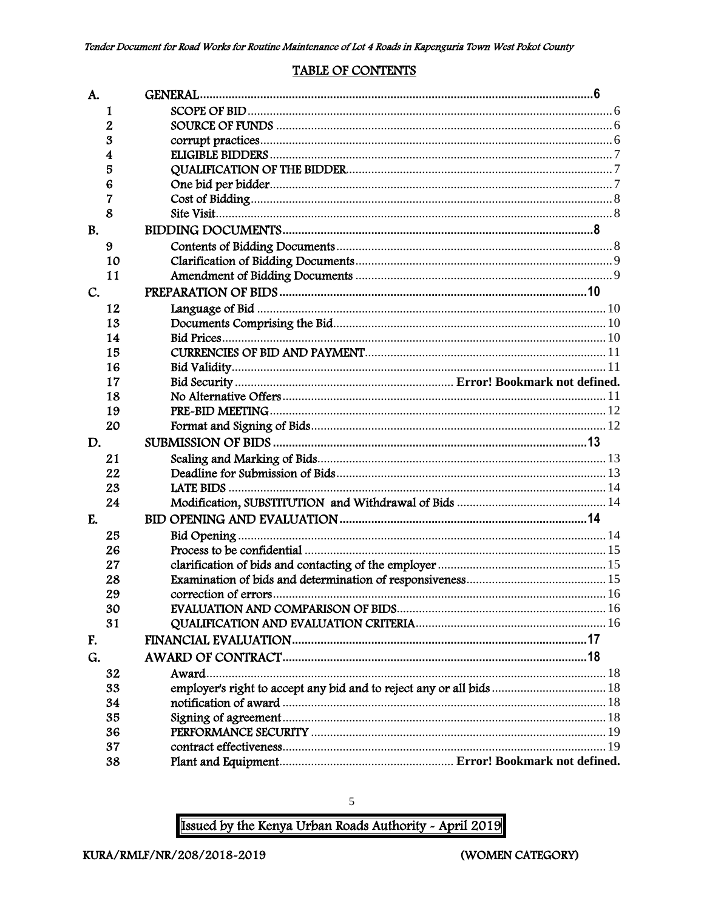## TABLE OF CONTENTS

| | | |
|---|---|---|
| **A.** | **GENERAL** | **6** |
| 1 | SCOPE OF BID | 6 |
| 2 | SOURCE OF FUNDS | 6 |
| 3 | corrupt practices | 6 |
| 4 | ELIGIBLE BIDDERS | 7 |
| 5 | QUALIFICATION OF THE BIDDER | 7 |
| 6 | One bid per bidder | 7 |
| 7 | Cost of Bidding | 8 |
| 8 | Site Visit | 8 |
| **B.** | **BIDDING DOCUMENTS** | **8** |
| 9 | Contents of Bidding Documents | 8 |
| 10 | Clarification of Bidding Documents | 9 |
| 11 | Amendment of Bidding Documents | 9 |
| **C.** | **PREPARATION OF BIDS** | **10** |
| 12 | Language of Bid | 10 |
| 13 | Documents Comprising the Bid | 10 |
| 14 | Bid Prices | 10 |
| 15 | CURRENCIES OF BID AND PAYMENT | 11 |
| 16 | Bid Validity | 11 |
| 17 | Bid Security | **Error! Bookmark not defined.** |
| 18 | No Alternative Offers | 11 |
| 19 | PRE-BID MEETING | 12 |
| 20 | Format and Signing of Bids | 12 |
| **D.** | **SUBMISSION OF BIDS** | **13** |
| 21 | Sealing and Marking of Bids | 13 |
| 22 | Deadline for Submission of Bids | 13 |
| 23 | LATE BIDS | 14 |
| 24 | Modification, SUBSTITUTION and Withdrawal of Bids | 14 |
| **E.** | **BID OPENING AND EVALUATION** | **14** |
| 25 | Bid Opening | 14 |
| 26 | Process to be confidential | 15 |
| 27 | clarification of bids and contacting of the employer | 15 |
| 28 | Examination of bids and determination of responsiveness | 15 |
| 29 | correction of errors | 16 |
| 30 | EVALUATION AND COMPARISON OF BIDS | 16 |
| 31 | QUALIFICATION AND EVALUATION CRITERIA | 16 |
| **F.** | **FINANCIAL EVALUATION** | **17** |
| **G.** | **AWARD OF CONTRACT** | **18** |
| 32 | Award | 18 |
| 33 | employer's right to accept any bid and to reject any or all bids | 18 |
| 34 | notification of award | 18 |
| 35 | Signing of agreement | 18 |
| 36 | PERFORMANCE SECURITY | 19 |
| 37 | contract effectiveness | 19 |
| 38 | Plant and Equipment | **Error! Bookmark not defined.** |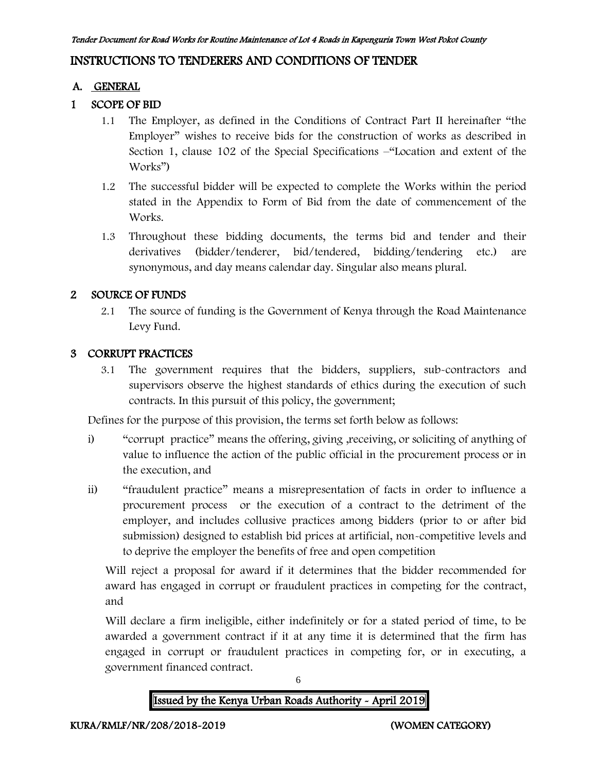# INSTRUCTIONS TO TENDERERS AND CONDITIONS OF TENDER

## A. GENERAL

## 1 SCOPE OF BID

1.1 The Employer, as defined in the Conditions of Contract Part II hereinafter "the Employer" wishes to receive bids for the construction of works as described in Section 1, clause 102 of the Special Specifications –"Location and extent of the Works")

1.2 The successful bidder will be expected to complete the Works within the period stated in the Appendix to Form of Bid from the date of commencement of the Works.

1.3 Throughout these bidding documents, the terms bid and tender and their derivatives (bidder/tenderer, bid/tendered, bidding/tendering etc.) are synonymous, and day means calendar day. Singular also means plural.

## 2 SOURCE OF FUNDS

2.1 The source of funding is the Government of Kenya through the Road Maintenance Levy Fund.

## 3 CORRUPT PRACTICES

3.1 The government requires that the bidders, suppliers, sub-contractors and supervisors observe the highest standards of ethics during the execution of such contracts. In this pursuit of this policy, the government;

Defines for the purpose of this provision, the terms set forth below as follows:

i) "corrupt practice" means the offering, giving ,receiving, or soliciting of anything of value to influence the action of the public official in the procurement process or in the execution, and

ii) "fraudulent practice" means a misrepresentation of facts in order to influence a procurement process or the execution of a contract to the detriment of the employer, and includes collusive practices among bidders (prior to or after bid submission) designed to establish bid prices at artificial, non-competitive levels and to deprive the employer the benefits of free and open competition

Will reject a proposal for award if it determines that the bidder recommended for award has engaged in corrupt or fraudulent practices in competing for the contract, and

Will declare a firm ineligible, either indefinitely or for a stated period of time, to be awarded a government contract if it at any time it is determined that the firm has engaged in corrupt or fraudulent practices in competing for, or in executing, a government financed contract.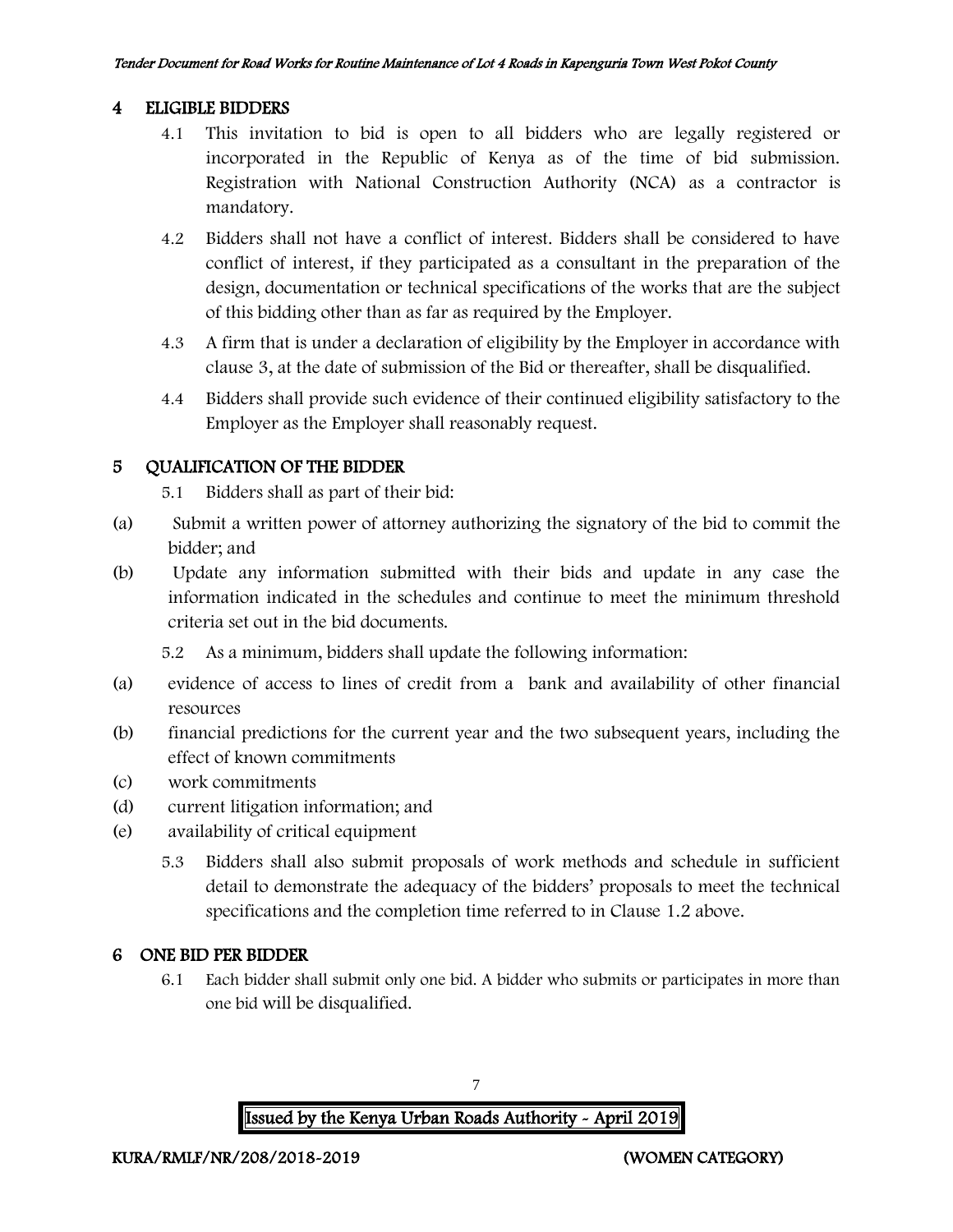## 4 ELIGIBLE BIDDERS

4.1 This invitation to bid is open to all bidders who are legally registered or incorporated in the Republic of Kenya as of the time of bid submission. Registration with National Construction Authority (NCA) as a contractor is mandatory.

4.2 Bidders shall not have a conflict of interest. Bidders shall be considered to have conflict of interest, if they participated as a consultant in the preparation of the design, documentation or technical specifications of the works that are the subject of this bidding other than as far as required by the Employer.

4.3 A firm that is under a declaration of eligibility by the Employer in accordance with clause 3, at the date of submission of the Bid or thereafter, shall be disqualified.

4.4 Bidders shall provide such evidence of their continued eligibility satisfactory to the Employer as the Employer shall reasonably request.

## 5 QUALIFICATION OF THE BIDDER

5.1 Bidders shall as part of their bid:

(a) Submit a written power of attorney authorizing the signatory of the bid to commit the bidder; and

(b) Update any information submitted with their bids and update in any case the information indicated in the schedules and continue to meet the minimum threshold criteria set out in the bid documents.

5.2 As a minimum, bidders shall update the following information:

(a) evidence of access to lines of credit from a bank and availability of other financial resources

(b) financial predictions for the current year and the two subsequent years, including the effect of known commitments

(c) work commitments

(d) current litigation information; and

(e) availability of critical equipment

5.3 Bidders shall also submit proposals of work methods and schedule in sufficient detail to demonstrate the adequacy of the bidders' proposals to meet the technical specifications and the completion time referred to in Clause 1.2 above.

## 6 ONE BID PER BIDDER

6.1 Each bidder shall submit only one bid. A bidder who submits or participates in more than one bid will be disqualified.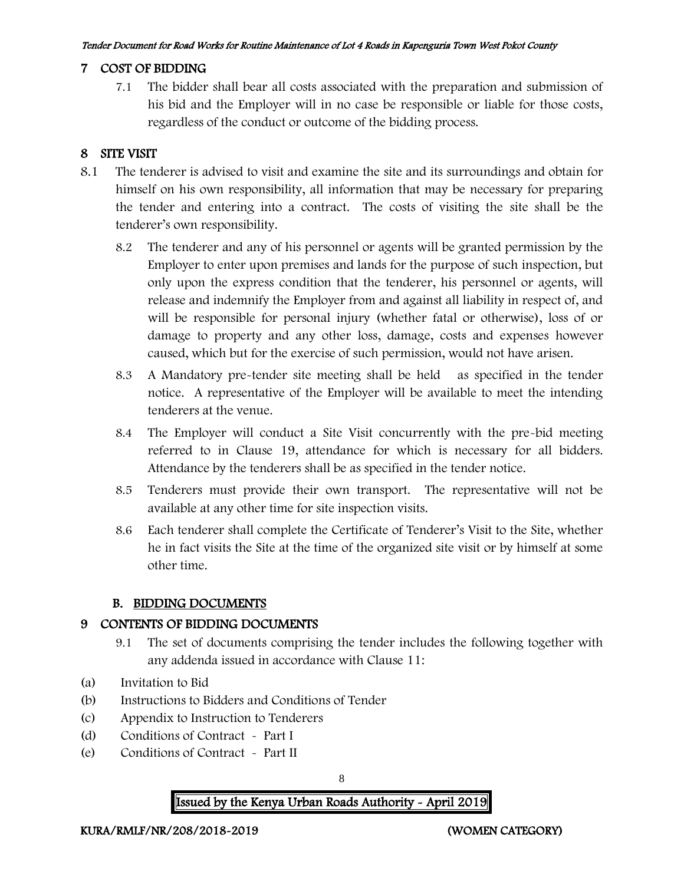## 7 COST OF BIDDING

7.1 The bidder shall bear all costs associated with the preparation and submission of his bid and the Employer will in no case be responsible or liable for those costs, regardless of the conduct or outcome of the bidding process.

## 8 SITE VISIT

8.1 The tenderer is advised to visit and examine the site and its surroundings and obtain for himself on his own responsibility, all information that may be necessary for preparing the tender and entering into a contract. The costs of visiting the site shall be the tenderer's own responsibility.

8.2 The tenderer and any of his personnel or agents will be granted permission by the Employer to enter upon premises and lands for the purpose of such inspection, but only upon the express condition that the tenderer, his personnel or agents, will release and indemnify the Employer from and against all liability in respect of, and will be responsible for personal injury (whether fatal or otherwise), loss of or damage to property and any other loss, damage, costs and expenses however caused, which but for the exercise of such permission, would not have arisen.

8.3 A Mandatory pre-tender site meeting shall be held as specified in the tender notice. A representative of the Employer will be available to meet the intending tenderers at the venue.

8.4 The Employer will conduct a Site Visit concurrently with the pre-bid meeting referred to in Clause 19, attendance for which is necessary for all bidders. Attendance by the tenderers shall be as specified in the tender notice.

8.5 Tenderers must provide their own transport. The representative will not be available at any other time for site inspection visits.

8.6 Each tenderer shall complete the Certificate of Tenderer's Visit to the Site, whether he in fact visits the Site at the time of the organized site visit or by himself at some other time.

## B. BIDDING DOCUMENTS

## 9 CONTENTS OF BIDDING DOCUMENTS

9.1 The set of documents comprising the tender includes the following together with any addenda issued in accordance with Clause 11:

(a) Invitation to Bid
(b) Instructions to Bidders and Conditions of Tender
(c) Appendix to Instruction to Tenderers
(d) Conditions of Contract - Part I
(e) Conditions of Contract - Part II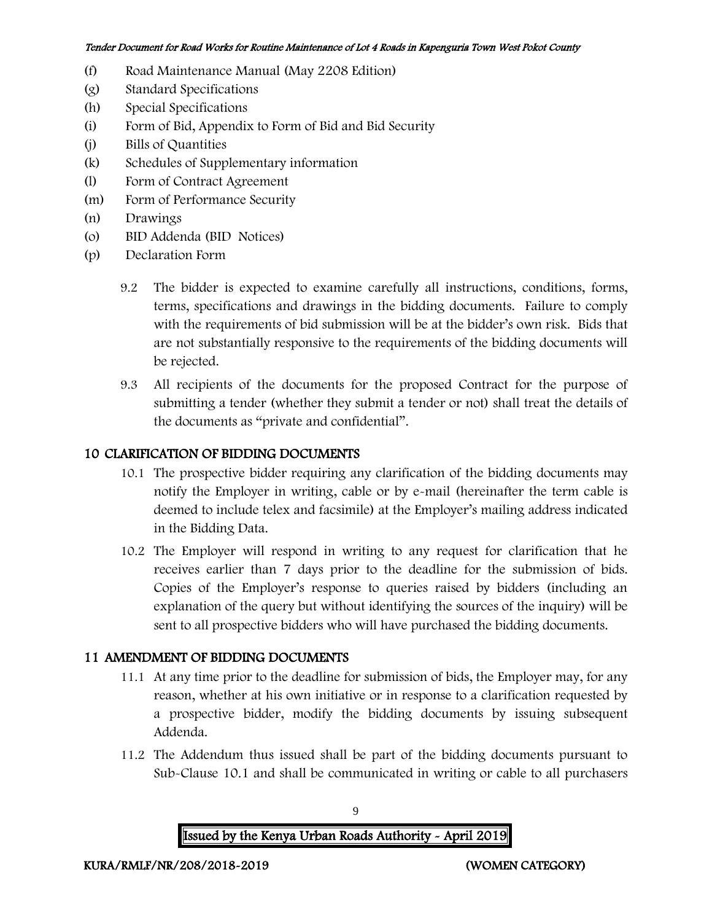(f) Road Maintenance Manual (May 2208 Edition)
(g) Standard Specifications
(h) Special Specifications
(i) Form of Bid, Appendix to Form of Bid and Bid Security
(j) Bills of Quantities
(k) Schedules of Supplementary information
(l) Form of Contract Agreement
(m) Form of Performance Security
(n) Drawings
(o) BID Addenda (BID Notices)
(p) Declaration Form

9.2 The bidder is expected to examine carefully all instructions, conditions, forms, terms, specifications and drawings in the bidding documents. Failure to comply with the requirements of bid submission will be at the bidder's own risk. Bids that are not substantially responsive to the requirements of the bidding documents will be rejected.

9.3 All recipients of the documents for the proposed Contract for the purpose of submitting a tender (whether they submit a tender or not) shall treat the details of the documents as "private and confidential".

## 10 CLARIFICATION OF BIDDING DOCUMENTS

10.1 The prospective bidder requiring any clarification of the bidding documents may notify the Employer in writing, cable or by e-mail (hereinafter the term cable is deemed to include telex and facsimile) at the Employer's mailing address indicated in the Bidding Data.

10.2 The Employer will respond in writing to any request for clarification that he receives earlier than 7 days prior to the deadline for the submission of bids. Copies of the Employer's response to queries raised by bidders (including an explanation of the query but without identifying the sources of the inquiry) will be sent to all prospective bidders who will have purchased the bidding documents.

## 11 AMENDMENT OF BIDDING DOCUMENTS

11.1 At any time prior to the deadline for submission of bids, the Employer may, for any reason, whether at his own initiative or in response to a clarification requested by a prospective bidder, modify the bidding documents by issuing subsequent Addenda.

11.2 The Addendum thus issued shall be part of the bidding documents pursuant to Sub-Clause 10.1 and shall be communicated in writing or cable to all purchasers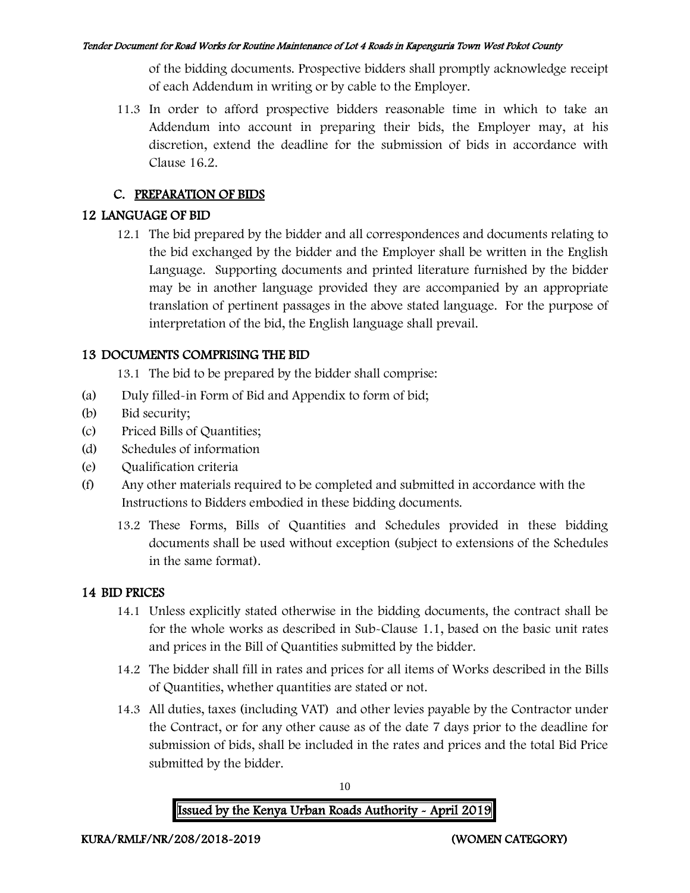of the bidding documents. Prospective bidders shall promptly acknowledge receipt of each Addendum in writing or by cable to the Employer.

11.3 In order to afford prospective bidders reasonable time in which to take an Addendum into account in preparing their bids, the Employer may, at his discretion, extend the deadline for the submission of bids in accordance with Clause 16.2.

## C. PREPARATION OF BIDS

## 12 LANGUAGE OF BID

12.1 The bid prepared by the bidder and all correspondences and documents relating to the bid exchanged by the bidder and the Employer shall be written in the English Language. Supporting documents and printed literature furnished by the bidder may be in another language provided they are accompanied by an appropriate translation of pertinent passages in the above stated language. For the purpose of interpretation of the bid, the English language shall prevail.

## 13 DOCUMENTS COMPRISING THE BID

13.1 The bid to be prepared by the bidder shall comprise:

(a) Duly filled-in Form of Bid and Appendix to form of bid;
(b) Bid security;
(c) Priced Bills of Quantities;
(d) Schedules of information
(e) Qualification criteria
(f) Any other materials required to be completed and submitted in accordance with the Instructions to Bidders embodied in these bidding documents.

13.2 These Forms, Bills of Quantities and Schedules provided in these bidding documents shall be used without exception (subject to extensions of the Schedules in the same format).

## 14 BID PRICES

14.1 Unless explicitly stated otherwise in the bidding documents, the contract shall be for the whole works as described in Sub-Clause 1.1, based on the basic unit rates and prices in the Bill of Quantities submitted by the bidder.

14.2 The bidder shall fill in rates and prices for all items of Works described in the Bills of Quantities, whether quantities are stated or not.

14.3 All duties, taxes (including VAT) and other levies payable by the Contractor under the Contract, or for any other cause as of the date 7 days prior to the deadline for submission of bids, shall be included in the rates and prices and the total Bid Price submitted by the bidder.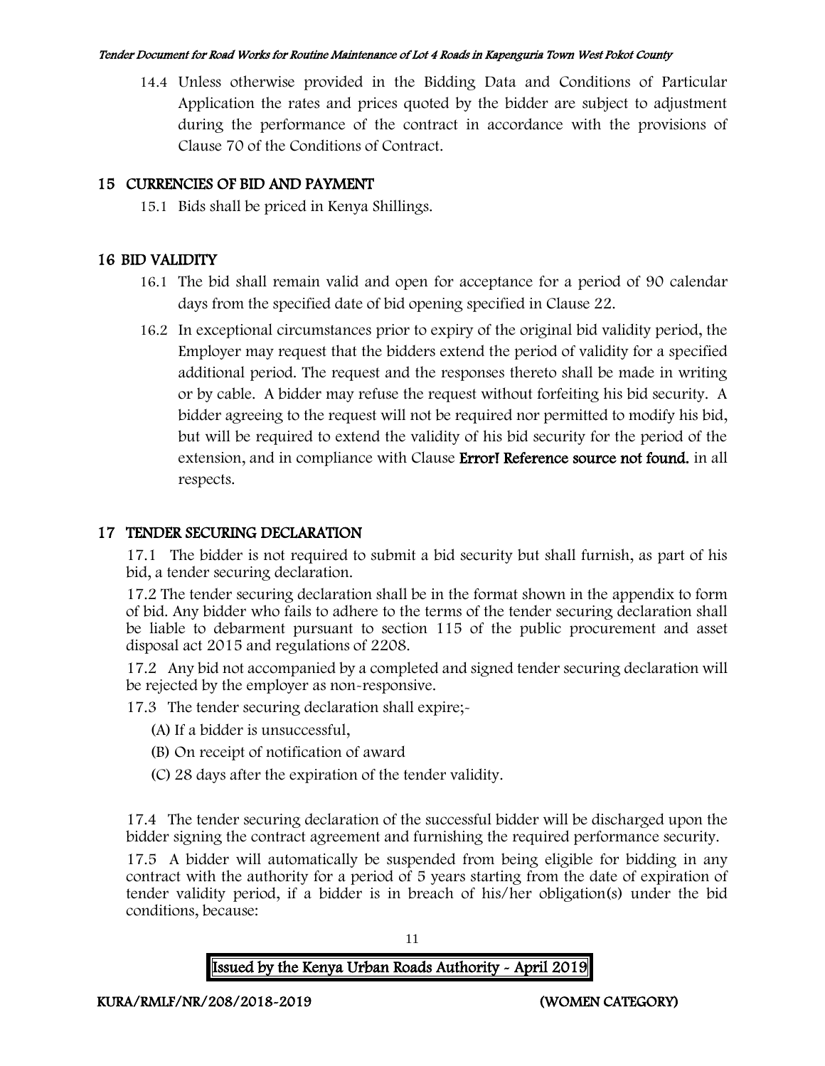14.4 Unless otherwise provided in the Bidding Data and Conditions of Particular Application the rates and prices quoted by the bidder are subject to adjustment during the performance of the contract in accordance with the provisions of Clause 70 of the Conditions of Contract.

## 15 CURRENCIES OF BID AND PAYMENT

15.1 Bids shall be priced in Kenya Shillings.

## 16 BID VALIDITY

16.1 The bid shall remain valid and open for acceptance for a period of 90 calendar days from the specified date of bid opening specified in Clause 22.

16.2 In exceptional circumstances prior to expiry of the original bid validity period, the Employer may request that the bidders extend the period of validity for a specified additional period. The request and the responses thereto shall be made in writing or by cable. A bidder may refuse the request without forfeiting his bid security. A bidder agreeing to the request will not be required nor permitted to modify his bid, but will be required to extend the validity of his bid security for the period of the extension, and in compliance with Clause **Error! Reference source not found.** in all respects.

## 17 TENDER SECURING DECLARATION

17.1 The bidder is not required to submit a bid security but shall furnish, as part of his bid, a tender securing declaration.

17.2 The tender securing declaration shall be in the format shown in the appendix to form of bid. Any bidder who fails to adhere to the terms of the tender securing declaration shall be liable to debarment pursuant to section 115 of the public procurement and asset disposal act 2015 and regulations of 2208.

17.2 Any bid not accompanied by a completed and signed tender securing declaration will be rejected by the employer as non-responsive.

17.3 The tender securing declaration shall expire;-

(A) If a bidder is unsuccessful,

(B) On receipt of notification of award

(C) 28 days after the expiration of the tender validity.

17.4 The tender securing declaration of the successful bidder will be discharged upon the bidder signing the contract agreement and furnishing the required performance security.

17.5 A bidder will automatically be suspended from being eligible for bidding in any contract with the authority for a period of 5 years starting from the date of expiration of tender validity period, if a bidder is in breach of his/her obligation(s) under the bid conditions, because: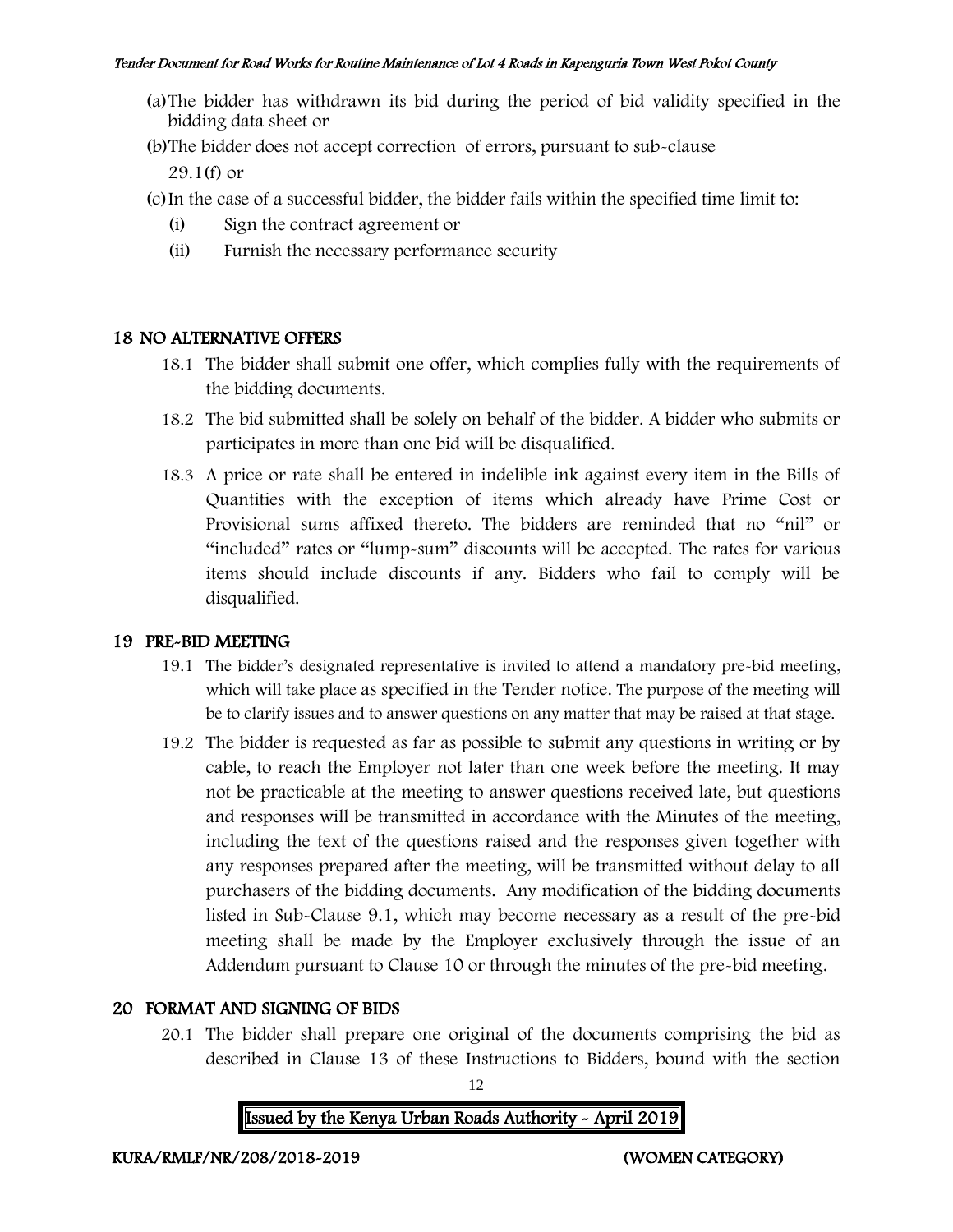(a) The bidder has withdrawn its bid during the period of bid validity specified in the bidding data sheet or

(b) The bidder does not accept correction of errors, pursuant to sub-clause 29.1(f) or

(c) In the case of a successful bidder, the bidder fails within the specified time limit to:

   (i) Sign the contract agreement or

   (ii) Furnish the necessary performance security

## 18 NO ALTERNATIVE OFFERS

18.1 The bidder shall submit one offer, which complies fully with the requirements of the bidding documents.

18.2 The bid submitted shall be solely on behalf of the bidder. A bidder who submits or participates in more than one bid will be disqualified.

18.3 A price or rate shall be entered in indelible ink against every item in the Bills of Quantities with the exception of items which already have Prime Cost or Provisional sums affixed thereto. The bidders are reminded that no "nil" or "included" rates or "lump-sum" discounts will be accepted. The rates for various items should include discounts if any. Bidders who fail to comply will be disqualified.

## 19 PRE-BID MEETING

19.1 The bidder's designated representative is invited to attend a mandatory pre-bid meeting, which will take place as specified in the Tender notice. The purpose of the meeting will be to clarify issues and to answer questions on any matter that may be raised at that stage.

19.2 The bidder is requested as far as possible to submit any questions in writing or by cable, to reach the Employer not later than one week before the meeting. It may not be practicable at the meeting to answer questions received late, but questions and responses will be transmitted in accordance with the Minutes of the meeting, including the text of the questions raised and the responses given together with any responses prepared after the meeting, will be transmitted without delay to all purchasers of the bidding documents. Any modification of the bidding documents listed in Sub-Clause 9.1, which may become necessary as a result of the pre-bid meeting shall be made by the Employer exclusively through the issue of an Addendum pursuant to Clause 10 or through the minutes of the pre-bid meeting.

## 20 FORMAT AND SIGNING OF BIDS

20.1 The bidder shall prepare one original of the documents comprising the bid as described in Clause 13 of these Instructions to Bidders, bound with the section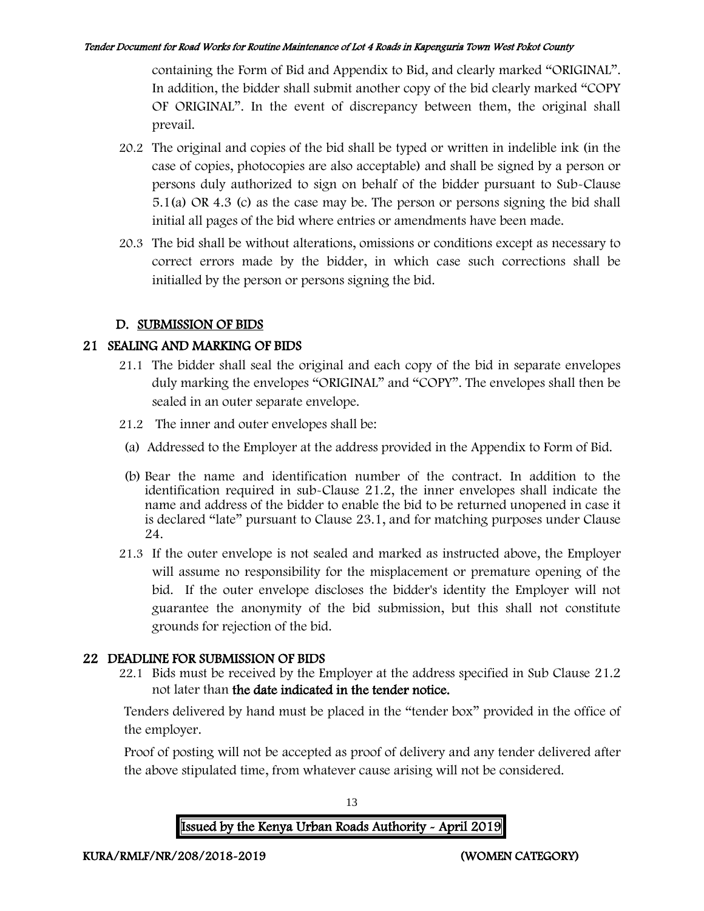containing the Form of Bid and Appendix to Bid, and clearly marked "ORIGINAL". In addition, the bidder shall submit another copy of the bid clearly marked "COPY OF ORIGINAL". In the event of discrepancy between them, the original shall prevail.

20.2 The original and copies of the bid shall be typed or written in indelible ink (in the case of copies, photocopies are also acceptable) and shall be signed by a person or persons duly authorized to sign on behalf of the bidder pursuant to Sub-Clause 5.1(a) OR 4.3 (c) as the case may be. The person or persons signing the bid shall initial all pages of the bid where entries or amendments have been made.

20.3 The bid shall be without alterations, omissions or conditions except as necessary to correct errors made by the bidder, in which case such corrections shall be initialled by the person or persons signing the bid.

## D. SUBMISSION OF BIDS

## 21 SEALING AND MARKING OF BIDS

21.1 The bidder shall seal the original and each copy of the bid in separate envelopes duly marking the envelopes "ORIGINAL" and "COPY". The envelopes shall then be sealed in an outer separate envelope.

21.2 The inner and outer envelopes shall be:

(a) Addressed to the Employer at the address provided in the Appendix to Form of Bid.

(b) Bear the name and identification number of the contract. In addition to the identification required in sub-Clause 21.2, the inner envelopes shall indicate the name and address of the bidder to enable the bid to be returned unopened in case it is declared "late" pursuant to Clause 23.1, and for matching purposes under Clause 24.

21.3 If the outer envelope is not sealed and marked as instructed above, the Employer will assume no responsibility for the misplacement or premature opening of the bid. If the outer envelope discloses the bidder's identity the Employer will not guarantee the anonymity of the bid submission, but this shall not constitute grounds for rejection of the bid.

## 22 DEADLINE FOR SUBMISSION OF BIDS

22.1 Bids must be received by the Employer at the address specified in Sub Clause 21.2 not later than **the date indicated in the tender notice.**

Tenders delivered by hand must be placed in the "tender box" provided in the office of the employer.

Proof of posting will not be accepted as proof of delivery and any tender delivered after the above stipulated time, from whatever cause arising will not be considered.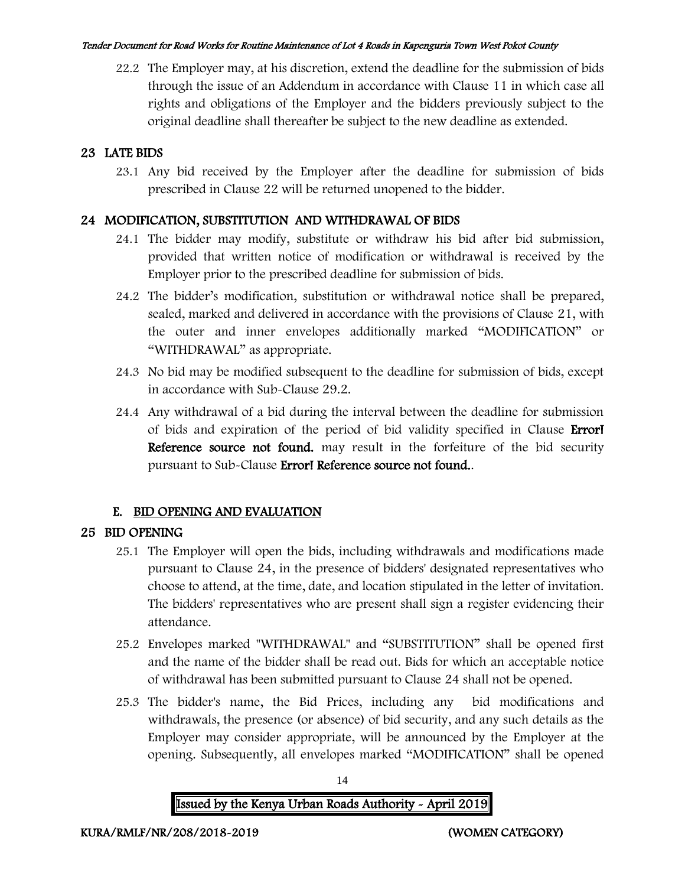22.2 The Employer may, at his discretion, extend the deadline for the submission of bids through the issue of an Addendum in accordance with Clause 11 in which case all rights and obligations of the Employer and the bidders previously subject to the original deadline shall thereafter be subject to the new deadline as extended.

## 23 LATE BIDS

23.1 Any bid received by the Employer after the deadline for submission of bids prescribed in Clause 22 will be returned unopened to the bidder.

## 24 MODIFICATION, SUBSTITUTION AND WITHDRAWAL OF BIDS

24.1 The bidder may modify, substitute or withdraw his bid after bid submission, provided that written notice of modification or withdrawal is received by the Employer prior to the prescribed deadline for submission of bids.

24.2 The bidder's modification, substitution or withdrawal notice shall be prepared, sealed, marked and delivered in accordance with the provisions of Clause 21, with the outer and inner envelopes additionally marked "MODIFICATION" or "WITHDRAWAL" as appropriate.

24.3 No bid may be modified subsequent to the deadline for submission of bids, except in accordance with Sub-Clause 29.2.

24.4 Any withdrawal of a bid during the interval between the deadline for submission of bids and expiration of the period of bid validity specified in Clause **Error! Reference source not found.** may result in the forfeiture of the bid security pursuant to Sub-Clause **Error! Reference source not found.**.

## E. BID OPENING AND EVALUATION

## 25 BID OPENING

25.1 The Employer will open the bids, including withdrawals and modifications made pursuant to Clause 24, in the presence of bidders' designated representatives who choose to attend, at the time, date, and location stipulated in the letter of invitation. The bidders' representatives who are present shall sign a register evidencing their attendance.

25.2 Envelopes marked "WITHDRAWAL" and "SUBSTITUTION" shall be opened first and the name of the bidder shall be read out. Bids for which an acceptable notice of withdrawal has been submitted pursuant to Clause 24 shall not be opened.

25.3 The bidder's name, the Bid Prices, including any bid modifications and withdrawals, the presence (or absence) of bid security, and any such details as the Employer may consider appropriate, will be announced by the Employer at the opening. Subsequently, all envelopes marked "MODIFICATION" shall be opened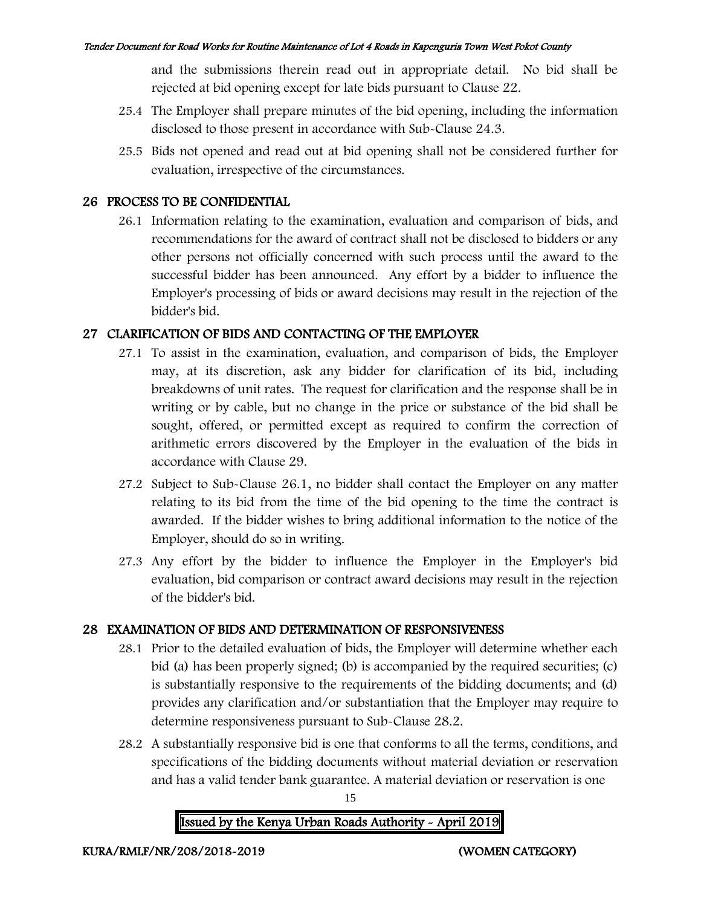and the submissions therein read out in appropriate detail. No bid shall be rejected at bid opening except for late bids pursuant to Clause 22.

25.4 The Employer shall prepare minutes of the bid opening, including the information disclosed to those present in accordance with Sub-Clause 24.3.

25.5 Bids not opened and read out at bid opening shall not be considered further for evaluation, irrespective of the circumstances.

## 26 PROCESS TO BE CONFIDENTIAL

26.1 Information relating to the examination, evaluation and comparison of bids, and recommendations for the award of contract shall not be disclosed to bidders or any other persons not officially concerned with such process until the award to the successful bidder has been announced. Any effort by a bidder to influence the Employer's processing of bids or award decisions may result in the rejection of the bidder's bid.

## 27 CLARIFICATION OF BIDS AND CONTACTING OF THE EMPLOYER

27.1 To assist in the examination, evaluation, and comparison of bids, the Employer may, at its discretion, ask any bidder for clarification of its bid, including breakdowns of unit rates. The request for clarification and the response shall be in writing or by cable, but no change in the price or substance of the bid shall be sought, offered, or permitted except as required to confirm the correction of arithmetic errors discovered by the Employer in the evaluation of the bids in accordance with Clause 29.

27.2 Subject to Sub-Clause 26.1, no bidder shall contact the Employer on any matter relating to its bid from the time of the bid opening to the time the contract is awarded. If the bidder wishes to bring additional information to the notice of the Employer, should do so in writing.

27.3 Any effort by the bidder to influence the Employer in the Employer's bid evaluation, bid comparison or contract award decisions may result in the rejection of the bidder's bid.

## 28 EXAMINATION OF BIDS AND DETERMINATION OF RESPONSIVENESS

28.1 Prior to the detailed evaluation of bids, the Employer will determine whether each bid (a) has been properly signed; (b) is accompanied by the required securities; (c) is substantially responsive to the requirements of the bidding documents; and (d) provides any clarification and/or substantiation that the Employer may require to determine responsiveness pursuant to Sub-Clause 28.2.

28.2 A substantially responsive bid is one that conforms to all the terms, conditions, and specifications of the bidding documents without material deviation or reservation and has a valid tender bank guarantee. A material deviation or reservation is one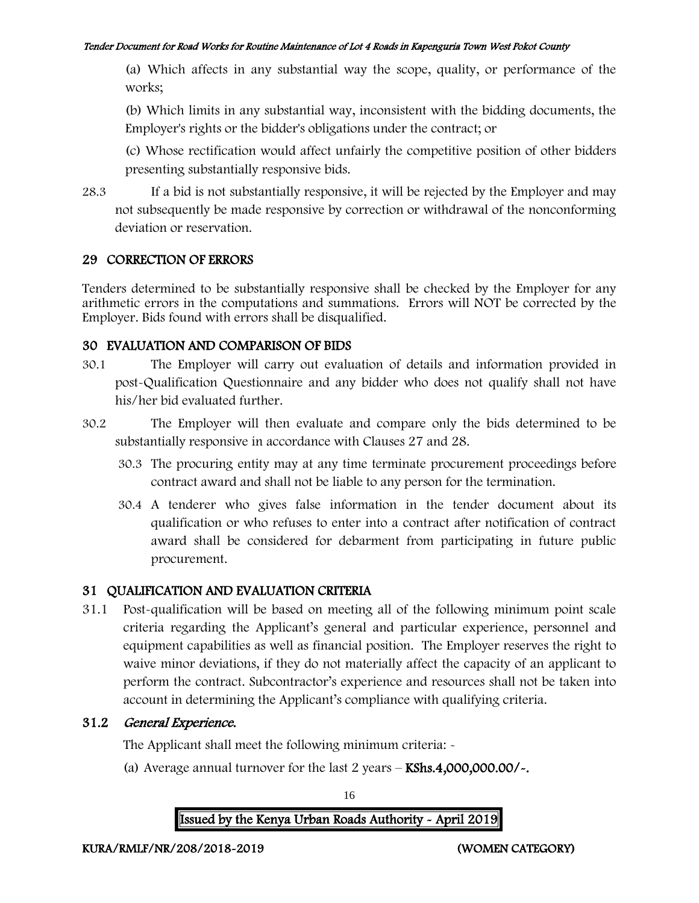(a) Which affects in any substantial way the scope, quality, or performance of the works;

(b) Which limits in any substantial way, inconsistent with the bidding documents, the Employer's rights or the bidder's obligations under the contract; or

(c) Whose rectification would affect unfairly the competitive position of other bidders presenting substantially responsive bids.

28.3 If a bid is not substantially responsive, it will be rejected by the Employer and may not subsequently be made responsive by correction or withdrawal of the nonconforming deviation or reservation.

## 29 CORRECTION OF ERRORS

Tenders determined to be substantially responsive shall be checked by the Employer for any arithmetic errors in the computations and summations. Errors will NOT be corrected by the Employer. Bids found with errors shall be disqualified.

## 30 EVALUATION AND COMPARISON OF BIDS

30.1 The Employer will carry out evaluation of details and information provided in post-Qualification Questionnaire and any bidder who does not qualify shall not have his/her bid evaluated further.

30.2 The Employer will then evaluate and compare only the bids determined to be substantially responsive in accordance with Clauses 27 and 28.

30.3 The procuring entity may at any time terminate procurement proceedings before contract award and shall not be liable to any person for the termination.

30.4 A tenderer who gives false information in the tender document about its qualification or who refuses to enter into a contract after notification of contract award shall be considered for debarment from participating in future public procurement.

## 31 QUALIFICATION AND EVALUATION CRITERIA

31.1 Post-qualification will be based on meeting all of the following minimum point scale criteria regarding the Applicant's general and particular experience, personnel and equipment capabilities as well as financial position. The Employer reserves the right to waive minor deviations, if they do not materially affect the capacity of an applicant to perform the contract. Subcontractor's experience and resources shall not be taken into account in determining the Applicant's compliance with qualifying criteria.

### 31.2 *General Experience.*

The Applicant shall meet the following minimum criteria: -

(a) Average annual turnover for the last 2 years – **KShs.4,000,000.00/-.**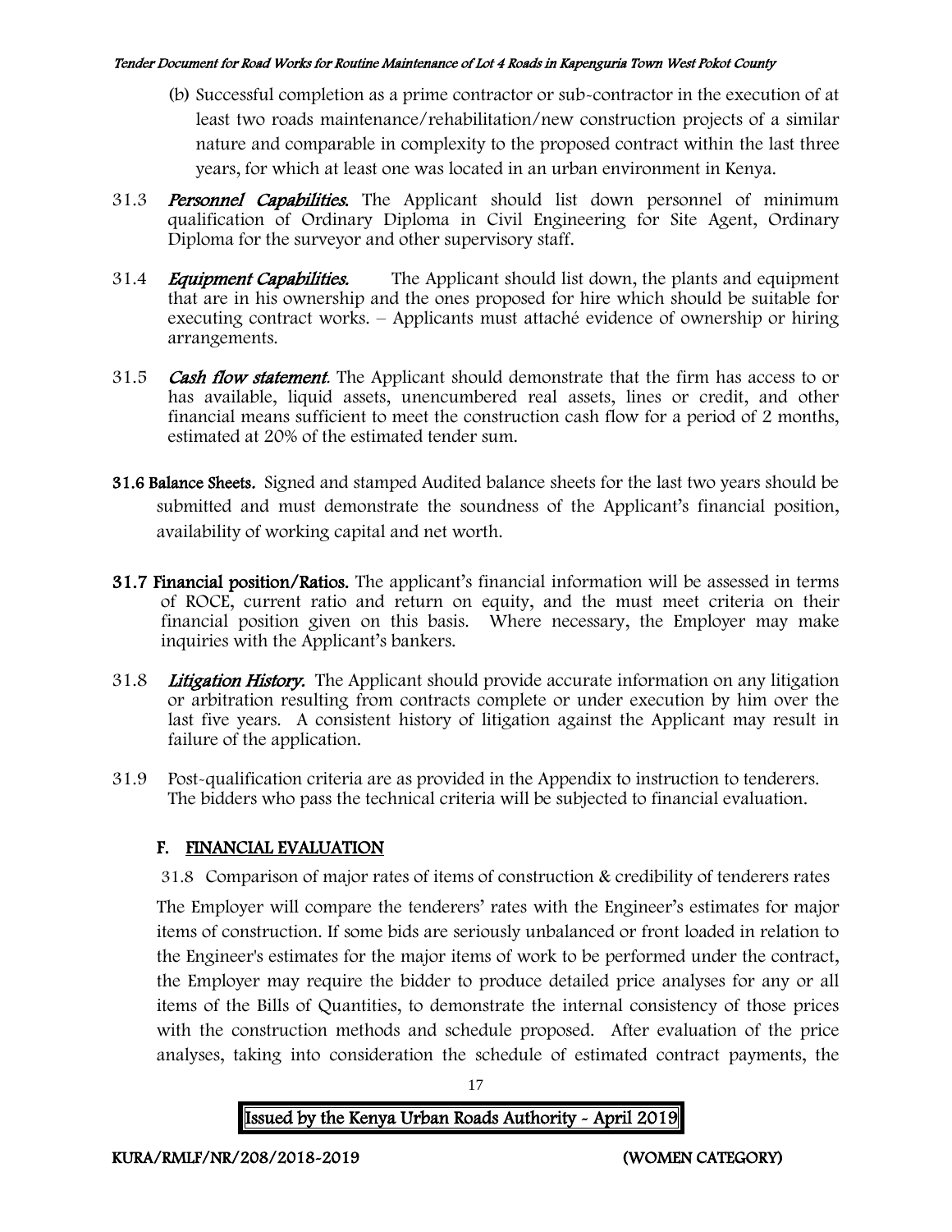(b) Successful completion as a prime contractor or sub-contractor in the execution of at least two roads maintenance/rehabilitation/new construction projects of a similar nature and comparable in complexity to the proposed contract within the last three years, for which at least one was located in an urban environment in Kenya.

31.3 ***Personnel Capabilities.*** The Applicant should list down personnel of minimum qualification of Ordinary Diploma in Civil Engineering for Site Agent, Ordinary Diploma for the surveyor and other supervisory staff.

31.4 ***Equipment Capabilities.*** The Applicant should list down, the plants and equipment that are in his ownership and the ones proposed for hire which should be suitable for executing contract works. – Applicants must attaché evidence of ownership or hiring arrangements.

31.5 ***Cash flow statement.*** The Applicant should demonstrate that the firm has access to or has available, liquid assets, unencumbered real assets, lines or credit, and other financial means sufficient to meet the construction cash flow for a period of 2 months, estimated at 20% of the estimated tender sum.

**31.6 Balance Sheets.** Signed and stamped Audited balance sheets for the last two years should be submitted and must demonstrate the soundness of the Applicant's financial position, availability of working capital and net worth.

**31.7 Financial position/Ratios.** The applicant's financial information will be assessed in terms of ROCE, current ratio and return on equity, and the must meet criteria on their financial position given on this basis. Where necessary, the Employer may make inquiries with the Applicant's bankers.

31.8 ***Litigation History.*** The Applicant should provide accurate information on any litigation or arbitration resulting from contracts complete or under execution by him over the last five years. A consistent history of litigation against the Applicant may result in failure of the application.

31.9 Post-qualification criteria are as provided in the Appendix to instruction to tenderers. The bidders who pass the technical criteria will be subjected to financial evaluation.

## F. FINANCIAL EVALUATION

31.8 Comparison of major rates of items of construction & credibility of tenderers rates

The Employer will compare the tenderers' rates with the Engineer's estimates for major items of construction. If some bids are seriously unbalanced or front loaded in relation to the Engineer's estimates for the major items of work to be performed under the contract, the Employer may require the bidder to produce detailed price analyses for any or all items of the Bills of Quantities, to demonstrate the internal consistency of those prices with the construction methods and schedule proposed. After evaluation of the price analyses, taking into consideration the schedule of estimated contract payments, the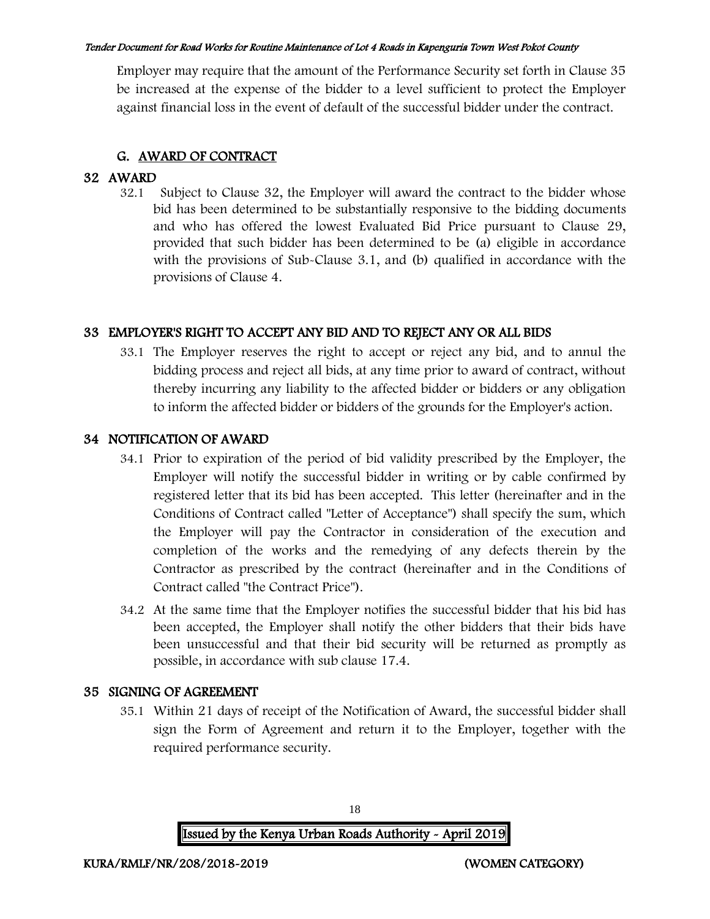Employer may require that the amount of the Performance Security set forth in Clause 35 be increased at the expense of the bidder to a level sufficient to protect the Employer against financial loss in the event of default of the successful bidder under the contract.

## G. AWARD OF CONTRACT

### 32 AWARD

32.1 Subject to Clause 32, the Employer will award the contract to the bidder whose bid has been determined to be substantially responsive to the bidding documents and who has offered the lowest Evaluated Bid Price pursuant to Clause 29, provided that such bidder has been determined to be (a) eligible in accordance with the provisions of Sub-Clause 3.1, and (b) qualified in accordance with the provisions of Clause 4.

### 33 EMPLOYER'S RIGHT TO ACCEPT ANY BID AND TO REJECT ANY OR ALL BIDS

33.1 The Employer reserves the right to accept or reject any bid, and to annul the bidding process and reject all bids, at any time prior to award of contract, without thereby incurring any liability to the affected bidder or bidders or any obligation to inform the affected bidder or bidders of the grounds for the Employer's action.

### 34 NOTIFICATION OF AWARD

34.1 Prior to expiration of the period of bid validity prescribed by the Employer, the Employer will notify the successful bidder in writing or by cable confirmed by registered letter that its bid has been accepted. This letter (hereinafter and in the Conditions of Contract called "Letter of Acceptance") shall specify the sum, which the Employer will pay the Contractor in consideration of the execution and completion of the works and the remedying of any defects therein by the Contractor as prescribed by the contract (hereinafter and in the Conditions of Contract called "the Contract Price").

34.2 At the same time that the Employer notifies the successful bidder that his bid has been accepted, the Employer shall notify the other bidders that their bids have been unsuccessful and that their bid security will be returned as promptly as possible, in accordance with sub clause 17.4.

### 35 SIGNING OF AGREEMENT

35.1 Within 21 days of receipt of the Notification of Award, the successful bidder shall sign the Form of Agreement and return it to the Employer, together with the required performance security.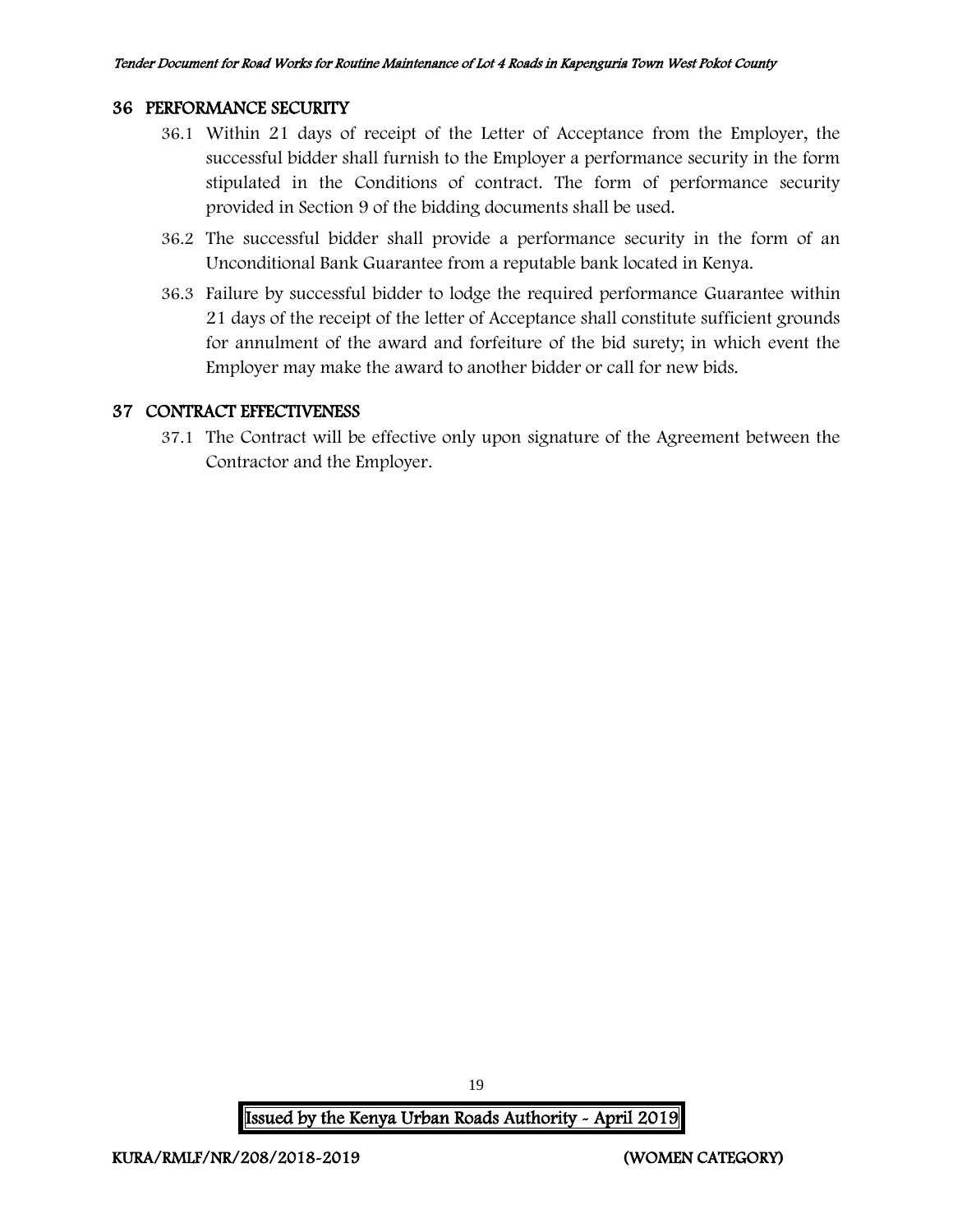## 36 PERFORMANCE SECURITY

36.1 Within 21 days of receipt of the Letter of Acceptance from the Employer, the successful bidder shall furnish to the Employer a performance security in the form stipulated in the Conditions of contract. The form of performance security provided in Section 9 of the bidding documents shall be used.

36.2 The successful bidder shall provide a performance security in the form of an Unconditional Bank Guarantee from a reputable bank located in Kenya.

36.3 Failure by successful bidder to lodge the required performance Guarantee within 21 days of the receipt of the letter of Acceptance shall constitute sufficient grounds for annulment of the award and forfeiture of the bid surety; in which event the Employer may make the award to another bidder or call for new bids.

## 37 CONTRACT EFFECTIVENESS

37.1 The Contract will be effective only upon signature of the Agreement between the Contractor and the Employer.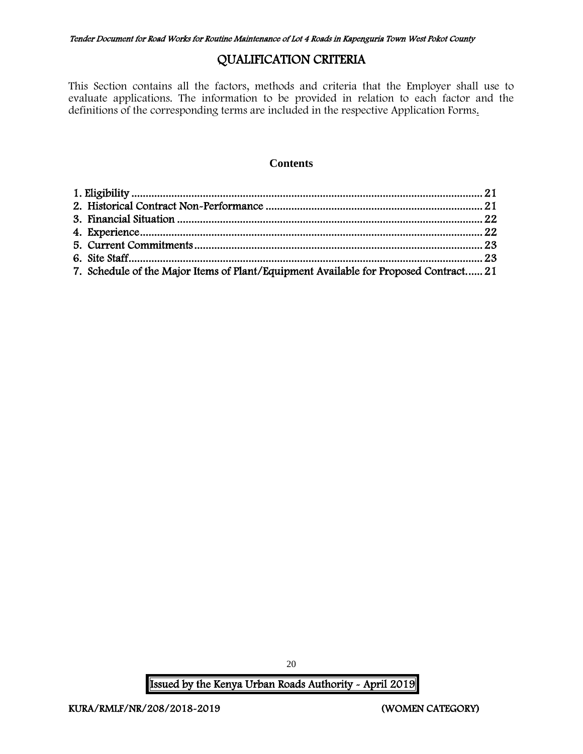# QUALIFICATION CRITERIA

This Section contains all the factors, methods and criteria that the Employer shall use to evaluate applications. The information to be provided in relation to each factor and the definitions of the corresponding terms are included in the respective Application Forms.

**Contents**

1. Eligibility ........................................................................................................................ 21
2. Historical Contract Non-Performance ........................................................................... 21
3. Financial Situation ......................................................................................................... 22
4. Experience...................................................................................................................... 22
5. Current Commitments.................................................................................................... 23
6. Site Staff.......................................................................................................................... 23
7. Schedule of the Major Items of Plant/Equipment Available for Proposed Contract...... 21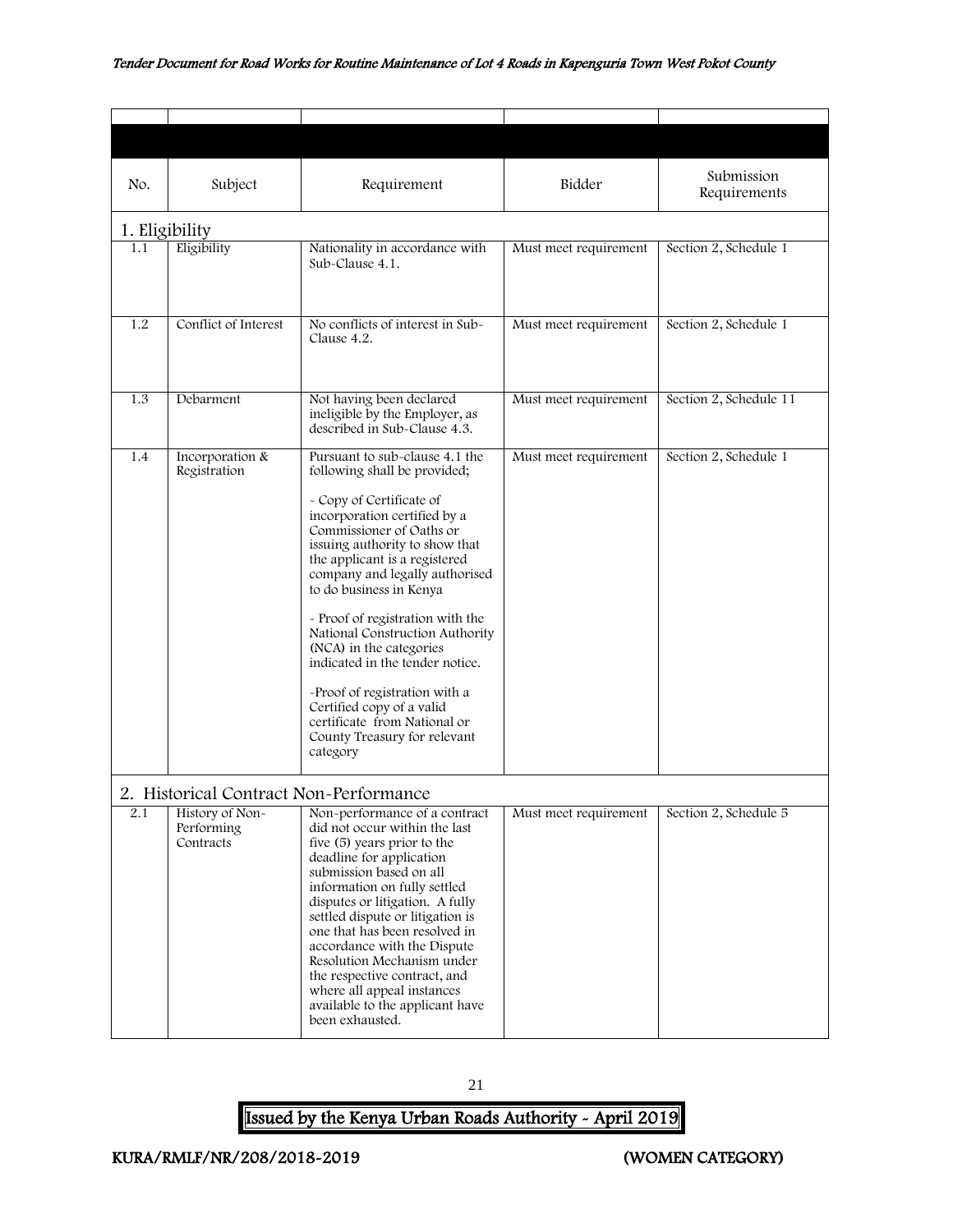| No. | Subject | Requirement | Bidder | Submission Requirements |
|---|---|---|---|---|
| **1. Eligibility** | | | | |
| 1.1 | Eligibility | Nationality in accordance with Sub-Clause 4.1. | Must meet requirement | Section 2, Schedule 1 |
| 1.2 | Conflict of Interest | No conflicts of interest in Sub-Clause 4.2. | Must meet requirement | Section 2, Schedule 1 |
| 1.3 | Debarment | Not having been declared ineligible by the Employer, as described in Sub-Clause 4.3. | Must meet requirement | Section 2, Schedule 11 |
| 1.4 | Incorporation & Registration | Pursuant to sub-clause 4.1 the following shall be provided;<br><br>- Copy of Certificate of incorporation certified by a Commissioner of Oaths or issuing authority to show that the applicant is a registered company and legally authorised to do business in Kenya<br><br>- Proof of registration with the National Construction Authority (NCA) in the categories indicated in the tender notice.<br><br>-Proof of registration with a Certified copy of a valid certificate from National or County Treasury for relevant category | Must meet requirement | Section 2, Schedule 1 |
| **2. Historical Contract Non-Performance** | | | | |
| 2.1 | History of Non-Performing Contracts | Non-performance of a contract did not occur within the last five (5) years prior to the deadline for application submission based on all information on fully settled disputes or litigation. A fully settled dispute or litigation is one that has been resolved in accordance with the Dispute Resolution Mechanism under the respective contract, and where all appeal instances available to the applicant have been exhausted. | Must meet requirement | Section 2, Schedule 5 |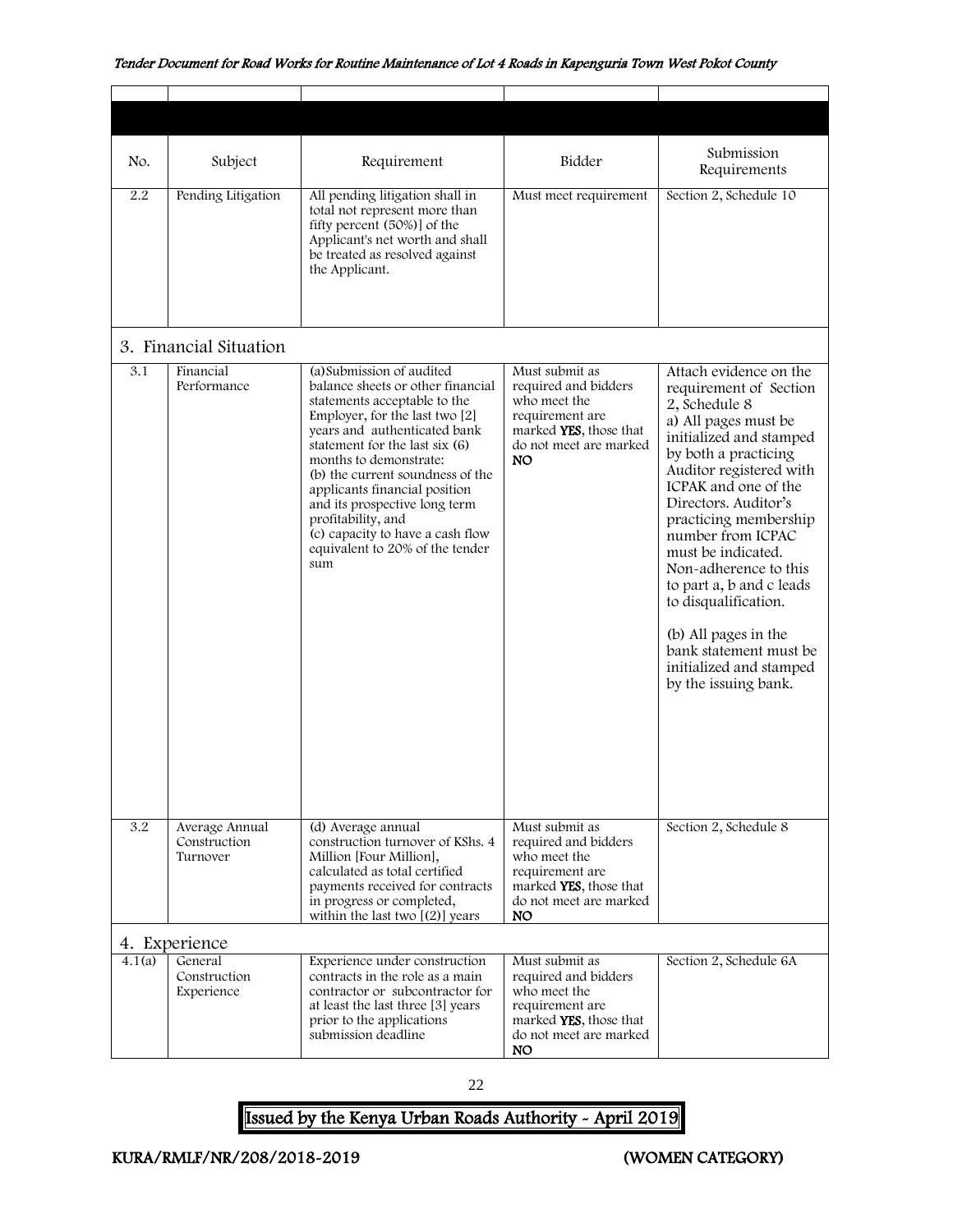| No. | Subject | Requirement | Bidder | Submission Requirements |
|---|---|---|---|---|
| 2.2 | Pending Litigation | All pending litigation shall in total not represent more than fifty percent (50%)] of the Applicant's net worth and shall be treated as resolved against the Applicant. | Must meet requirement | Section 2, Schedule 10 |
| **3. Financial Situation** | | | | |
| 3.1 | Financial Performance | (a)Submission of audited balance sheets or other financial statements acceptable to the Employer, for the last two [2] years and authenticated bank statement for the last six (6) months to demonstrate:<br>(b) the current soundness of the applicants financial position and its prospective long term profitability, and<br>(c) capacity to have a cash flow equivalent to 20% of the tender sum | Must submit as required and bidders who meet the requirement are marked **YES**, those that do not meet are marked **NO** | Attach evidence on the requirement of Section 2, Schedule 8<br>a) All pages must be initialized and stamped by both a practicing Auditor registered with ICPAK and one of the Directors. Auditor's practicing membership number from ICPAC must be indicated. Non-adherence to this to part a, b and c leads to disqualification.<br><br>(b) All pages in the bank statement must be initialized and stamped by the issuing bank. |
| 3.2 | Average Annual Construction Turnover | (d) Average annual construction turnover of KShs. 4 Million [Four Million], calculated as total certified payments received for contracts in progress or completed, within the last two [(2)] years | Must submit as required and bidders who meet the requirement are marked **YES**, those that do not meet are marked **NO** | Section 2, Schedule 8 |
| **4. Experience** | | | | |
| 4.1(a) | General Construction Experience | Experience under construction contracts in the role as a main contractor or subcontractor for at least the last three [3] years prior to the applications submission deadline | Must submit as required and bidders who meet the requirement are marked **YES**, those that do not meet are marked **NO** | Section 2, Schedule 6A |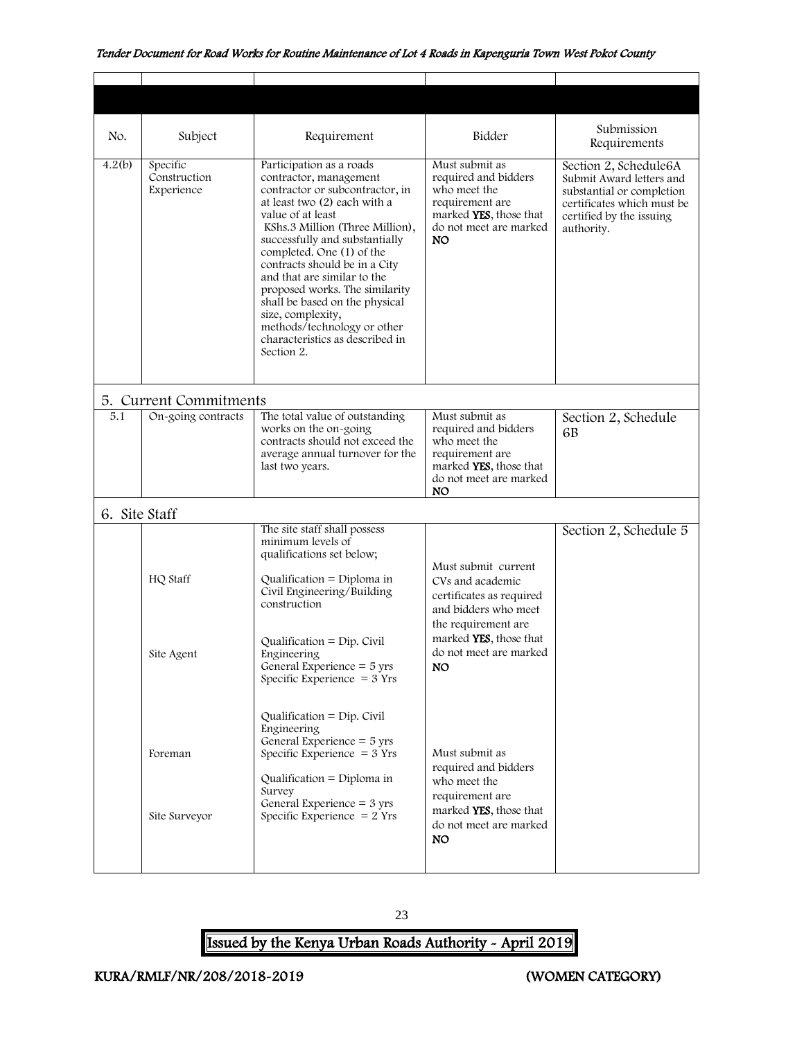| No. | Subject | Requirement | Bidder | Submission Requirements |
|---|---|---|---|---|
| 4.2(b) | Specific Construction Experience | Participation as a roads contractor, management contractor or subcontractor, in at least two (2) each with a value of at least KShs.3 Million (Three Million), successfully and substantially completed. One (1) of the contracts should be in a City and that are similar to the proposed works. The similarity shall be based on the physical size, complexity, methods/technology or other characteristics as described in Section 2. | Must submit as required and bidders who meet the requirement are marked **YES**, those that do not meet are marked **NO** | Section 2, Schedule6A Submit Award letters and substantial or completion certificates which must be certified by the issuing authority. |
| **5. Current Commitments** | | | | |
| 5.1 | On-going contracts | The total value of outstanding works on the on-going contracts should not exceed the average annual turnover for the last two years. | Must submit as required and bidders who meet the requirement are marked **YES**, those that do not meet are marked **NO** | Section 2, Schedule 6B |
| **6. Site Staff** | | | | |
| | | The site staff shall possess minimum levels of qualifications set below; | | Section 2, Schedule 5 |
| | HQ Staff | Qualification = Diploma in Civil Engineering/Building construction | Must submit current CVs and academic certificates as required and bidders who meet the requirement are marked **YES**, those that do not meet are marked **NO** | |
| | Site Agent | Qualification = Dip. Civil Engineering<br>General Experience = 5 yrs<br>Specific Experience = 3 Yrs | | |
| | Foreman | Qualification = Dip. Civil Engineering<br>General Experience = 5 yrs<br>Specific Experience = 3 Yrs | Must submit as required and bidders who meet the requirement are marked **YES**, those that do not meet are marked **NO** | |
| | Site Surveyor | Qualification = Diploma in Survey<br>General Experience = 3 yrs<br>Specific Experience = 2 Yrs | | |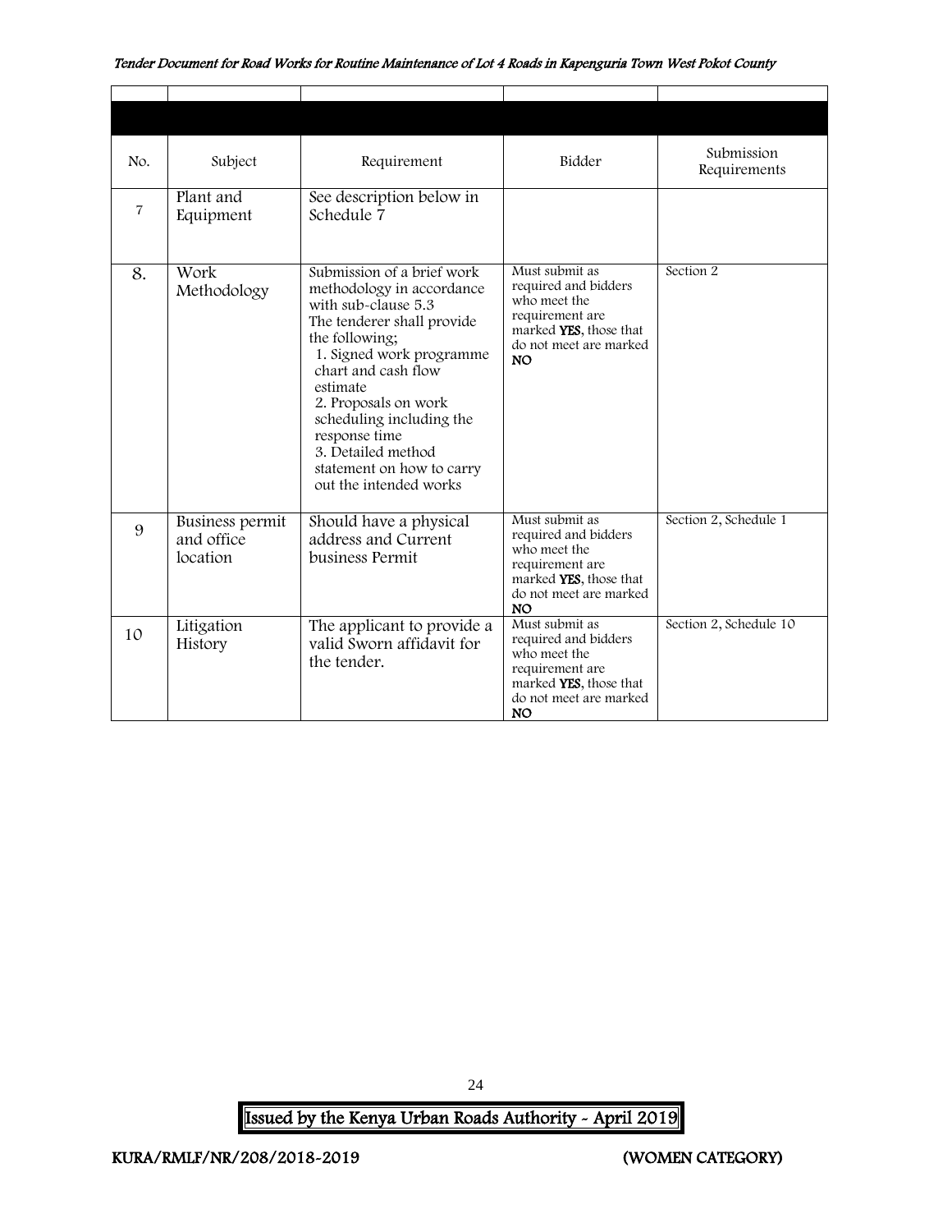| No. | Subject | Requirement | Bidder | Submission Requirements |
|---|---|---|---|---|
| 7 | Plant and Equipment | See description below in Schedule 7 | | |
| 8. | Work Methodology | Submission of a brief work methodology in accordance with sub-clause 5.3<br>The tenderer shall provide the following;<br>1. Signed work programme chart and cash flow estimate<br>2. Proposals on work scheduling including the response time<br>3. Detailed method statement on how to carry out the intended works | Must submit as required and bidders who meet the requirement are marked **YES**, those that do not meet are marked **NO** | Section 2 |
| 9 | Business permit and office location | Should have a physical address and Current business Permit | Must submit as required and bidders who meet the requirement are marked **YES**, those that do not meet are marked **NO** | Section 2, Schedule 1 |
| 10 | Litigation History | The applicant to provide a valid Sworn affidavit for the tender. | Must submit as required and bidders who meet the requirement are marked **YES**, those that do not meet are marked **NO** | Section 2, Schedule 10 |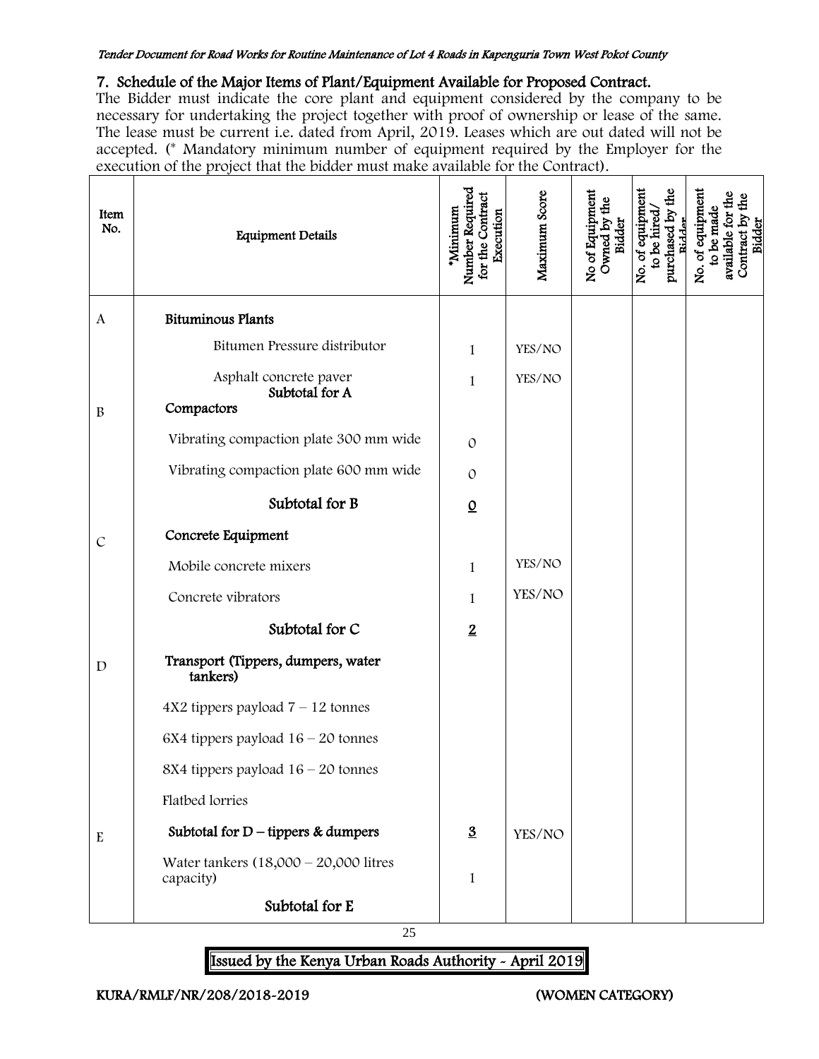## 7. Schedule of the Major Items of Plant/Equipment Available for Proposed Contract.

The Bidder must indicate the core plant and equipment considered by the company to be necessary for undertaking the project together with proof of ownership or lease of the same. The lease must be current i.e. dated from April, 2019. Leases which are out dated will not be accepted. (* Mandatory minimum number of equipment required by the Employer for the execution of the project that the bidder must make available for the Contract).

| Item No. | Equipment Details | *Minimum Number Required for the Contract Execution | Maximum Score | No of Equipment Owned by the Bidder | No. of equipment to be hired/ purchased by the Bidder | No. of equipment to be made available for the Contract by the Bidder |
|---|---|---|---|---|---|---|
| A | **Bituminous Plants** | | | | | |
| | Bitumen Pressure distributor | 1 | YES/NO | | | |
| | Asphalt concrete paver | 1 | YES/NO | | | |
| | **Subtotal for A** | | | | | |
| B | **Compactors** | | | | | |
| | Vibrating compaction plate 300 mm wide | 0 | | | | |
| | Vibrating compaction plate 600 mm wide | 0 | | | | |
| | **Subtotal for B** | **0** | | | | |
| C | **Concrete Equipment** | | | | | |
| | Mobile concrete mixers | 1 | YES/NO | | | |
| | Concrete vibrators | 1 | YES/NO | | | |
| | **Subtotal for C** | **2** | | | | |
| D | **Transport (Tippers, dumpers, water tankers)** | | | | | |
| | 4X2 tippers payload 7 – 12 tonnes | | | | | |
| | 6X4 tippers payload 16 – 20 tonnes | | | | | |
| | 8X4 tippers payload 16 – 20 tonnes | | | | | |
| | Flatbed lorries | | | | | |
| | **Subtotal for D – tippers & dumpers** | **3** | YES/NO | | | |
| E | Water tankers (18,000 – 20,000 litres capacity) | 1 | | | | |
| | **Subtotal for E** | | | | | |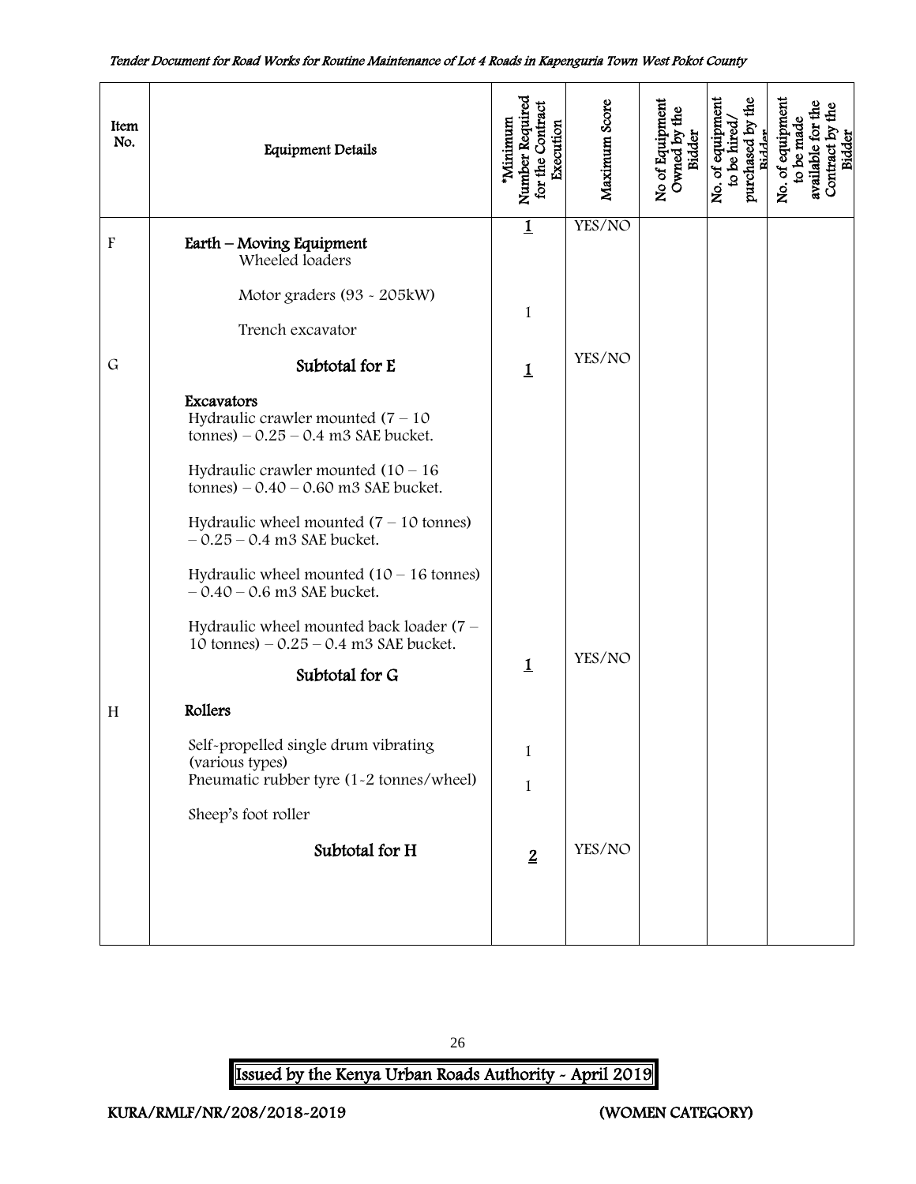| Item No. | Equipment Details | *Minimum Number Required for the Contract Execution | Maximum Score | No of Equipment Owned by the Bidder | No. of equipment to be hired/ purchased by the Bidder | No. of equipment to be made available for the Contract by the Bidder |
|---|---|---|---|---|---|---|
| F | **Earth – Moving Equipment** | **1** | YES/NO | | | |
| | Wheeled loaders | | | | | |
| | Motor graders (93 - 205kW) | 1 | | | | |
| | Trench excavator | | | | | |
| G | **Subtotal for E** | **1** | YES/NO | | | |
| | **Excavators** | | | | | |
| | Hydraulic crawler mounted (7 – 10 tonnes) – 0.25 – 0.4 m3 SAE bucket. | | | | | |
| | Hydraulic crawler mounted (10 – 16 tonnes) – 0.40 – 0.60 m3 SAE bucket. | | | | | |
| | Hydraulic wheel mounted (7 – 10 tonnes) – 0.25 – 0.4 m3 SAE bucket. | | | | | |
| | Hydraulic wheel mounted (10 – 16 tonnes) – 0.40 – 0.6 m3 SAE bucket. | | | | | |
| | Hydraulic wheel mounted back loader (7 – 10 tonnes) – 0.25 – 0.4 m3 SAE bucket. | | | | | |
| | **Subtotal for G** | **1** | YES/NO | | | |
| H | **Rollers** | | | | | |
| | Self-propelled single drum vibrating (various types) | 1 | | | | |
| | Pneumatic rubber tyre (1-2 tonnes/wheel) | 1 | | | | |
| | Sheep's foot roller | | | | | |
| | **Subtotal for H** | **2** | YES/NO | | | |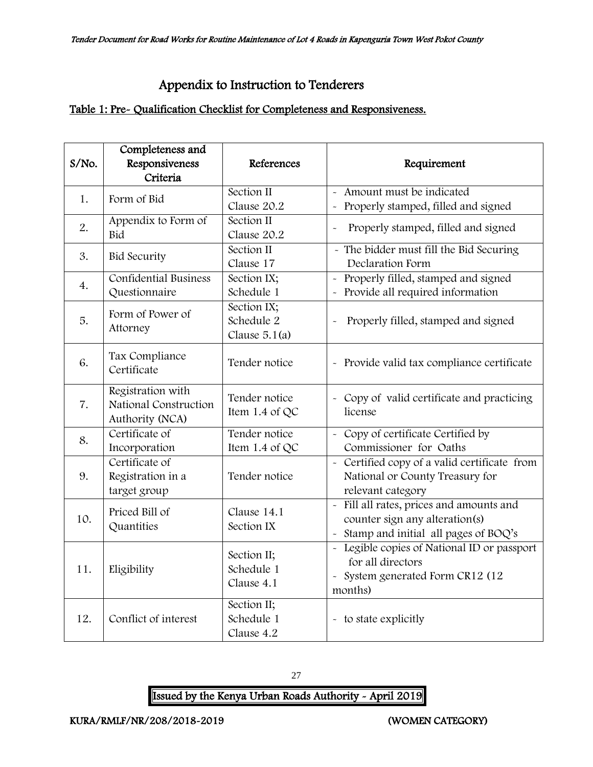## Appendix to Instruction to Tenderers

### Table 1: Pre- Qualification Checklist for Completeness and Responsiveness.

| S/No. | Completeness and Responsiveness Criteria | References | Requirement |
|---|---|---|---|
| 1. | Form of Bid | Section II Clause 20.2 | - Amount must be indicated<br>- Properly stamped, filled and signed |
| 2. | Appendix to Form of Bid | Section II Clause 20.2 | - Properly stamped, filled and signed |
| 3. | Bid Security | Section II Clause 17 | - The bidder must fill the Bid Securing Declaration Form |
| 4. | Confidential Business Questionnaire | Section IX; Schedule 1 | - Properly filled, stamped and signed<br>- Provide all required information |
| 5. | Form of Power of Attorney | Section IX; Schedule 2 Clause 5.1(a) | - Properly filled, stamped and signed |
| 6. | Tax Compliance Certificate | Tender notice | - Provide valid tax compliance certificate |
| 7. | Registration with National Construction Authority (NCA) | Tender notice Item 1.4 of QC | - Copy of valid certificate and practicing license |
| 8. | Certificate of Incorporation | Tender notice Item 1.4 of QC | - Copy of certificate Certified by Commissioner for Oaths |
| 9. | Certificate of Registration in a target group | Tender notice | - Certified copy of a valid certificate from National or County Treasury for relevant category |
| 10. | Priced Bill of Quantities | Clause 14.1 Section IX | - Fill all rates, prices and amounts and counter sign any alteration(s)<br>- Stamp and initial all pages of BOQ's |
| 11. | Eligibility | Section II; Schedule 1 Clause 4.1 | - Legible copies of National ID or passport for all directors<br>- System generated Form CR12 (12 months) |
| 12. | Conflict of interest | Section II; Schedule 1 Clause 4.2 | - to state explicitly |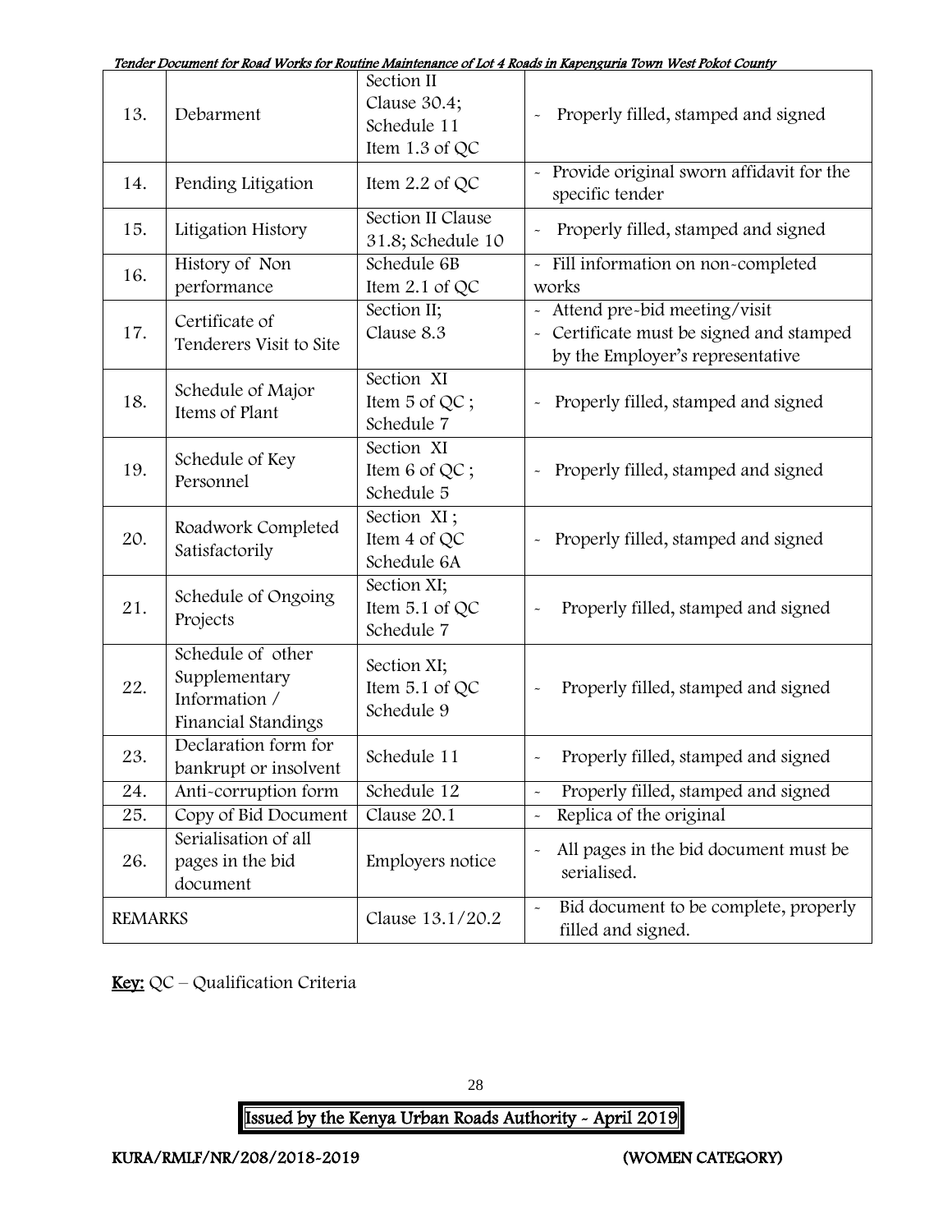| 13. | Debarment | Section II Clause 30.4; Schedule 11 Item 1.3 of QC | - Properly filled, stamped and signed |
|---|---|---|---|
| 14. | Pending Litigation | Item 2.2 of QC | - Provide original sworn affidavit for the specific tender |
| 15. | Litigation History | Section II Clause 31.8; Schedule 10 | - Properly filled, stamped and signed |
| 16. | History of Non performance | Schedule 6B Item 2.1 of QC | - Fill information on non-completed works |
| 17. | Certificate of Tenderers Visit to Site | Section II; Clause 8.3 | - Attend pre-bid meeting/visit<br>- Certificate must be signed and stamped by the Employer's representative |
| 18. | Schedule of Major Items of Plant | Section XI Item 5 of QC ; Schedule 7 | - Properly filled, stamped and signed |
| 19. | Schedule of Key Personnel | Section XI Item 6 of QC ; Schedule 5 | - Properly filled, stamped and signed |
| 20. | Roadwork Completed Satisfactorily | Section XI ; Item 4 of QC Schedule 6A | - Properly filled, stamped and signed |
| 21. | Schedule of Ongoing Projects | Section XI; Item 5.1 of QC Schedule 7 | - Properly filled, stamped and signed |
| 22. | Schedule of other Supplementary Information / Financial Standings | Section XI; Item 5.1 of QC Schedule 9 | - Properly filled, stamped and signed |
| 23. | Declaration form for bankrupt or insolvent | Schedule 11 | - Properly filled, stamped and signed |
| 24. | Anti-corruption form | Schedule 12 | - Properly filled, stamped and signed |
| 25. | Copy of Bid Document | Clause 20.1 | - Replica of the original |
| 26. | Serialisation of all pages in the bid document | Employers notice | - All pages in the bid document must be serialised. |
| REMARKS | | Clause 13.1/20.2 | - Bid document to be complete, properly filled and signed. |

**Key:** QC – Qualification Criteria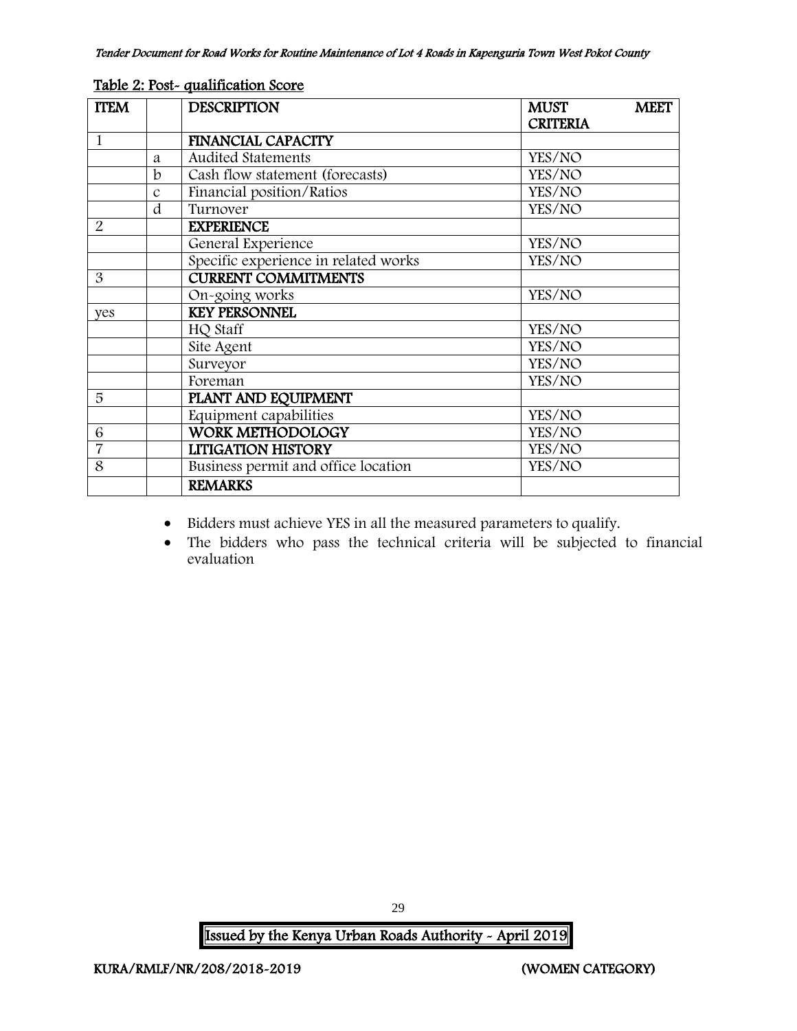Table 2: Post- qualification Score

| ITEM | | DESCRIPTION | MUST MEET CRITERIA |
|---|---|---|---|
| 1 | | **FINANCIAL CAPACITY** | |
| | a | Audited Statements | YES/NO |
| | b | Cash flow statement (forecasts) | YES/NO |
| | c | Financial position/Ratios | YES/NO |
| | d | Turnover | YES/NO |
| 2 | | **EXPERIENCE** | |
| | | General Experience | YES/NO |
| | | Specific experience in related works | YES/NO |
| 3 | | **CURRENT COMMITMENTS** | |
| | | On-going works | YES/NO |
| yes | | **KEY PERSONNEL** | |
| | | HQ Staff | YES/NO |
| | | Site Agent | YES/NO |
| | | Surveyor | YES/NO |
| | | Foreman | YES/NO |
| 5 | | **PLANT AND EQUIPMENT** | |
| | | Equipment capabilities | YES/NO |
| 6 | | **WORK METHODOLOGY** | YES/NO |
| 7 | | **LITIGATION HISTORY** | YES/NO |
| 8 | | Business permit and office location | YES/NO |
| | | **REMARKS** | |

- Bidders must achieve YES in all the measured parameters to qualify.
- The bidders who pass the technical criteria will be subjected to financial evaluation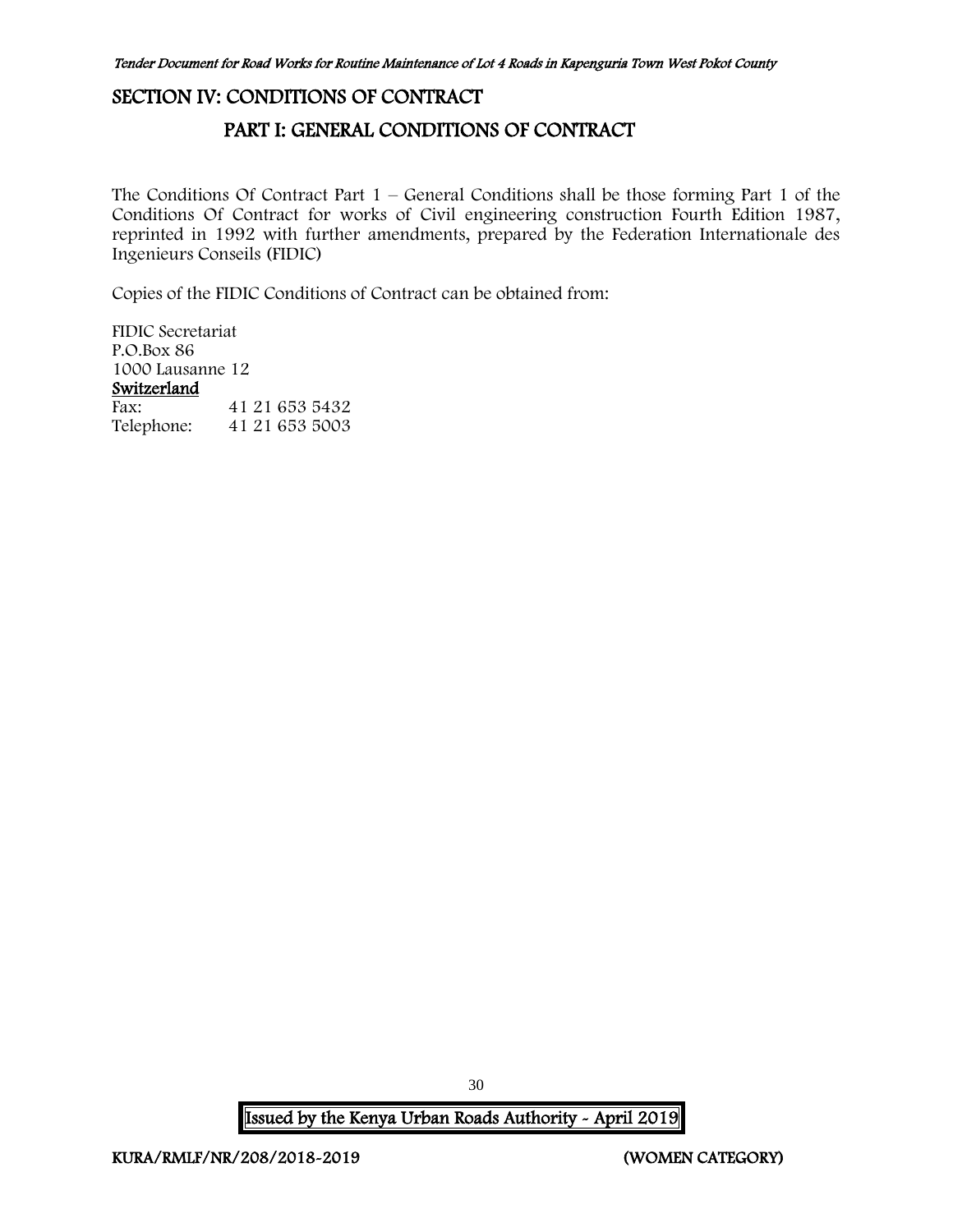# SECTION IV: CONDITIONS OF CONTRACT

## PART I: GENERAL CONDITIONS OF CONTRACT

The Conditions Of Contract Part 1 – General Conditions shall be those forming Part 1 of the Conditions Of Contract for works of Civil engineering construction Fourth Edition 1987, reprinted in 1992 with further amendments, prepared by the Federation Internationale des Ingenieurs Conseils (FIDIC)

Copies of the FIDIC Conditions of Contract can be obtained from:

FIDIC Secretariat
P.O.Box 86
1000 Lausanne 12
**Switzerland**
Fax: 41 21 653 5432
Telephone: 41 21 653 5003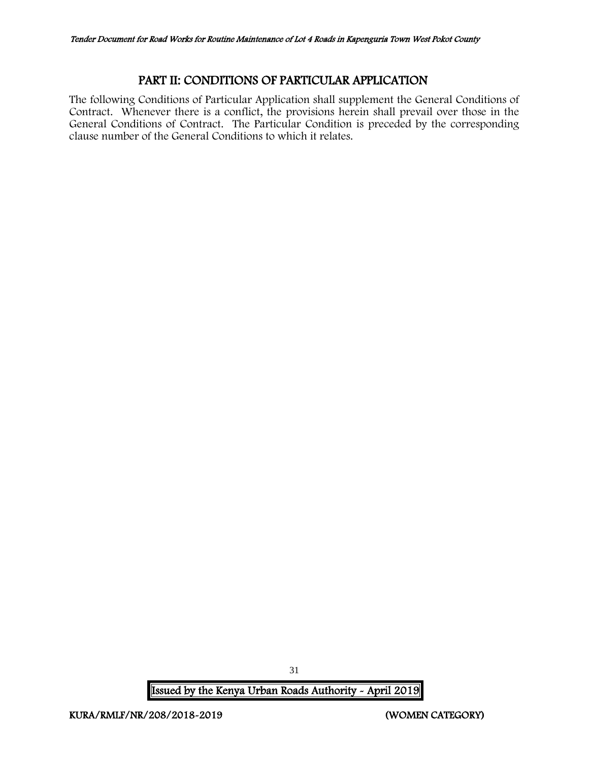# PART II: CONDITIONS OF PARTICULAR APPLICATION

The following Conditions of Particular Application shall supplement the General Conditions of Contract. Whenever there is a conflict, the provisions herein shall prevail over those in the General Conditions of Contract. The Particular Condition is preceded by the corresponding clause number of the General Conditions to which it relates.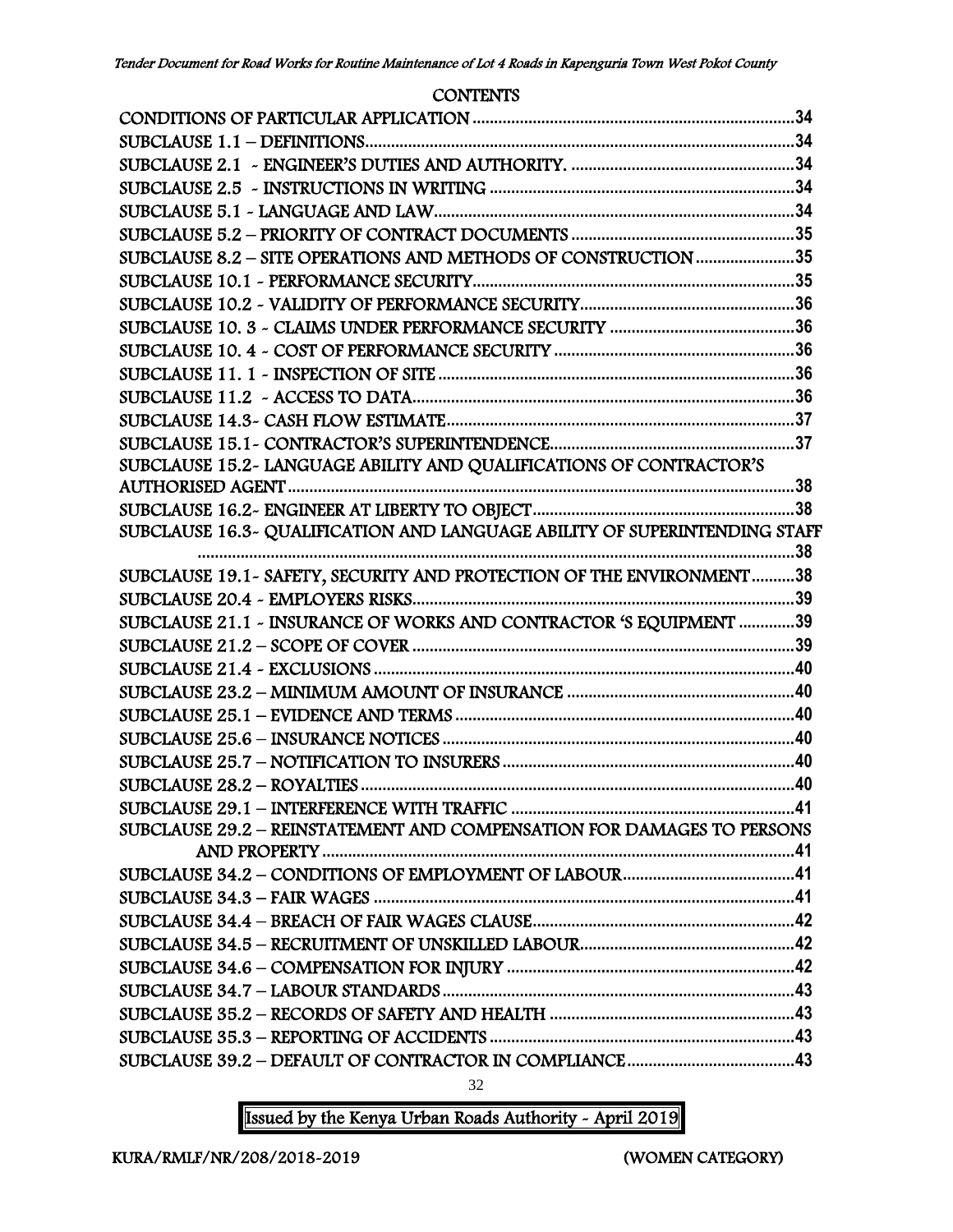## CONTENTS

CONDITIONS OF PARTICULAR APPLICATION ..... 34
SUBCLAUSE 1.1 – DEFINITIONS ..... 34
SUBCLAUSE 2.1 - ENGINEER'S DUTIES AND AUTHORITY. ..... 34
SUBCLAUSE 2.5 - INSTRUCTIONS IN WRITING ..... 34
SUBCLAUSE 5.1 - LANGUAGE AND LAW ..... 34
SUBCLAUSE 5.2 – PRIORITY OF CONTRACT DOCUMENTS ..... 35
SUBCLAUSE 8.2 – SITE OPERATIONS AND METHODS OF CONSTRUCTION ..... 35
SUBCLAUSE 10.1 - PERFORMANCE SECURITY ..... 35
SUBCLAUSE 10.2 - VALIDITY OF PERFORMANCE SECURITY ..... 36
SUBCLAUSE 10. 3 - CLAIMS UNDER PERFORMANCE SECURITY ..... 36
SUBCLAUSE 10. 4 - COST OF PERFORMANCE SECURITY ..... 36
SUBCLAUSE 11. 1 - INSPECTION OF SITE ..... 36
SUBCLAUSE 11.2 - ACCESS TO DATA ..... 36
SUBCLAUSE 14.3- CASH FLOW ESTIMATE ..... 37
SUBCLAUSE 15.1- CONTRACTOR'S SUPERINTENDENCE ..... 37
SUBCLAUSE 15.2- LANGUAGE ABILITY AND QUALIFICATIONS OF CONTRACTOR'S AUTHORISED AGENT ..... 38
SUBCLAUSE 16.2- ENGINEER AT LIBERTY TO OBJECT ..... 38
SUBCLAUSE 16.3- QUALIFICATION AND LANGUAGE ABILITY OF SUPERINTENDING STAFF ..... 38
SUBCLAUSE 19.1- SAFETY, SECURITY AND PROTECTION OF THE ENVIRONMENT ..... 38
SUBCLAUSE 20.4 - EMPLOYERS RISKS ..... 39
SUBCLAUSE 21.1 - INSURANCE OF WORKS AND CONTRACTOR 'S EQUIPMENT ..... 39
SUBCLAUSE 21.2 – SCOPE OF COVER ..... 39
SUBCLAUSE 21.4 - EXCLUSIONS ..... 40
SUBCLAUSE 23.2 – MINIMUM AMOUNT OF INSURANCE ..... 40
SUBCLAUSE 25.1 – EVIDENCE AND TERMS ..... 40
SUBCLAUSE 25.6 – INSURANCE NOTICES ..... 40
SUBCLAUSE 25.7 – NOTIFICATION TO INSURERS ..... 40
SUBCLAUSE 28.2 – ROYALTIES ..... 40
SUBCLAUSE 29.1 – INTERFERENCE WITH TRAFFIC ..... 41
SUBCLAUSE 29.2 – REINSTATEMENT AND COMPENSATION FOR DAMAGES TO PERSONS AND PROPERTY ..... 41
SUBCLAUSE 34.2 – CONDITIONS OF EMPLOYMENT OF LABOUR ..... 41
SUBCLAUSE 34.3 – FAIR WAGES ..... 41
SUBCLAUSE 34.4 – BREACH OF FAIR WAGES CLAUSE ..... 42
SUBCLAUSE 34.5 – RECRUITMENT OF UNSKILLED LABOUR ..... 42
SUBCLAUSE 34.6 – COMPENSATION FOR INJURY ..... 42
SUBCLAUSE 34.7 – LABOUR STANDARDS ..... 43
SUBCLAUSE 35.2 – RECORDS OF SAFETY AND HEALTH ..... 43
SUBCLAUSE 35.3 – REPORTING OF ACCIDENTS ..... 43
SUBCLAUSE 39.2 – DEFAULT OF CONTRACTOR IN COMPLIANCE ..... 43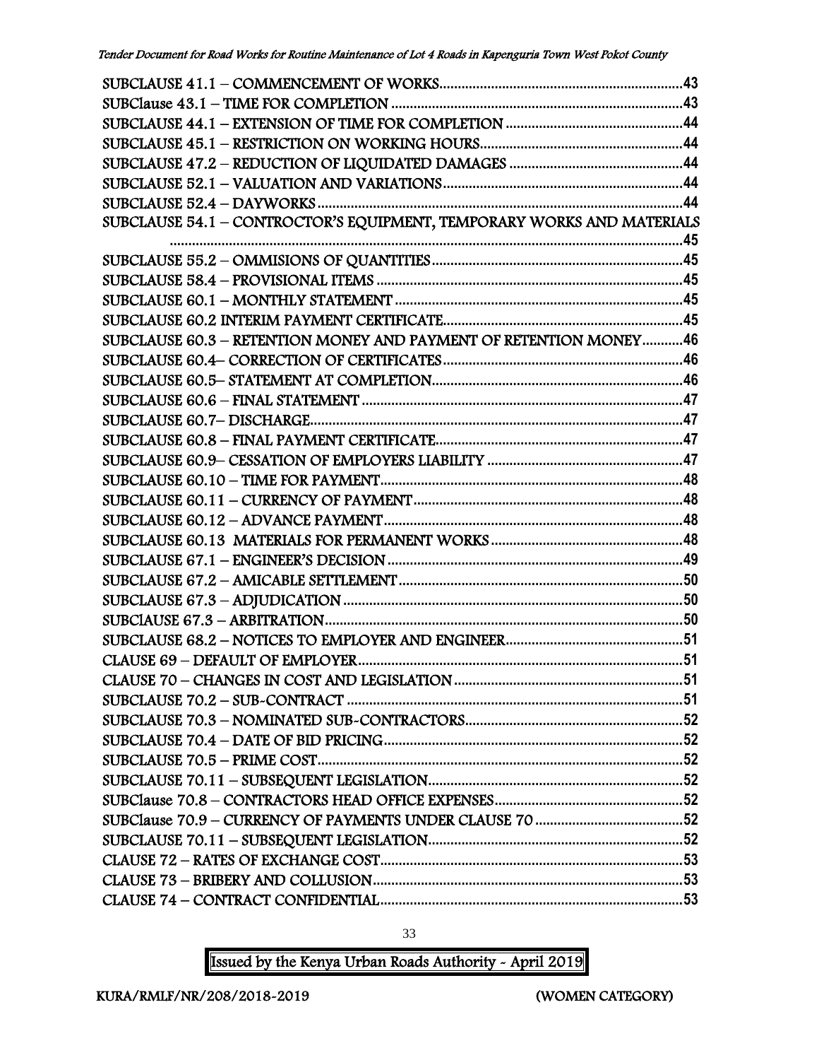SUBCLAUSE 41.1 – COMMENCEMENT OF WORKS.....43
SUBClause 43.1 – TIME FOR COMPLETION.....43
SUBCLAUSE 44.1 – EXTENSION OF TIME FOR COMPLETION.....44
SUBCLAUSE 45.1 – RESTRICTION ON WORKING HOURS.....44
SUBCLAUSE 47.2 – REDUCTION OF LIQUIDATED DAMAGES.....44
SUBCLAUSE 52.1 – VALUATION AND VARIATIONS.....44
SUBCLAUSE 52.4 – DAYWORKS.....44
SUBCLAUSE 54.1 – CONTROCTOR'S EQUIPMENT, TEMPORARY WORKS AND MATERIALS.....45
SUBCLAUSE 55.2 – OMMISIONS OF QUANTITIES.....45
SUBCLAUSE 58.4 – PROVISIONAL ITEMS.....45
SUBCLAUSE 60.1 – MONTHLY STATEMENT.....45
SUBCLAUSE 60.2 INTERIM PAYMENT CERTIFICATE.....45
SUBCLAUSE 60.3 – RETENTION MONEY AND PAYMENT OF RETENTION MONEY.....46
SUBCLAUSE 60.4– CORRECTION OF CERTIFICATES.....46
SUBCLAUSE 60.5– STATEMENT AT COMPLETION.....46
SUBCLAUSE 60.6 – FINAL STATEMENT.....47
SUBCLAUSE 60.7– DISCHARGE.....47
SUBCLAUSE 60.8 – FINAL PAYMENT CERTIFICATE.....47
SUBCLAUSE 60.9– CESSATION OF EMPLOYERS LIABILITY.....47
SUBCLAUSE 60.10 – TIME FOR PAYMENT.....48
SUBCLAUSE 60.11 – CURRENCY OF PAYMENT.....48
SUBCLAUSE 60.12 – ADVANCE PAYMENT.....48
SUBCLAUSE 60.13 MATERIALS FOR PERMANENT WORKS.....48
SUBCLAUSE 67.1 – ENGINEER'S DECISION.....49
SUBCLAUSE 67.2 – AMICABLE SETTLEMENT.....50
SUBCLAUSE 67.3 – ADJUDICATION.....50
SUBClAUSE 67.3 – ARBITRATION.....50
SUBCLAUSE 68.2 – NOTICES TO EMPLOYER AND ENGINEER.....51
CLAUSE 69 – DEFAULT OF EMPLOYER.....51
CLAUSE 70 – CHANGES IN COST AND LEGISLATION.....51
SUBCLAUSE 70.2 – SUB-CONTRACT.....51
SUBCLAUSE 70.3 – NOMINATED SUB-CONTRACTORS.....52
SUBCLAUSE 70.4 – DATE OF BID PRICING.....52
SUBCLAUSE 70.5 – PRIME COST.....52
SUBCLAUSE 70.11 – SUBSEQUENT LEGISLATION.....52
SUBClause 70.8 – CONTRACTORS HEAD OFFICE EXPENSES.....52
SUBClause 70.9 – CURRENCY OF PAYMENTS UNDER CLAUSE 70.....52
SUBCLAUSE 70.11 – SUBSEQUENT LEGISLATION.....52
CLAUSE 72 – RATES OF EXCHANGE COST.....53
CLAUSE 73 – BRIBERY AND COLLUSION.....53
CLAUSE 74 – CONTRACT CONFIDENTIAL.....53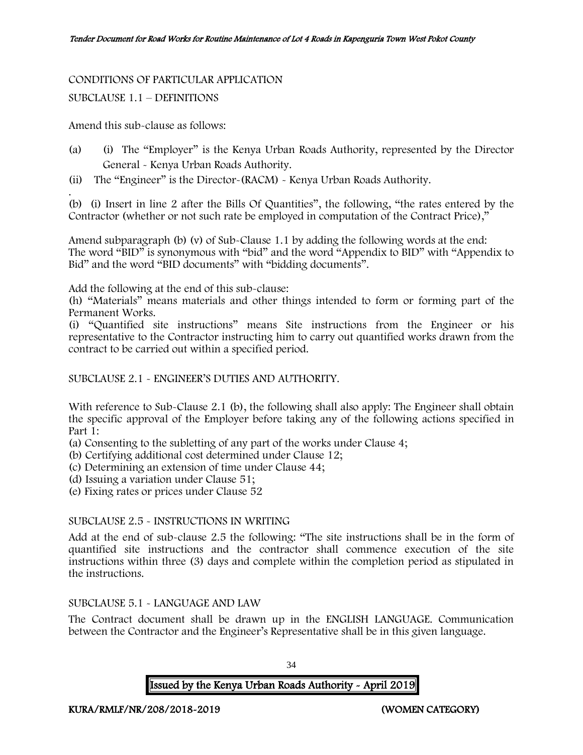CONDITIONS OF PARTICULAR APPLICATION

SUBCLAUSE 1.1 – DEFINITIONS

Amend this sub-clause as follows:

(a) (i) The "Employer" is the Kenya Urban Roads Authority, represented by the Director General - Kenya Urban Roads Authority.

(ii) The "Engineer" is the Director-(RACM) - Kenya Urban Roads Authority.

(b) (i) Insert in line 2 after the Bills Of Quantities", the following, "the rates entered by the Contractor (whether or not such rate be employed in computation of the Contract Price),"

Amend subparagraph (b) (v) of Sub-Clause 1.1 by adding the following words at the end:
The word "BID" is synonymous with "bid" and the word "Appendix to BID" with "Appendix to Bid" and the word "BID documents" with "bidding documents".

Add the following at the end of this sub-clause:
(h) "Materials" means materials and other things intended to form or forming part of the Permanent Works.
(i) "Quantified site instructions" means Site instructions from the Engineer or his representative to the Contractor instructing him to carry out quantified works drawn from the contract to be carried out within a specified period.

SUBCLAUSE 2.1 - ENGINEER'S DUTIES AND AUTHORITY.

With reference to Sub-Clause 2.1 (b), the following shall also apply: The Engineer shall obtain the specific approval of the Employer before taking any of the following actions specified in Part 1:
(a) Consenting to the subletting of any part of the works under Clause 4;
(b) Certifying additional cost determined under Clause 12;
(c) Determining an extension of time under Clause 44;
(d) Issuing a variation under Clause 51;
(e) Fixing rates or prices under Clause 52

SUBCLAUSE 2.5 - INSTRUCTIONS IN WRITING

Add at the end of sub-clause 2.5 the following: "The site instructions shall be in the form of quantified site instructions and the contractor shall commence execution of the site instructions within three (3) days and complete within the completion period as stipulated in the instructions.

SUBCLAUSE 5.1 - LANGUAGE AND LAW

The Contract document shall be drawn up in the ENGLISH LANGUAGE. Communication between the Contractor and the Engineer's Representative shall be in this given language.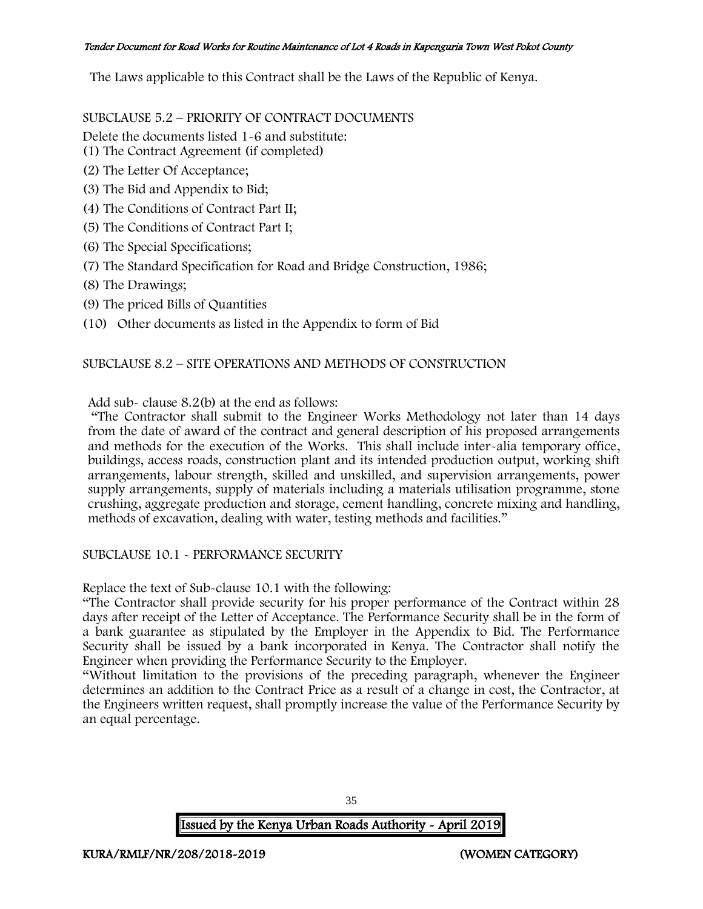The Laws applicable to this Contract shall be the Laws of the Republic of Kenya.

SUBCLAUSE 5.2 – PRIORITY OF CONTRACT DOCUMENTS

Delete the documents listed 1-6 and substitute:

(1) The Contract Agreement (if completed)

(2) The Letter Of Acceptance;

(3) The Bid and Appendix to Bid;

(4) The Conditions of Contract Part II;

(5) The Conditions of Contract Part I;

(6) The Special Specifications;

(7) The Standard Specification for Road and Bridge Construction, 1986;

(8) The Drawings;

(9) The priced Bills of Quantities

(10) Other documents as listed in the Appendix to form of Bid

SUBCLAUSE 8.2 – SITE OPERATIONS AND METHODS OF CONSTRUCTION

Add sub- clause 8.2(b) at the end as follows:

"The Contractor shall submit to the Engineer Works Methodology not later than 14 days from the date of award of the contract and general description of his proposed arrangements and methods for the execution of the Works. This shall include inter-alia temporary office, buildings, access roads, construction plant and its intended production output, working shift arrangements, labour strength, skilled and unskilled, and supervision arrangements, power supply arrangements, supply of materials including a materials utilisation programme, stone crushing, aggregate production and storage, cement handling, concrete mixing and handling, methods of excavation, dealing with water, testing methods and facilities."

SUBCLAUSE 10.1 - PERFORMANCE SECURITY

Replace the text of Sub-clause 10.1 with the following:

"The Contractor shall provide security for his proper performance of the Contract within 28 days after receipt of the Letter of Acceptance. The Performance Security shall be in the form of a bank guarantee as stipulated by the Employer in the Appendix to Bid. The Performance Security shall be issued by a bank incorporated in Kenya. The Contractor shall notify the Engineer when providing the Performance Security to the Employer.

"Without limitation to the provisions of the preceding paragraph, whenever the Engineer determines an addition to the Contract Price as a result of a change in cost, the Contractor, at the Engineers written request, shall promptly increase the value of the Performance Security by an equal percentage.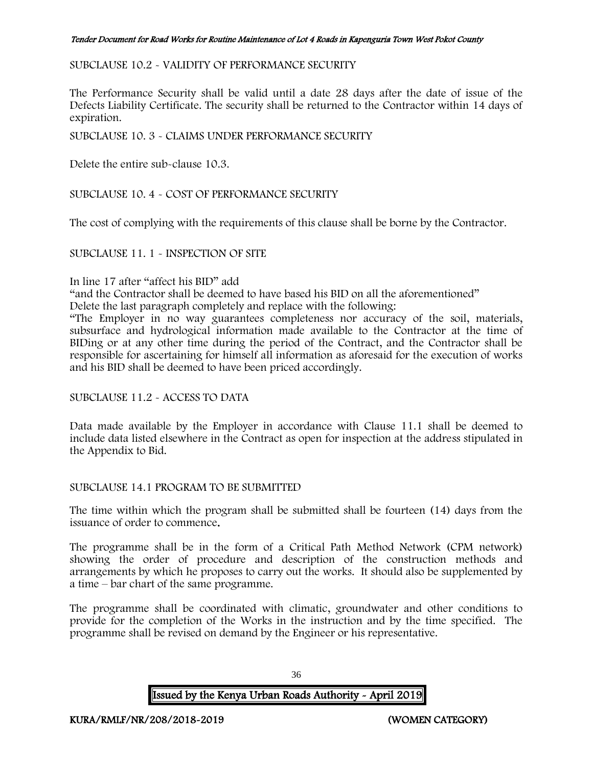SUBCLAUSE 10.2 - VALIDITY OF PERFORMANCE SECURITY

The Performance Security shall be valid until a date 28 days after the date of issue of the Defects Liability Certificate. The security shall be returned to the Contractor within 14 days of expiration.

SUBCLAUSE 10. 3 - CLAIMS UNDER PERFORMANCE SECURITY

Delete the entire sub-clause 10.3.

SUBCLAUSE 10. 4 - COST OF PERFORMANCE SECURITY

The cost of complying with the requirements of this clause shall be borne by the Contractor.

SUBCLAUSE 11. 1 - INSPECTION OF SITE

In line 17 after "affect his BID" add

"and the Contractor shall be deemed to have based his BID on all the aforementioned"

Delete the last paragraph completely and replace with the following:

"The Employer in no way guarantees completeness nor accuracy of the soil, materials, subsurface and hydrological information made available to the Contractor at the time of BIDing or at any other time during the period of the Contract, and the Contractor shall be responsible for ascertaining for himself all information as aforesaid for the execution of works and his BID shall be deemed to have been priced accordingly.

SUBCLAUSE 11.2 - ACCESS TO DATA

Data made available by the Employer in accordance with Clause 11.1 shall be deemed to include data listed elsewhere in the Contract as open for inspection at the address stipulated in the Appendix to Bid.

SUBCLAUSE 14.1 PROGRAM TO BE SUBMITTED

The time within which the program shall be submitted shall be fourteen (14) days from the issuance of order to commence.

The programme shall be in the form of a Critical Path Method Network (CPM network) showing the order of procedure and description of the construction methods and arrangements by which he proposes to carry out the works. It should also be supplemented by a time – bar chart of the same programme.

The programme shall be coordinated with climatic, groundwater and other conditions to provide for the completion of the Works in the instruction and by the time specified. The programme shall be revised on demand by the Engineer or his representative.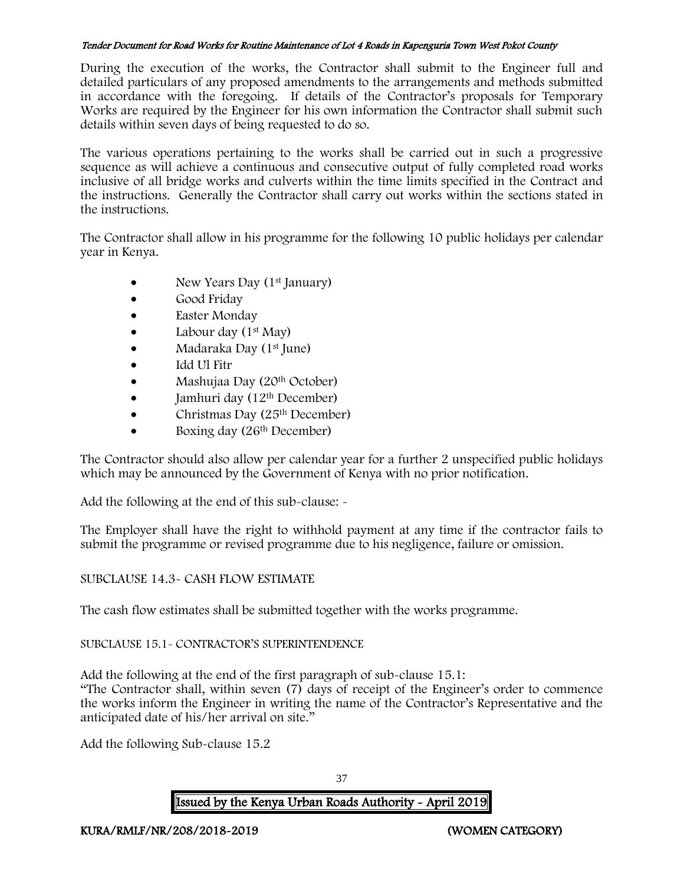During the execution of the works, the Contractor shall submit to the Engineer full and detailed particulars of any proposed amendments to the arrangements and methods submitted in accordance with the foregoing. If details of the Contractor's proposals for Temporary Works are required by the Engineer for his own information the Contractor shall submit such details within seven days of being requested to do so.

The various operations pertaining to the works shall be carried out in such a progressive sequence as will achieve a continuous and consecutive output of fully completed road works inclusive of all bridge works and culverts within the time limits specified in the Contract and the instructions. Generally the Contractor shall carry out works within the sections stated in the instructions.

The Contractor shall allow in his programme for the following 10 public holidays per calendar year in Kenya.

- New Years Day (1st January)
- Good Friday
- Easter Monday
- Labour day (1st May)
- Madaraka Day (1st June)
- Idd Ul Fitr
- Mashujaa Day (20th October)
- Jamhuri day (12th December)
- Christmas Day (25th December)
- Boxing day (26th December)

The Contractor should also allow per calendar year for a further 2 unspecified public holidays which may be announced by the Government of Kenya with no prior notification.

Add the following at the end of this sub-clause: -

The Employer shall have the right to withhold payment at any time if the contractor fails to submit the programme or revised programme due to his negligence, failure or omission.

SUBCLAUSE 14.3- CASH FLOW ESTIMATE

The cash flow estimates shall be submitted together with the works programme.

SUBCLAUSE 15.1- CONTRACTOR'S SUPERINTENDENCE

Add the following at the end of the first paragraph of sub-clause 15.1:
"The Contractor shall, within seven (7) days of receipt of the Engineer's order to commence the works inform the Engineer in writing the name of the Contractor's Representative and the anticipated date of his/her arrival on site."

Add the following Sub-clause 15.2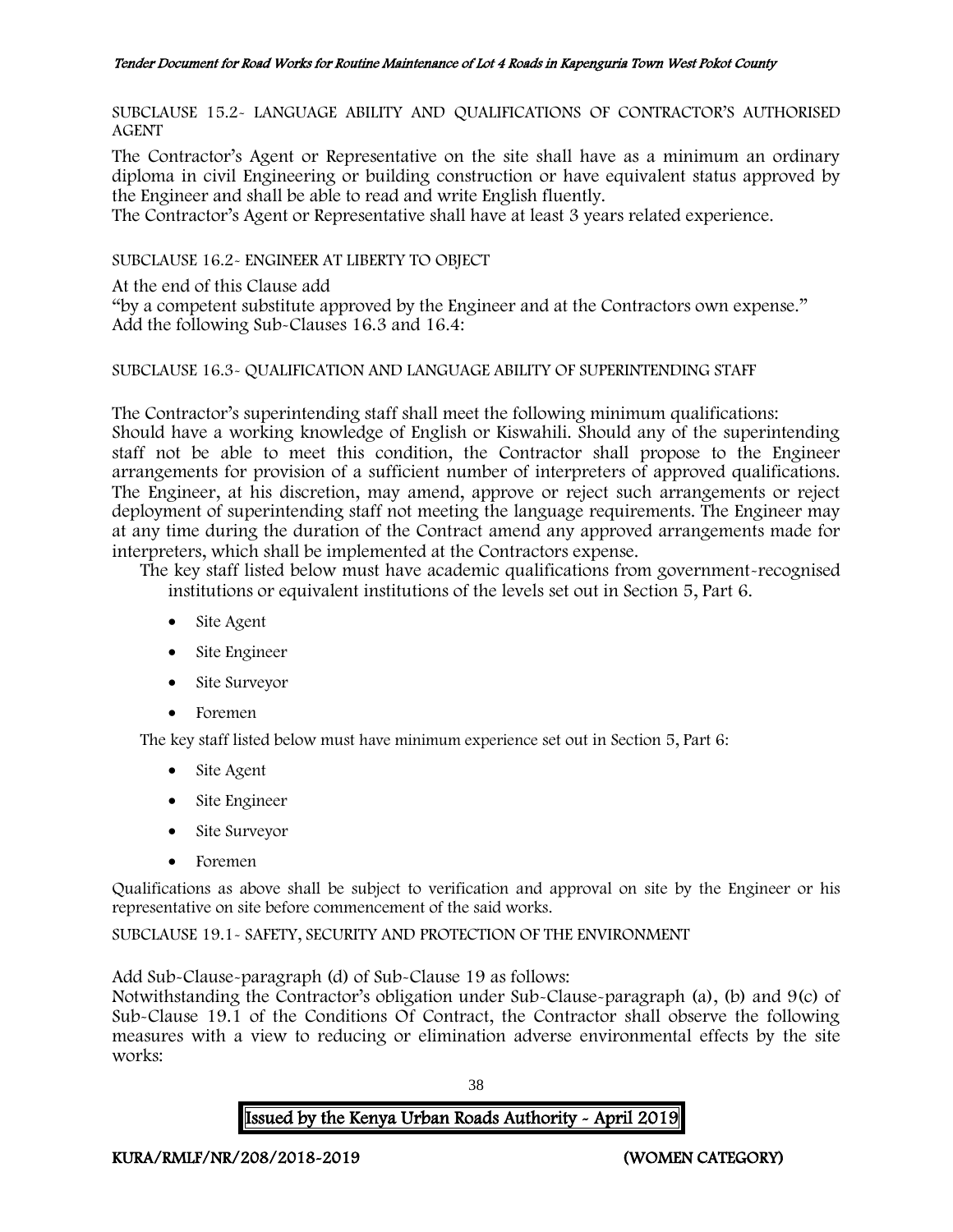SUBCLAUSE 15.2- LANGUAGE ABILITY AND QUALIFICATIONS OF CONTRACTOR'S AUTHORISED AGENT

The Contractor's Agent or Representative on the site shall have as a minimum an ordinary diploma in civil Engineering or building construction or have equivalent status approved by the Engineer and shall be able to read and write English fluently.

The Contractor's Agent or Representative shall have at least 3 years related experience.

SUBCLAUSE 16.2- ENGINEER AT LIBERTY TO OBJECT

At the end of this Clause add

"by a competent substitute approved by the Engineer and at the Contractors own expense."

Add the following Sub-Clauses 16.3 and 16.4:

SUBCLAUSE 16.3- QUALIFICATION AND LANGUAGE ABILITY OF SUPERINTENDING STAFF

The Contractor's superintending staff shall meet the following minimum qualifications:

Should have a working knowledge of English or Kiswahili. Should any of the superintending staff not be able to meet this condition, the Contractor shall propose to the Engineer arrangements for provision of a sufficient number of interpreters of approved qualifications. The Engineer, at his discretion, may amend, approve or reject such arrangements or reject deployment of superintending staff not meeting the language requirements. The Engineer may at any time during the duration of the Contract amend any approved arrangements made for interpreters, which shall be implemented at the Contractors expense.

The key staff listed below must have academic qualifications from government-recognised institutions or equivalent institutions of the levels set out in Section 5, Part 6.

- Site Agent
- Site Engineer
- Site Surveyor
- Foremen

The key staff listed below must have minimum experience set out in Section 5, Part 6:

- Site Agent
- Site Engineer
- Site Surveyor
- Foremen

Qualifications as above shall be subject to verification and approval on site by the Engineer or his representative on site before commencement of the said works.

SUBCLAUSE 19.1- SAFETY, SECURITY AND PROTECTION OF THE ENVIRONMENT

Add Sub-Clause-paragraph (d) of Sub-Clause 19 as follows:

Notwithstanding the Contractor's obligation under Sub-Clause-paragraph (a), (b) and 9(c) of Sub-Clause 19.1 of the Conditions Of Contract, the Contractor shall observe the following measures with a view to reducing or elimination adverse environmental effects by the site works: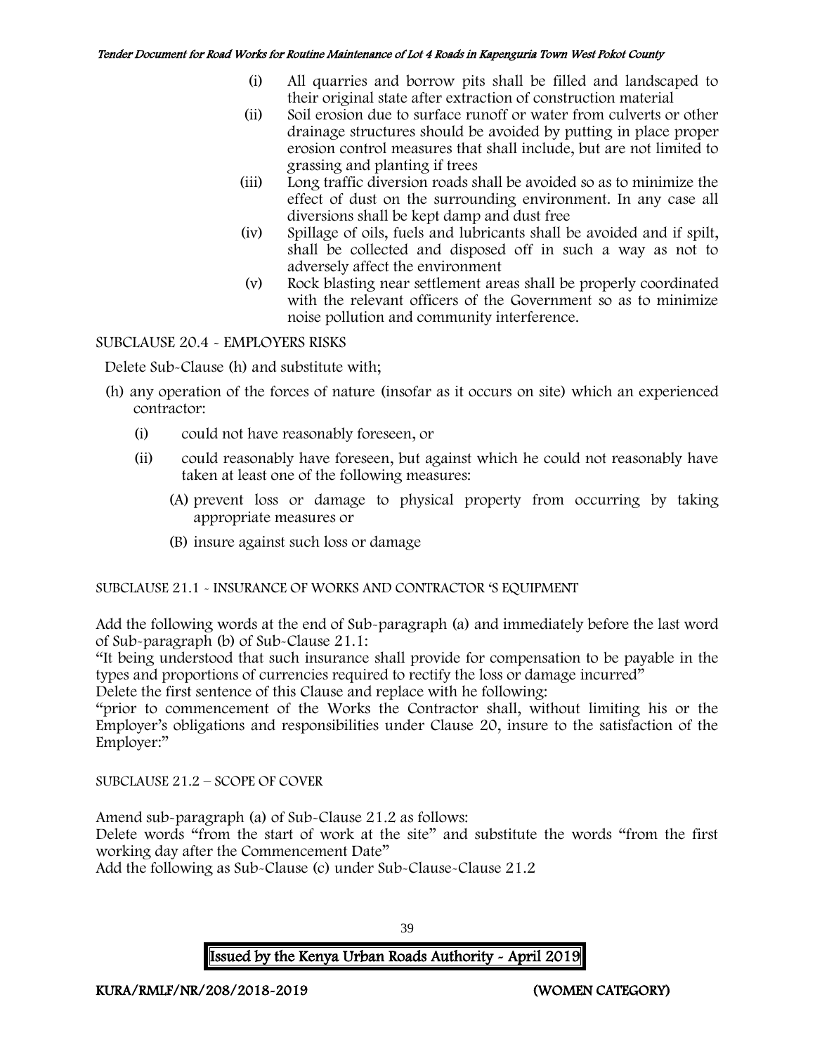(i) All quarries and borrow pits shall be filled and landscaped to their original state after extraction of construction material

(ii) Soil erosion due to surface runoff or water from culverts or other drainage structures should be avoided by putting in place proper erosion control measures that shall include, but are not limited to grassing and planting if trees

(iii) Long traffic diversion roads shall be avoided so as to minimize the effect of dust on the surrounding environment. In any case all diversions shall be kept damp and dust free

(iv) Spillage of oils, fuels and lubricants shall be avoided and if spilt, shall be collected and disposed off in such a way as not to adversely affect the environment

(v) Rock blasting near settlement areas shall be properly coordinated with the relevant officers of the Government so as to minimize noise pollution and community interference.

SUBCLAUSE 20.4 - EMPLOYERS RISKS

Delete Sub-Clause (h) and substitute with;

(h) any operation of the forces of nature (insofar as it occurs on site) which an experienced contractor:

- (i) could not have reasonably foreseen, or
- (ii) could reasonably have foreseen, but against which he could not reasonably have taken at least one of the following measures:
  - (A) prevent loss or damage to physical property from occurring by taking appropriate measures or
  - (B) insure against such loss or damage

SUBCLAUSE 21.1 - INSURANCE OF WORKS AND CONTRACTOR 'S EQUIPMENT

Add the following words at the end of Sub-paragraph (a) and immediately before the last word of Sub-paragraph (b) of Sub-Clause 21.1:

"It being understood that such insurance shall provide for compensation to be payable in the types and proportions of currencies required to rectify the loss or damage incurred"

Delete the first sentence of this Clause and replace with he following:

"prior to commencement of the Works the Contractor shall, without limiting his or the Employer's obligations and responsibilities under Clause 20, insure to the satisfaction of the Employer:"

SUBCLAUSE 21.2 – SCOPE OF COVER

Amend sub-paragraph (a) of Sub-Clause 21.2 as follows:

Delete words "from the start of work at the site" and substitute the words "from the first working day after the Commencement Date"

Add the following as Sub-Clause (c) under Sub-Clause-Clause 21.2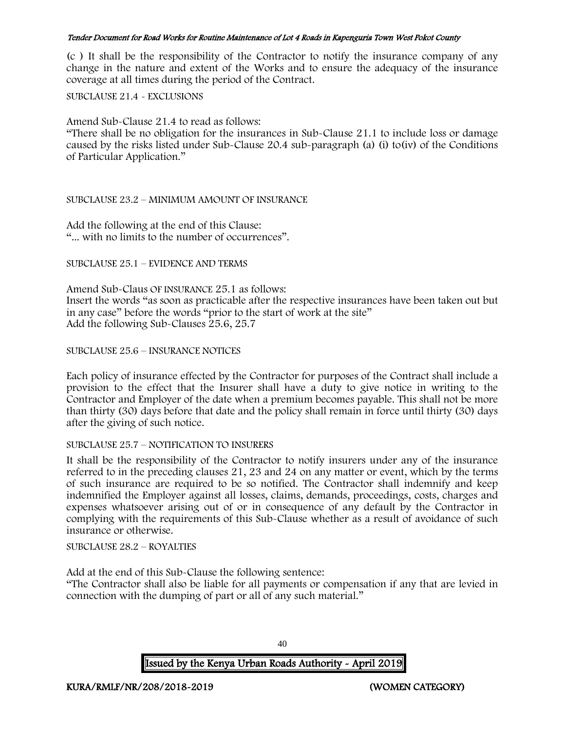(c ) It shall be the responsibility of the Contractor to notify the insurance company of any change in the nature and extent of the Works and to ensure the adequacy of the insurance coverage at all times during the period of the Contract.

SUBCLAUSE 21.4 - EXCLUSIONS

Amend Sub-Clause 21.4 to read as follows:
"There shall be no obligation for the insurances in Sub-Clause 21.1 to include loss or damage caused by the risks listed under Sub-Clause 20.4 sub-paragraph (a) (i) to(iv) of the Conditions of Particular Application."

SUBCLAUSE 23.2 – MINIMUM AMOUNT OF INSURANCE

Add the following at the end of this Clause:
"... with no limits to the number of occurrences".

SUBCLAUSE 25.1 – EVIDENCE AND TERMS

Amend Sub-Claus OF INSURANCE 25.1 as follows:
Insert the words "as soon as practicable after the respective insurances have been taken out but in any case" before the words "prior to the start of work at the site"
Add the following Sub-Clauses 25.6, 25.7

SUBCLAUSE 25.6 – INSURANCE NOTICES

Each policy of insurance effected by the Contractor for purposes of the Contract shall include a provision to the effect that the Insurer shall have a duty to give notice in writing to the Contractor and Employer of the date when a premium becomes payable. This shall not be more than thirty (30) days before that date and the policy shall remain in force until thirty (30) days after the giving of such notice.

SUBCLAUSE 25.7 – NOTIFICATION TO INSURERS

It shall be the responsibility of the Contractor to notify insurers under any of the insurance referred to in the preceding clauses 21, 23 and 24 on any matter or event, which by the terms of such insurance are required to be so notified. The Contractor shall indemnify and keep indemnified the Employer against all losses, claims, demands, proceedings, costs, charges and expenses whatsoever arising out of or in consequence of any default by the Contractor in complying with the requirements of this Sub-Clause whether as a result of avoidance of such insurance or otherwise.

SUBCLAUSE 28.2 – ROYALTIES

Add at the end of this Sub-Clause the following sentence:
"The Contractor shall also be liable for all payments or compensation if any that are levied in connection with the dumping of part or all of any such material."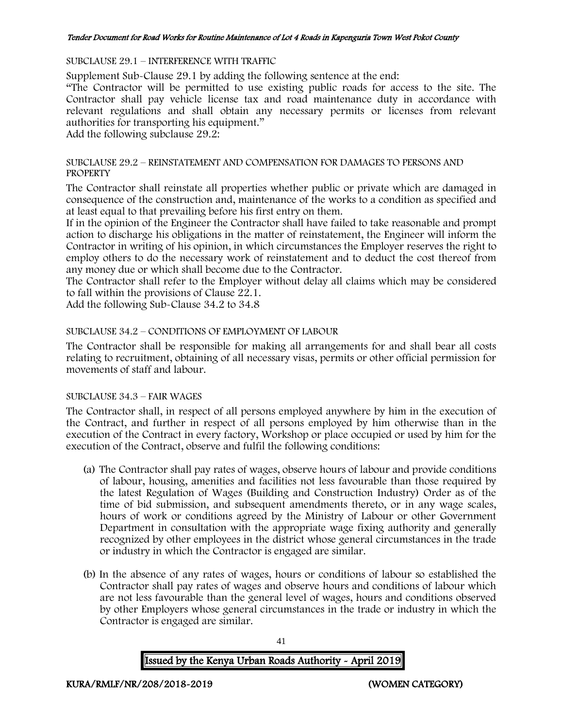SUBCLAUSE 29.1 – INTERFERENCE WITH TRAFFIC

Supplement Sub-Clause 29.1 by adding the following sentence at the end:

"The Contractor will be permitted to use existing public roads for access to the site. The Contractor shall pay vehicle license tax and road maintenance duty in accordance with relevant regulations and shall obtain any necessary permits or licenses from relevant authorities for transporting his equipment."

Add the following subclause 29.2:

SUBCLAUSE 29.2 – REINSTATEMENT AND COMPENSATION FOR DAMAGES TO PERSONS AND PROPERTY

The Contractor shall reinstate all properties whether public or private which are damaged in consequence of the construction and, maintenance of the works to a condition as specified and at least equal to that prevailing before his first entry on them.

If in the opinion of the Engineer the Contractor shall have failed to take reasonable and prompt action to discharge his obligations in the matter of reinstatement, the Engineer will inform the Contractor in writing of his opinion, in which circumstances the Employer reserves the right to employ others to do the necessary work of reinstatement and to deduct the cost thereof from any money due or which shall become due to the Contractor.

The Contractor shall refer to the Employer without delay all claims which may be considered to fall within the provisions of Clause 22.1.

Add the following Sub-Clause 34.2 to 34.8

SUBCLAUSE 34.2 – CONDITIONS OF EMPLOYMENT OF LABOUR

The Contractor shall be responsible for making all arrangements for and shall bear all costs relating to recruitment, obtaining of all necessary visas, permits or other official permission for movements of staff and labour.

SUBCLAUSE 34.3 – FAIR WAGES

The Contractor shall, in respect of all persons employed anywhere by him in the execution of the Contract, and further in respect of all persons employed by him otherwise than in the execution of the Contract in every factory, Workshop or place occupied or used by him for the execution of the Contract, observe and fulfil the following conditions:

(a) The Contractor shall pay rates of wages, observe hours of labour and provide conditions of labour, housing, amenities and facilities not less favourable than those required by the latest Regulation of Wages (Building and Construction Industry) Order as of the time of bid submission, and subsequent amendments thereto, or in any wage scales, hours of work or conditions agreed by the Ministry of Labour or other Government Department in consultation with the appropriate wage fixing authority and generally recognized by other employees in the district whose general circumstances in the trade or industry in which the Contractor is engaged are similar.

(b) In the absence of any rates of wages, hours or conditions of labour so established the Contractor shall pay rates of wages and observe hours and conditions of labour which are not less favourable than the general level of wages, hours and conditions observed by other Employers whose general circumstances in the trade or industry in which the Contractor is engaged are similar.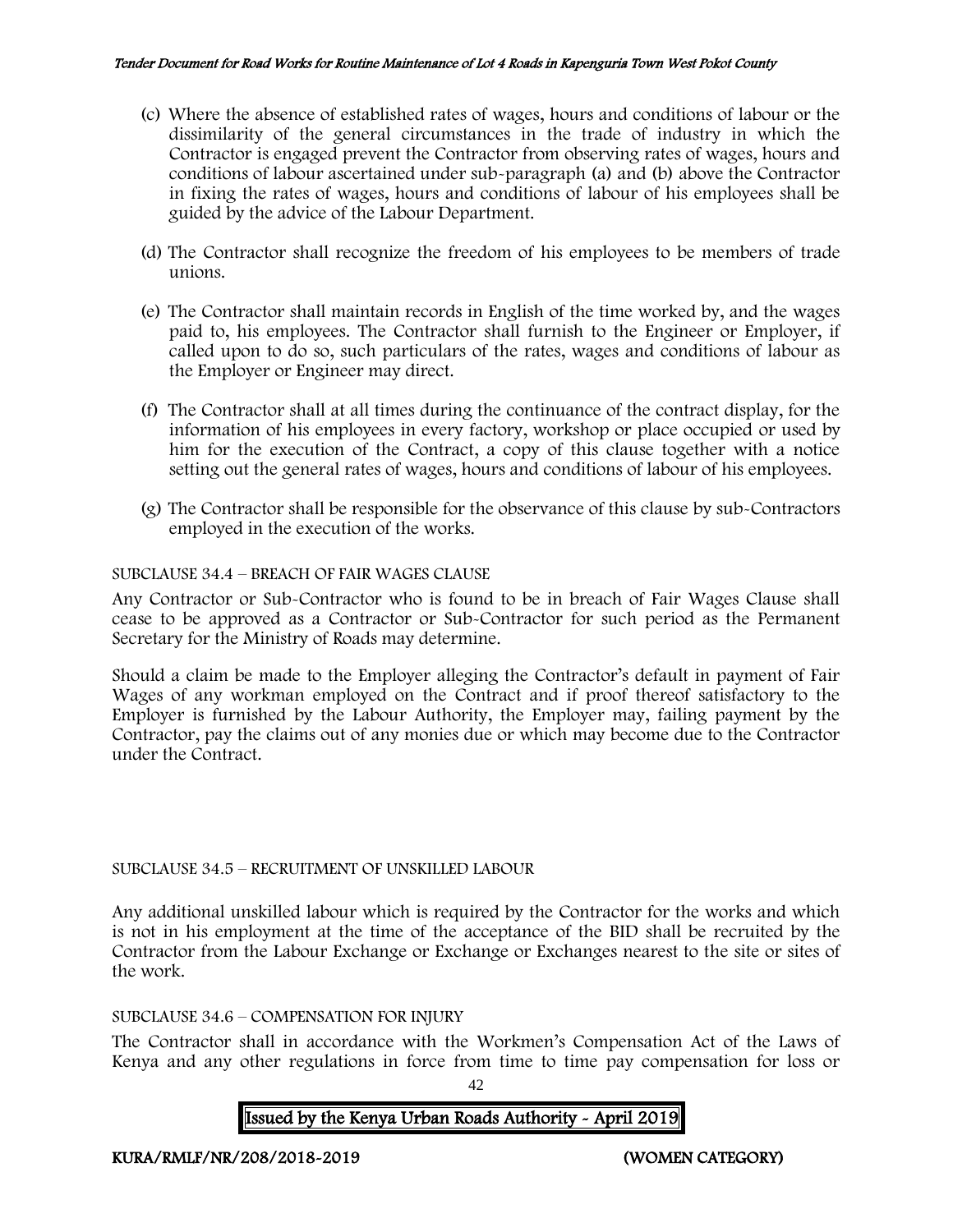(c) Where the absence of established rates of wages, hours and conditions of labour or the dissimilarity of the general circumstances in the trade of industry in which the Contractor is engaged prevent the Contractor from observing rates of wages, hours and conditions of labour ascertained under sub-paragraph (a) and (b) above the Contractor in fixing the rates of wages, hours and conditions of labour of his employees shall be guided by the advice of the Labour Department.

(d) The Contractor shall recognize the freedom of his employees to be members of trade unions.

(e) The Contractor shall maintain records in English of the time worked by, and the wages paid to, his employees. The Contractor shall furnish to the Engineer or Employer, if called upon to do so, such particulars of the rates, wages and conditions of labour as the Employer or Engineer may direct.

(f) The Contractor shall at all times during the continuance of the contract display, for the information of his employees in every factory, workshop or place occupied or used by him for the execution of the Contract, a copy of this clause together with a notice setting out the general rates of wages, hours and conditions of labour of his employees.

(g) The Contractor shall be responsible for the observance of this clause by sub-Contractors employed in the execution of the works.

SUBCLAUSE 34.4 – BREACH OF FAIR WAGES CLAUSE

Any Contractor or Sub-Contractor who is found to be in breach of Fair Wages Clause shall cease to be approved as a Contractor or Sub-Contractor for such period as the Permanent Secretary for the Ministry of Roads may determine.

Should a claim be made to the Employer alleging the Contractor's default in payment of Fair Wages of any workman employed on the Contract and if proof thereof satisfactory to the Employer is furnished by the Labour Authority, the Employer may, failing payment by the Contractor, pay the claims out of any monies due or which may become due to the Contractor under the Contract.

SUBCLAUSE 34.5 – RECRUITMENT OF UNSKILLED LABOUR

Any additional unskilled labour which is required by the Contractor for the works and which is not in his employment at the time of the acceptance of the BID shall be recruited by the Contractor from the Labour Exchange or Exchange or Exchanges nearest to the site or sites of the work.

SUBCLAUSE 34.6 – COMPENSATION FOR INJURY

The Contractor shall in accordance with the Workmen's Compensation Act of the Laws of Kenya and any other regulations in force from time to time pay compensation for loss or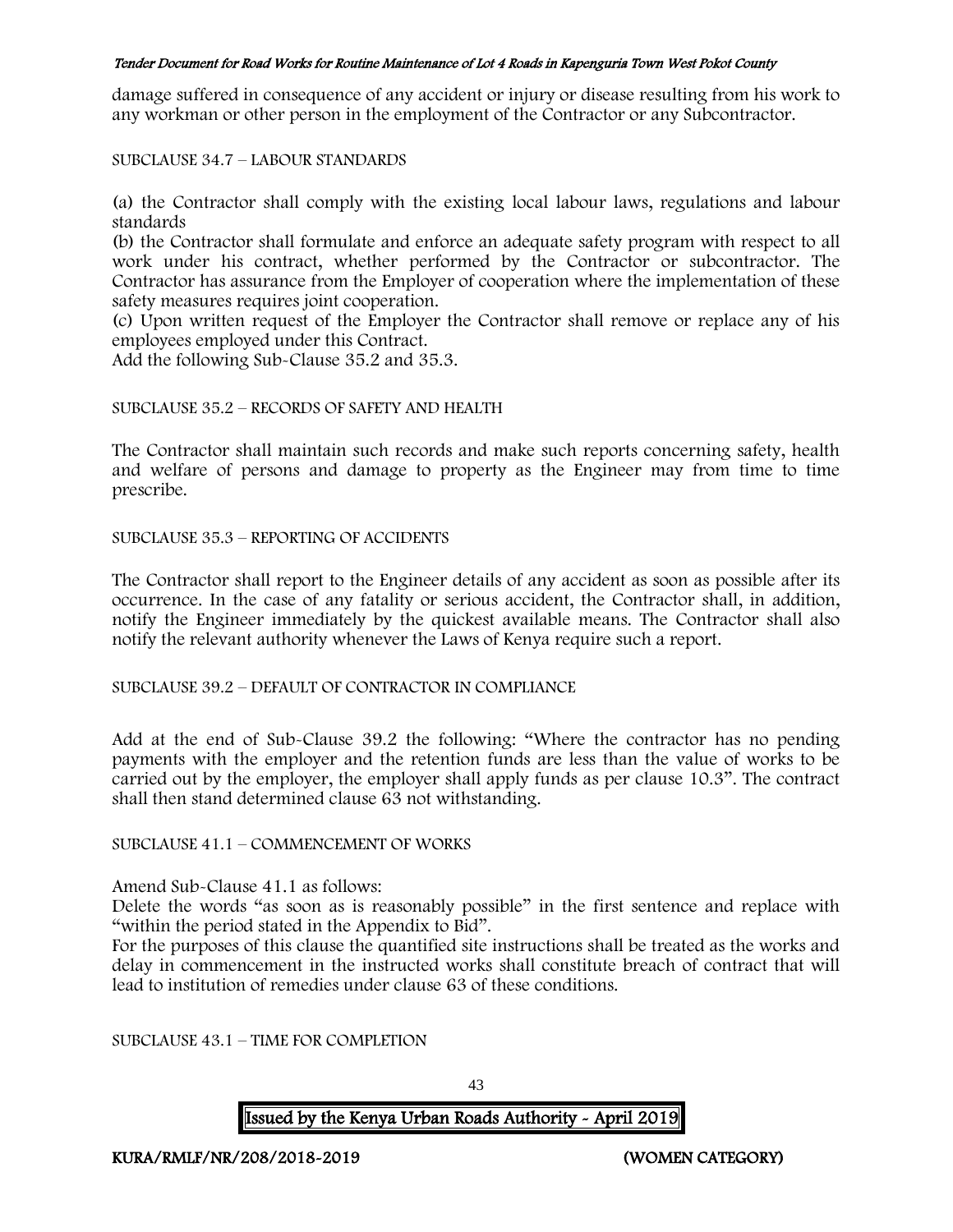damage suffered in consequence of any accident or injury or disease resulting from his work to any workman or other person in the employment of the Contractor or any Subcontractor.

SUBCLAUSE 34.7 – LABOUR STANDARDS

(a) the Contractor shall comply with the existing local labour laws, regulations and labour standards

(b) the Contractor shall formulate and enforce an adequate safety program with respect to all work under his contract, whether performed by the Contractor or subcontractor. The Contractor has assurance from the Employer of cooperation where the implementation of these safety measures requires joint cooperation.

(c) Upon written request of the Employer the Contractor shall remove or replace any of his employees employed under this Contract.

Add the following Sub-Clause 35.2 and 35.3.

SUBCLAUSE 35.2 – RECORDS OF SAFETY AND HEALTH

The Contractor shall maintain such records and make such reports concerning safety, health and welfare of persons and damage to property as the Engineer may from time to time prescribe.

SUBCLAUSE 35.3 – REPORTING OF ACCIDENTS

The Contractor shall report to the Engineer details of any accident as soon as possible after its occurrence. In the case of any fatality or serious accident, the Contractor shall, in addition, notify the Engineer immediately by the quickest available means. The Contractor shall also notify the relevant authority whenever the Laws of Kenya require such a report.

SUBCLAUSE 39.2 – DEFAULT OF CONTRACTOR IN COMPLIANCE

Add at the end of Sub-Clause 39.2 the following: "Where the contractor has no pending payments with the employer and the retention funds are less than the value of works to be carried out by the employer, the employer shall apply funds as per clause 10.3". The contract shall then stand determined clause 63 not withstanding.

SUBCLAUSE 41.1 – COMMENCEMENT OF WORKS

Amend Sub-Clause 41.1 as follows:

Delete the words "as soon as is reasonably possible" in the first sentence and replace with "within the period stated in the Appendix to Bid".

For the purposes of this clause the quantified site instructions shall be treated as the works and delay in commencement in the instructed works shall constitute breach of contract that will lead to institution of remedies under clause 63 of these conditions.

SUBCLAUSE 43.1 – TIME FOR COMPLETION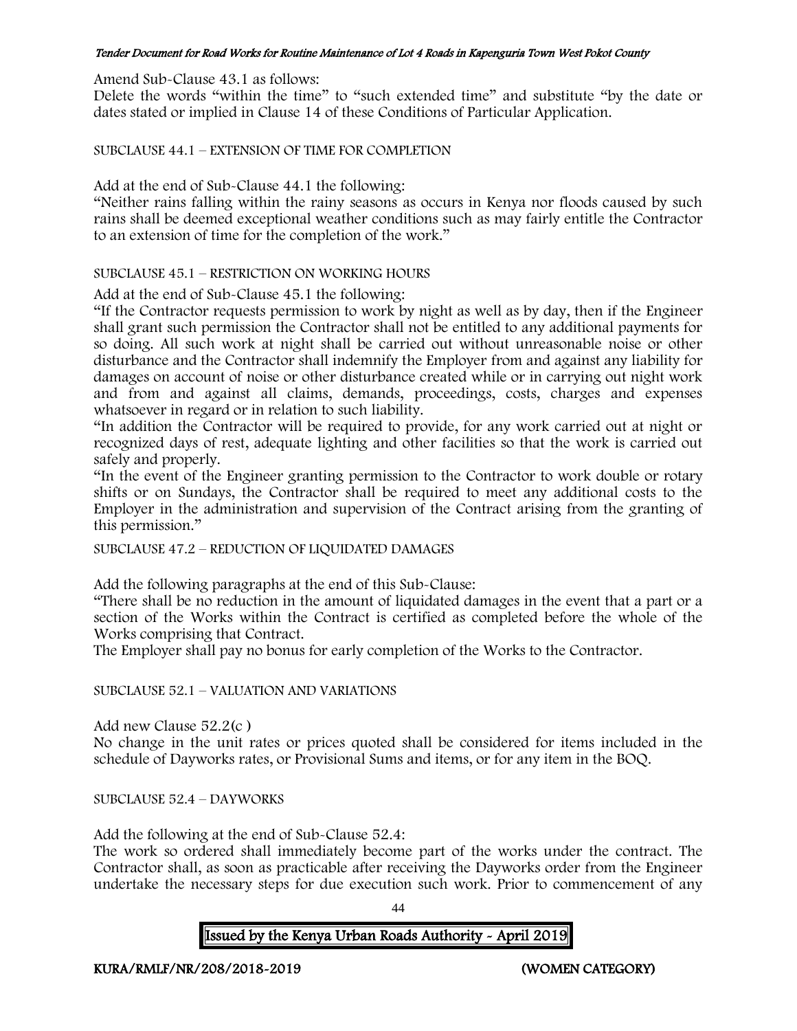Amend Sub-Clause 43.1 as follows:

Delete the words "within the time" to "such extended time" and substitute "by the date or dates stated or implied in Clause 14 of these Conditions of Particular Application.

SUBCLAUSE 44.1 – EXTENSION OF TIME FOR COMPLETION

Add at the end of Sub-Clause 44.1 the following:

"Neither rains falling within the rainy seasons as occurs in Kenya nor floods caused by such rains shall be deemed exceptional weather conditions such as may fairly entitle the Contractor to an extension of time for the completion of the work."

SUBCLAUSE 45.1 – RESTRICTION ON WORKING HOURS

Add at the end of Sub-Clause 45.1 the following:

"If the Contractor requests permission to work by night as well as by day, then if the Engineer shall grant such permission the Contractor shall not be entitled to any additional payments for so doing. All such work at night shall be carried out without unreasonable noise or other disturbance and the Contractor shall indemnify the Employer from and against any liability for damages on account of noise or other disturbance created while or in carrying out night work and from and against all claims, demands, proceedings, costs, charges and expenses whatsoever in regard or in relation to such liability.

"In addition the Contractor will be required to provide, for any work carried out at night or recognized days of rest, adequate lighting and other facilities so that the work is carried out safely and properly.

"In the event of the Engineer granting permission to the Contractor to work double or rotary shifts or on Sundays, the Contractor shall be required to meet any additional costs to the Employer in the administration and supervision of the Contract arising from the granting of this permission."

SUBCLAUSE 47.2 – REDUCTION OF LIQUIDATED DAMAGES

Add the following paragraphs at the end of this Sub-Clause:

"There shall be no reduction in the amount of liquidated damages in the event that a part or a section of the Works within the Contract is certified as completed before the whole of the Works comprising that Contract.

The Employer shall pay no bonus for early completion of the Works to the Contractor.

SUBCLAUSE 52.1 – VALUATION AND VARIATIONS

Add new Clause 52.2(c )

No change in the unit rates or prices quoted shall be considered for items included in the schedule of Dayworks rates, or Provisional Sums and items, or for any item in the BOQ.

SUBCLAUSE 52.4 – DAYWORKS

Add the following at the end of Sub-Clause 52.4:

The work so ordered shall immediately become part of the works under the contract. The Contractor shall, as soon as practicable after receiving the Dayworks order from the Engineer undertake the necessary steps for due execution such work. Prior to commencement of any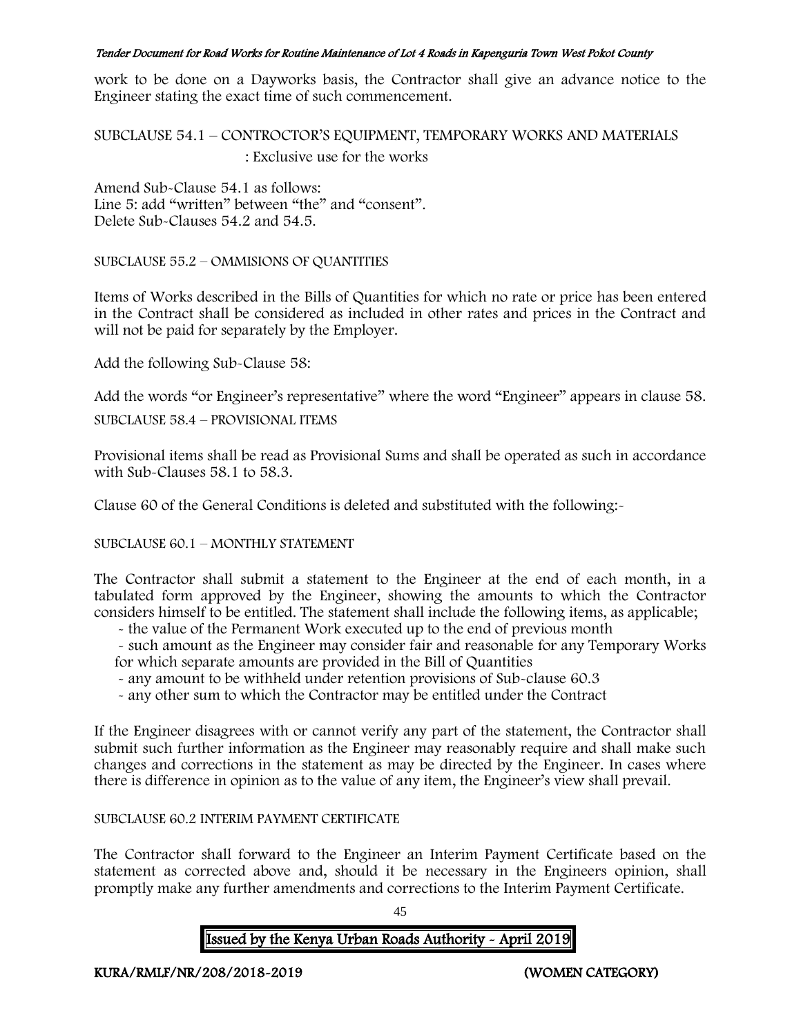work to be done on a Dayworks basis, the Contractor shall give an advance notice to the Engineer stating the exact time of such commencement.

SUBCLAUSE 54.1 – CONTROCTOR'S EQUIPMENT, TEMPORARY WORKS AND MATERIALS
: Exclusive use for the works

Amend Sub-Clause 54.1 as follows:
Line 5: add "written" between "the" and "consent".
Delete Sub-Clauses 54.2 and 54.5.

SUBCLAUSE 55.2 – OMMISIONS OF QUANTITIES

Items of Works described in the Bills of Quantities for which no rate or price has been entered in the Contract shall be considered as included in other rates and prices in the Contract and will not be paid for separately by the Employer.

Add the following Sub-Clause 58:

Add the words "or Engineer's representative" where the word "Engineer" appears in clause 58.

SUBCLAUSE 58.4 – PROVISIONAL ITEMS

Provisional items shall be read as Provisional Sums and shall be operated as such in accordance with Sub-Clauses 58.1 to 58.3.

Clause 60 of the General Conditions is deleted and substituted with the following:-

SUBCLAUSE 60.1 – MONTHLY STATEMENT

The Contractor shall submit a statement to the Engineer at the end of each month, in a tabulated form approved by the Engineer, showing the amounts to which the Contractor considers himself to be entitled. The statement shall include the following items, as applicable;

- the value of the Permanent Work executed up to the end of previous month
- such amount as the Engineer may consider fair and reasonable for any Temporary Works for which separate amounts are provided in the Bill of Quantities
- any amount to be withheld under retention provisions of Sub-clause 60.3
- any other sum to which the Contractor may be entitled under the Contract

If the Engineer disagrees with or cannot verify any part of the statement, the Contractor shall submit such further information as the Engineer may reasonably require and shall make such changes and corrections in the statement as may be directed by the Engineer. In cases where there is difference in opinion as to the value of any item, the Engineer's view shall prevail.

SUBCLAUSE 60.2 INTERIM PAYMENT CERTIFICATE

The Contractor shall forward to the Engineer an Interim Payment Certificate based on the statement as corrected above and, should it be necessary in the Engineers opinion, shall promptly make any further amendments and corrections to the Interim Payment Certificate.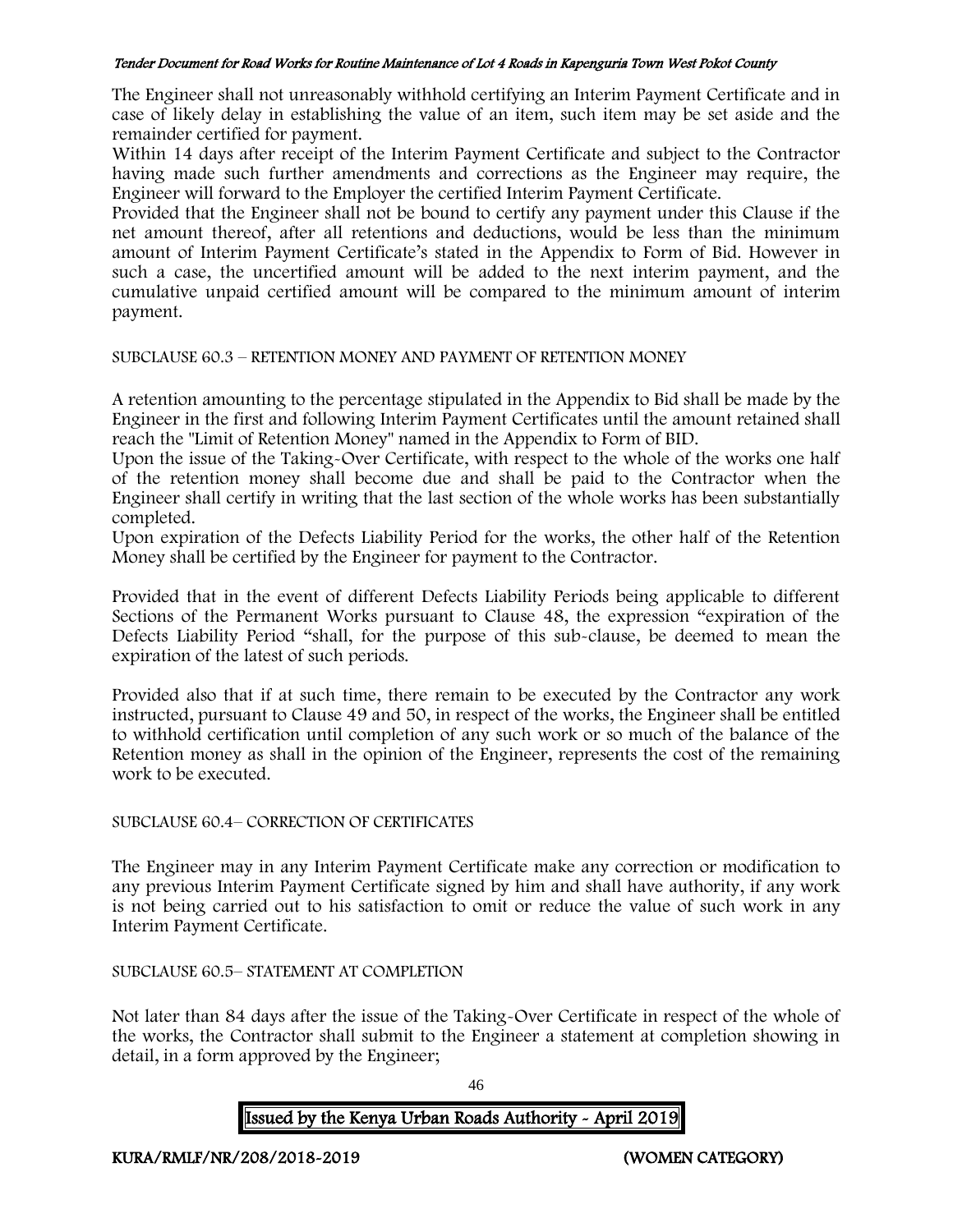The Engineer shall not unreasonably withhold certifying an Interim Payment Certificate and in case of likely delay in establishing the value of an item, such item may be set aside and the remainder certified for payment.

Within 14 days after receipt of the Interim Payment Certificate and subject to the Contractor having made such further amendments and corrections as the Engineer may require, the Engineer will forward to the Employer the certified Interim Payment Certificate.

Provided that the Engineer shall not be bound to certify any payment under this Clause if the net amount thereof, after all retentions and deductions, would be less than the minimum amount of Interim Payment Certificate's stated in the Appendix to Form of Bid. However in such a case, the uncertified amount will be added to the next interim payment, and the cumulative unpaid certified amount will be compared to the minimum amount of interim payment.

SUBCLAUSE 60.3 – RETENTION MONEY AND PAYMENT OF RETENTION MONEY

A retention amounting to the percentage stipulated in the Appendix to Bid shall be made by the Engineer in the first and following Interim Payment Certificates until the amount retained shall reach the "Limit of Retention Money" named in the Appendix to Form of BID.

Upon the issue of the Taking-Over Certificate, with respect to the whole of the works one half of the retention money shall become due and shall be paid to the Contractor when the Engineer shall certify in writing that the last section of the whole works has been substantially completed.

Upon expiration of the Defects Liability Period for the works, the other half of the Retention Money shall be certified by the Engineer for payment to the Contractor.

Provided that in the event of different Defects Liability Periods being applicable to different Sections of the Permanent Works pursuant to Clause 48, the expression "expiration of the Defects Liability Period "shall, for the purpose of this sub-clause, be deemed to mean the expiration of the latest of such periods.

Provided also that if at such time, there remain to be executed by the Contractor any work instructed, pursuant to Clause 49 and 50, in respect of the works, the Engineer shall be entitled to withhold certification until completion of any such work or so much of the balance of the Retention money as shall in the opinion of the Engineer, represents the cost of the remaining work to be executed.

SUBCLAUSE 60.4– CORRECTION OF CERTIFICATES

The Engineer may in any Interim Payment Certificate make any correction or modification to any previous Interim Payment Certificate signed by him and shall have authority, if any work is not being carried out to his satisfaction to omit or reduce the value of such work in any Interim Payment Certificate.

SUBCLAUSE 60.5– STATEMENT AT COMPLETION

Not later than 84 days after the issue of the Taking-Over Certificate in respect of the whole of the works, the Contractor shall submit to the Engineer a statement at completion showing in detail, in a form approved by the Engineer;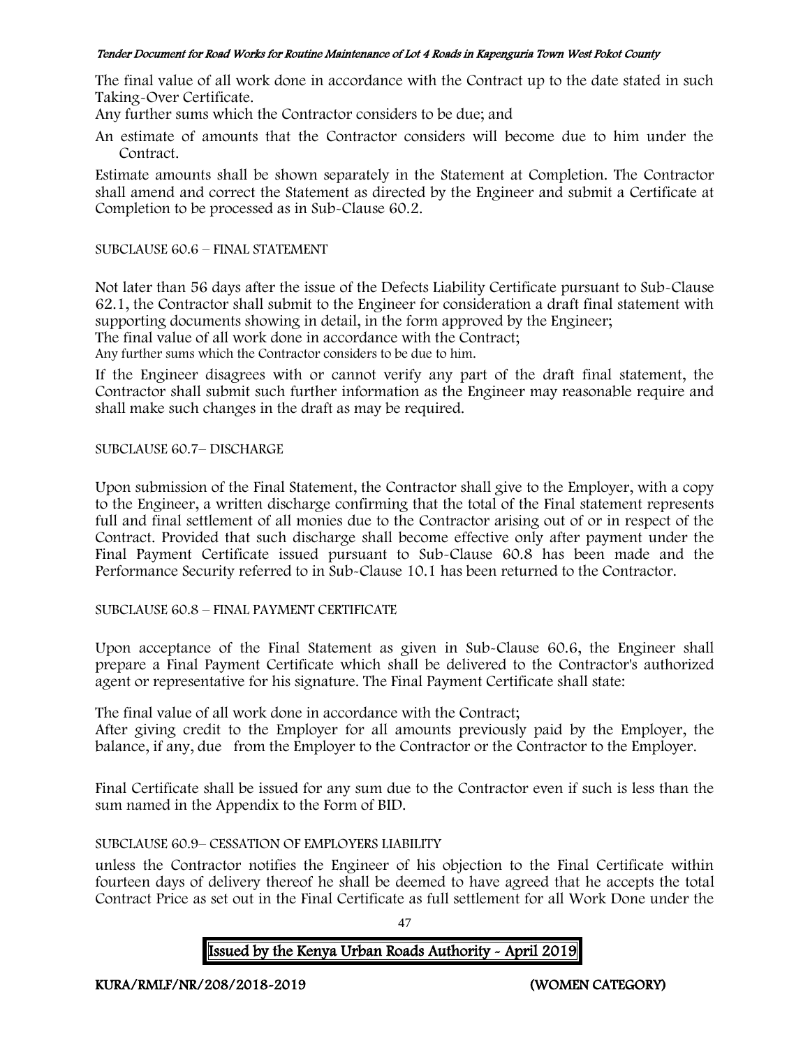The final value of all work done in accordance with the Contract up to the date stated in such Taking-Over Certificate.

Any further sums which the Contractor considers to be due; and

An estimate of amounts that the Contractor considers will become due to him under the Contract.

Estimate amounts shall be shown separately in the Statement at Completion. The Contractor shall amend and correct the Statement as directed by the Engineer and submit a Certificate at Completion to be processed as in Sub-Clause 60.2.

SUBCLAUSE 60.6 – FINAL STATEMENT

Not later than 56 days after the issue of the Defects Liability Certificate pursuant to Sub-Clause 62.1, the Contractor shall submit to the Engineer for consideration a draft final statement with supporting documents showing in detail, in the form approved by the Engineer;

The final value of all work done in accordance with the Contract;

Any further sums which the Contractor considers to be due to him.

If the Engineer disagrees with or cannot verify any part of the draft final statement, the Contractor shall submit such further information as the Engineer may reasonable require and shall make such changes in the draft as may be required.

SUBCLAUSE 60.7– DISCHARGE

Upon submission of the Final Statement, the Contractor shall give to the Employer, with a copy to the Engineer, a written discharge confirming that the total of the Final statement represents full and final settlement of all monies due to the Contractor arising out of or in respect of the Contract. Provided that such discharge shall become effective only after payment under the Final Payment Certificate issued pursuant to Sub-Clause 60.8 has been made and the Performance Security referred to in Sub-Clause 10.1 has been returned to the Contractor.

SUBCLAUSE 60.8 – FINAL PAYMENT CERTIFICATE

Upon acceptance of the Final Statement as given in Sub-Clause 60.6, the Engineer shall prepare a Final Payment Certificate which shall be delivered to the Contractor's authorized agent or representative for his signature. The Final Payment Certificate shall state:

The final value of all work done in accordance with the Contract;

After giving credit to the Employer for all amounts previously paid by the Employer, the balance, if any, due from the Employer to the Contractor or the Contractor to the Employer.

Final Certificate shall be issued for any sum due to the Contractor even if such is less than the sum named in the Appendix to the Form of BID.

SUBCLAUSE 60.9– CESSATION OF EMPLOYERS LIABILITY

unless the Contractor notifies the Engineer of his objection to the Final Certificate within fourteen days of delivery thereof he shall be deemed to have agreed that he accepts the total Contract Price as set out in the Final Certificate as full settlement for all Work Done under the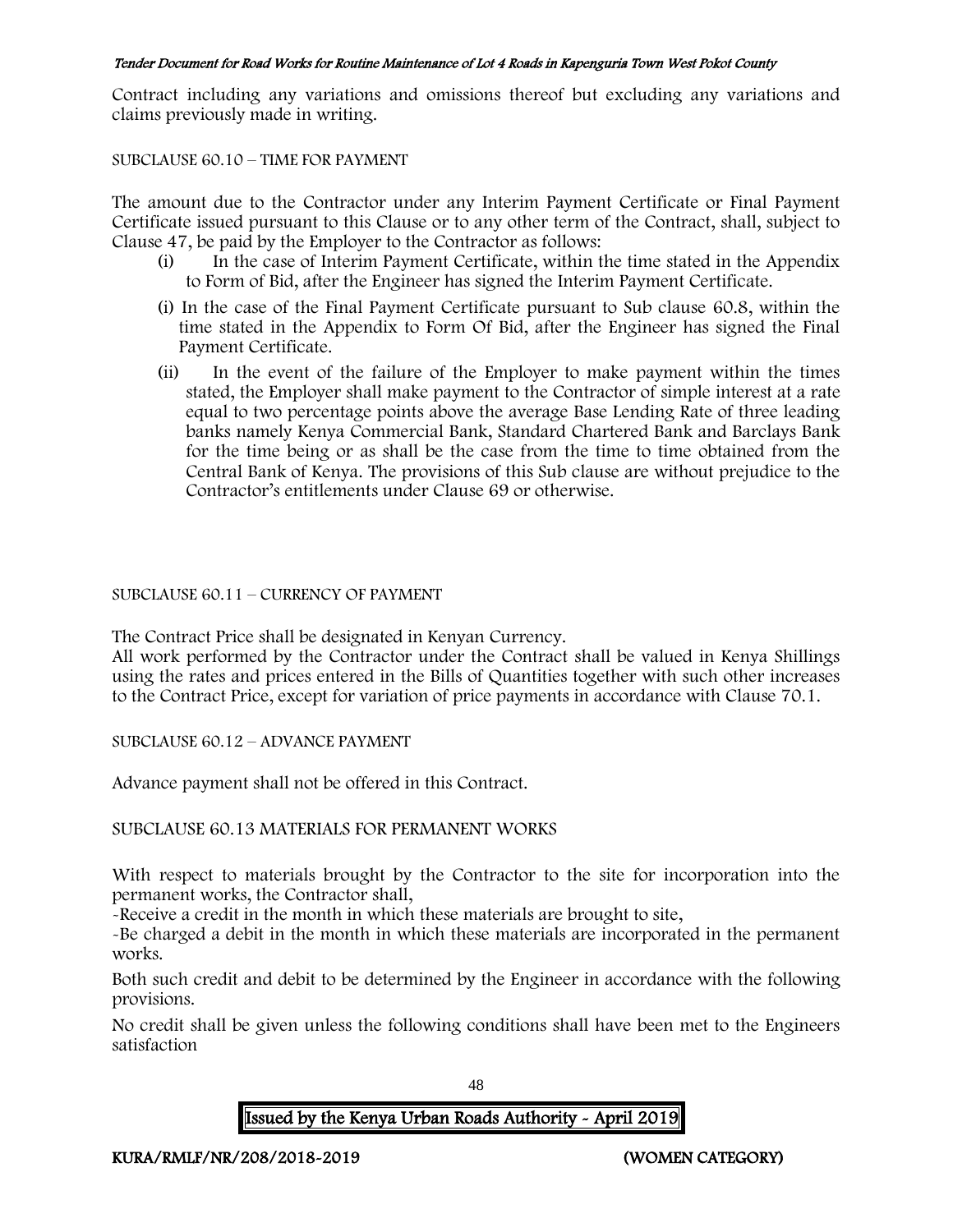Contract including any variations and omissions thereof but excluding any variations and claims previously made in writing.

SUBCLAUSE 60.10 – TIME FOR PAYMENT

The amount due to the Contractor under any Interim Payment Certificate or Final Payment Certificate issued pursuant to this Clause or to any other term of the Contract, shall, subject to Clause 47, be paid by the Employer to the Contractor as follows:

(i) In the case of Interim Payment Certificate, within the time stated in the Appendix to Form of Bid, after the Engineer has signed the Interim Payment Certificate.

(i) In the case of the Final Payment Certificate pursuant to Sub clause 60.8, within the time stated in the Appendix to Form Of Bid, after the Engineer has signed the Final Payment Certificate.

(ii) In the event of the failure of the Employer to make payment within the times stated, the Employer shall make payment to the Contractor of simple interest at a rate equal to two percentage points above the average Base Lending Rate of three leading banks namely Kenya Commercial Bank, Standard Chartered Bank and Barclays Bank for the time being or as shall be the case from the time to time obtained from the Central Bank of Kenya. The provisions of this Sub clause are without prejudice to the Contractor's entitlements under Clause 69 or otherwise.

SUBCLAUSE 60.11 – CURRENCY OF PAYMENT

The Contract Price shall be designated in Kenyan Currency.

All work performed by the Contractor under the Contract shall be valued in Kenya Shillings using the rates and prices entered in the Bills of Quantities together with such other increases to the Contract Price, except for variation of price payments in accordance with Clause 70.1.

SUBCLAUSE 60.12 – ADVANCE PAYMENT

Advance payment shall not be offered in this Contract.

SUBCLAUSE 60.13 MATERIALS FOR PERMANENT WORKS

With respect to materials brought by the Contractor to the site for incorporation into the permanent works, the Contractor shall,

-Receive a credit in the month in which these materials are brought to site,

-Be charged a debit in the month in which these materials are incorporated in the permanent works.

Both such credit and debit to be determined by the Engineer in accordance with the following provisions.

No credit shall be given unless the following conditions shall have been met to the Engineers satisfaction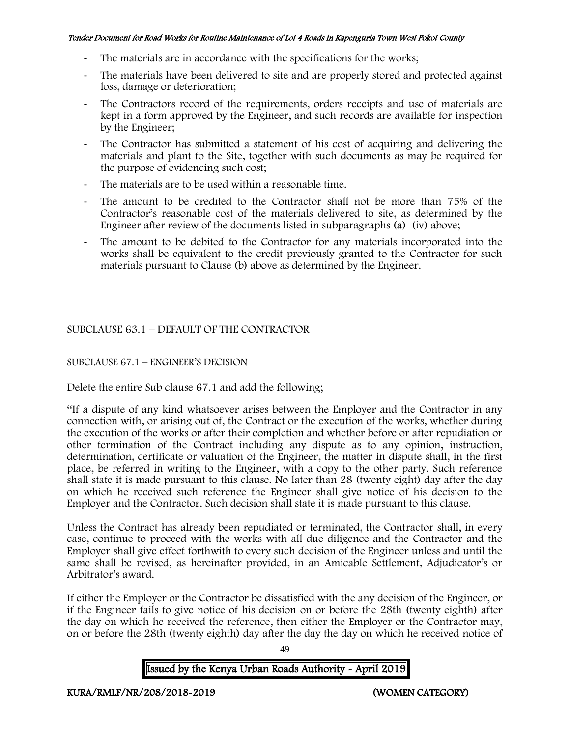- The materials are in accordance with the specifications for the works;
- The materials have been delivered to site and are properly stored and protected against loss, damage or deterioration;
- The Contractors record of the requirements, orders receipts and use of materials are kept in a form approved by the Engineer, and such records are available for inspection by the Engineer;
- The Contractor has submitted a statement of his cost of acquiring and delivering the materials and plant to the Site, together with such documents as may be required for the purpose of evidencing such cost;
- The materials are to be used within a reasonable time.
- The amount to be credited to the Contractor shall not be more than 75% of the Contractor's reasonable cost of the materials delivered to site, as determined by the Engineer after review of the documents listed in subparagraphs (a) (iv) above;
- The amount to be debited to the Contractor for any materials incorporated into the works shall be equivalent to the credit previously granted to the Contractor for such materials pursuant to Clause (b) above as determined by the Engineer.

SUBCLAUSE 63.1 – DEFAULT OF THE CONTRACTOR

SUBCLAUSE 67.1 – ENGINEER'S DECISION

Delete the entire Sub clause 67.1 and add the following;

"If a dispute of any kind whatsoever arises between the Employer and the Contractor in any connection with, or arising out of, the Contract or the execution of the works, whether during the execution of the works or after their completion and whether before or after repudiation or other termination of the Contract including any dispute as to any opinion, instruction, determination, certificate or valuation of the Engineer, the matter in dispute shall, in the first place, be referred in writing to the Engineer, with a copy to the other party. Such reference shall state it is made pursuant to this clause. No later than 28 (twenty eight) day after the day on which he received such reference the Engineer shall give notice of his decision to the Employer and the Contractor. Such decision shall state it is made pursuant to this clause.

Unless the Contract has already been repudiated or terminated, the Contractor shall, in every case, continue to proceed with the works with all due diligence and the Contractor and the Employer shall give effect forthwith to every such decision of the Engineer unless and until the same shall be revised, as hereinafter provided, in an Amicable Settlement, Adjudicator's or Arbitrator's award.

If either the Employer or the Contractor be dissatisfied with the any decision of the Engineer, or if the Engineer fails to give notice of his decision on or before the 28th (twenty eighth) after the day on which he received the reference, then either the Employer or the Contractor may, on or before the 28th (twenty eighth) day after the day the day on which he received notice of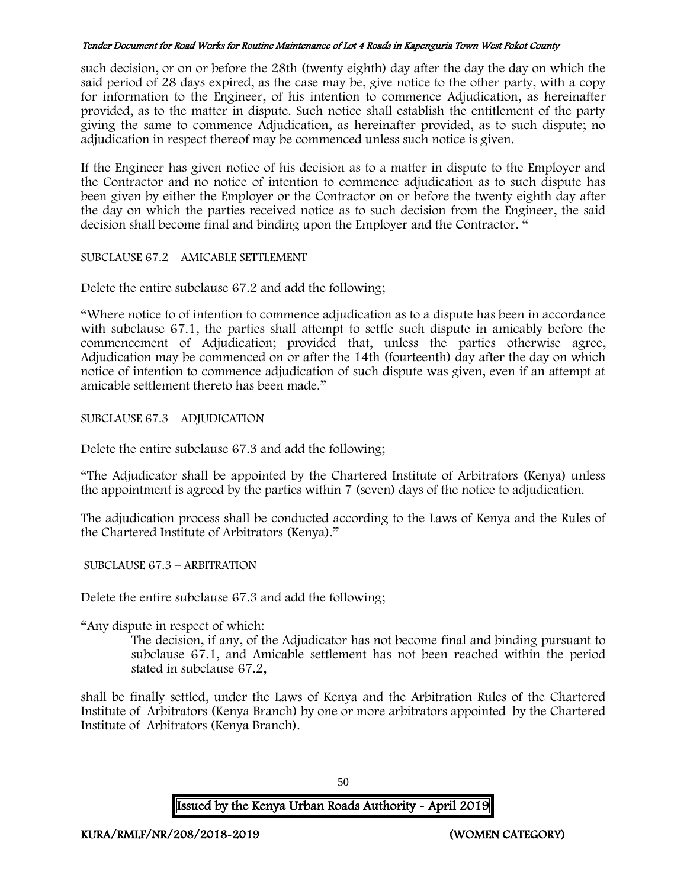such decision, or on or before the 28th (twenty eighth) day after the day the day on which the said period of 28 days expired, as the case may be, give notice to the other party, with a copy for information to the Engineer, of his intention to commence Adjudication, as hereinafter provided, as to the matter in dispute. Such notice shall establish the entitlement of the party giving the same to commence Adjudication, as hereinafter provided, as to such dispute; no adjudication in respect thereof may be commenced unless such notice is given.

If the Engineer has given notice of his decision as to a matter in dispute to the Employer and the Contractor and no notice of intention to commence adjudication as to such dispute has been given by either the Employer or the Contractor on or before the twenty eighth day after the day on which the parties received notice as to such decision from the Engineer, the said decision shall become final and binding upon the Employer and the Contractor. "

SUBCLAUSE 67.2 – AMICABLE SETTLEMENT

Delete the entire subclause 67.2 and add the following;

"Where notice to of intention to commence adjudication as to a dispute has been in accordance with subclause 67.1, the parties shall attempt to settle such dispute in amicably before the commencement of Adjudication; provided that, unless the parties otherwise agree, Adjudication may be commenced on or after the 14th (fourteenth) day after the day on which notice of intention to commence adjudication of such dispute was given, even if an attempt at amicable settlement thereto has been made."

SUBCLAUSE 67.3 – ADJUDICATION

Delete the entire subclause 67.3 and add the following;

"The Adjudicator shall be appointed by the Chartered Institute of Arbitrators (Kenya) unless the appointment is agreed by the parties within 7 (seven) days of the notice to adjudication.

The adjudication process shall be conducted according to the Laws of Kenya and the Rules of the Chartered Institute of Arbitrators (Kenya)."

SUBCLAUSE 67.3 – ARBITRATION

Delete the entire subclause 67.3 and add the following;

"Any dispute in respect of which:

> The decision, if any, of the Adjudicator has not become final and binding pursuant to subclause 67.1, and Amicable settlement has not been reached within the period stated in subclause 67.2,

shall be finally settled, under the Laws of Kenya and the Arbitration Rules of the Chartered Institute of Arbitrators (Kenya Branch) by one or more arbitrators appointed by the Chartered Institute of Arbitrators (Kenya Branch).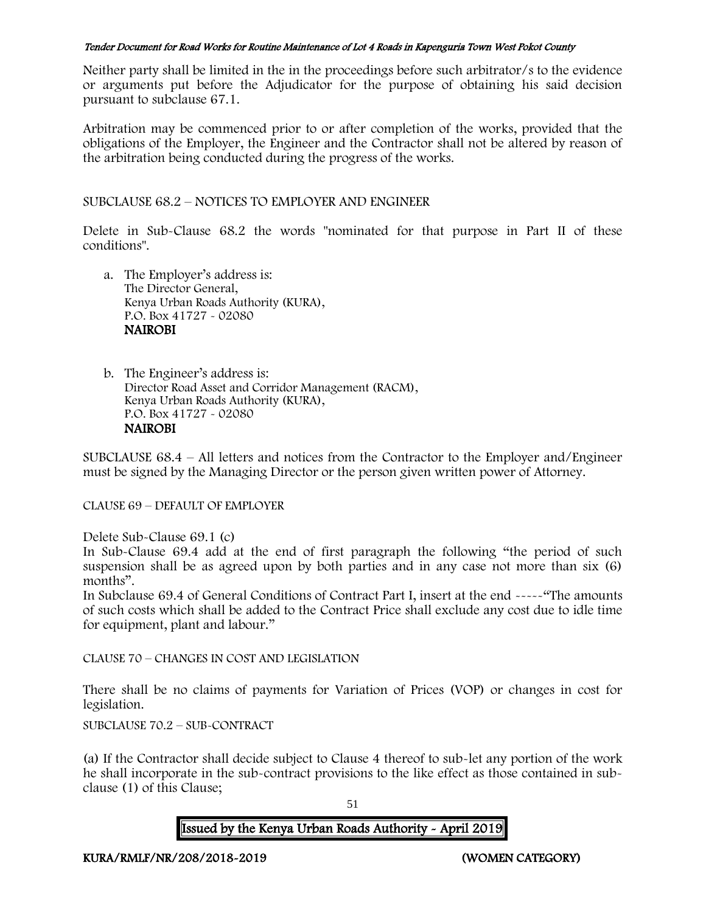Neither party shall be limited in the in the proceedings before such arbitrator/s to the evidence or arguments put before the Adjudicator for the purpose of obtaining his said decision pursuant to subclause 67.1.

Arbitration may be commenced prior to or after completion of the works, provided that the obligations of the Employer, the Engineer and the Contractor shall not be altered by reason of the arbitration being conducted during the progress of the works.

SUBCLAUSE 68.2 – NOTICES TO EMPLOYER AND ENGINEER

Delete in Sub-Clause 68.2 the words "nominated for that purpose in Part II of these conditions".

a. The Employer's address is:
   The Director General,
   Kenya Urban Roads Authority (KURA),
   P.O. Box 41727 - 02080
   **NAIROBI**

b. The Engineer's address is:
   Director Road Asset and Corridor Management (RACM),
   Kenya Urban Roads Authority (KURA),
   P.O. Box 41727 - 02080
   **NAIROBI**

SUBCLAUSE 68.4 – All letters and notices from the Contractor to the Employer and/Engineer must be signed by the Managing Director or the person given written power of Attorney.

CLAUSE 69 – DEFAULT OF EMPLOYER

Delete Sub-Clause 69.1 (c)
In Sub-Clause 69.4 add at the end of first paragraph the following "the period of such suspension shall be as agreed upon by both parties and in any case not more than six (6) months".
In Subclause 69.4 of General Conditions of Contract Part I, insert at the end -----"The amounts of such costs which shall be added to the Contract Price shall exclude any cost due to idle time for equipment, plant and labour."

CLAUSE 70 – CHANGES IN COST AND LEGISLATION

There shall be no claims of payments for Variation of Prices (VOP) or changes in cost for legislation.

SUBCLAUSE 70.2 – SUB-CONTRACT

(a) If the Contractor shall decide subject to Clause 4 thereof to sub-let any portion of the work he shall incorporate in the sub-contract provisions to the like effect as those contained in sub-clause (1) of this Clause;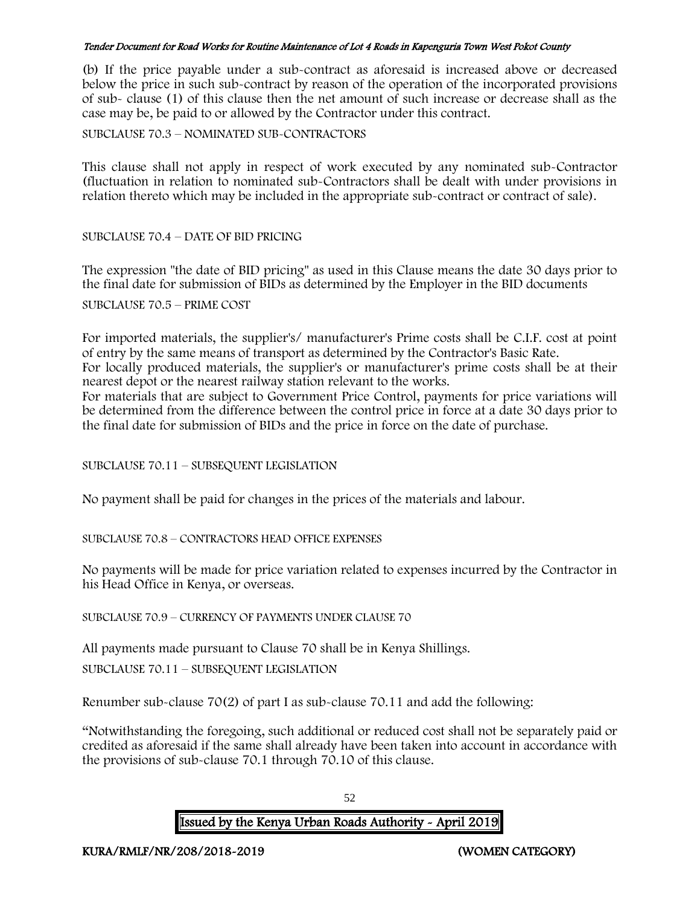(b) If the price payable under a sub-contract as aforesaid is increased above or decreased below the price in such sub-contract by reason of the operation of the incorporated provisions of sub- clause (1) of this clause then the net amount of such increase or decrease shall as the case may be, be paid to or allowed by the Contractor under this contract.

SUBCLAUSE 70.3 – NOMINATED SUB-CONTRACTORS

This clause shall not apply in respect of work executed by any nominated sub-Contractor (fluctuation in relation to nominated sub-Contractors shall be dealt with under provisions in relation thereto which may be included in the appropriate sub-contract or contract of sale).

SUBCLAUSE 70.4 – DATE OF BID PRICING

The expression "the date of BID pricing" as used in this Clause means the date 30 days prior to the final date for submission of BIDs as determined by the Employer in the BID documents

SUBCLAUSE 70.5 – PRIME COST

For imported materials, the supplier's/ manufacturer's Prime costs shall be C.I.F. cost at point of entry by the same means of transport as determined by the Contractor's Basic Rate.
For locally produced materials, the supplier's or manufacturer's prime costs shall be at their nearest depot or the nearest railway station relevant to the works.
For materials that are subject to Government Price Control, payments for price variations will be determined from the difference between the control price in force at a date 30 days prior to the final date for submission of BIDs and the price in force on the date of purchase.

SUBCLAUSE 70.11 – SUBSEQUENT LEGISLATION

No payment shall be paid for changes in the prices of the materials and labour.

SUBCLAUSE 70.8 – CONTRACTORS HEAD OFFICE EXPENSES

No payments will be made for price variation related to expenses incurred by the Contractor in his Head Office in Kenya, or overseas.

SUBCLAUSE 70.9 – CURRENCY OF PAYMENTS UNDER CLAUSE 70

All payments made pursuant to Clause 70 shall be in Kenya Shillings.

SUBCLAUSE 70.11 – SUBSEQUENT LEGISLATION

Renumber sub-clause 70(2) of part I as sub-clause 70.11 and add the following:

"Notwithstanding the foregoing, such additional or reduced cost shall not be separately paid or credited as aforesaid if the same shall already have been taken into account in accordance with the provisions of sub-clause 70.1 through 70.10 of this clause.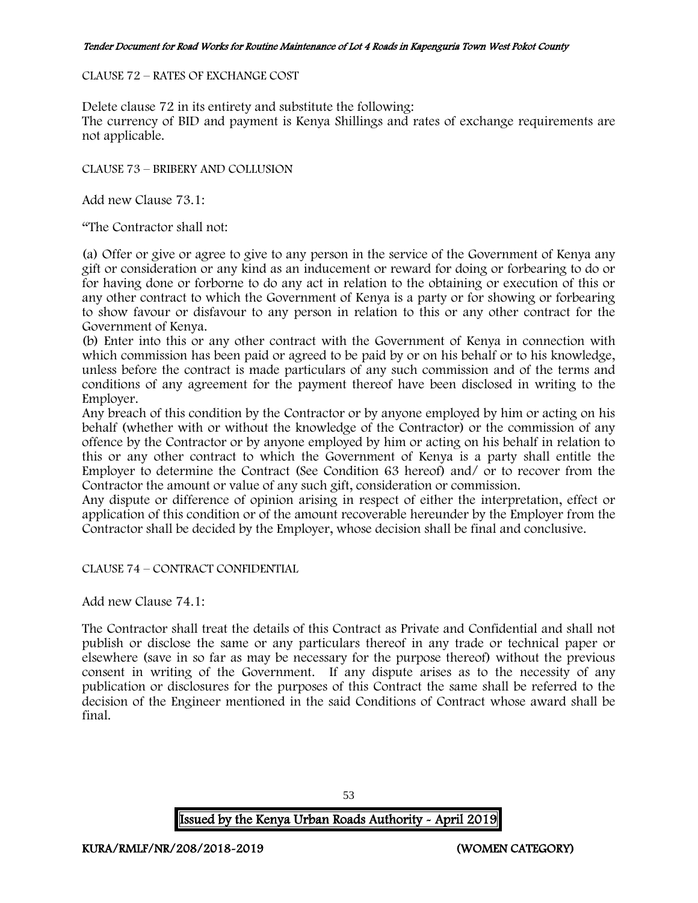CLAUSE 72 – RATES OF EXCHANGE COST

Delete clause 72 in its entirety and substitute the following:
The currency of BID and payment is Kenya Shillings and rates of exchange requirements are not applicable.

CLAUSE 73 – BRIBERY AND COLLUSION

Add new Clause 73.1:

"The Contractor shall not:

(a) Offer or give or agree to give to any person in the service of the Government of Kenya any gift or consideration or any kind as an inducement or reward for doing or forbearing to do or for having done or forborne to do any act in relation to the obtaining or execution of this or any other contract to which the Government of Kenya is a party or for showing or forbearing to show favour or disfavour to any person in relation to this or any other contract for the Government of Kenya.
(b) Enter into this or any other contract with the Government of Kenya in connection with which commission has been paid or agreed to be paid by or on his behalf or to his knowledge, unless before the contract is made particulars of any such commission and of the terms and conditions of any agreement for the payment thereof have been disclosed in writing to the Employer.
Any breach of this condition by the Contractor or by anyone employed by him or acting on his behalf (whether with or without the knowledge of the Contractor) or the commission of any offence by the Contractor or by anyone employed by him or acting on his behalf in relation to this or any other contract to which the Government of Kenya is a party shall entitle the Employer to determine the Contract (See Condition 63 hereof) and/ or to recover from the Contractor the amount or value of any such gift, consideration or commission.
Any dispute or difference of opinion arising in respect of either the interpretation, effect or application of this condition or of the amount recoverable hereunder by the Employer from the Contractor shall be decided by the Employer, whose decision shall be final and conclusive.

CLAUSE 74 – CONTRACT CONFIDENTIAL

Add new Clause 74.1:

The Contractor shall treat the details of this Contract as Private and Confidential and shall not publish or disclose the same or any particulars thereof in any trade or technical paper or elsewhere (save in so far as may be necessary for the purpose thereof) without the previous consent in writing of the Government. If any dispute arises as to the necessity of any publication or disclosures for the purposes of this Contract the same shall be referred to the decision of the Engineer mentioned in the said Conditions of Contract whose award shall be final.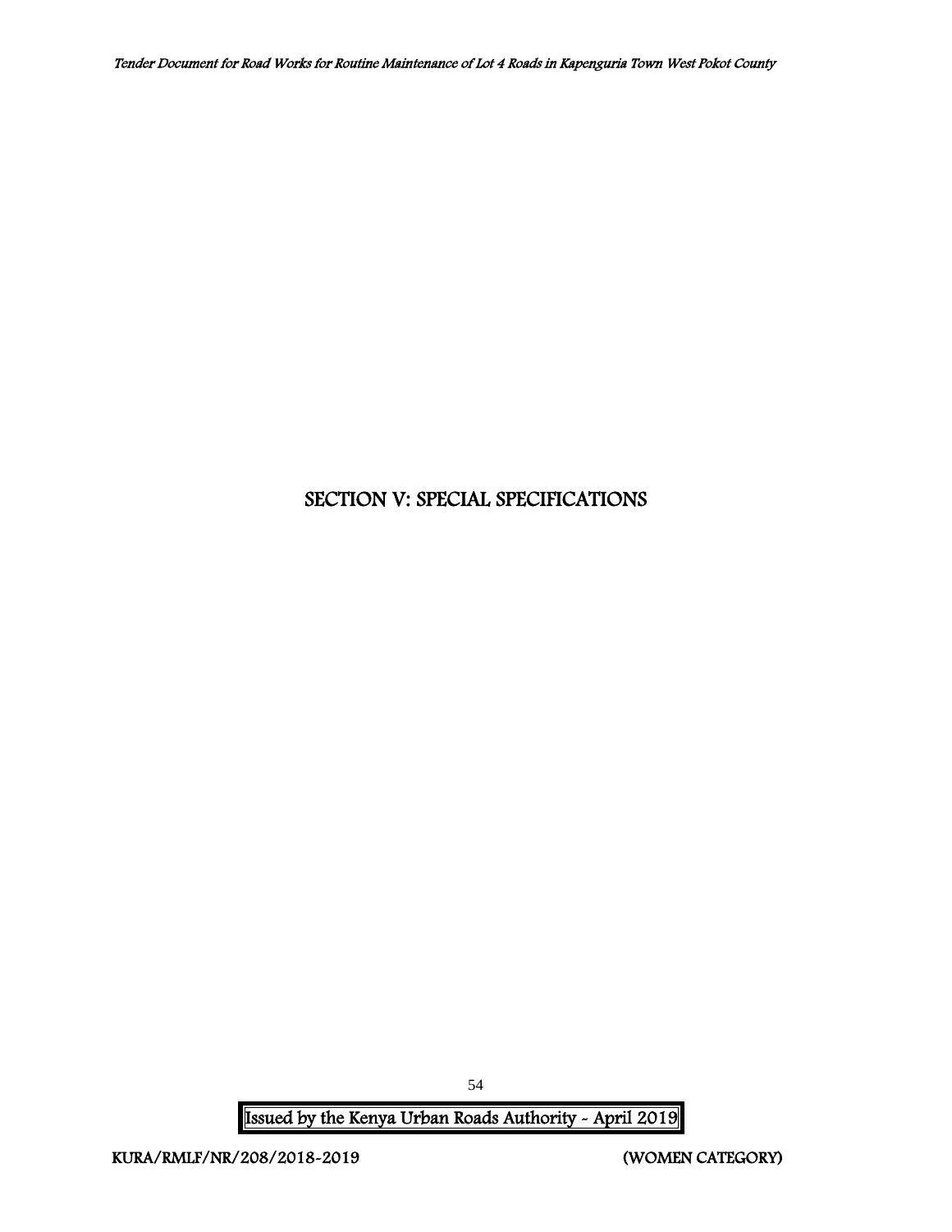# SECTION V: SPECIAL SPECIFICATIONS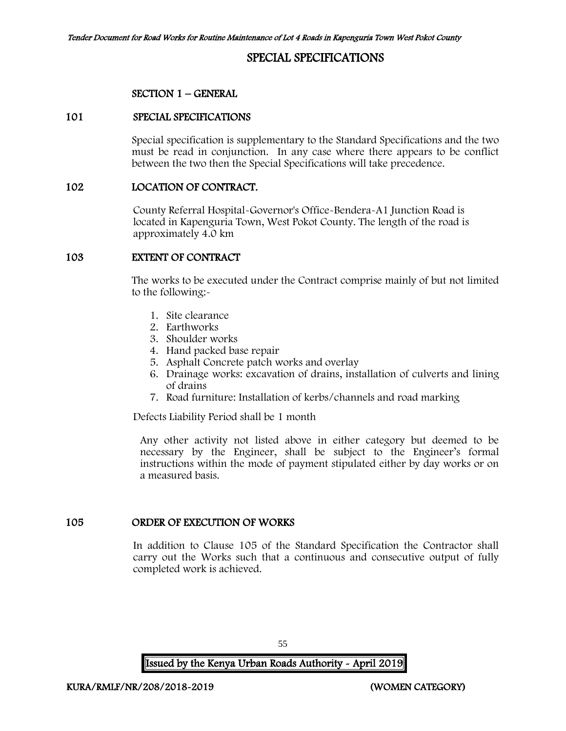# SPECIAL SPECIFICATIONS

## SECTION 1 – GENERAL

### 101 SPECIAL SPECIFICATIONS

Special specification is supplementary to the Standard Specifications and the two must be read in conjunction. In any case where there appears to be conflict between the two then the Special Specifications will take precedence.

### 102 LOCATION OF CONTRACT.

County Referral Hospital-Governor's Office-Bendera-A1 Junction Road is located in Kapenguria Town, West Pokot County. The length of the road is approximately 4.0 km

### 103 EXTENT OF CONTRACT

The works to be executed under the Contract comprise mainly of but not limited to the following:-

1. Site clearance
2. Earthworks
3. Shoulder works
4. Hand packed base repair
5. Asphalt Concrete patch works and overlay
6. Drainage works: excavation of drains, installation of culverts and lining of drains
7. Road furniture: Installation of kerbs/channels and road marking

Defects Liability Period shall be 1 month

Any other activity not listed above in either category but deemed to be necessary by the Engineer, shall be subject to the Engineer's formal instructions within the mode of payment stipulated either by day works or on a measured basis.

### 105 ORDER OF EXECUTION OF WORKS

In addition to Clause 105 of the Standard Specification the Contractor shall carry out the Works such that a continuous and consecutive output of fully completed work is achieved.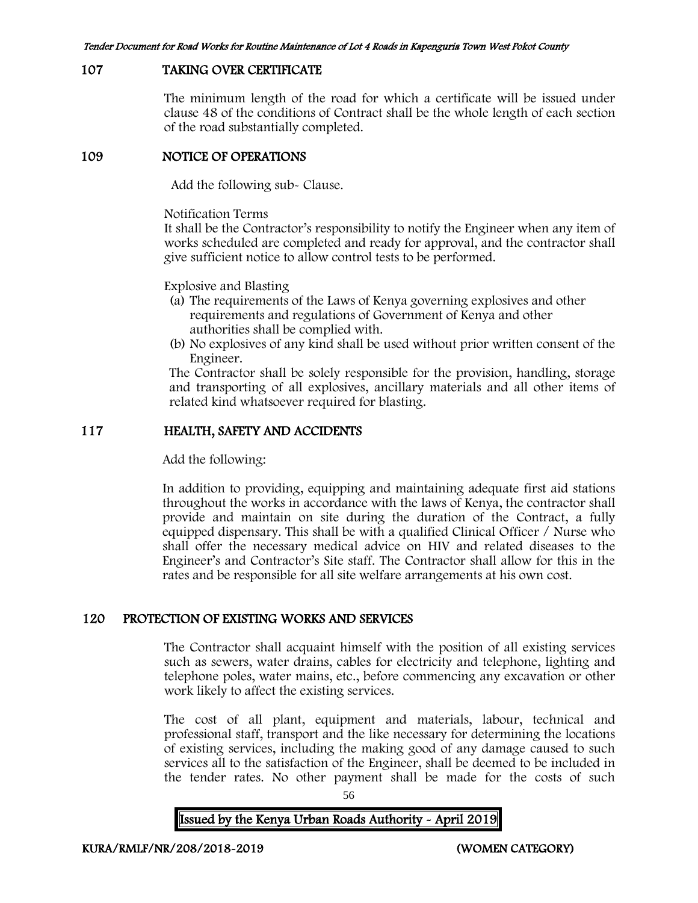## 107 TAKING OVER CERTIFICATE

The minimum length of the road for which a certificate will be issued under clause 48 of the conditions of Contract shall be the whole length of each section of the road substantially completed.

## 109 NOTICE OF OPERATIONS

Add the following sub- Clause.

Notification Terms

It shall be the Contractor's responsibility to notify the Engineer when any item of works scheduled are completed and ready for approval, and the contractor shall give sufficient notice to allow control tests to be performed.

Explosive and Blasting

(a) The requirements of the Laws of Kenya governing explosives and other requirements and regulations of Government of Kenya and other authorities shall be complied with.
(b) No explosives of any kind shall be used without prior written consent of the Engineer.

The Contractor shall be solely responsible for the provision, handling, storage and transporting of all explosives, ancillary materials and all other items of related kind whatsoever required for blasting.

## 117 HEALTH, SAFETY AND ACCIDENTS

Add the following:

In addition to providing, equipping and maintaining adequate first aid stations throughout the works in accordance with the laws of Kenya, the contractor shall provide and maintain on site during the duration of the Contract, a fully equipped dispensary. This shall be with a qualified Clinical Officer / Nurse who shall offer the necessary medical advice on HIV and related diseases to the Engineer's and Contractor's Site staff. The Contractor shall allow for this in the rates and be responsible for all site welfare arrangements at his own cost.

## 120 PROTECTION OF EXISTING WORKS AND SERVICES

The Contractor shall acquaint himself with the position of all existing services such as sewers, water drains, cables for electricity and telephone, lighting and telephone poles, water mains, etc., before commencing any excavation or other work likely to affect the existing services.

The cost of all plant, equipment and materials, labour, technical and professional staff, transport and the like necessary for determining the locations of existing services, including the making good of any damage caused to such services all to the satisfaction of the Engineer, shall be deemed to be included in the tender rates. No other payment shall be made for the costs of such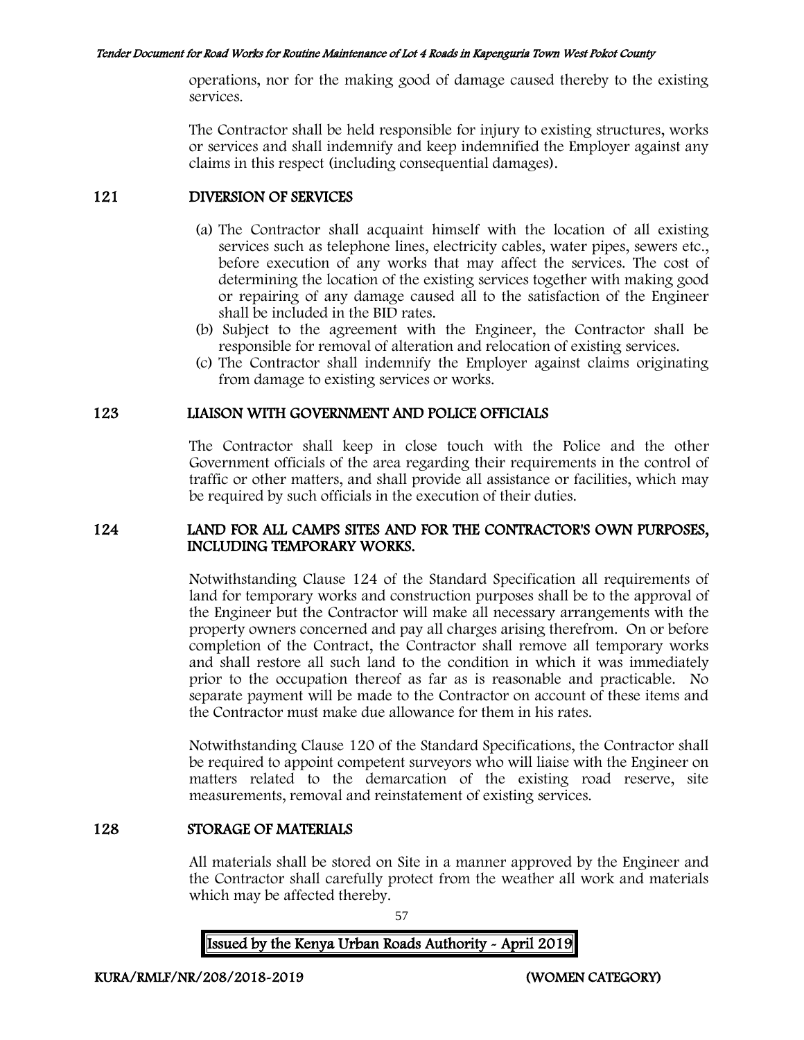operations, nor for the making good of damage caused thereby to the existing services.

The Contractor shall be held responsible for injury to existing structures, works or services and shall indemnify and keep indemnified the Employer against any claims in this respect (including consequential damages).

## 121 DIVERSION OF SERVICES

(a) The Contractor shall acquaint himself with the location of all existing services such as telephone lines, electricity cables, water pipes, sewers etc., before execution of any works that may affect the services. The cost of determining the location of the existing services together with making good or repairing of any damage caused all to the satisfaction of the Engineer shall be included in the BID rates.

(b) Subject to the agreement with the Engineer, the Contractor shall be responsible for removal of alteration and relocation of existing services.

(c) The Contractor shall indemnify the Employer against claims originating from damage to existing services or works.

## 123 LIAISON WITH GOVERNMENT AND POLICE OFFICIALS

The Contractor shall keep in close touch with the Police and the other Government officials of the area regarding their requirements in the control of traffic or other matters, and shall provide all assistance or facilities, which may be required by such officials in the execution of their duties.

## 124 LAND FOR ALL CAMPS SITES AND FOR THE CONTRACTOR'S OWN PURPOSES, INCLUDING TEMPORARY WORKS.

Notwithstanding Clause 124 of the Standard Specification all requirements of land for temporary works and construction purposes shall be to the approval of the Engineer but the Contractor will make all necessary arrangements with the property owners concerned and pay all charges arising therefrom. On or before completion of the Contract, the Contractor shall remove all temporary works and shall restore all such land to the condition in which it was immediately prior to the occupation thereof as far as is reasonable and practicable. No separate payment will be made to the Contractor on account of these items and the Contractor must make due allowance for them in his rates.

Notwithstanding Clause 120 of the Standard Specifications, the Contractor shall be required to appoint competent surveyors who will liaise with the Engineer on matters related to the demarcation of the existing road reserve, site measurements, removal and reinstatement of existing services.

## 128 STORAGE OF MATERIALS

All materials shall be stored on Site in a manner approved by the Engineer and the Contractor shall carefully protect from the weather all work and materials which may be affected thereby.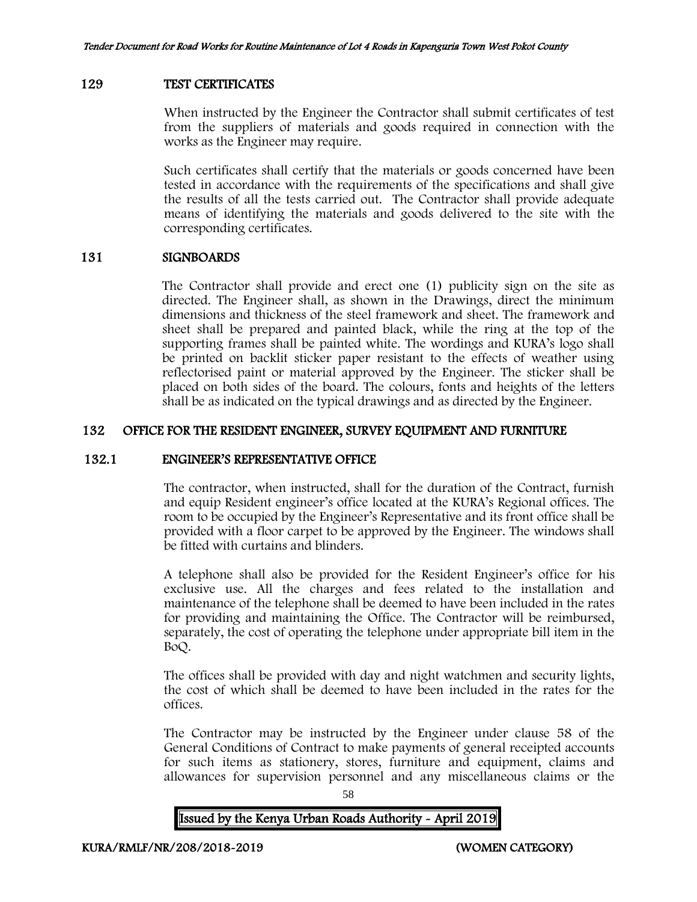## 129 TEST CERTIFICATES

When instructed by the Engineer the Contractor shall submit certificates of test from the suppliers of materials and goods required in connection with the works as the Engineer may require.

Such certificates shall certify that the materials or goods concerned have been tested in accordance with the requirements of the specifications and shall give the results of all the tests carried out. The Contractor shall provide adequate means of identifying the materials and goods delivered to the site with the corresponding certificates.

## 131 SIGNBOARDS

The Contractor shall provide and erect one (1) publicity sign on the site as directed. The Engineer shall, as shown in the Drawings, direct the minimum dimensions and thickness of the steel framework and sheet. The framework and sheet shall be prepared and painted black, while the ring at the top of the supporting frames shall be painted white. The wordings and KURA's logo shall be printed on backlit sticker paper resistant to the effects of weather using reflectorised paint or material approved by the Engineer. The sticker shall be placed on both sides of the board. The colours, fonts and heights of the letters shall be as indicated on the typical drawings and as directed by the Engineer.

## 132 OFFICE FOR THE RESIDENT ENGINEER, SURVEY EQUIPMENT AND FURNITURE

### 132.1 ENGINEER'S REPRESENTATIVE OFFICE

The contractor, when instructed, shall for the duration of the Contract, furnish and equip Resident engineer's office located at the KURA's Regional offices. The room to be occupied by the Engineer's Representative and its front office shall be provided with a floor carpet to be approved by the Engineer. The windows shall be fitted with curtains and blinders.

A telephone shall also be provided for the Resident Engineer's office for his exclusive use. All the charges and fees related to the installation and maintenance of the telephone shall be deemed to have been included in the rates for providing and maintaining the Office. The Contractor will be reimbursed, separately, the cost of operating the telephone under appropriate bill item in the BoQ.

The offices shall be provided with day and night watchmen and security lights, the cost of which shall be deemed to have been included in the rates for the offices.

The Contractor may be instructed by the Engineer under clause 58 of the General Conditions of Contract to make payments of general receipted accounts for such items as stationery, stores, furniture and equipment, claims and allowances for supervision personnel and any miscellaneous claims or the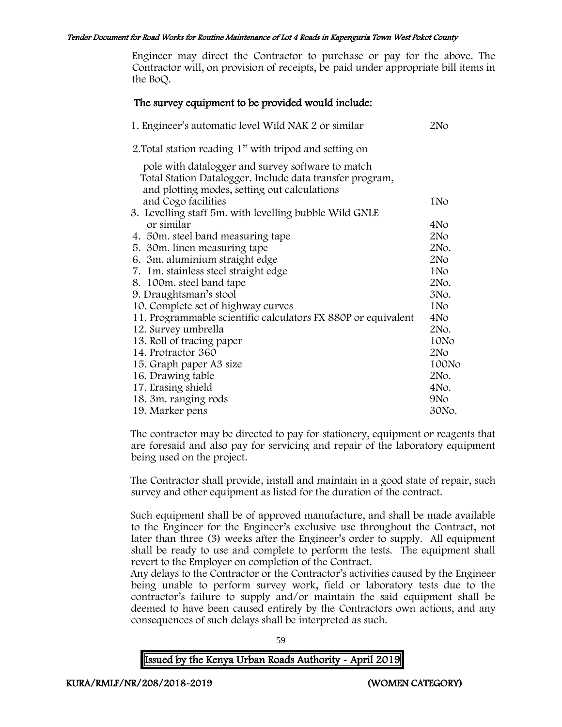Engineer may direct the Contractor to purchase or pay for the above. The Contractor will, on provision of receipts, be paid under appropriate bill items in the BoQ.

**The survey equipment to be provided would include:**

| Item | Qty |
|---|---|
| 1. Engineer's automatic level Wild NAK 2 or similar | 2No |
| 2. Total station reading 1" with tripod and setting on pole with datalogger and survey software to match Total Station Datalogger. Include data transfer program, and plotting modes, setting out calculations and Cogo facilities | 1No |
| 3. Levelling staff 5m. with levelling bubble Wild GNLE or similar | 4No |
| 4. 50m. steel band measuring tape | 2No |
| 5. 30m. linen measuring tape | 2No. |
| 6. 3m. aluminium straight edge | 2No |
| 7. 1m. stainless steel straight edge | 1No |
| 8. 100m. steel band tape | 2No. |
| 9. Draughtsman's stool | 3No. |
| 10. Complete set of highway curves | 1No |
| 11. Programmable scientific calculators FX 880P or equivalent | 4No |
| 12. Survey umbrella | 2No. |
| 13. Roll of tracing paper | 10No |
| 14. Protractor 360 | 2No |
| 15. Graph paper A3 size | 100No |
| 16. Drawing table | 2No. |
| 17. Erasing shield | 4No. |
| 18. 3m. ranging rods | 9No |
| 19. Marker pens | 30No. |

The contractor may be directed to pay for stationery, equipment or reagents that are foresaid and also pay for servicing and repair of the laboratory equipment being used on the project.

The Contractor shall provide, install and maintain in a good state of repair, such survey and other equipment as listed for the duration of the contract.

Such equipment shall be of approved manufacture, and shall be made available to the Engineer for the Engineer's exclusive use throughout the Contract, not later than three (3) weeks after the Engineer's order to supply. All equipment shall be ready to use and complete to perform the tests. The equipment shall revert to the Employer on completion of the Contract.

Any delays to the Contractor or the Contractor's activities caused by the Engineer being unable to perform survey work, field or laboratory tests due to the contractor's failure to supply and/or maintain the said equipment shall be deemed to have been caused entirely by the Contractors own actions, and any consequences of such delays shall be interpreted as such.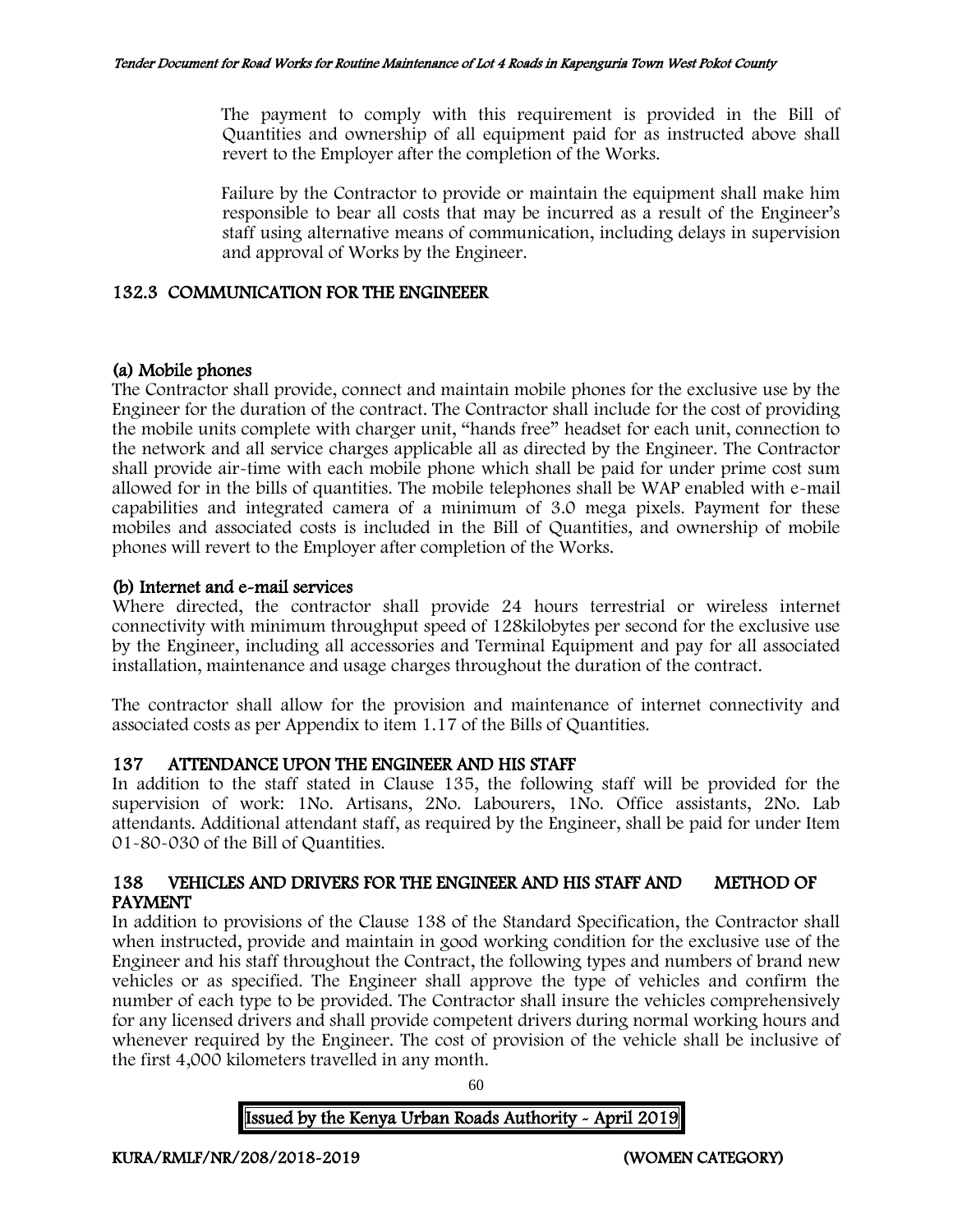The payment to comply with this requirement is provided in the Bill of Quantities and ownership of all equipment paid for as instructed above shall revert to the Employer after the completion of the Works.

Failure by the Contractor to provide or maintain the equipment shall make him responsible to bear all costs that may be incurred as a result of the Engineer's staff using alternative means of communication, including delays in supervision and approval of Works by the Engineer.

## 132.3 COMMUNICATION FOR THE ENGINEEER

### (a) Mobile phones

The Contractor shall provide, connect and maintain mobile phones for the exclusive use by the Engineer for the duration of the contract. The Contractor shall include for the cost of providing the mobile units complete with charger unit, "hands free" headset for each unit, connection to the network and all service charges applicable all as directed by the Engineer. The Contractor shall provide air-time with each mobile phone which shall be paid for under prime cost sum allowed for in the bills of quantities. The mobile telephones shall be WAP enabled with e-mail capabilities and integrated camera of a minimum of 3.0 mega pixels. Payment for these mobiles and associated costs is included in the Bill of Quantities, and ownership of mobile phones will revert to the Employer after completion of the Works.

### (b) Internet and e-mail services

Where directed, the contractor shall provide 24 hours terrestrial or wireless internet connectivity with minimum throughput speed of 128kilobytes per second for the exclusive use by the Engineer, including all accessories and Terminal Equipment and pay for all associated installation, maintenance and usage charges throughout the duration of the contract.

The contractor shall allow for the provision and maintenance of internet connectivity and associated costs as per Appendix to item 1.17 of the Bills of Quantities.

## 137 ATTENDANCE UPON THE ENGINEER AND HIS STAFF

In addition to the staff stated in Clause 135, the following staff will be provided for the supervision of work: 1No. Artisans, 2No. Labourers, 1No. Office assistants, 2No. Lab attendants. Additional attendant staff, as required by the Engineer, shall be paid for under Item 01-80-030 of the Bill of Quantities.

## 138 VEHICLES AND DRIVERS FOR THE ENGINEER AND HIS STAFF AND METHOD OF PAYMENT

In addition to provisions of the Clause 138 of the Standard Specification, the Contractor shall when instructed, provide and maintain in good working condition for the exclusive use of the Engineer and his staff throughout the Contract, the following types and numbers of brand new vehicles or as specified. The Engineer shall approve the type of vehicles and confirm the number of each type to be provided. The Contractor shall insure the vehicles comprehensively for any licensed drivers and shall provide competent drivers during normal working hours and whenever required by the Engineer. The cost of provision of the vehicle shall be inclusive of the first 4,000 kilometers travelled in any month.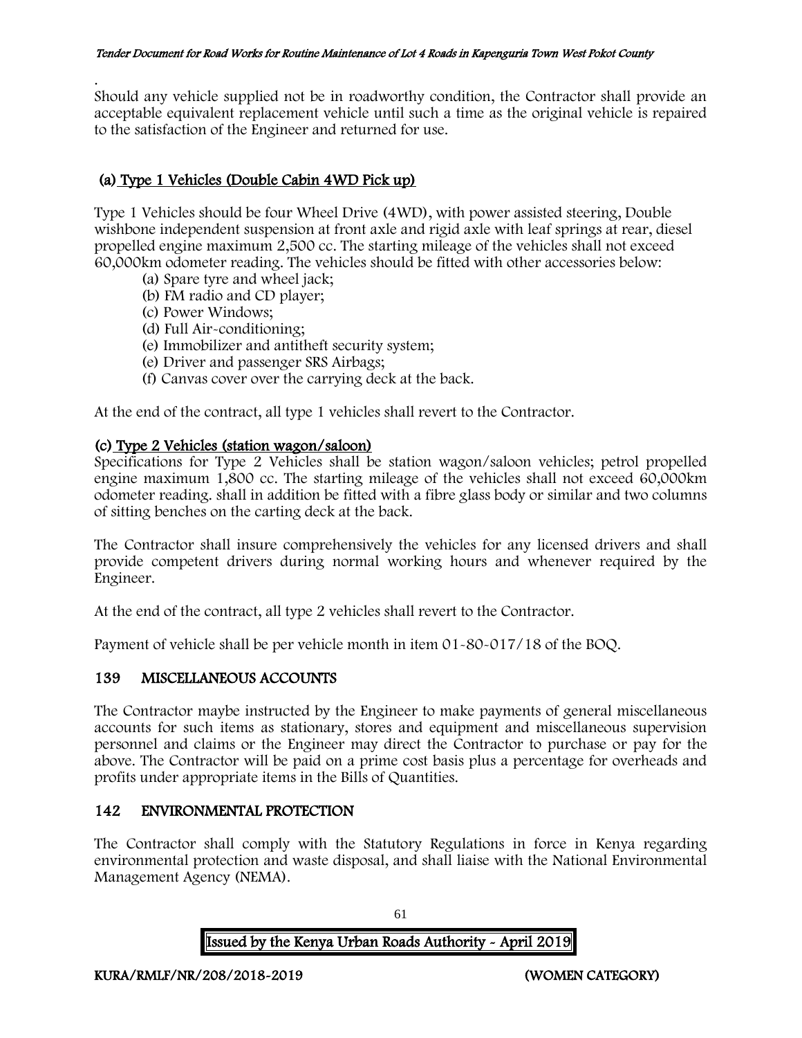.
Should any vehicle supplied not be in roadworthy condition, the Contractor shall provide an acceptable equivalent replacement vehicle until such a time as the original vehicle is repaired to the satisfaction of the Engineer and returned for use.

### (a) Type 1 Vehicles (Double Cabin 4WD Pick up)

Type 1 Vehicles should be four Wheel Drive (4WD), with power assisted steering, Double wishbone independent suspension at front axle and rigid axle with leaf springs at rear, diesel propelled engine maximum 2,500 cc. The starting mileage of the vehicles shall not exceed 60,000km odometer reading. The vehicles should be fitted with other accessories below:

(a) Spare tyre and wheel jack;
(b) FM radio and CD player;
(c) Power Windows;
(d) Full Air-conditioning;
(e) Immobilizer and antitheft security system;
(e) Driver and passenger SRS Airbags;
(f) Canvas cover over the carrying deck at the back.

At the end of the contract, all type 1 vehicles shall revert to the Contractor.

### (c) Type 2 Vehicles (station wagon/saloon)

Specifications for Type 2 Vehicles shall be station wagon/saloon vehicles; petrol propelled engine maximum 1,800 cc. The starting mileage of the vehicles shall not exceed 60,000km odometer reading. shall in addition be fitted with a fibre glass body or similar and two columns of sitting benches on the carting deck at the back.

The Contractor shall insure comprehensively the vehicles for any licensed drivers and shall provide competent drivers during normal working hours and whenever required by the Engineer.

At the end of the contract, all type 2 vehicles shall revert to the Contractor.

Payment of vehicle shall be per vehicle month in item 01-80-017/18 of the BOQ.

## 139 MISCELLANEOUS ACCOUNTS

The Contractor maybe instructed by the Engineer to make payments of general miscellaneous accounts for such items as stationary, stores and equipment and miscellaneous supervision personnel and claims or the Engineer may direct the Contractor to purchase or pay for the above. The Contractor will be paid on a prime cost basis plus a percentage for overheads and profits under appropriate items in the Bills of Quantities.

## 142 ENVIRONMENTAL PROTECTION

The Contractor shall comply with the Statutory Regulations in force in Kenya regarding environmental protection and waste disposal, and shall liaise with the National Environmental Management Agency (NEMA).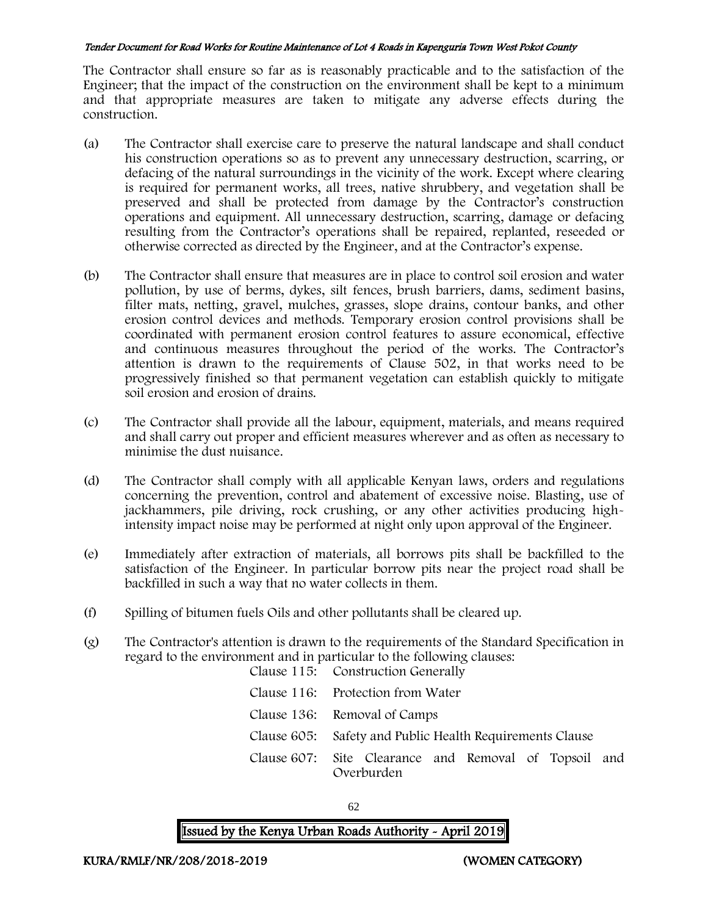The Contractor shall ensure so far as is reasonably practicable and to the satisfaction of the Engineer; that the impact of the construction on the environment shall be kept to a minimum and that appropriate measures are taken to mitigate any adverse effects during the construction.

(a) The Contractor shall exercise care to preserve the natural landscape and shall conduct his construction operations so as to prevent any unnecessary destruction, scarring, or defacing of the natural surroundings in the vicinity of the work. Except where clearing is required for permanent works, all trees, native shrubbery, and vegetation shall be preserved and shall be protected from damage by the Contractor's construction operations and equipment. All unnecessary destruction, scarring, damage or defacing resulting from the Contractor's operations shall be repaired, replanted, reseeded or otherwise corrected as directed by the Engineer, and at the Contractor's expense.

(b) The Contractor shall ensure that measures are in place to control soil erosion and water pollution, by use of berms, dykes, silt fences, brush barriers, dams, sediment basins, filter mats, netting, gravel, mulches, grasses, slope drains, contour banks, and other erosion control devices and methods. Temporary erosion control provisions shall be coordinated with permanent erosion control features to assure economical, effective and continuous measures throughout the period of the works. The Contractor's attention is drawn to the requirements of Clause 502, in that works need to be progressively finished so that permanent vegetation can establish quickly to mitigate soil erosion and erosion of drains.

(c) The Contractor shall provide all the labour, equipment, materials, and means required and shall carry out proper and efficient measures wherever and as often as necessary to minimise the dust nuisance.

(d) The Contractor shall comply with all applicable Kenyan laws, orders and regulations concerning the prevention, control and abatement of excessive noise. Blasting, use of jackhammers, pile driving, rock crushing, or any other activities producing high-intensity impact noise may be performed at night only upon approval of the Engineer.

(e) Immediately after extraction of materials, all borrows pits shall be backfilled to the satisfaction of the Engineer. In particular borrow pits near the project road shall be backfilled in such a way that no water collects in them.

(f) Spilling of bitumen fuels Oils and other pollutants shall be cleared up.

(g) The Contractor's attention is drawn to the requirements of the Standard Specification in regard to the environment and in particular to the following clauses:

| | |
|---|---|
| Clause 115: | Construction Generally |
| Clause 116: | Protection from Water |
| Clause 136: | Removal of Camps |
| Clause 605: | Safety and Public Health Requirements Clause |
| Clause 607: | Site Clearance and Removal of Topsoil and Overburden |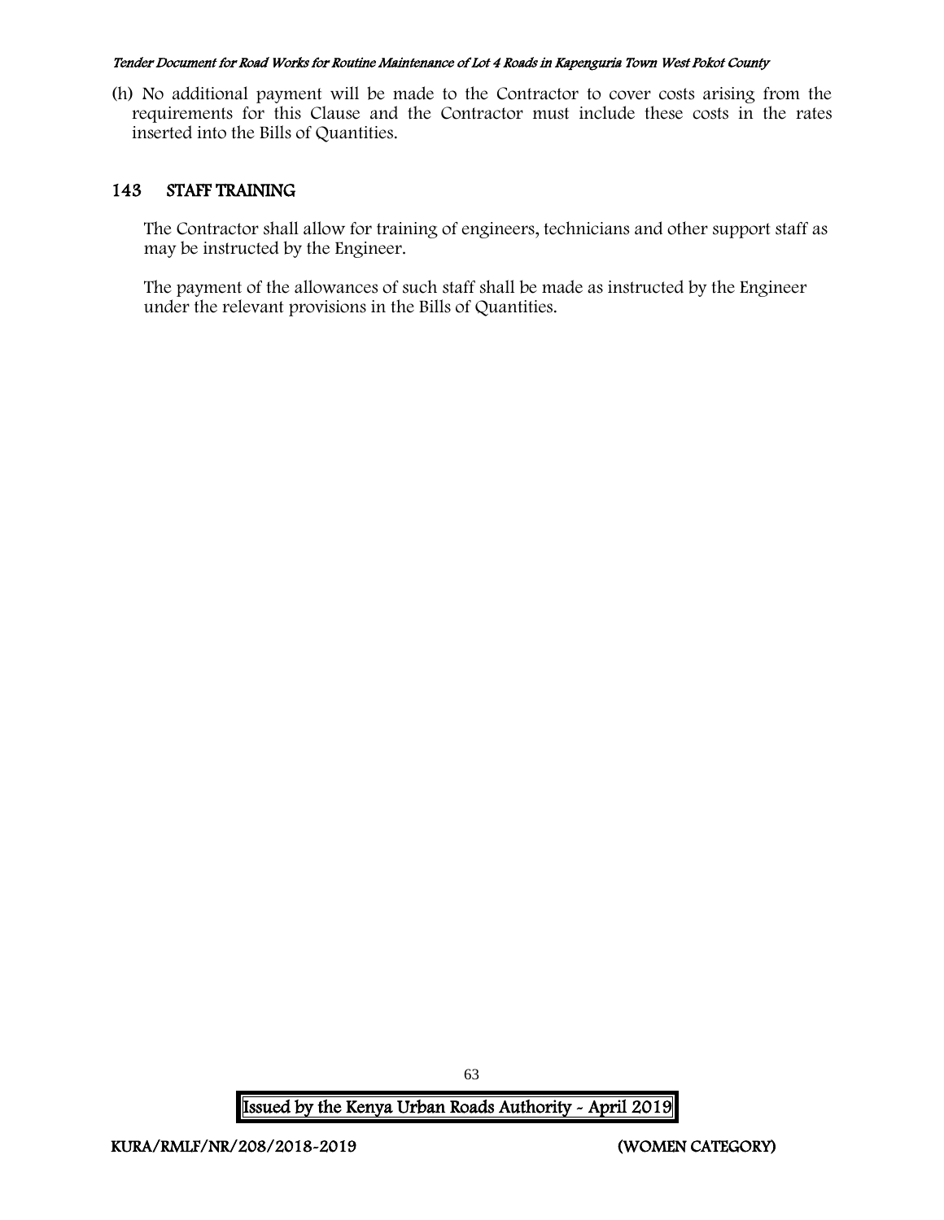(h) No additional payment will be made to the Contractor to cover costs arising from the requirements for this Clause and the Contractor must include these costs in the rates inserted into the Bills of Quantities.

## 143 STAFF TRAINING

The Contractor shall allow for training of engineers, technicians and other support staff as may be instructed by the Engineer.

The payment of the allowances of such staff shall be made as instructed by the Engineer under the relevant provisions in the Bills of Quantities.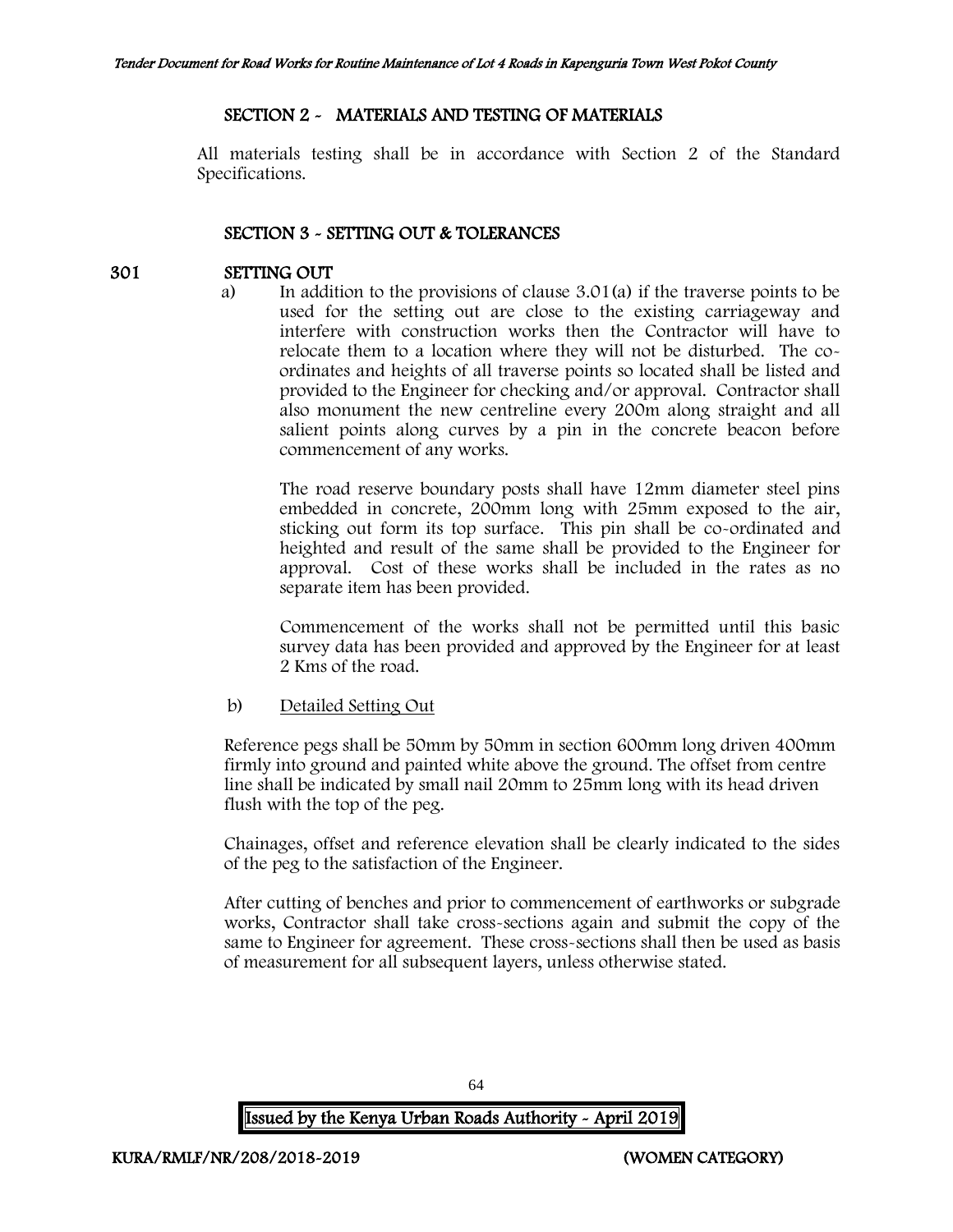## SECTION 2 - MATERIALS AND TESTING OF MATERIALS

All materials testing shall be in accordance with Section 2 of the Standard Specifications.

## SECTION 3 - SETTING OUT & TOLERANCES

### 301 SETTING OUT

a) In addition to the provisions of clause 3.01(a) if the traverse points to be used for the setting out are close to the existing carriageway and interfere with construction works then the Contractor will have to relocate them to a location where they will not be disturbed. The co-ordinates and heights of all traverse points so located shall be listed and provided to the Engineer for checking and/or approval. Contractor shall also monument the new centreline every 200m along straight and all salient points along curves by a pin in the concrete beacon before commencement of any works.

The road reserve boundary posts shall have 12mm diameter steel pins embedded in concrete, 200mm long with 25mm exposed to the air, sticking out form its top surface. This pin shall be co-ordinated and heighted and result of the same shall be provided to the Engineer for approval. Cost of these works shall be included in the rates as no separate item has been provided.

Commencement of the works shall not be permitted until this basic survey data has been provided and approved by the Engineer for at least 2 Kms of the road.

b) Detailed Setting Out

Reference pegs shall be 50mm by 50mm in section 600mm long driven 400mm firmly into ground and painted white above the ground. The offset from centre line shall be indicated by small nail 20mm to 25mm long with its head driven flush with the top of the peg.

Chainages, offset and reference elevation shall be clearly indicated to the sides of the peg to the satisfaction of the Engineer.

After cutting of benches and prior to commencement of earthworks or subgrade works, Contractor shall take cross-sections again and submit the copy of the same to Engineer for agreement. These cross-sections shall then be used as basis of measurement for all subsequent layers, unless otherwise stated.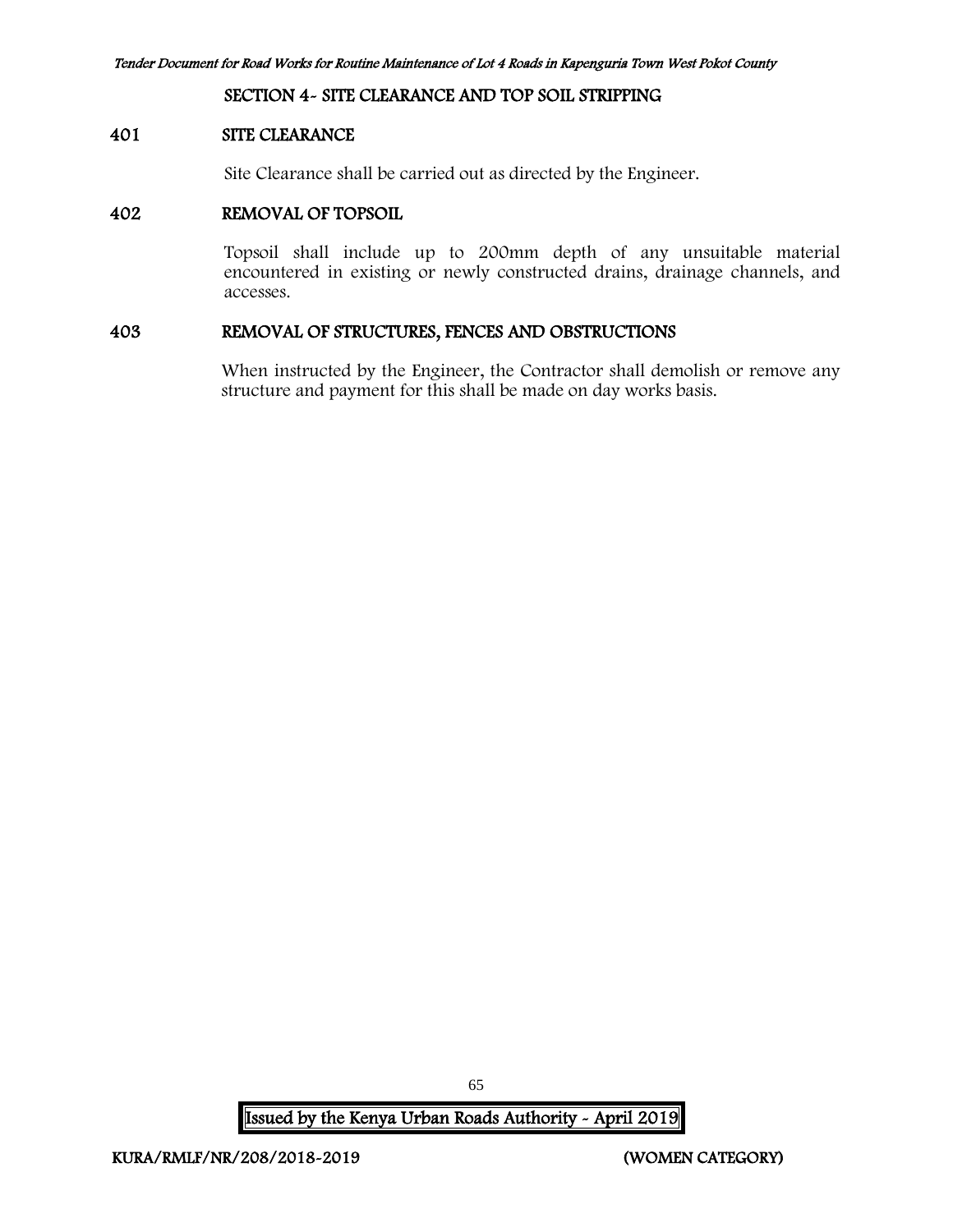## SECTION 4- SITE CLEARANCE AND TOP SOIL STRIPPING

### 401 SITE CLEARANCE

Site Clearance shall be carried out as directed by the Engineer.

### 402 REMOVAL OF TOPSOIL

Topsoil shall include up to 200mm depth of any unsuitable material encountered in existing or newly constructed drains, drainage channels, and accesses.

### 403 REMOVAL OF STRUCTURES, FENCES AND OBSTRUCTIONS

When instructed by the Engineer, the Contractor shall demolish or remove any structure and payment for this shall be made on day works basis.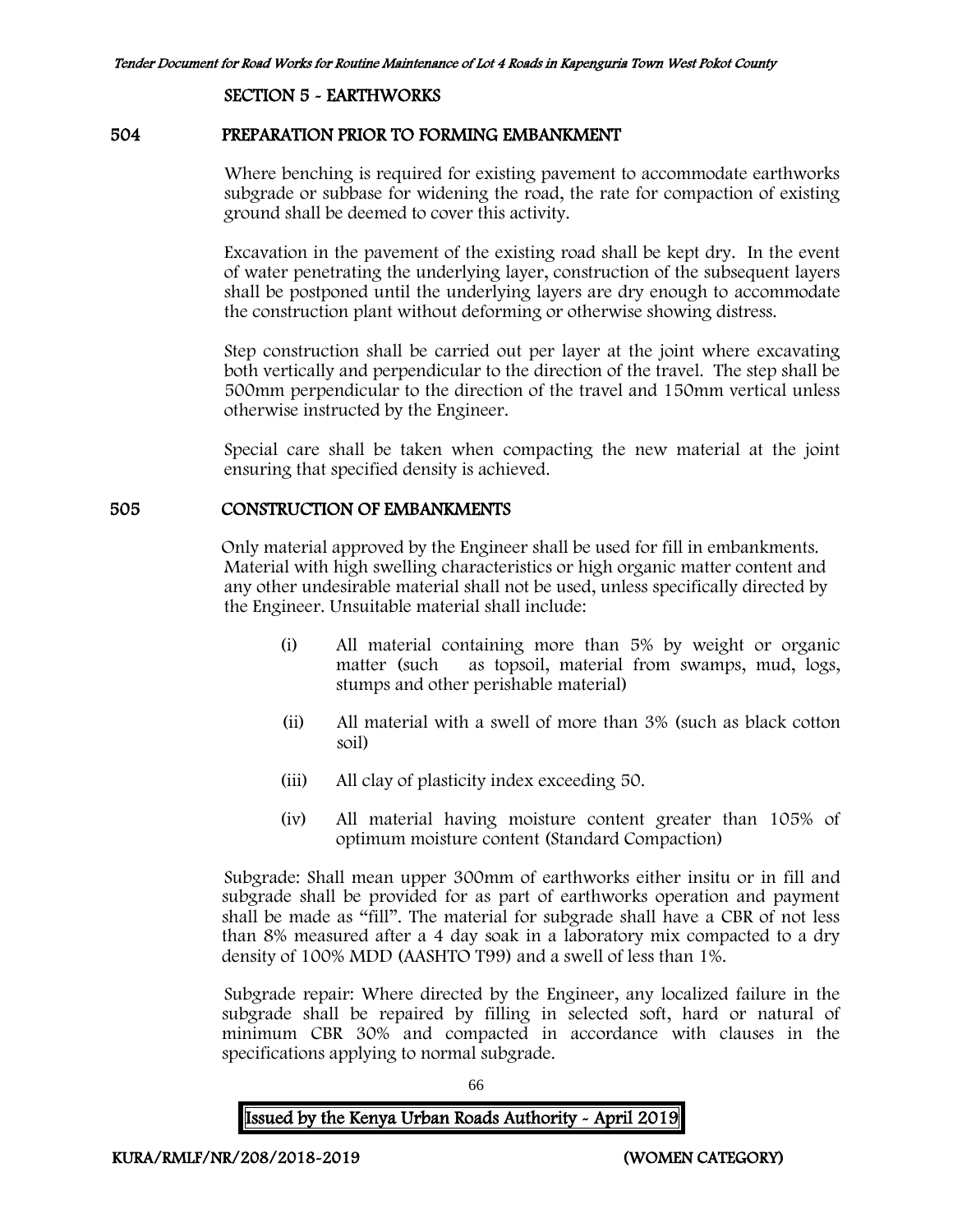## SECTION 5 - EARTHWORKS

### 504 PREPARATION PRIOR TO FORMING EMBANKMENT

Where benching is required for existing pavement to accommodate earthworks subgrade or subbase for widening the road, the rate for compaction of existing ground shall be deemed to cover this activity.

Excavation in the pavement of the existing road shall be kept dry. In the event of water penetrating the underlying layer, construction of the subsequent layers shall be postponed until the underlying layers are dry enough to accommodate the construction plant without deforming or otherwise showing distress.

Step construction shall be carried out per layer at the joint where excavating both vertically and perpendicular to the direction of the travel. The step shall be 500mm perpendicular to the direction of the travel and 150mm vertical unless otherwise instructed by the Engineer.

Special care shall be taken when compacting the new material at the joint ensuring that specified density is achieved.

### 505 CONSTRUCTION OF EMBANKMENTS

Only material approved by the Engineer shall be used for fill in embankments. Material with high swelling characteristics or high organic matter content and any other undesirable material shall not be used, unless specifically directed by the Engineer. Unsuitable material shall include:

(i) All material containing more than 5% by weight or organic matter (such as topsoil, material from swamps, mud, logs, stumps and other perishable material)

(ii) All material with a swell of more than 3% (such as black cotton soil)

(iii) All clay of plasticity index exceeding 50.

(iv) All material having moisture content greater than 105% of optimum moisture content (Standard Compaction)

Subgrade: Shall mean upper 300mm of earthworks either insitu or in fill and subgrade shall be provided for as part of earthworks operation and payment shall be made as "fill". The material for subgrade shall have a CBR of not less than 8% measured after a 4 day soak in a laboratory mix compacted to a dry density of 100% MDD (AASHTO T99) and a swell of less than 1%.

Subgrade repair: Where directed by the Engineer, any localized failure in the subgrade shall be repaired by filling in selected soft, hard or natural of minimum CBR 30% and compacted in accordance with clauses in the specifications applying to normal subgrade.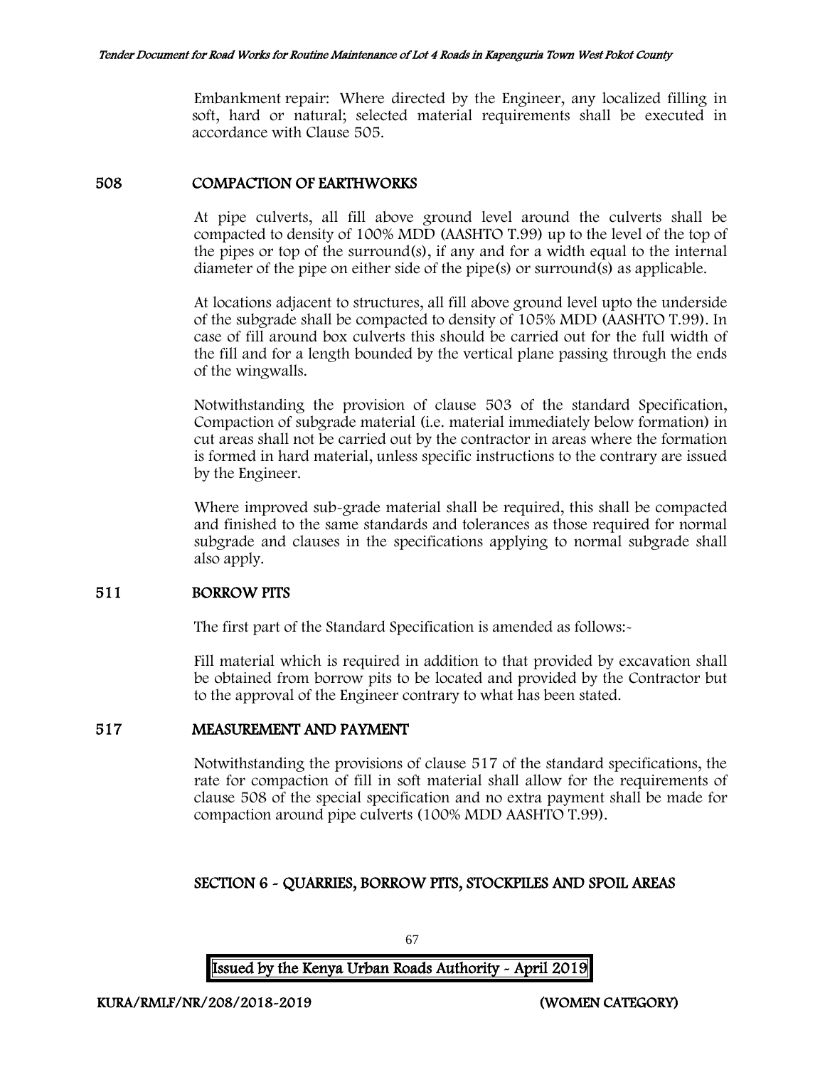Embankment repair: Where directed by the Engineer, any localized filling in soft, hard or natural; selected material requirements shall be executed in accordance with Clause 505.

## 508 COMPACTION OF EARTHWORKS

At pipe culverts, all fill above ground level around the culverts shall be compacted to density of 100% MDD (AASHTO T.99) up to the level of the top of the pipes or top of the surround(s), if any and for a width equal to the internal diameter of the pipe on either side of the pipe(s) or surround(s) as applicable.

At locations adjacent to structures, all fill above ground level upto the underside of the subgrade shall be compacted to density of 105% MDD (AASHTO T.99). In case of fill around box culverts this should be carried out for the full width of the fill and for a length bounded by the vertical plane passing through the ends of the wingwalls.

Notwithstanding the provision of clause 503 of the standard Specification, Compaction of subgrade material (i.e. material immediately below formation) in cut areas shall not be carried out by the contractor in areas where the formation is formed in hard material, unless specific instructions to the contrary are issued by the Engineer.

Where improved sub-grade material shall be required, this shall be compacted and finished to the same standards and tolerances as those required for normal subgrade and clauses in the specifications applying to normal subgrade shall also apply.

## 511 BORROW PITS

The first part of the Standard Specification is amended as follows:-

Fill material which is required in addition to that provided by excavation shall be obtained from borrow pits to be located and provided by the Contractor but to the approval of the Engineer contrary to what has been stated.

## 517 MEASUREMENT AND PAYMENT

Notwithstanding the provisions of clause 517 of the standard specifications, the rate for compaction of fill in soft material shall allow for the requirements of clause 508 of the special specification and no extra payment shall be made for compaction around pipe culverts (100% MDD AASHTO T.99).

## SECTION 6 - QUARRIES, BORROW PITS, STOCKPILES AND SPOIL AREAS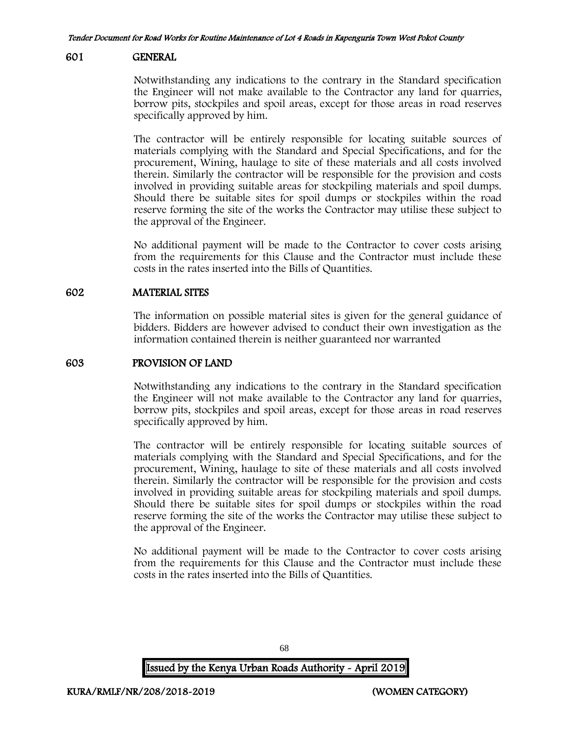## 601 GENERAL

Notwithstanding any indications to the contrary in the Standard specification the Engineer will not make available to the Contractor any land for quarries, borrow pits, stockpiles and spoil areas, except for those areas in road reserves specifically approved by him.

The contractor will be entirely responsible for locating suitable sources of materials complying with the Standard and Special Specifications, and for the procurement, Wining, haulage to site of these materials and all costs involved therein. Similarly the contractor will be responsible for the provision and costs involved in providing suitable areas for stockpiling materials and spoil dumps. Should there be suitable sites for spoil dumps or stockpiles within the road reserve forming the site of the works the Contractor may utilise these subject to the approval of the Engineer.

No additional payment will be made to the Contractor to cover costs arising from the requirements for this Clause and the Contractor must include these costs in the rates inserted into the Bills of Quantities.

## 602 MATERIAL SITES

The information on possible material sites is given for the general guidance of bidders. Bidders are however advised to conduct their own investigation as the information contained therein is neither guaranteed nor warranted

## 603 PROVISION OF LAND

Notwithstanding any indications to the contrary in the Standard specification the Engineer will not make available to the Contractor any land for quarries, borrow pits, stockpiles and spoil areas, except for those areas in road reserves specifically approved by him.

The contractor will be entirely responsible for locating suitable sources of materials complying with the Standard and Special Specifications, and for the procurement, Wining, haulage to site of these materials and all costs involved therein. Similarly the contractor will be responsible for the provision and costs involved in providing suitable areas for stockpiling materials and spoil dumps. Should there be suitable sites for spoil dumps or stockpiles within the road reserve forming the site of the works the Contractor may utilise these subject to the approval of the Engineer.

No additional payment will be made to the Contractor to cover costs arising from the requirements for this Clause and the Contractor must include these costs in the rates inserted into the Bills of Quantities.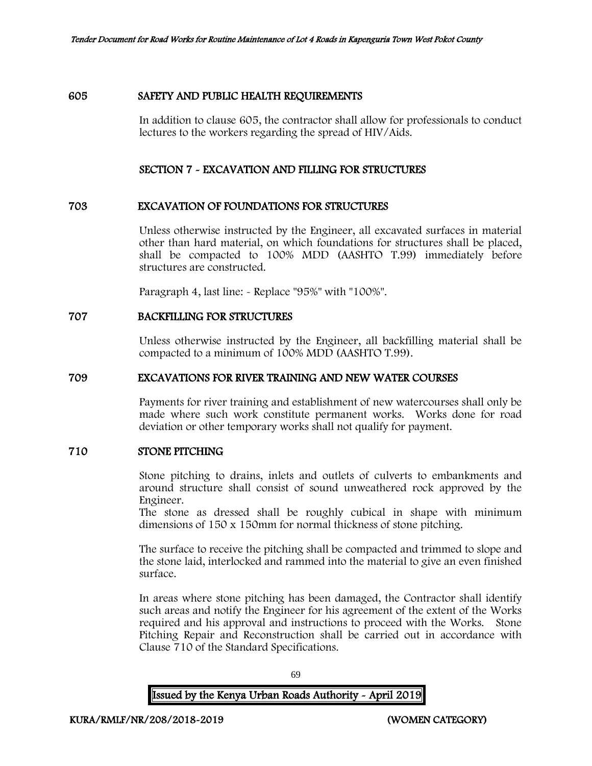## 605 SAFETY AND PUBLIC HEALTH REQUIREMENTS

In addition to clause 605, the contractor shall allow for professionals to conduct lectures to the workers regarding the spread of HIV/Aids.

# SECTION 7 - EXCAVATION AND FILLING FOR STRUCTURES

## 703 EXCAVATION OF FOUNDATIONS FOR STRUCTURES

Unless otherwise instructed by the Engineer, all excavated surfaces in material other than hard material, on which foundations for structures shall be placed, shall be compacted to 100% MDD (AASHTO T.99) immediately before structures are constructed.

Paragraph 4, last line: - Replace "95%" with "100%".

## 707 BACKFILLING FOR STRUCTURES

Unless otherwise instructed by the Engineer, all backfilling material shall be compacted to a minimum of 100% MDD (AASHTO T.99).

## 709 EXCAVATIONS FOR RIVER TRAINING AND NEW WATER COURSES

Payments for river training and establishment of new watercourses shall only be made where such work constitute permanent works. Works done for road deviation or other temporary works shall not qualify for payment.

## 710 STONE PITCHING

Stone pitching to drains, inlets and outlets of culverts to embankments and around structure shall consist of sound unweathered rock approved by the Engineer.
The stone as dressed shall be roughly cubical in shape with minimum dimensions of 150 x 150mm for normal thickness of stone pitching.

The surface to receive the pitching shall be compacted and trimmed to slope and the stone laid, interlocked and rammed into the material to give an even finished surface.

In areas where stone pitching has been damaged, the Contractor shall identify such areas and notify the Engineer for his agreement of the extent of the Works required and his approval and instructions to proceed with the Works. Stone Pitching Repair and Reconstruction shall be carried out in accordance with Clause 710 of the Standard Specifications.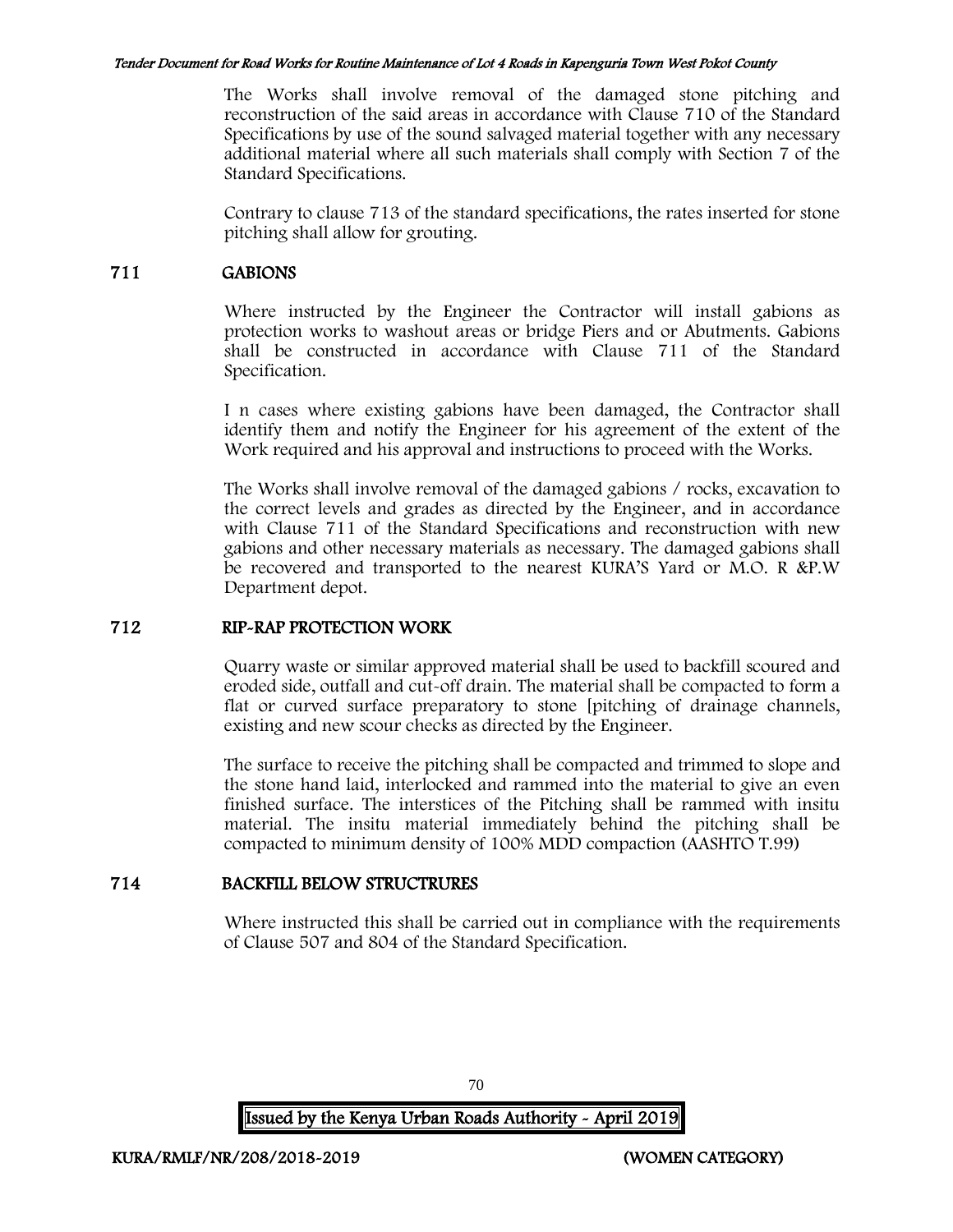The Works shall involve removal of the damaged stone pitching and reconstruction of the said areas in accordance with Clause 710 of the Standard Specifications by use of the sound salvaged material together with any necessary additional material where all such materials shall comply with Section 7 of the Standard Specifications.

Contrary to clause 713 of the standard specifications, the rates inserted for stone pitching shall allow for grouting.

## 711 GABIONS

Where instructed by the Engineer the Contractor will install gabions as protection works to washout areas or bridge Piers and or Abutments. Gabions shall be constructed in accordance with Clause 711 of the Standard Specification.

I n cases where existing gabions have been damaged, the Contractor shall identify them and notify the Engineer for his agreement of the extent of the Work required and his approval and instructions to proceed with the Works.

The Works shall involve removal of the damaged gabions / rocks, excavation to the correct levels and grades as directed by the Engineer, and in accordance with Clause 711 of the Standard Specifications and reconstruction with new gabions and other necessary materials as necessary. The damaged gabions shall be recovered and transported to the nearest KURA'S Yard or M.O. R &P.W Department depot.

## 712 RIP-RAP PROTECTION WORK

Quarry waste or similar approved material shall be used to backfill scoured and eroded side, outfall and cut-off drain. The material shall be compacted to form a flat or curved surface preparatory to stone [pitching of drainage channels, existing and new scour checks as directed by the Engineer.

The surface to receive the pitching shall be compacted and trimmed to slope and the stone hand laid, interlocked and rammed into the material to give an even finished surface. The interstices of the Pitching shall be rammed with insitu material. The insitu material immediately behind the pitching shall be compacted to minimum density of 100% MDD compaction (AASHTO T.99)

## 714 BACKFILL BELOW STRUCTRURES

Where instructed this shall be carried out in compliance with the requirements of Clause 507 and 804 of the Standard Specification.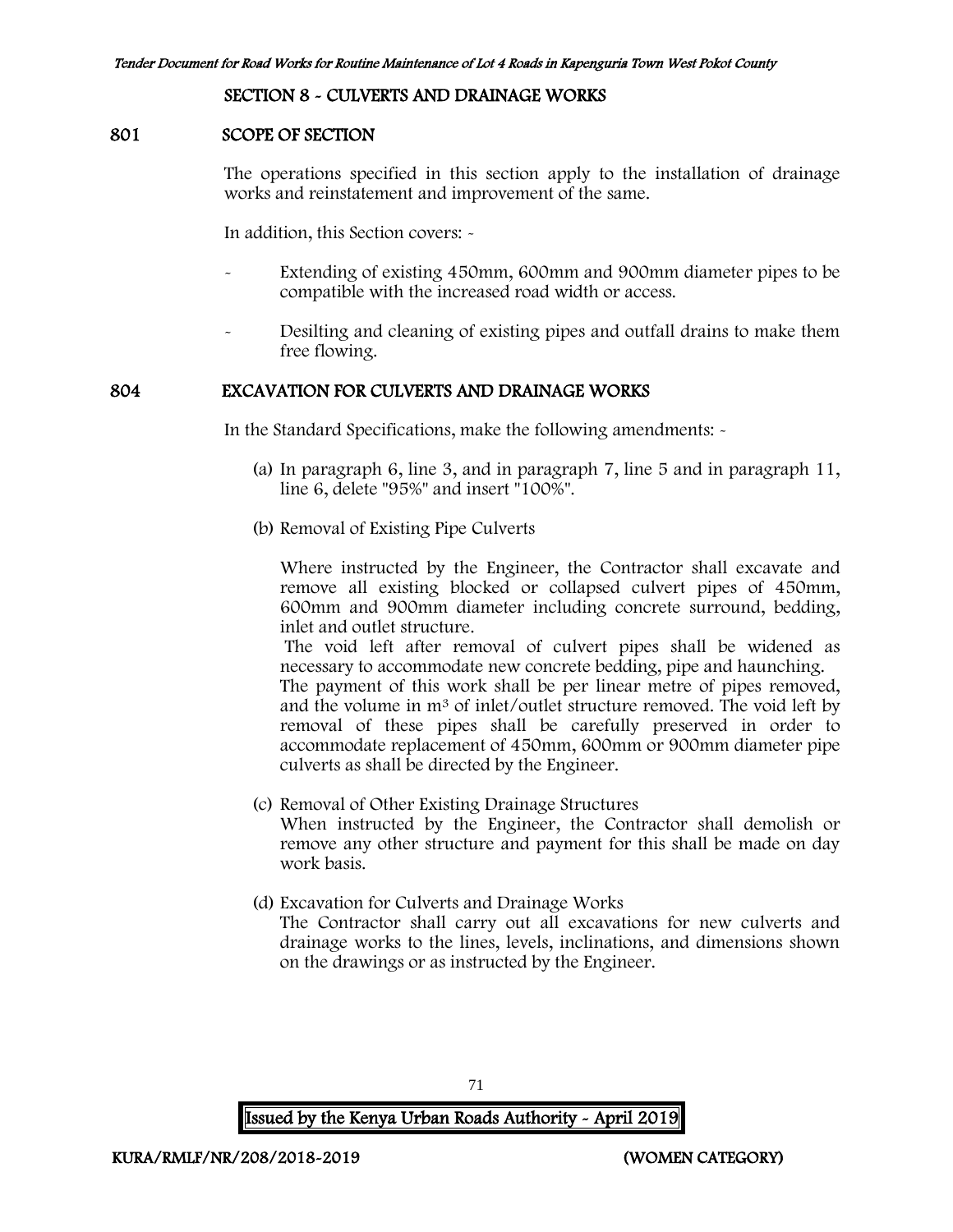## SECTION 8 - CULVERTS AND DRAINAGE WORKS

### 801 SCOPE OF SECTION

The operations specified in this section apply to the installation of drainage works and reinstatement and improvement of the same.

In addition, this Section covers: -

- Extending of existing 450mm, 600mm and 900mm diameter pipes to be compatible with the increased road width or access.
- Desilting and cleaning of existing pipes and outfall drains to make them free flowing.

### 804 EXCAVATION FOR CULVERTS AND DRAINAGE WORKS

In the Standard Specifications, make the following amendments: -

(a) In paragraph 6, line 3, and in paragraph 7, line 5 and in paragraph 11, line 6, delete "95%" and insert "100%".

(b) Removal of Existing Pipe Culverts

Where instructed by the Engineer, the Contractor shall excavate and remove all existing blocked or collapsed culvert pipes of 450mm, 600mm and 900mm diameter including concrete surround, bedding, inlet and outlet structure.

The void left after removal of culvert pipes shall be widened as necessary to accommodate new concrete bedding, pipe and haunching.

The payment of this work shall be per linear metre of pipes removed, and the volume in $m^3$ of inlet/outlet structure removed. The void left by removal of these pipes shall be carefully preserved in order to accommodate replacement of 450mm, 600mm or 900mm diameter pipe culverts as shall be directed by the Engineer.

(c) Removal of Other Existing Drainage Structures

When instructed by the Engineer, the Contractor shall demolish or remove any other structure and payment for this shall be made on day work basis.

(d) Excavation for Culverts and Drainage Works

The Contractor shall carry out all excavations for new culverts and drainage works to the lines, levels, inclinations, and dimensions shown on the drawings or as instructed by the Engineer.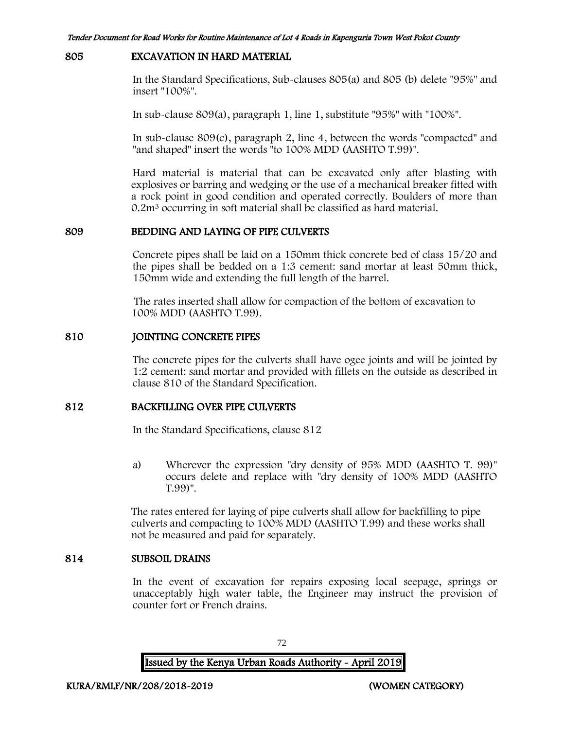## 805 EXCAVATION IN HARD MATERIAL

In the Standard Specifications, Sub-clauses 805(a) and 805 (b) delete "95%" and insert "100%".

In sub-clause 809(a), paragraph 1, line 1, substitute "95%" with "100%".

In sub-clause 809(c), paragraph 2, line 4, between the words "compacted" and "and shaped" insert the words "to 100% MDD (AASHTO T.99)".

Hard material is material that can be excavated only after blasting with explosives or barring and wedging or the use of a mechanical breaker fitted with a rock point in good condition and operated correctly. Boulders of more than $0.2m^3$ occurring in soft material shall be classified as hard material.

## 809 BEDDING AND LAYING OF PIPE CULVERTS

Concrete pipes shall be laid on a 150mm thick concrete bed of class 15/20 and the pipes shall be bedded on a 1:3 cement: sand mortar at least 50mm thick, 150mm wide and extending the full length of the barrel.

The rates inserted shall allow for compaction of the bottom of excavation to 100% MDD (AASHTO T.99).

## 810 JOINTING CONCRETE PIPES

The concrete pipes for the culverts shall have ogee joints and will be jointed by 1:2 cement: sand mortar and provided with fillets on the outside as described in clause 810 of the Standard Specification.

## 812 BACKFILLING OVER PIPE CULVERTS

In the Standard Specifications, clause 812

a) Wherever the expression "dry density of 95% MDD (AASHTO T. 99)" occurs delete and replace with "dry density of 100% MDD (AASHTO T.99)".

The rates entered for laying of pipe culverts shall allow for backfilling to pipe culverts and compacting to 100% MDD (AASHTO T.99) and these works shall not be measured and paid for separately.

## 814 SUBSOIL DRAINS

In the event of excavation for repairs exposing local seepage, springs or unacceptably high water table, the Engineer may instruct the provision of counter fort or French drains.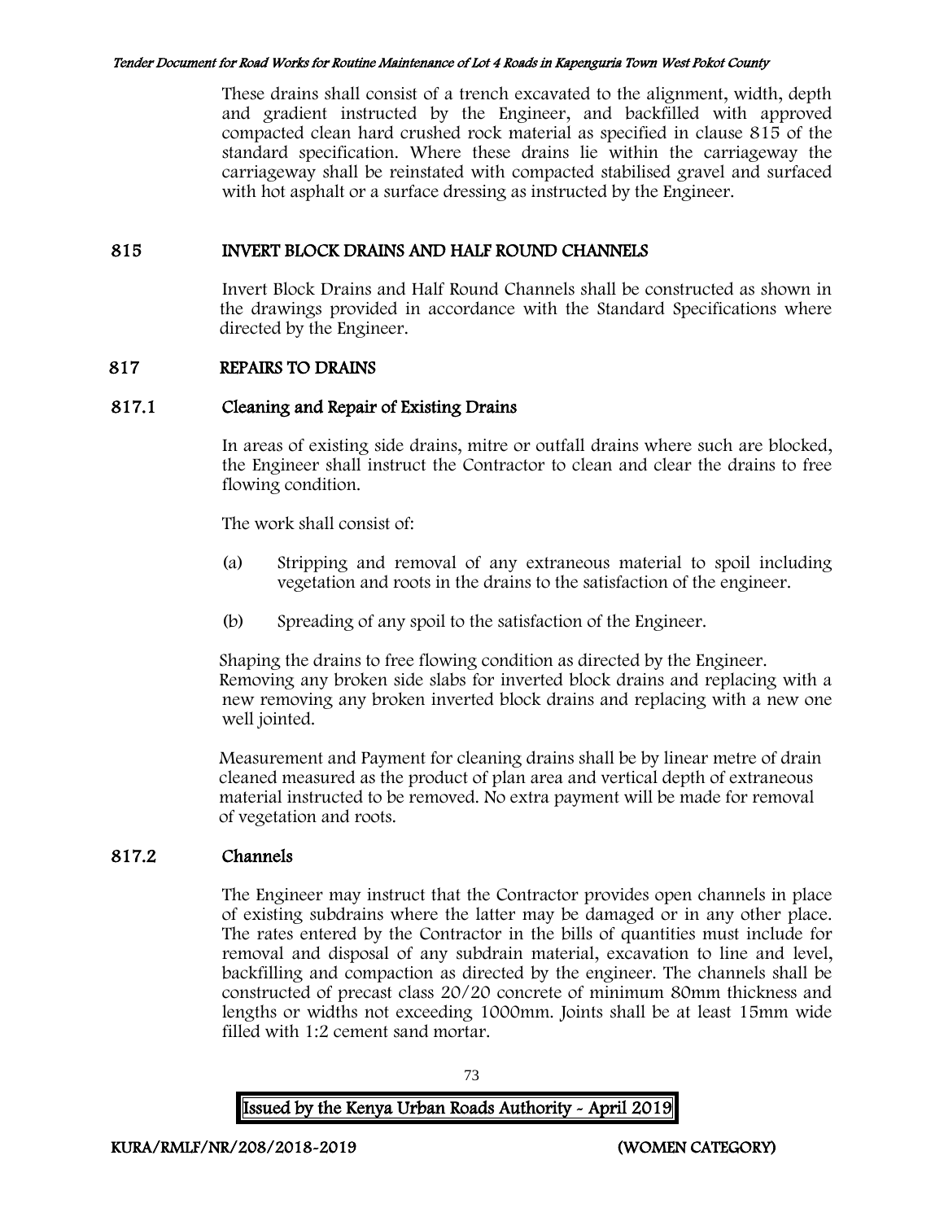These drains shall consist of a trench excavated to the alignment, width, depth and gradient instructed by the Engineer, and backfilled with approved compacted clean hard crushed rock material as specified in clause 815 of the standard specification. Where these drains lie within the carriageway the carriageway shall be reinstated with compacted stabilised gravel and surfaced with hot asphalt or a surface dressing as instructed by the Engineer.

## 815 INVERT BLOCK DRAINS AND HALF ROUND CHANNELS

Invert Block Drains and Half Round Channels shall be constructed as shown in the drawings provided in accordance with the Standard Specifications where directed by the Engineer.

## 817 REPAIRS TO DRAINS

### 817.1 Cleaning and Repair of Existing Drains

In areas of existing side drains, mitre or outfall drains where such are blocked, the Engineer shall instruct the Contractor to clean and clear the drains to free flowing condition.

The work shall consist of:

(a) Stripping and removal of any extraneous material to spoil including vegetation and roots in the drains to the satisfaction of the engineer.

(b) Spreading of any spoil to the satisfaction of the Engineer.

Shaping the drains to free flowing condition as directed by the Engineer. Removing any broken side slabs for inverted block drains and replacing with a new removing any broken inverted block drains and replacing with a new one well jointed.

Measurement and Payment for cleaning drains shall be by linear metre of drain cleaned measured as the product of plan area and vertical depth of extraneous material instructed to be removed. No extra payment will be made for removal of vegetation and roots.

### 817.2 Channels

The Engineer may instruct that the Contractor provides open channels in place of existing subdrains where the latter may be damaged or in any other place. The rates entered by the Contractor in the bills of quantities must include for removal and disposal of any subdrain material, excavation to line and level, backfilling and compaction as directed by the engineer. The channels shall be constructed of precast class 20/20 concrete of minimum 80mm thickness and lengths or widths not exceeding 1000mm. Joints shall be at least 15mm wide filled with 1:2 cement sand mortar.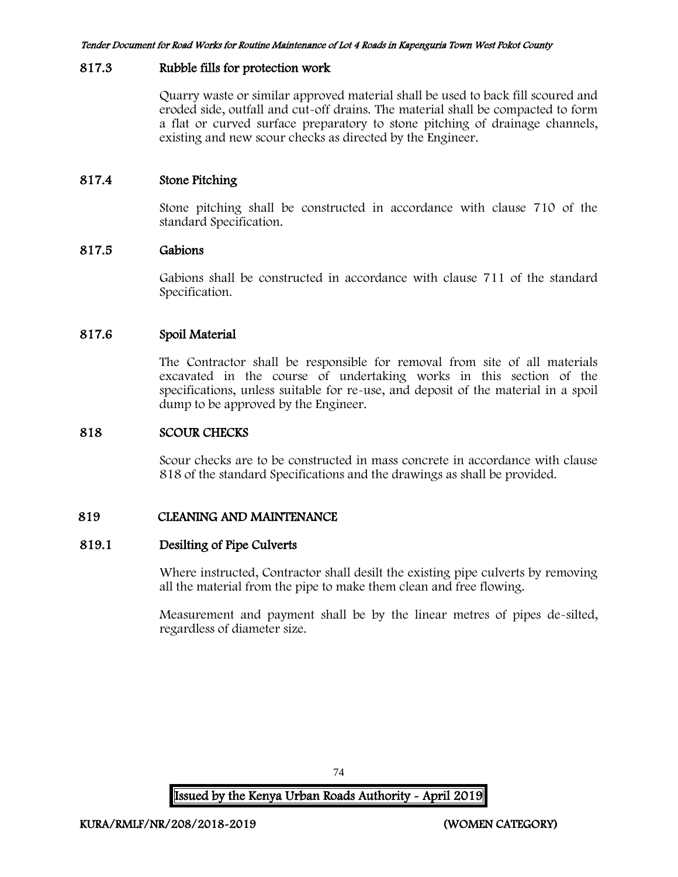### 817.3 Rubble fills for protection work

Quarry waste or similar approved material shall be used to back fill scoured and eroded side, outfall and cut-off drains. The material shall be compacted to form a flat or curved surface preparatory to stone pitching of drainage channels, existing and new scour checks as directed by the Engineer.

### 817.4 Stone Pitching

Stone pitching shall be constructed in accordance with clause 710 of the standard Specification.

### 817.5 Gabions

Gabions shall be constructed in accordance with clause 711 of the standard Specification.

### 817.6 Spoil Material

The Contractor shall be responsible for removal from site of all materials excavated in the course of undertaking works in this section of the specifications, unless suitable for re-use, and deposit of the material in a spoil dump to be approved by the Engineer.

## 818 SCOUR CHECKS

Scour checks are to be constructed in mass concrete in accordance with clause 818 of the standard Specifications and the drawings as shall be provided.

## 819 CLEANING AND MAINTENANCE

### 819.1 Desilting of Pipe Culverts

Where instructed, Contractor shall desilt the existing pipe culverts by removing all the material from the pipe to make them clean and free flowing.

Measurement and payment shall be by the linear metres of pipes de-silted, regardless of diameter size.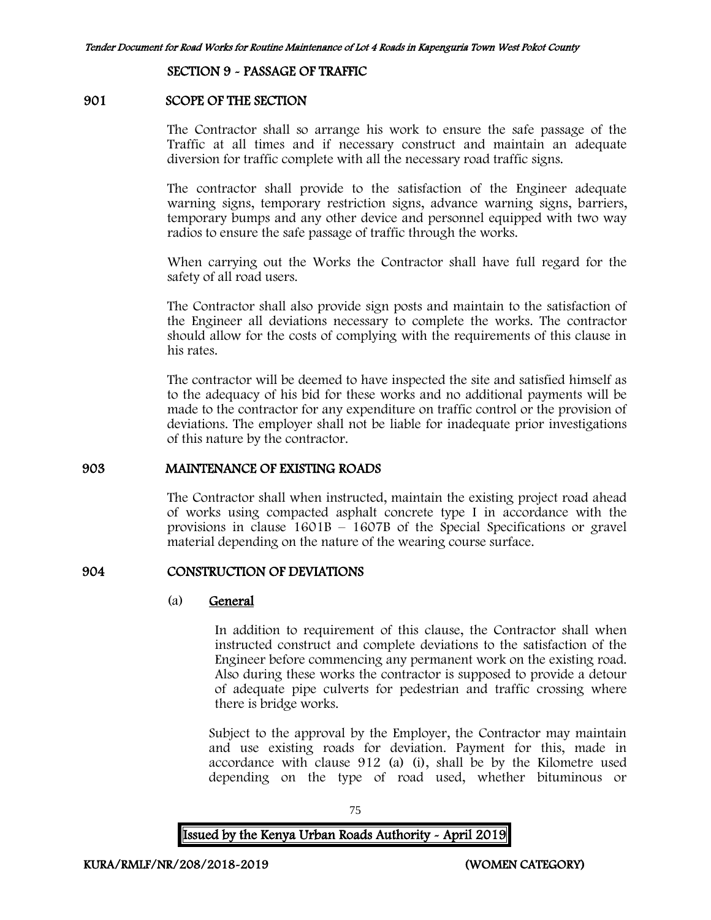## SECTION 9 - PASSAGE OF TRAFFIC

### 901 SCOPE OF THE SECTION

The Contractor shall so arrange his work to ensure the safe passage of the Traffic at all times and if necessary construct and maintain an adequate diversion for traffic complete with all the necessary road traffic signs.

The contractor shall provide to the satisfaction of the Engineer adequate warning signs, temporary restriction signs, advance warning signs, barriers, temporary bumps and any other device and personnel equipped with two way radios to ensure the safe passage of traffic through the works.

When carrying out the Works the Contractor shall have full regard for the safety of all road users.

The Contractor shall also provide sign posts and maintain to the satisfaction of the Engineer all deviations necessary to complete the works. The contractor should allow for the costs of complying with the requirements of this clause in his rates.

The contractor will be deemed to have inspected the site and satisfied himself as to the adequacy of his bid for these works and no additional payments will be made to the contractor for any expenditure on traffic control or the provision of deviations. The employer shall not be liable for inadequate prior investigations of this nature by the contractor.

### 903 MAINTENANCE OF EXISTING ROADS

The Contractor shall when instructed, maintain the existing project road ahead of works using compacted asphalt concrete type I in accordance with the provisions in clause 1601B – 1607B of the Special Specifications or gravel material depending on the nature of the wearing course surface.

### 904 CONSTRUCTION OF DEVIATIONS

(a) **General**

In addition to requirement of this clause, the Contractor shall when instructed construct and complete deviations to the satisfaction of the Engineer before commencing any permanent work on the existing road. Also during these works the contractor is supposed to provide a detour of adequate pipe culverts for pedestrian and traffic crossing where there is bridge works.

Subject to the approval by the Employer, the Contractor may maintain and use existing roads for deviation. Payment for this, made in accordance with clause 912 (a) (i), shall be by the Kilometre used depending on the type of road used, whether bituminous or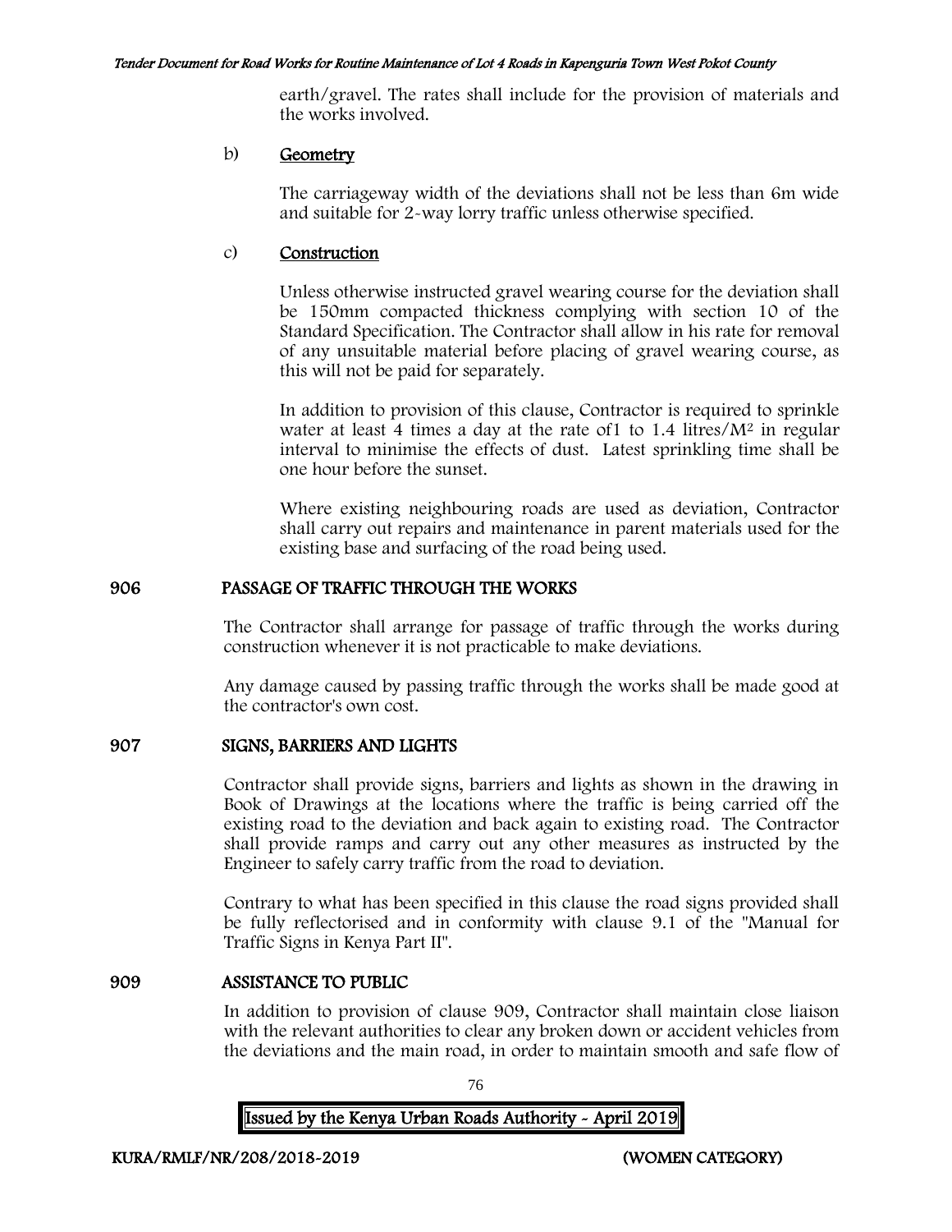earth/gravel. The rates shall include for the provision of materials and the works involved.

b) **Geometry**

The carriageway width of the deviations shall not be less than 6m wide and suitable for 2-way lorry traffic unless otherwise specified.

c) **Construction**

Unless otherwise instructed gravel wearing course for the deviation shall be 150mm compacted thickness complying with section 10 of the Standard Specification. The Contractor shall allow in his rate for removal of any unsuitable material before placing of gravel wearing course, as this will not be paid for separately.

In addition to provision of this clause, Contractor is required to sprinkle water at least 4 times a day at the rate of1 to 1.4 litres/$M^2$ in regular interval to minimise the effects of dust. Latest sprinkling time shall be one hour before the sunset.

Where existing neighbouring roads are used as deviation, Contractor shall carry out repairs and maintenance in parent materials used for the existing base and surfacing of the road being used.

## 906 PASSAGE OF TRAFFIC THROUGH THE WORKS

The Contractor shall arrange for passage of traffic through the works during construction whenever it is not practicable to make deviations.

Any damage caused by passing traffic through the works shall be made good at the contractor's own cost.

## 907 SIGNS, BARRIERS AND LIGHTS

Contractor shall provide signs, barriers and lights as shown in the drawing in Book of Drawings at the locations where the traffic is being carried off the existing road to the deviation and back again to existing road. The Contractor shall provide ramps and carry out any other measures as instructed by the Engineer to safely carry traffic from the road to deviation.

Contrary to what has been specified in this clause the road signs provided shall be fully reflectorised and in conformity with clause 9.1 of the "Manual for Traffic Signs in Kenya Part II".

## 909 ASSISTANCE TO PUBLIC

In addition to provision of clause 909, Contractor shall maintain close liaison with the relevant authorities to clear any broken down or accident vehicles from the deviations and the main road, in order to maintain smooth and safe flow of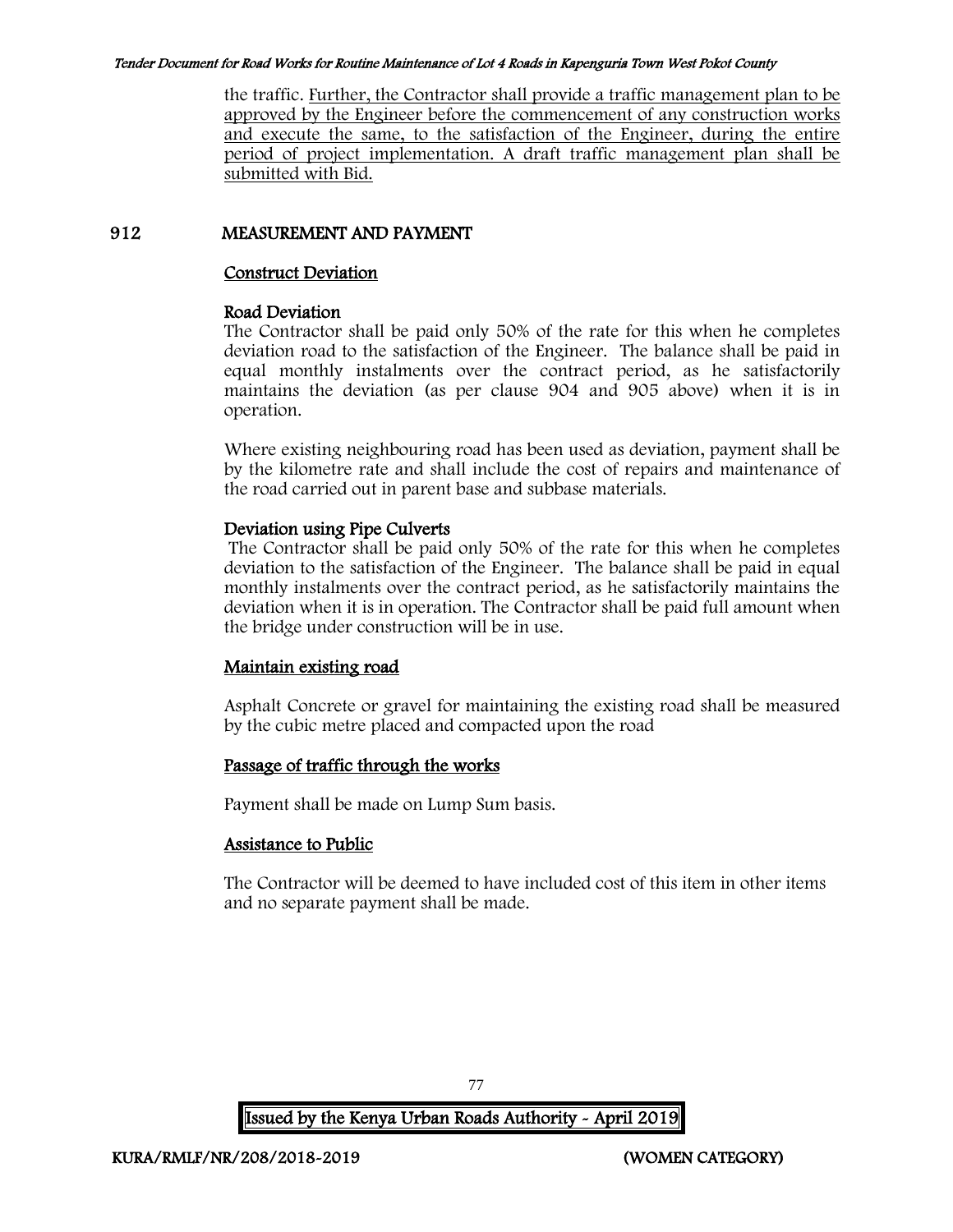the traffic. <u>Further, the Contractor shall provide a traffic management plan to be approved by the Engineer before the commencement of any construction works and execute the same, to the satisfaction of the Engineer, during the entire period of project implementation. A draft traffic management plan shall be submitted with Bid.</u>

## 912 MEASUREMENT AND PAYMENT

### <u>Construct Deviation</u>

#### Road Deviation

The Contractor shall be paid only 50% of the rate for this when he completes deviation road to the satisfaction of the Engineer. The balance shall be paid in equal monthly instalments over the contract period, as he satisfactorily maintains the deviation (as per clause 904 and 905 above) when it is in operation.

Where existing neighbouring road has been used as deviation, payment shall be by the kilometre rate and shall include the cost of repairs and maintenance of the road carried out in parent base and subbase materials.

#### Deviation using Pipe Culverts

The Contractor shall be paid only 50% of the rate for this when he completes deviation to the satisfaction of the Engineer. The balance shall be paid in equal monthly instalments over the contract period, as he satisfactorily maintains the deviation when it is in operation. The Contractor shall be paid full amount when the bridge under construction will be in use.

### <u>Maintain existing road</u>

Asphalt Concrete or gravel for maintaining the existing road shall be measured by the cubic metre placed and compacted upon the road

### <u>Passage of traffic through the works</u>

Payment shall be made on Lump Sum basis.

### <u>Assistance to Public</u>

The Contractor will be deemed to have included cost of this item in other items and no separate payment shall be made.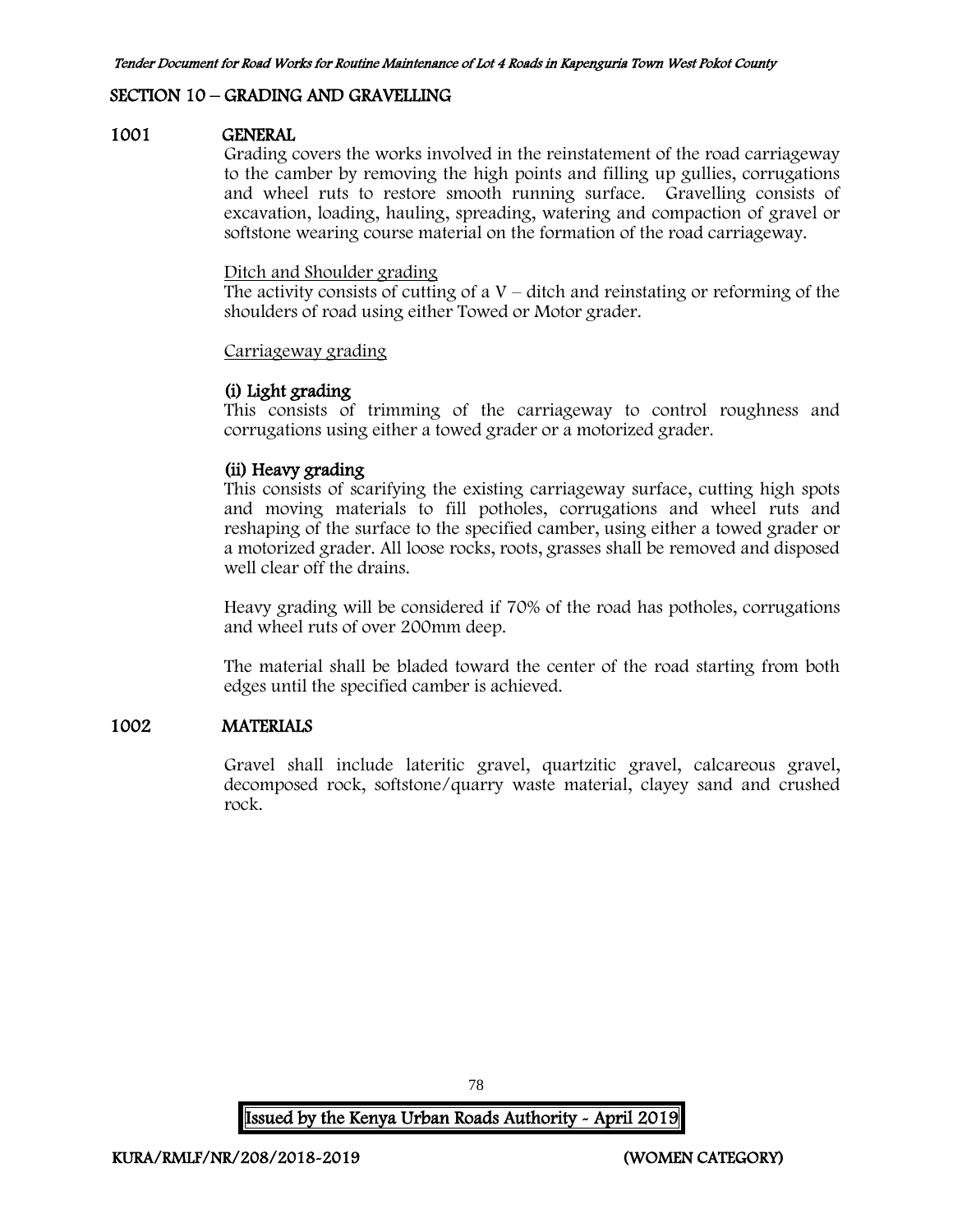## SECTION 10 – GRADING AND GRAVELLING

### 1001 GENERAL

Grading covers the works involved in the reinstatement of the road carriageway to the camber by removing the high points and filling up gullies, corrugations and wheel ruts to restore smooth running surface. Gravelling consists of excavation, loading, hauling, spreading, watering and compaction of gravel or softstone wearing course material on the formation of the road carriageway.

Ditch and Shoulder grading

The activity consists of cutting of a V – ditch and reinstating or reforming of the shoulders of road using either Towed or Motor grader.

Carriageway grading

**(i) Light grading**

This consists of trimming of the carriageway to control roughness and corrugations using either a towed grader or a motorized grader.

**(ii) Heavy grading**

This consists of scarifying the existing carriageway surface, cutting high spots and moving materials to fill potholes, corrugations and wheel ruts and reshaping of the surface to the specified camber, using either a towed grader or a motorized grader. All loose rocks, roots, grasses shall be removed and disposed well clear off the drains.

Heavy grading will be considered if 70% of the road has potholes, corrugations and wheel ruts of over 200mm deep.

The material shall be bladed toward the center of the road starting from both edges until the specified camber is achieved.

### 1002 MATERIALS

Gravel shall include lateritic gravel, quartzitic gravel, calcareous gravel, decomposed rock, softstone/quarry waste material, clayey sand and crushed rock.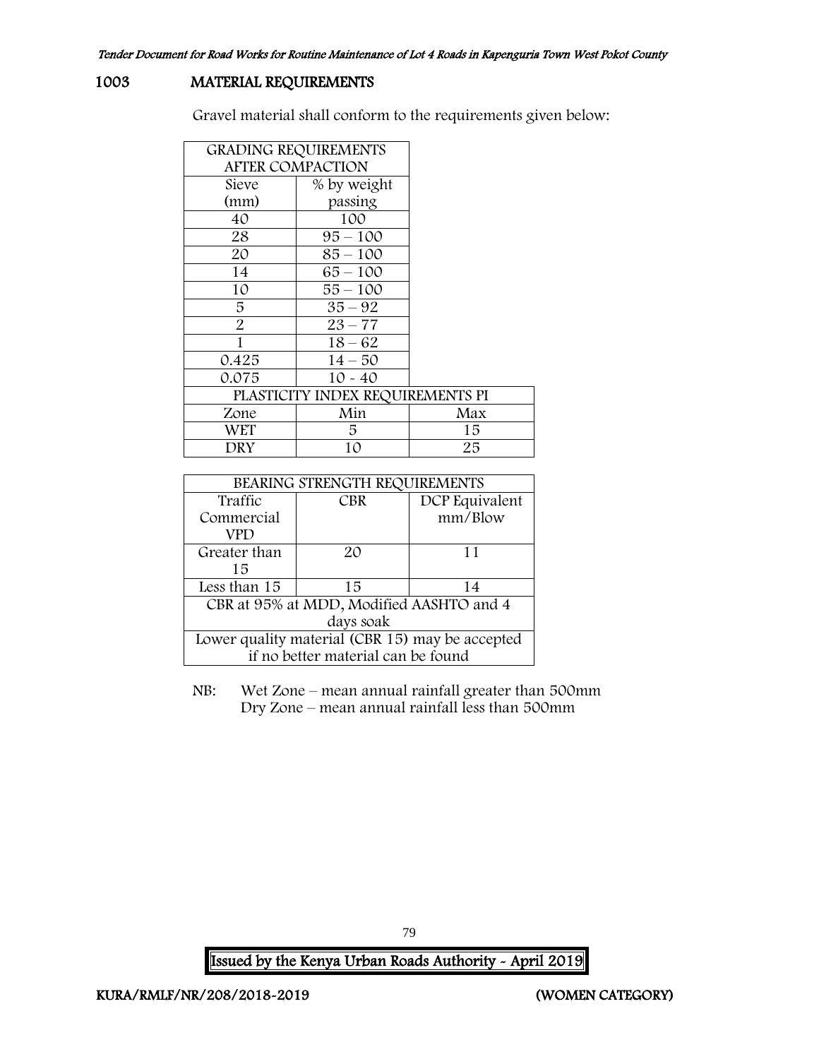## 1003 MATERIAL REQUIREMENTS

Gravel material shall conform to the requirements given below:

| GRADING REQUIREMENTS AFTER COMPACTION | | |
|---|---|---|
| Sieve (mm) | % by weight passing | |
| 40 | 100 | |
| 28 | 95 – 100 | |
| 20 | 85 – 100 | |
| 14 | 65 – 100 | |
| 10 | 55 – 100 | |
| 5 | 35 – 92 | |
| 2 | 23 – 77 | |
| 1 | 18 – 62 | |
| 0.425 | 14 – 50 | |
| 0.075 | 10 - 40 | |
| PLASTICITY INDEX REQUIREMENTS PI | | |
| Zone | Min | Max |
| WET | 5 | 15 |
| DRY | 10 | 25 |

| BEARING STRENGTH REQUIREMENTS | | |
|---|---|---|
| Traffic Commercial VPD | CBR | DCP Equivalent mm/Blow |
| Greater than 15 | 20 | 11 |
| Less than 15 | 15 | 14 |
| CBR at 95% at MDD, Modified AASHTO and 4 days soak | | |
| Lower quality material (CBR 15) may be accepted if no better material can be found | | |

NB: Wet Zone – mean annual rainfall greater than 500mm
Dry Zone – mean annual rainfall less than 500mm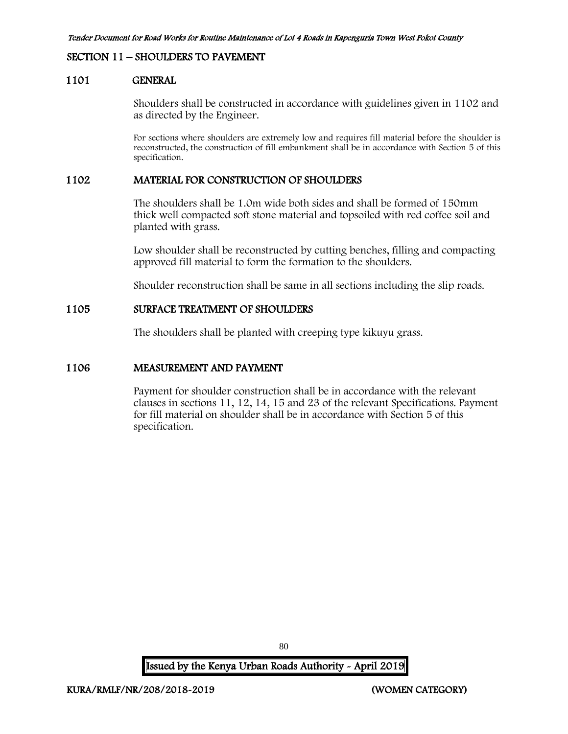## SECTION 11 – SHOULDERS TO PAVEMENT

### 1101 GENERAL

Shoulders shall be constructed in accordance with guidelines given in 1102 and as directed by the Engineer.

For sections where shoulders are extremely low and requires fill material before the shoulder is reconstructed, the construction of fill embankment shall be in accordance with Section 5 of this specification.

### 1102 MATERIAL FOR CONSTRUCTION OF SHOULDERS

The shoulders shall be 1.0m wide both sides and shall be formed of 150mm thick well compacted soft stone material and topsoiled with red coffee soil and planted with grass.

Low shoulder shall be reconstructed by cutting benches, filling and compacting approved fill material to form the formation to the shoulders.

Shoulder reconstruction shall be same in all sections including the slip roads.

### 1105 SURFACE TREATMENT OF SHOULDERS

The shoulders shall be planted with creeping type kikuyu grass.

### 1106 MEASUREMENT AND PAYMENT

Payment for shoulder construction shall be in accordance with the relevant clauses in sections 11, 12, 14, 15 and 23 of the relevant Specifications. Payment for fill material on shoulder shall be in accordance with Section 5 of this specification.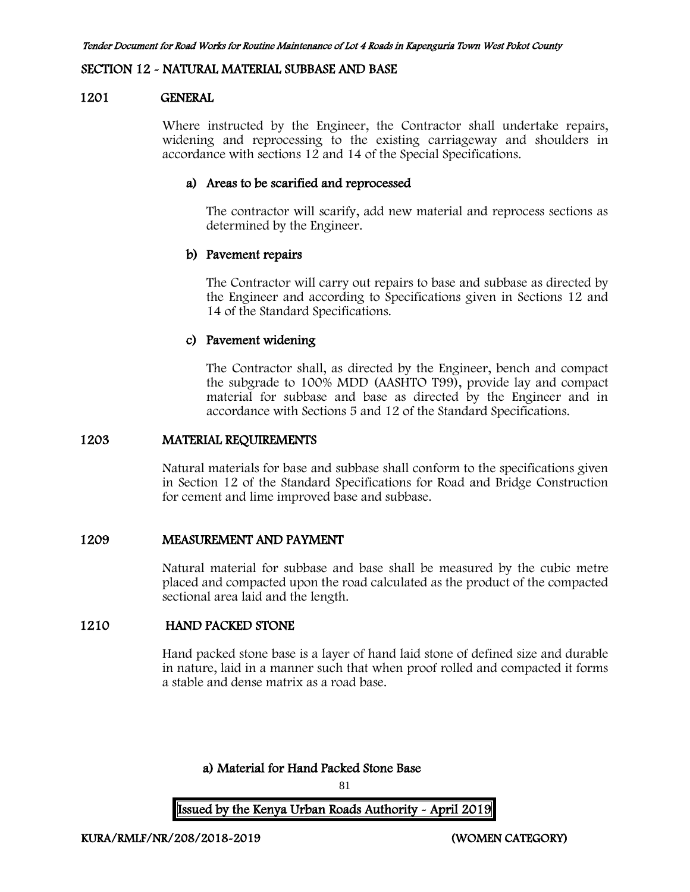## SECTION 12 - NATURAL MATERIAL SUBBASE AND BASE

### 1201 GENERAL

Where instructed by the Engineer, the Contractor shall undertake repairs, widening and reprocessing to the existing carriageway and shoulders in accordance with sections 12 and 14 of the Special Specifications.

**a) Areas to be scarified and reprocessed**

The contractor will scarify, add new material and reprocess sections as determined by the Engineer.

**b) Pavement repairs**

The Contractor will carry out repairs to base and subbase as directed by the Engineer and according to Specifications given in Sections 12 and 14 of the Standard Specifications.

**c) Pavement widening**

The Contractor shall, as directed by the Engineer, bench and compact the subgrade to 100% MDD (AASHTO T99), provide lay and compact material for subbase and base as directed by the Engineer and in accordance with Sections 5 and 12 of the Standard Specifications.

### 1203 MATERIAL REQUIREMENTS

Natural materials for base and subbase shall conform to the specifications given in Section 12 of the Standard Specifications for Road and Bridge Construction for cement and lime improved base and subbase.

### 1209 MEASUREMENT AND PAYMENT

Natural material for subbase and base shall be measured by the cubic metre placed and compacted upon the road calculated as the product of the compacted sectional area laid and the length.

### 1210 HAND PACKED STONE

Hand packed stone base is a layer of hand laid stone of defined size and durable in nature, laid in a manner such that when proof rolled and compacted it forms a stable and dense matrix as a road base.

**a) Material for Hand Packed Stone Base**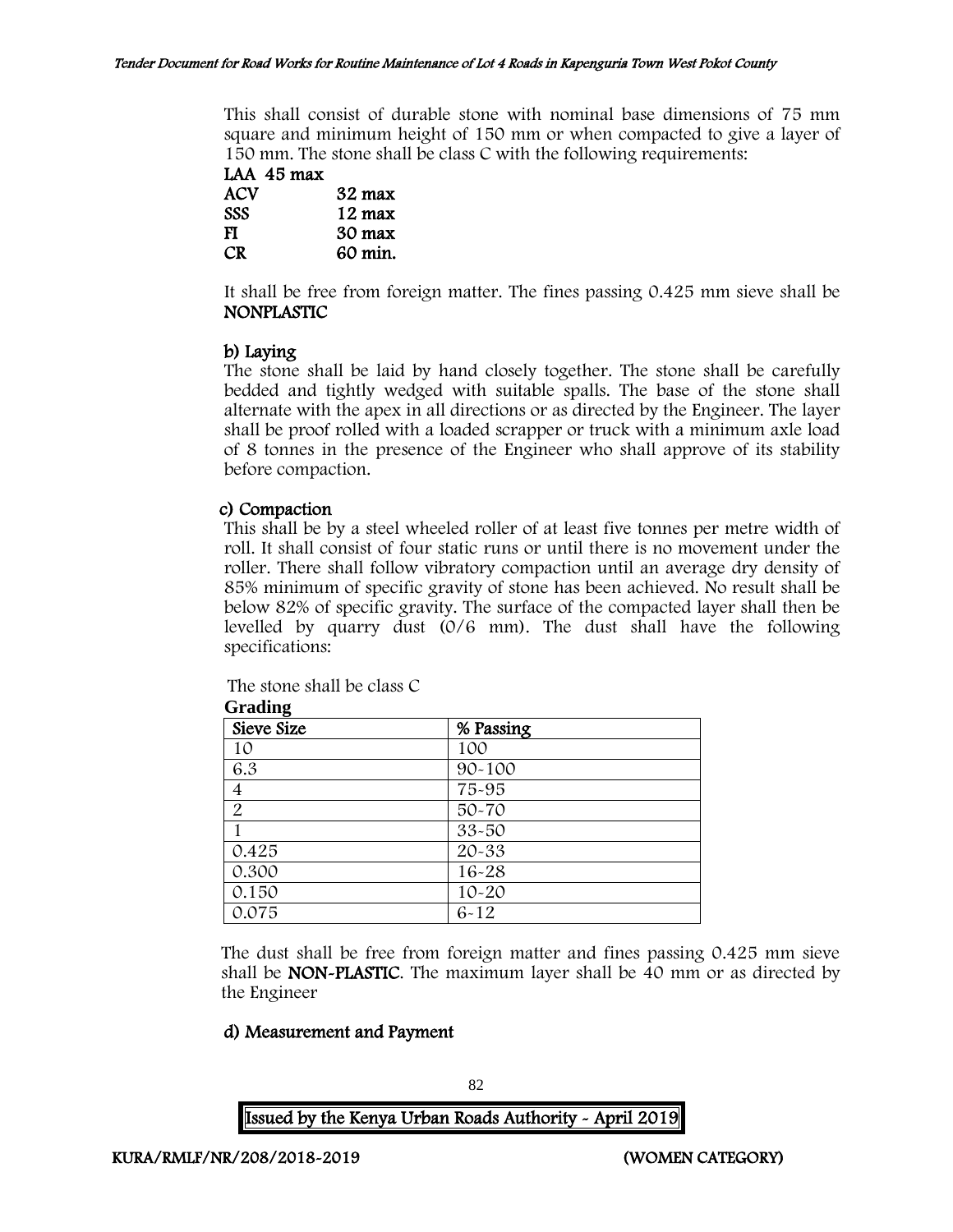This shall consist of durable stone with nominal base dimensions of 75 mm square and minimum height of 150 mm or when compacted to give a layer of 150 mm. The stone shall be class C with the following requirements:

**LAA 45 max**

| | |
|---|---|
| **ACV** | **32 max** |
| **SSS** | **12 max** |
| **FI** | **30 max** |
| **CR** | **60 min.** |

It shall be free from foreign matter. The fines passing 0.425 mm sieve shall be **NONPLASTIC**

**b) Laying**

The stone shall be laid by hand closely together. The stone shall be carefully bedded and tightly wedged with suitable spalls. The base of the stone shall alternate with the apex in all directions or as directed by the Engineer. The layer shall be proof rolled with a loaded scrapper or truck with a minimum axle load of 8 tonnes in the presence of the Engineer who shall approve of its stability before compaction.

**c) Compaction**

This shall be by a steel wheeled roller of at least five tonnes per metre width of roll. It shall consist of four static runs or until there is no movement under the roller. There shall follow vibratory compaction until an average dry density of 85% minimum of specific gravity of stone has been achieved. No result shall be below 82% of specific gravity. The surface of the compacted layer shall then be levelled by quarry dust (0/6 mm). The dust shall have the following specifications:

The stone shall be class C

**Grading**

| Sieve Size | % Passing |
|---|---|
| 10 | 100 |
| 6.3 | 90-100 |
| 4 | 75-95 |
| 2 | 50-70 |
| 1 | 33-50 |
| 0.425 | 20-33 |
| 0.300 | 16-28 |
| 0.150 | 10-20 |
| 0.075 | 6-12 |

The dust shall be free from foreign matter and fines passing 0.425 mm sieve shall be **NON-PLASTIC**. The maximum layer shall be 40 mm or as directed by the Engineer

**d) Measurement and Payment**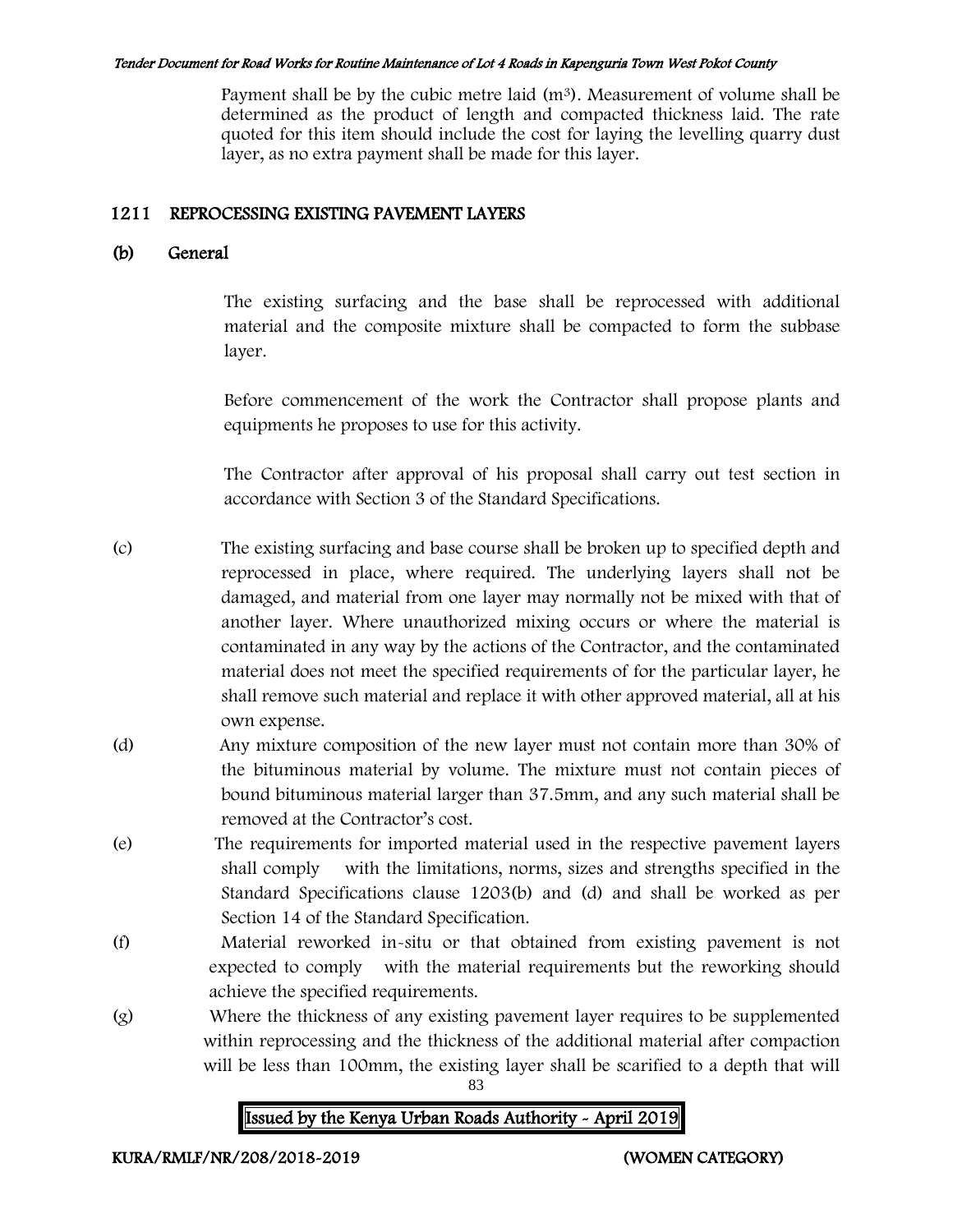Payment shall be by the cubic metre laid ($m^3$). Measurement of volume shall be determined as the product of length and compacted thickness laid. The rate quoted for this item should include the cost for laying the levelling quarry dust layer, as no extra payment shall be made for this layer.

## 1211 REPROCESSING EXISTING PAVEMENT LAYERS

### (b) General

The existing surfacing and the base shall be reprocessed with additional material and the composite mixture shall be compacted to form the subbase layer.

Before commencement of the work the Contractor shall propose plants and equipments he proposes to use for this activity.

The Contractor after approval of his proposal shall carry out test section in accordance with Section 3 of the Standard Specifications.

(c) The existing surfacing and base course shall be broken up to specified depth and reprocessed in place, where required. The underlying layers shall not be damaged, and material from one layer may normally not be mixed with that of another layer. Where unauthorized mixing occurs or where the material is contaminated in any way by the actions of the Contractor, and the contaminated material does not meet the specified requirements of for the particular layer, he shall remove such material and replace it with other approved material, all at his own expense.

(d) Any mixture composition of the new layer must not contain more than 30% of the bituminous material by volume. The mixture must not contain pieces of bound bituminous material larger than 37.5mm, and any such material shall be removed at the Contractor's cost.

(e) The requirements for imported material used in the respective pavement layers shall comply with the limitations, norms, sizes and strengths specified in the Standard Specifications clause 1203(b) and (d) and shall be worked as per Section 14 of the Standard Specification.

(f) Material reworked in-situ or that obtained from existing pavement is not expected to comply with the material requirements but the reworking should achieve the specified requirements.

(g) Where the thickness of any existing pavement layer requires to be supplemented within reprocessing and the thickness of the additional material after compaction will be less than 100mm, the existing layer shall be scarified to a depth that will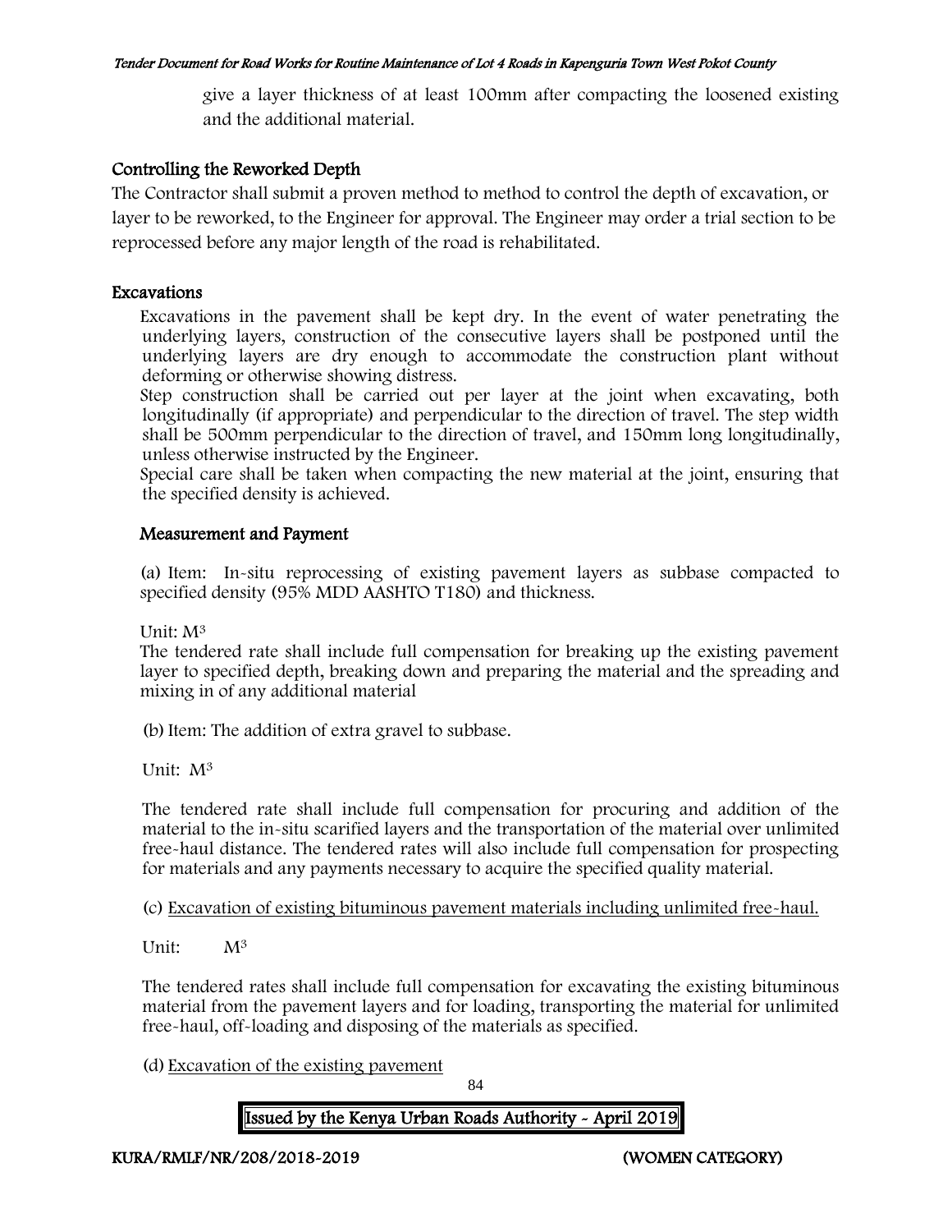give a layer thickness of at least 100mm after compacting the loosened existing and the additional material.

## Controlling the Reworked Depth

The Contractor shall submit a proven method to method to control the depth of excavation, or layer to be reworked, to the Engineer for approval. The Engineer may order a trial section to be reprocessed before any major length of the road is rehabilitated.

## Excavations

Excavations in the pavement shall be kept dry. In the event of water penetrating the underlying layers, construction of the consecutive layers shall be postponed until the underlying layers are dry enough to accommodate the construction plant without deforming or otherwise showing distress.

Step construction shall be carried out per layer at the joint when excavating, both longitudinally (if appropriate) and perpendicular to the direction of travel. The step width shall be 500mm perpendicular to the direction of travel, and 150mm long longitudinally, unless otherwise instructed by the Engineer.

Special care shall be taken when compacting the new material at the joint, ensuring that the specified density is achieved.

## Measurement and Payment

(a) Item: In-situ reprocessing of existing pavement layers as subbase compacted to specified density (95% MDD AASHTO T180) and thickness.

Unit: $M^3$

The tendered rate shall include full compensation for breaking up the existing pavement layer to specified depth, breaking down and preparing the material and the spreading and mixing in of any additional material

(b) Item: The addition of extra gravel to subbase.

Unit: $M^3$

The tendered rate shall include full compensation for procuring and addition of the material to the in-situ scarified layers and the transportation of the material over unlimited free-haul distance. The tendered rates will also include full compensation for prospecting for materials and any payments necessary to acquire the specified quality material.

(c) Excavation of existing bituminous pavement materials including unlimited free-haul.

Unit: $M^3$

The tendered rates shall include full compensation for excavating the existing bituminous material from the pavement layers and for loading, transporting the material for unlimited free-haul, off-loading and disposing of the materials as specified.

(d) Excavation of the existing pavement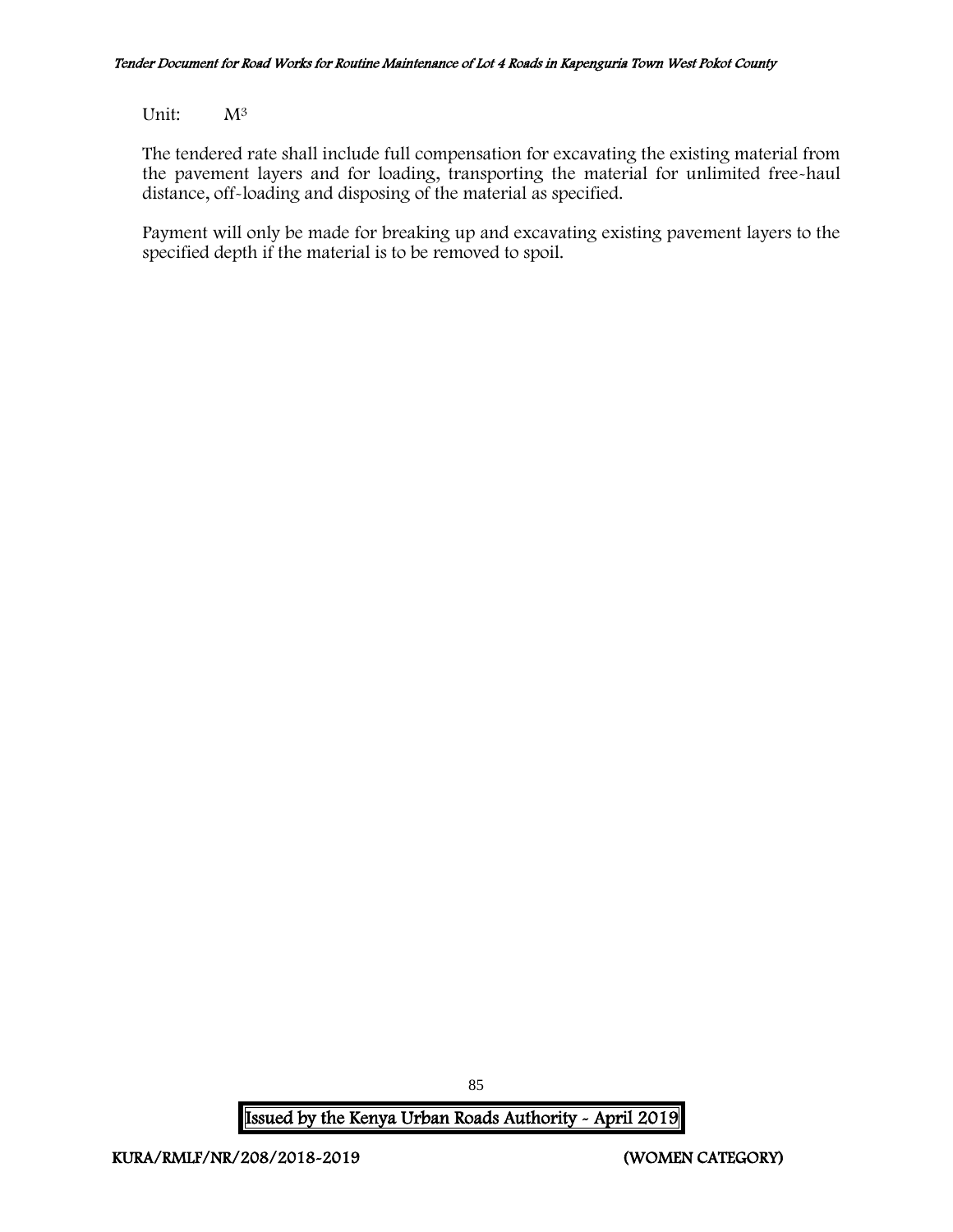Unit: $M^3$

The tendered rate shall include full compensation for excavating the existing material from the pavement layers and for loading, transporting the material for unlimited free-haul distance, off-loading and disposing of the material as specified.

Payment will only be made for breaking up and excavating existing pavement layers to the specified depth if the material is to be removed to spoil.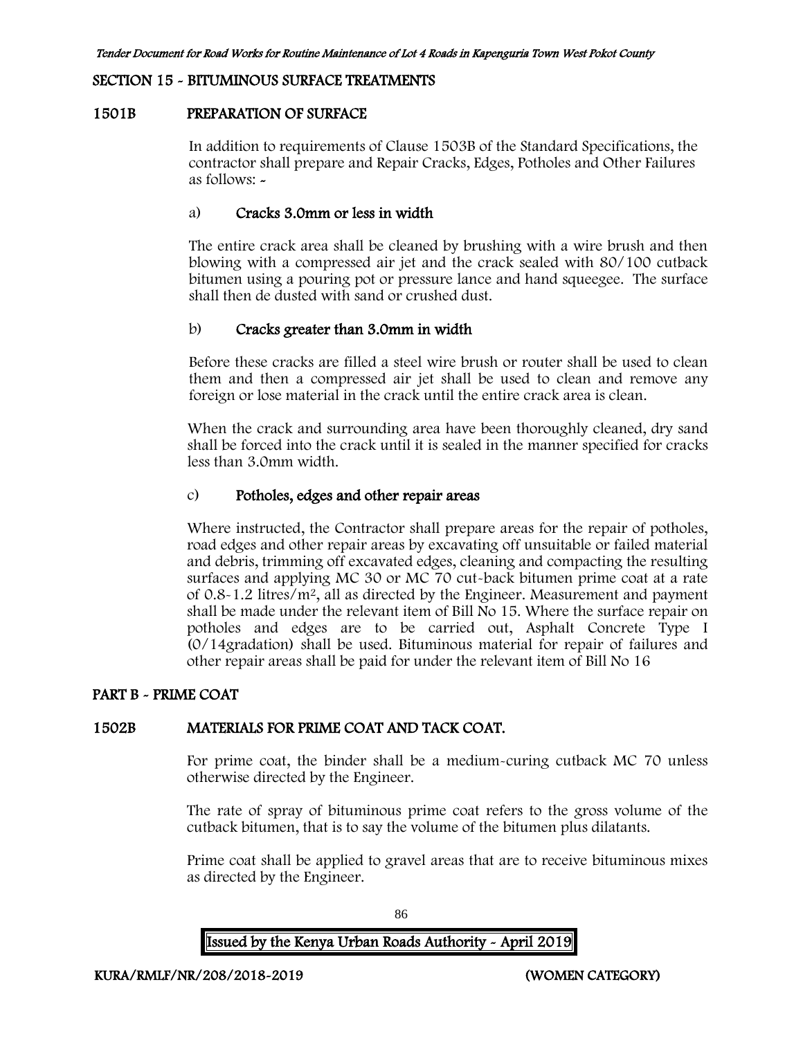## SECTION 15 - BITUMINOUS SURFACE TREATMENTS

### 1501B PREPARATION OF SURFACE

In addition to requirements of Clause 1503B of the Standard Specifications, the contractor shall prepare and Repair Cracks, Edges, Potholes and Other Failures as follows: -

a) **Cracks 3.0mm or less in width**

The entire crack area shall be cleaned by brushing with a wire brush and then blowing with a compressed air jet and the crack sealed with 80/100 cutback bitumen using a pouring pot or pressure lance and hand squeegee. The surface shall then de dusted with sand or crushed dust.

b) **Cracks greater than 3.0mm in width**

Before these cracks are filled a steel wire brush or router shall be used to clean them and then a compressed air jet shall be used to clean and remove any foreign or lose material in the crack until the entire crack area is clean.

When the crack and surrounding area have been thoroughly cleaned, dry sand shall be forced into the crack until it is sealed in the manner specified for cracks less than 3.0mm width.

c) **Potholes, edges and other repair areas**

Where instructed, the Contractor shall prepare areas for the repair of potholes, road edges and other repair areas by excavating off unsuitable or failed material and debris, trimming off excavated edges, cleaning and compacting the resulting surfaces and applying MC 30 or MC 70 cut-back bitumen prime coat at a rate of 0.8-1.2 litres/m$^2$, all as directed by the Engineer. Measurement and payment shall be made under the relevant item of Bill No 15. Where the surface repair on potholes and edges are to be carried out, Asphalt Concrete Type I (0/14gradation) shall be used. Bituminous material for repair of failures and other repair areas shall be paid for under the relevant item of Bill No 16

## PART B - PRIME COAT

### 1502B MATERIALS FOR PRIME COAT AND TACK COAT.

For prime coat, the binder shall be a medium-curing cutback MC 70 unless otherwise directed by the Engineer.

The rate of spray of bituminous prime coat refers to the gross volume of the cutback bitumen, that is to say the volume of the bitumen plus dilatants.

Prime coat shall be applied to gravel areas that are to receive bituminous mixes as directed by the Engineer.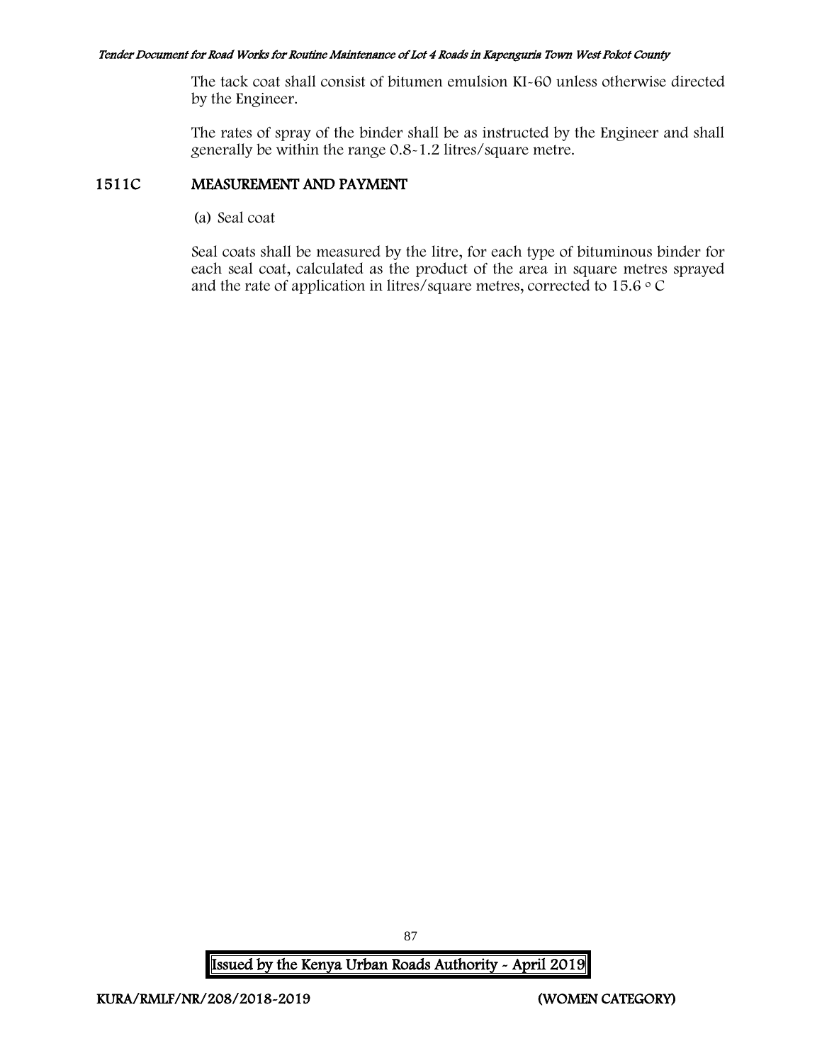The tack coat shall consist of bitumen emulsion KI-60 unless otherwise directed by the Engineer.

The rates of spray of the binder shall be as instructed by the Engineer and shall generally be within the range 0.8-1.2 litres/square metre.

## 1511C MEASUREMENT AND PAYMENT

(a) Seal coat

Seal coats shall be measured by the litre, for each type of bituminous binder for each seal coat, calculated as the product of the area in square metres sprayed and the rate of application in litres/square metres, corrected to 15.6 $^{\circ}$ C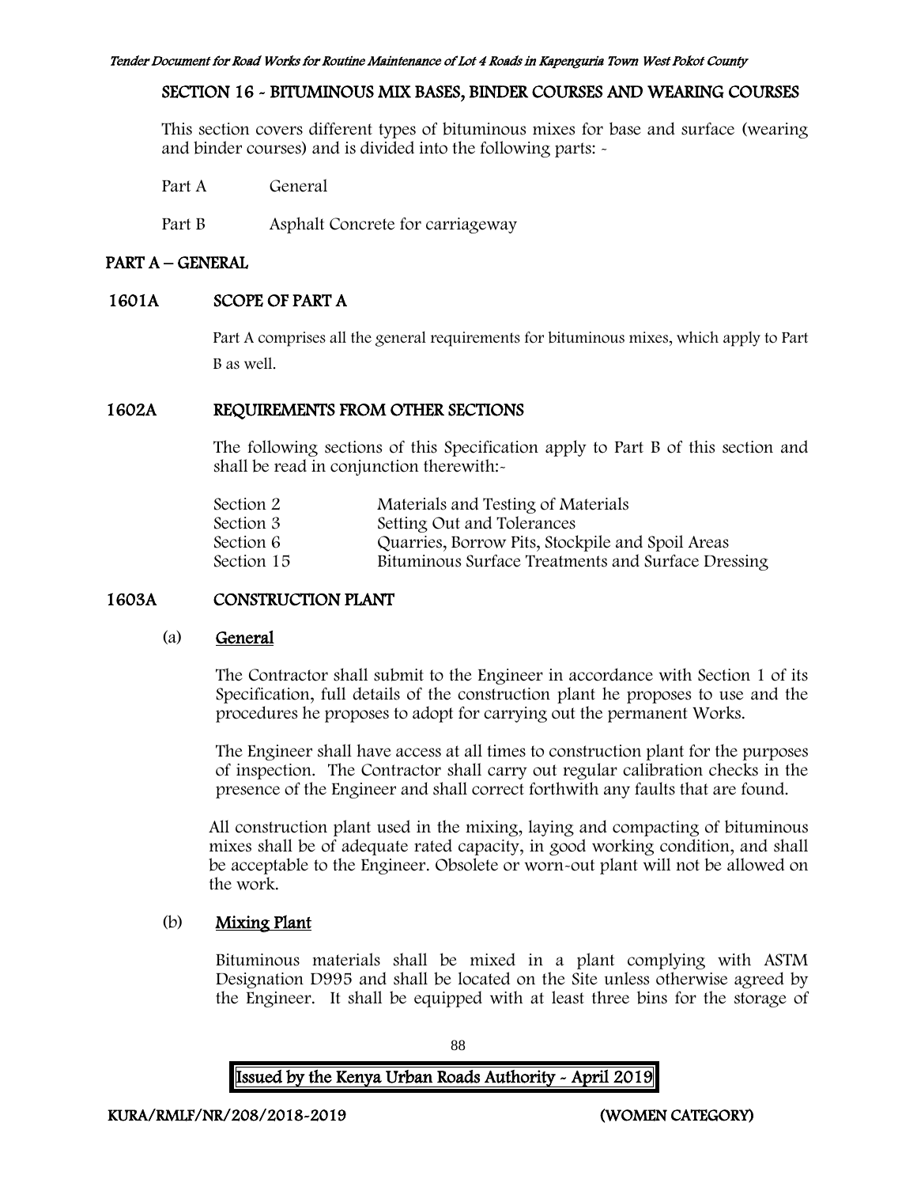## SECTION 16 - BITUMINOUS MIX BASES, BINDER COURSES AND WEARING COURSES

This section covers different types of bituminous mixes for base and surface (wearing and binder courses) and is divided into the following parts: -

Part A General

Part B Asphalt Concrete for carriageway

### PART A – GENERAL

### 1601A SCOPE OF PART A

Part A comprises all the general requirements for bituminous mixes, which apply to Part B as well.

### 1602A REQUIREMENTS FROM OTHER SECTIONS

The following sections of this Specification apply to Part B of this section and shall be read in conjunction therewith:-

| | |
|---|---|
| Section 2 | Materials and Testing of Materials |
| Section 3 | Setting Out and Tolerances |
| Section 6 | Quarries, Borrow Pits, Stockpile and Spoil Areas |
| Section 15 | Bituminous Surface Treatments and Surface Dressing |

### 1603A CONSTRUCTION PLANT

#### (a) General

The Contractor shall submit to the Engineer in accordance with Section 1 of its Specification, full details of the construction plant he proposes to use and the procedures he proposes to adopt for carrying out the permanent Works.

The Engineer shall have access at all times to construction plant for the purposes of inspection. The Contractor shall carry out regular calibration checks in the presence of the Engineer and shall correct forthwith any faults that are found.

All construction plant used in the mixing, laying and compacting of bituminous mixes shall be of adequate rated capacity, in good working condition, and shall be acceptable to the Engineer. Obsolete or worn-out plant will not be allowed on the work.

#### (b) Mixing Plant

Bituminous materials shall be mixed in a plant complying with ASTM Designation D995 and shall be located on the Site unless otherwise agreed by the Engineer. It shall be equipped with at least three bins for the storage of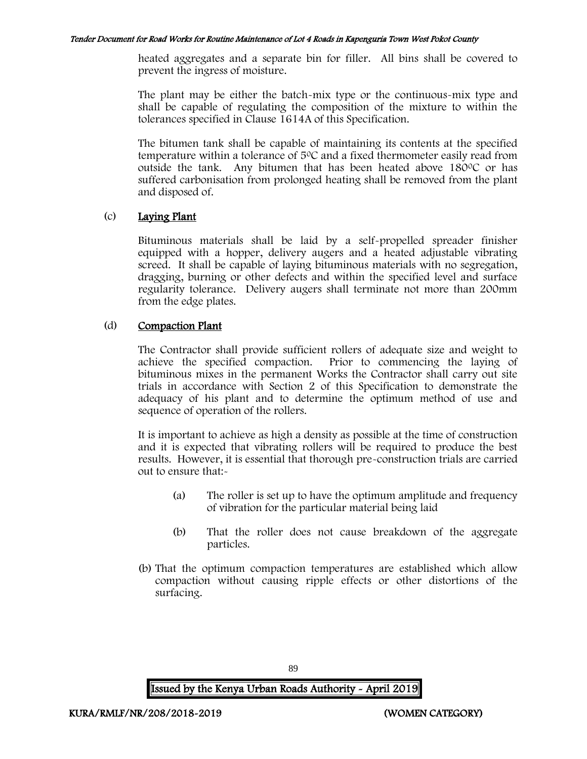heated aggregates and a separate bin for filler. All bins shall be covered to prevent the ingress of moisture.

The plant may be either the batch-mix type or the continuous-mix type and shall be capable of regulating the composition of the mixture to within the tolerances specified in Clause 1614A of this Specification.

The bitumen tank shall be capable of maintaining its contents at the specified temperature within a tolerance of 5$^{0}$C and a fixed thermometer easily read from outside the tank. Any bitumen that has been heated above 180$^{0}$C or has suffered carbonisation from prolonged heating shall be removed from the plant and disposed of.

(c) **Laying Plant**

Bituminous materials shall be laid by a self-propelled spreader finisher equipped with a hopper, delivery augers and a heated adjustable vibrating screed. It shall be capable of laying bituminous materials with no segregation, dragging, burning or other defects and within the specified level and surface regularity tolerance. Delivery augers shall terminate not more than 200mm from the edge plates.

(d) **Compaction Plant**

The Contractor shall provide sufficient rollers of adequate size and weight to achieve the specified compaction. Prior to commencing the laying of bituminous mixes in the permanent Works the Contractor shall carry out site trials in accordance with Section 2 of this Specification to demonstrate the adequacy of his plant and to determine the optimum method of use and sequence of operation of the rollers.

It is important to achieve as high a density as possible at the time of construction and it is expected that vibrating rollers will be required to produce the best results. However, it is essential that thorough pre-construction trials are carried out to ensure that:-

(a) The roller is set up to have the optimum amplitude and frequency of vibration for the particular material being laid

(b) That the roller does not cause breakdown of the aggregate particles.

(b) That the optimum compaction temperatures are established which allow compaction without causing ripple effects or other distortions of the surfacing.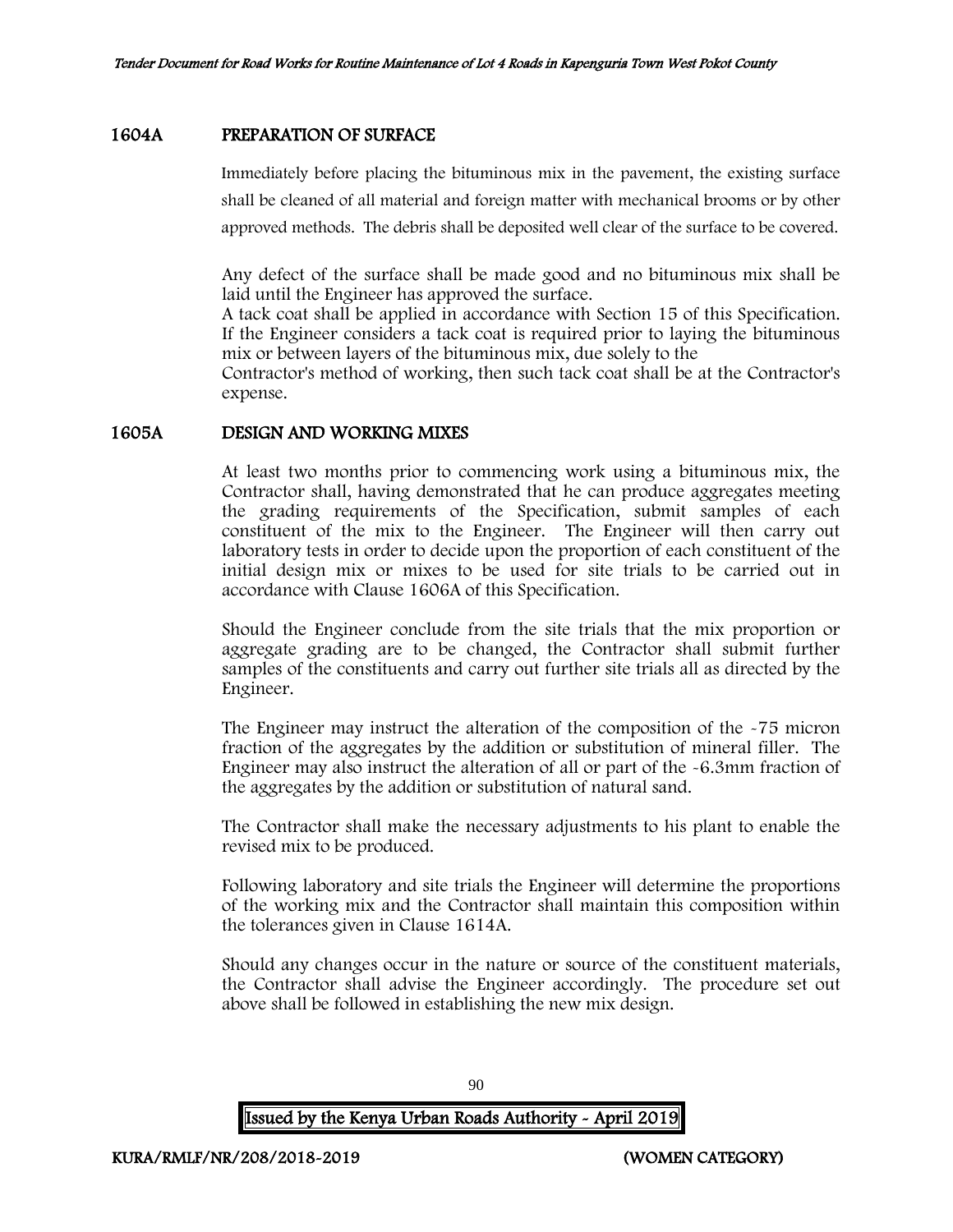## 1604A PREPARATION OF SURFACE

Immediately before placing the bituminous mix in the pavement, the existing surface shall be cleaned of all material and foreign matter with mechanical brooms or by other approved methods. The debris shall be deposited well clear of the surface to be covered.

Any defect of the surface shall be made good and no bituminous mix shall be laid until the Engineer has approved the surface.
A tack coat shall be applied in accordance with Section 15 of this Specification. If the Engineer considers a tack coat is required prior to laying the bituminous mix or between layers of the bituminous mix, due solely to the
Contractor's method of working, then such tack coat shall be at the Contractor's expense.

## 1605A DESIGN AND WORKING MIXES

At least two months prior to commencing work using a bituminous mix, the Contractor shall, having demonstrated that he can produce aggregates meeting the grading requirements of the Specification, submit samples of each constituent of the mix to the Engineer. The Engineer will then carry out laboratory tests in order to decide upon the proportion of each constituent of the initial design mix or mixes to be used for site trials to be carried out in accordance with Clause 1606A of this Specification.

Should the Engineer conclude from the site trials that the mix proportion or aggregate grading are to be changed, the Contractor shall submit further samples of the constituents and carry out further site trials all as directed by the Engineer.

The Engineer may instruct the alteration of the composition of the -75 micron fraction of the aggregates by the addition or substitution of mineral filler. The Engineer may also instruct the alteration of all or part of the -6.3mm fraction of the aggregates by the addition or substitution of natural sand.

The Contractor shall make the necessary adjustments to his plant to enable the revised mix to be produced.

Following laboratory and site trials the Engineer will determine the proportions of the working mix and the Contractor shall maintain this composition within the tolerances given in Clause 1614A.

Should any changes occur in the nature or source of the constituent materials, the Contractor shall advise the Engineer accordingly. The procedure set out above shall be followed in establishing the new mix design.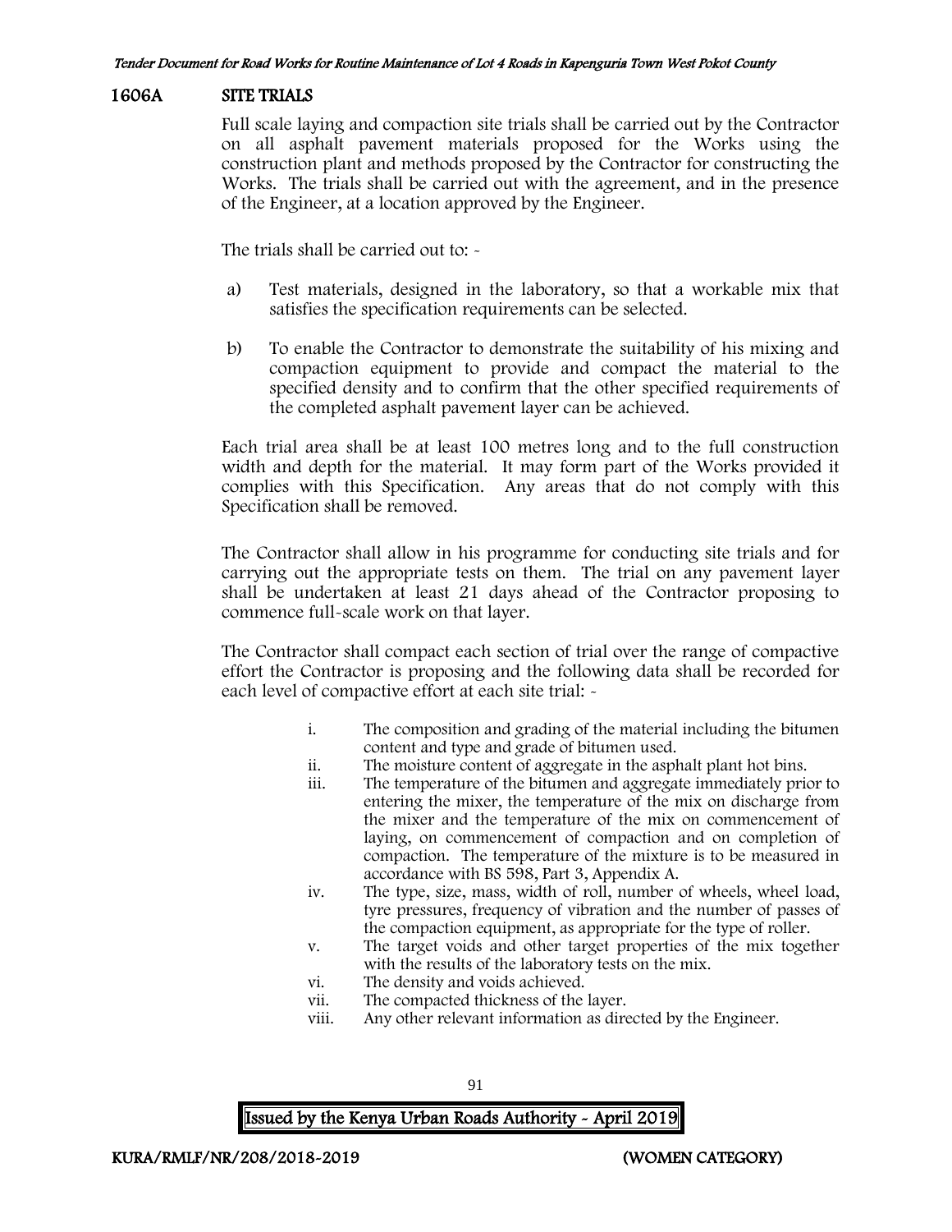## 1606A SITE TRIALS

Full scale laying and compaction site trials shall be carried out by the Contractor on all asphalt pavement materials proposed for the Works using the construction plant and methods proposed by the Contractor for constructing the Works. The trials shall be carried out with the agreement, and in the presence of the Engineer, at a location approved by the Engineer.

The trials shall be carried out to: -

a) Test materials, designed in the laboratory, so that a workable mix that satisfies the specification requirements can be selected.

b) To enable the Contractor to demonstrate the suitability of his mixing and compaction equipment to provide and compact the material to the specified density and to confirm that the other specified requirements of the completed asphalt pavement layer can be achieved.

Each trial area shall be at least 100 metres long and to the full construction width and depth for the material. It may form part of the Works provided it complies with this Specification. Any areas that do not comply with this Specification shall be removed.

The Contractor shall allow in his programme for conducting site trials and for carrying out the appropriate tests on them. The trial on any pavement layer shall be undertaken at least 21 days ahead of the Contractor proposing to commence full-scale work on that layer.

The Contractor shall compact each section of trial over the range of compactive effort the Contractor is proposing and the following data shall be recorded for each level of compactive effort at each site trial: -

i. The composition and grading of the material including the bitumen content and type and grade of bitumen used.
ii. The moisture content of aggregate in the asphalt plant hot bins.
iii. The temperature of the bitumen and aggregate immediately prior to entering the mixer, the temperature of the mix on discharge from the mixer and the temperature of the mix on commencement of laying, on commencement of compaction and on completion of compaction. The temperature of the mixture is to be measured in accordance with BS 598, Part 3, Appendix A.
iv. The type, size, mass, width of roll, number of wheels, wheel load, tyre pressures, frequency of vibration and the number of passes of the compaction equipment, as appropriate for the type of roller.
v. The target voids and other target properties of the mix together with the results of the laboratory tests on the mix.
vi. The density and voids achieved.
vii. The compacted thickness of the layer.
viii. Any other relevant information as directed by the Engineer.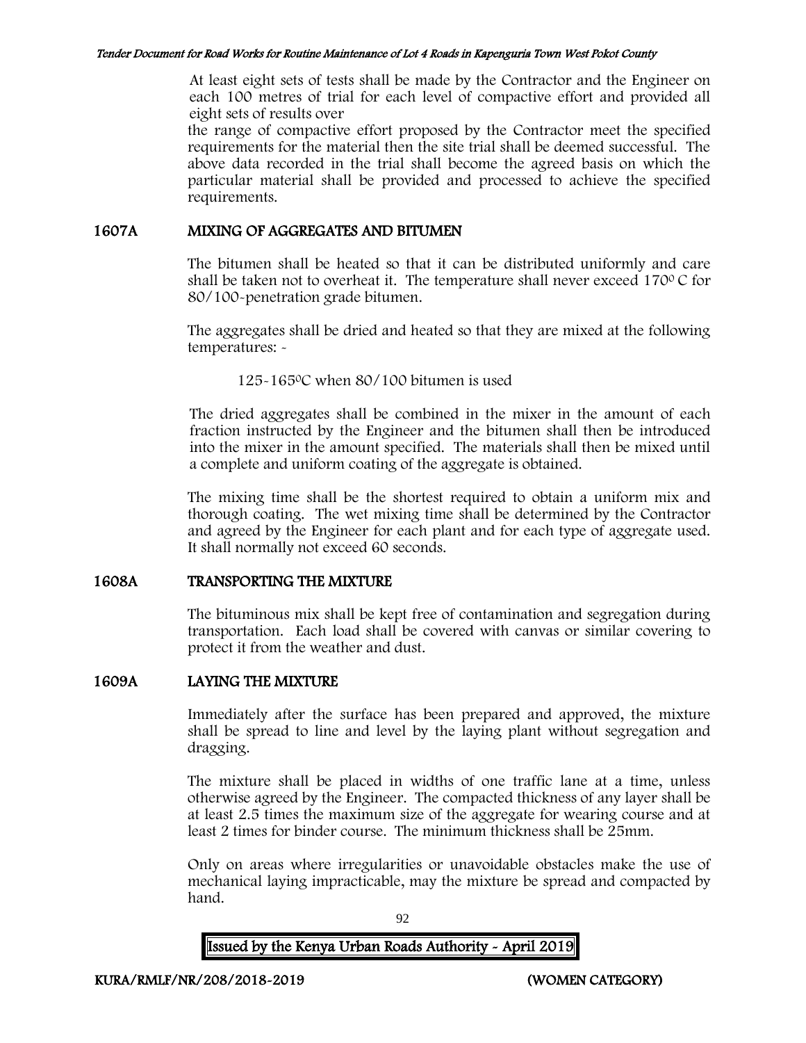At least eight sets of tests shall be made by the Contractor and the Engineer on each 100 metres of trial for each level of compactive effort and provided all eight sets of results over

the range of compactive effort proposed by the Contractor meet the specified requirements for the material then the site trial shall be deemed successful. The above data recorded in the trial shall become the agreed basis on which the particular material shall be provided and processed to achieve the specified requirements.

## 1607A MIXING OF AGGREGATES AND BITUMEN

The bitumen shall be heated so that it can be distributed uniformly and care shall be taken not to overheat it. The temperature shall never exceed 170$^{0}$ C for 80/100-penetration grade bitumen.

The aggregates shall be dried and heated so that they are mixed at the following temperatures: -

125-165$^{0}$C when 80/100 bitumen is used

The dried aggregates shall be combined in the mixer in the amount of each fraction instructed by the Engineer and the bitumen shall then be introduced into the mixer in the amount specified. The materials shall then be mixed until a complete and uniform coating of the aggregate is obtained.

The mixing time shall be the shortest required to obtain a uniform mix and thorough coating. The wet mixing time shall be determined by the Contractor and agreed by the Engineer for each plant and for each type of aggregate used. It shall normally not exceed 60 seconds.

## 1608A TRANSPORTING THE MIXTURE

The bituminous mix shall be kept free of contamination and segregation during transportation. Each load shall be covered with canvas or similar covering to protect it from the weather and dust.

## 1609A LAYING THE MIXTURE

Immediately after the surface has been prepared and approved, the mixture shall be spread to line and level by the laying plant without segregation and dragging.

The mixture shall be placed in widths of one traffic lane at a time, unless otherwise agreed by the Engineer. The compacted thickness of any layer shall be at least 2.5 times the maximum size of the aggregate for wearing course and at least 2 times for binder course. The minimum thickness shall be 25mm.

Only on areas where irregularities or unavoidable obstacles make the use of mechanical laying impracticable, may the mixture be spread and compacted by hand.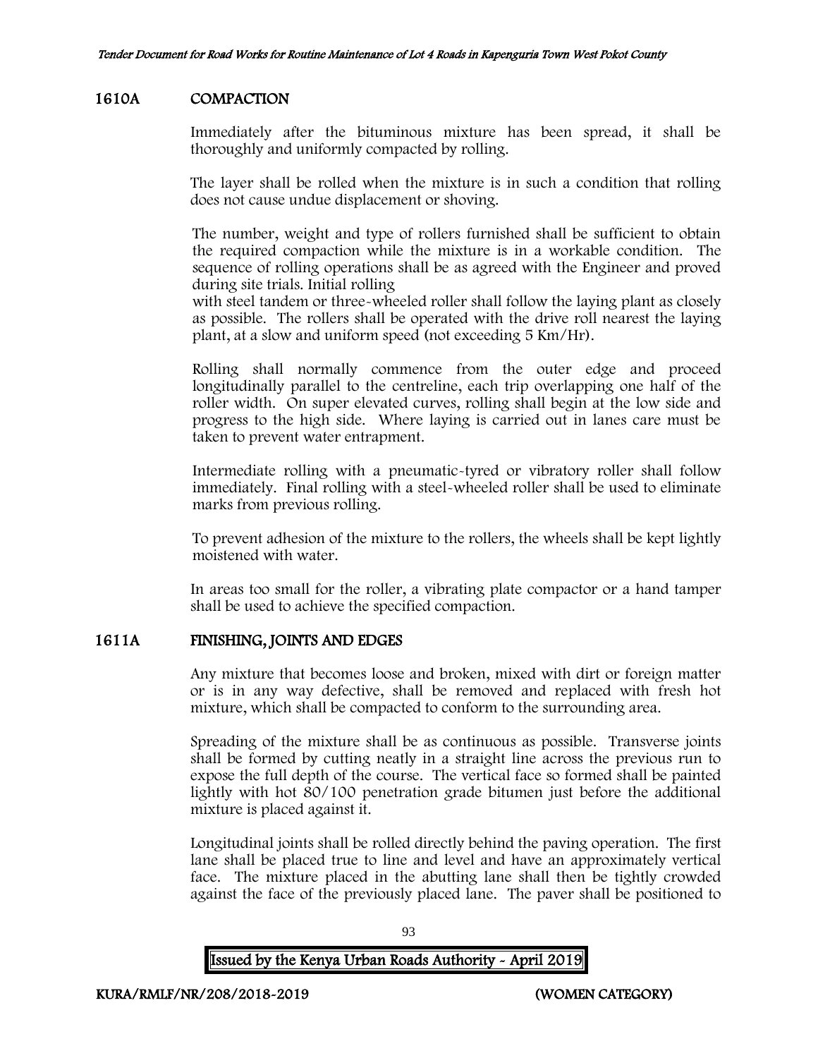## 1610A COMPACTION

Immediately after the bituminous mixture has been spread, it shall be thoroughly and uniformly compacted by rolling.

The layer shall be rolled when the mixture is in such a condition that rolling does not cause undue displacement or shoving.

The number, weight and type of rollers furnished shall be sufficient to obtain the required compaction while the mixture is in a workable condition. The sequence of rolling operations shall be as agreed with the Engineer and proved during site trials. Initial rolling with steel tandem or three-wheeled roller shall follow the laying plant as closely as possible. The rollers shall be operated with the drive roll nearest the laying plant, at a slow and uniform speed (not exceeding 5 Km/Hr).

Rolling shall normally commence from the outer edge and proceed longitudinally parallel to the centreline, each trip overlapping one half of the roller width. On super elevated curves, rolling shall begin at the low side and progress to the high side. Where laying is carried out in lanes care must be taken to prevent water entrapment.

Intermediate rolling with a pneumatic-tyred or vibratory roller shall follow immediately. Final rolling with a steel-wheeled roller shall be used to eliminate marks from previous rolling.

To prevent adhesion of the mixture to the rollers, the wheels shall be kept lightly moistened with water.

In areas too small for the roller, a vibrating plate compactor or a hand tamper shall be used to achieve the specified compaction.

## 1611A FINISHING, JOINTS AND EDGES

Any mixture that becomes loose and broken, mixed with dirt or foreign matter or is in any way defective, shall be removed and replaced with fresh hot mixture, which shall be compacted to conform to the surrounding area.

Spreading of the mixture shall be as continuous as possible. Transverse joints shall be formed by cutting neatly in a straight line across the previous run to expose the full depth of the course. The vertical face so formed shall be painted lightly with hot 80/100 penetration grade bitumen just before the additional mixture is placed against it.

Longitudinal joints shall be rolled directly behind the paving operation. The first lane shall be placed true to line and level and have an approximately vertical face. The mixture placed in the abutting lane shall then be tightly crowded against the face of the previously placed lane. The paver shall be positioned to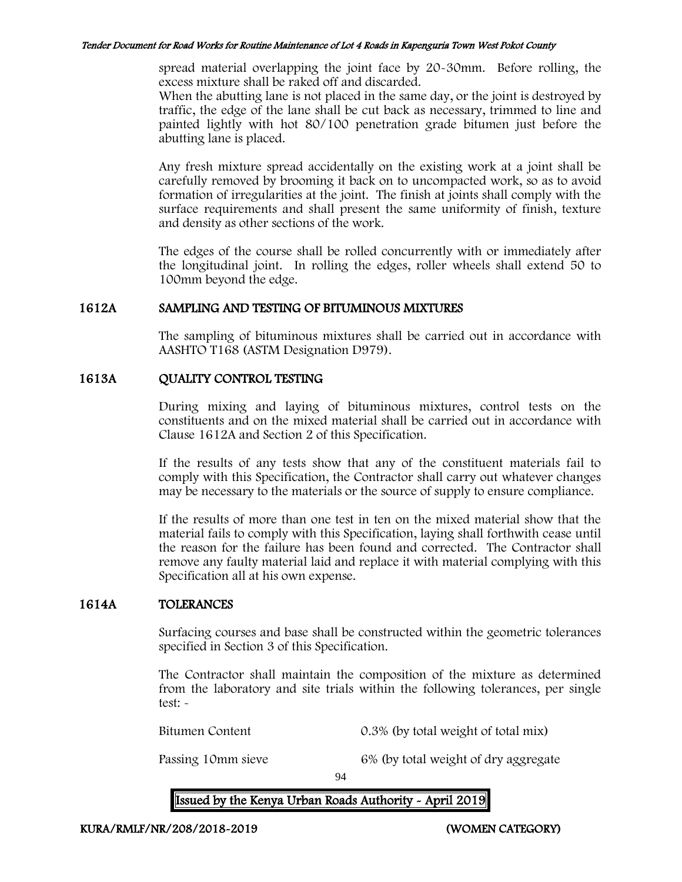spread material overlapping the joint face by 20-30mm. Before rolling, the excess mixture shall be raked off and discarded.

When the abutting lane is not placed in the same day, or the joint is destroyed by traffic, the edge of the lane shall be cut back as necessary, trimmed to line and painted lightly with hot 80/100 penetration grade bitumen just before the abutting lane is placed.

Any fresh mixture spread accidentally on the existing work at a joint shall be carefully removed by brooming it back on to uncompacted work, so as to avoid formation of irregularities at the joint. The finish at joints shall comply with the surface requirements and shall present the same uniformity of finish, texture and density as other sections of the work.

The edges of the course shall be rolled concurrently with or immediately after the longitudinal joint. In rolling the edges, roller wheels shall extend 50 to 100mm beyond the edge.

## 1612A SAMPLING AND TESTING OF BITUMINOUS MIXTURES

The sampling of bituminous mixtures shall be carried out in accordance with AASHTO T168 (ASTM Designation D979).

## 1613A QUALITY CONTROL TESTING

During mixing and laying of bituminous mixtures, control tests on the constituents and on the mixed material shall be carried out in accordance with Clause 1612A and Section 2 of this Specification.

If the results of any tests show that any of the constituent materials fail to comply with this Specification, the Contractor shall carry out whatever changes may be necessary to the materials or the source of supply to ensure compliance.

If the results of more than one test in ten on the mixed material show that the material fails to comply with this Specification, laying shall forthwith cease until the reason for the failure has been found and corrected. The Contractor shall remove any faulty material laid and replace it with material complying with this Specification all at his own expense.

## 1614A TOLERANCES

Surfacing courses and base shall be constructed within the geometric tolerances specified in Section 3 of this Specification.

The Contractor shall maintain the composition of the mixture as determined from the laboratory and site trials within the following tolerances, per single test: -

| | |
|---|---|
| Bitumen Content | 0.3% (by total weight of total mix) |
| Passing 10mm sieve | 6% (by total weight of dry aggregate |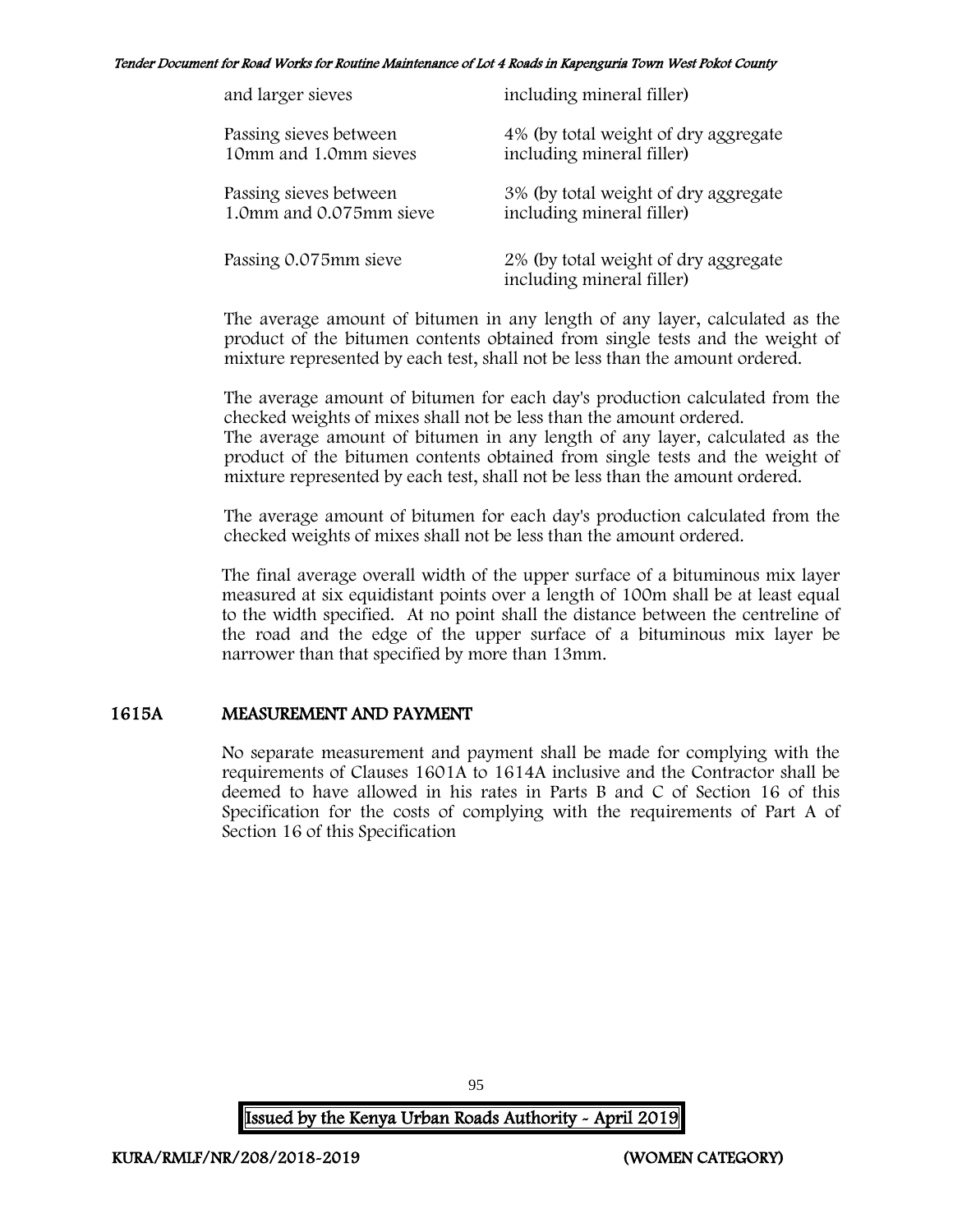| | |
|---|---|
| and larger sieves | including mineral filler) |
| Passing sieves between 10mm and 1.0mm sieves | 4% (by total weight of dry aggregate including mineral filler) |
| Passing sieves between 1.0mm and 0.075mm sieve | 3% (by total weight of dry aggregate including mineral filler) |
| Passing 0.075mm sieve | 2% (by total weight of dry aggregate including mineral filler) |

The average amount of bitumen in any length of any layer, calculated as the product of the bitumen contents obtained from single tests and the weight of mixture represented by each test, shall not be less than the amount ordered.

The average amount of bitumen for each day's production calculated from the checked weights of mixes shall not be less than the amount ordered.
The average amount of bitumen in any length of any layer, calculated as the product of the bitumen contents obtained from single tests and the weight of mixture represented by each test, shall not be less than the amount ordered.

The average amount of bitumen for each day's production calculated from the checked weights of mixes shall not be less than the amount ordered.

The final average overall width of the upper surface of a bituminous mix layer measured at six equidistant points over a length of 100m shall be at least equal to the width specified. At no point shall the distance between the centreline of the road and the edge of the upper surface of a bituminous mix layer be narrower than that specified by more than 13mm.

## 1615A MEASUREMENT AND PAYMENT

No separate measurement and payment shall be made for complying with the requirements of Clauses 1601A to 1614A inclusive and the Contractor shall be deemed to have allowed in his rates in Parts B and C of Section 16 of this Specification for the costs of complying with the requirements of Part A of Section 16 of this Specification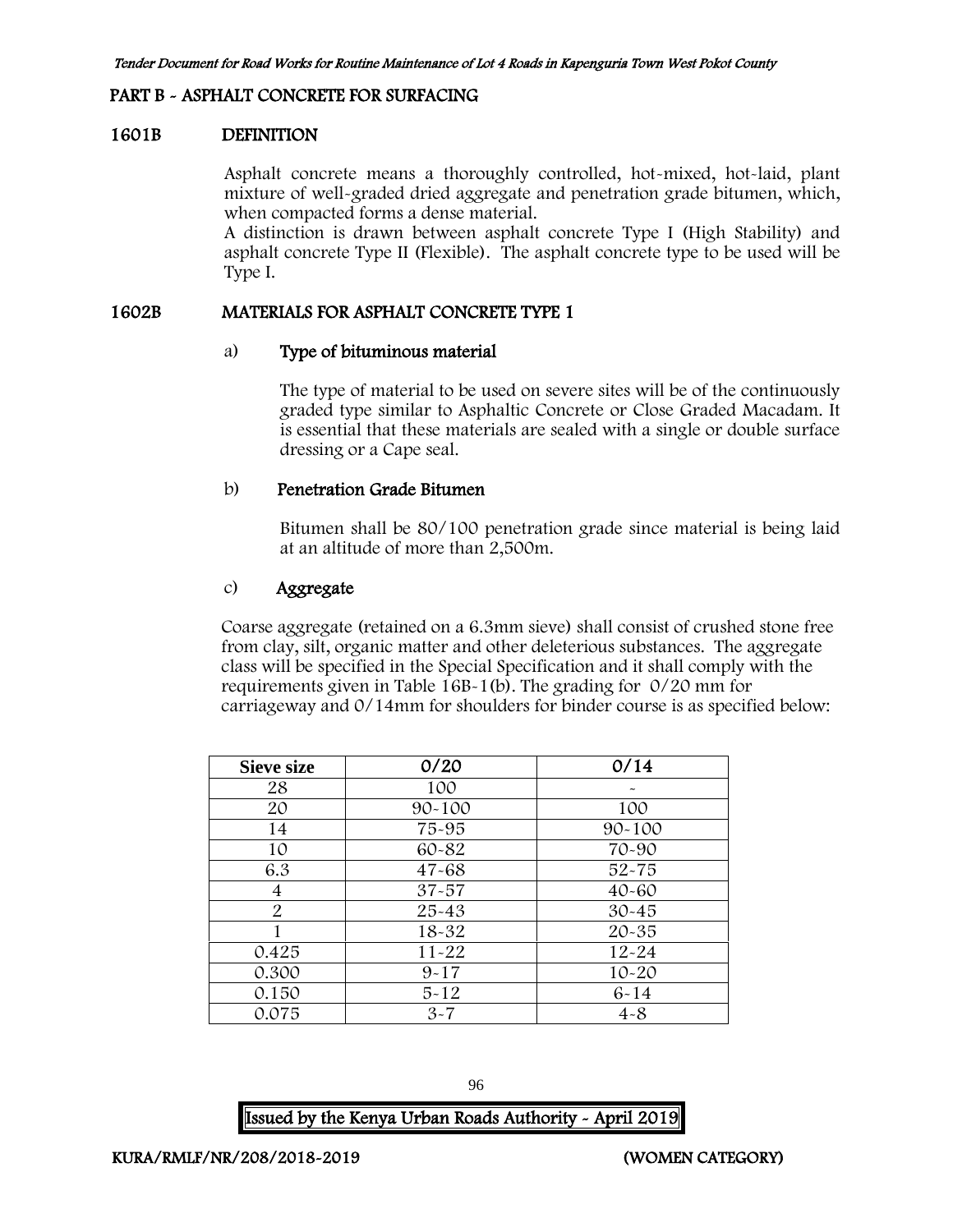## PART B - ASPHALT CONCRETE FOR SURFACING

### 1601B DEFINITION

Asphalt concrete means a thoroughly controlled, hot-mixed, hot-laid, plant mixture of well-graded dried aggregate and penetration grade bitumen, which, when compacted forms a dense material.
A distinction is drawn between asphalt concrete Type I (High Stability) and asphalt concrete Type II (Flexible). The asphalt concrete type to be used will be Type I.

### 1602B MATERIALS FOR ASPHALT CONCRETE TYPE 1

#### a) Type of bituminous material

The type of material to be used on severe sites will be of the continuously graded type similar to Asphaltic Concrete or Close Graded Macadam. It is essential that these materials are sealed with a single or double surface dressing or a Cape seal.

#### b) Penetration Grade Bitumen

Bitumen shall be 80/100 penetration grade since material is being laid at an altitude of more than 2,500m.

#### c) Aggregate

Coarse aggregate (retained on a 6.3mm sieve) shall consist of crushed stone free from clay, silt, organic matter and other deleterious substances. The aggregate class will be specified in the Special Specification and it shall comply with the requirements given in Table 16B-1(b). The grading for 0/20 mm for carriageway and 0/14mm for shoulders for binder course is as specified below:

| Sieve size | 0/20 | 0/14 |
|---|---|---|
| 28 | 100 | - |
| 20 | 90-100 | 100 |
| 14 | 75-95 | 90-100 |
| 10 | 60-82 | 70-90 |
| 6.3 | 47-68 | 52-75 |
| 4 | 37-57 | 40-60 |
| 2 | 25-43 | 30-45 |
| 1 | 18-32 | 20-35 |
| 0.425 | 11-22 | 12-24 |
| 0.300 | 9-17 | 10-20 |
| 0.150 | 5-12 | 6-14 |
| 0.075 | 3-7 | 4-8 |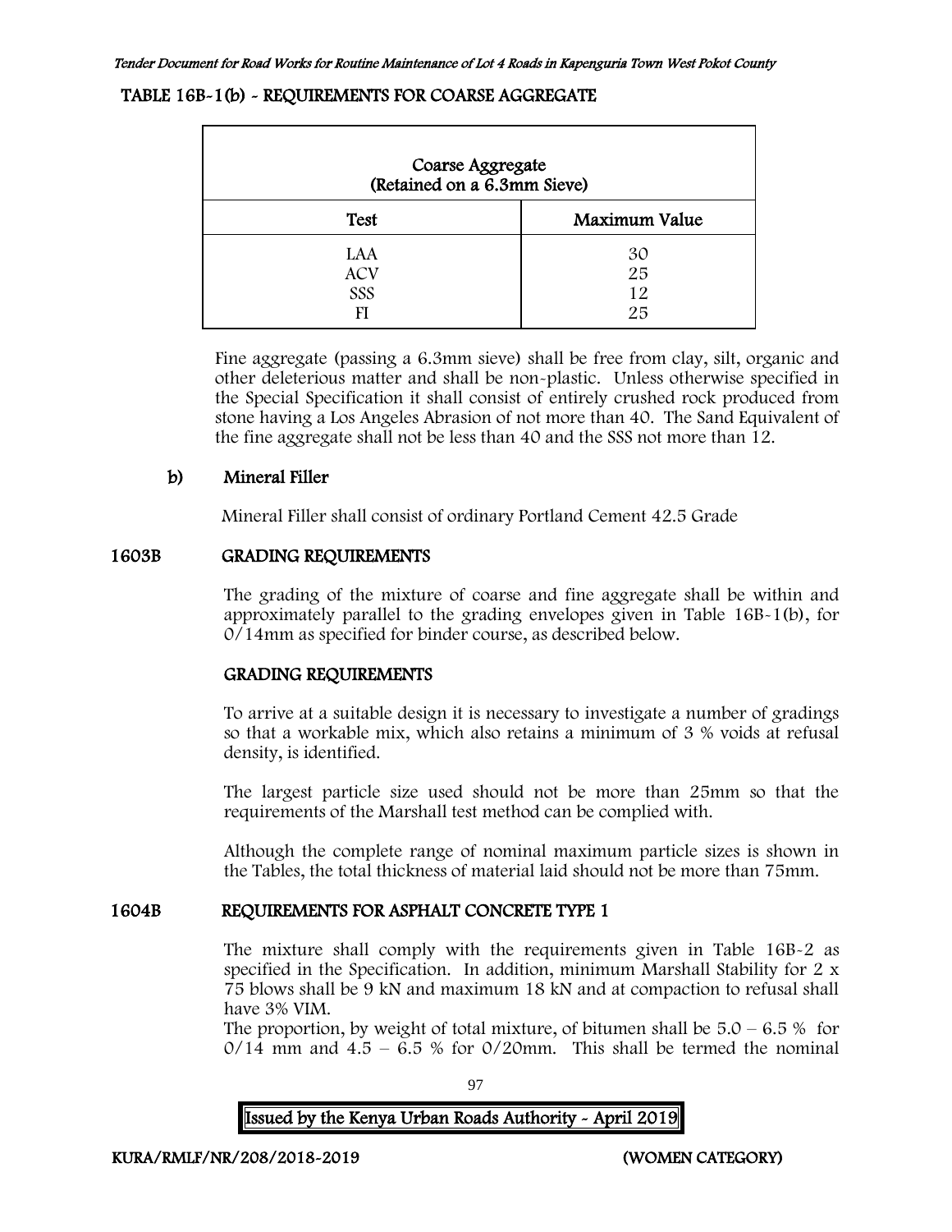## TABLE 16B-1(b) - REQUIREMENTS FOR COARSE AGGREGATE

| Coarse Aggregate (Retained on a 6.3mm Sieve) | |
|---|---|
| **Test** | **Maximum Value** |
| LAA | 30 |
| ACV | 25 |
| SSS | 12 |
| FI | 25 |

Fine aggregate (passing a 6.3mm sieve) shall be free from clay, silt, organic and other deleterious matter and shall be non-plastic. Unless otherwise specified in the Special Specification it shall consist of entirely crushed rock produced from stone having a Los Angeles Abrasion of not more than 40. The Sand Equivalent of the fine aggregate shall not be less than 40 and the SSS not more than 12.

### b) Mineral Filler

Mineral Filler shall consist of ordinary Portland Cement 42.5 Grade

## 1603B GRADING REQUIREMENTS

The grading of the mixture of coarse and fine aggregate shall be within and approximately parallel to the grading envelopes given in Table 16B-1(b), for 0/14mm as specified for binder course, as described below.

### GRADING REQUIREMENTS

To arrive at a suitable design it is necessary to investigate a number of gradings so that a workable mix, which also retains a minimum of 3 % voids at refusal density, is identified.

The largest particle size used should not be more than 25mm so that the requirements of the Marshall test method can be complied with.

Although the complete range of nominal maximum particle sizes is shown in the Tables, the total thickness of material laid should not be more than 75mm.

## 1604B REQUIREMENTS FOR ASPHALT CONCRETE TYPE 1

The mixture shall comply with the requirements given in Table 16B-2 as specified in the Specification. In addition, minimum Marshall Stability for 2 x 75 blows shall be 9 kN and maximum 18 kN and at compaction to refusal shall have 3% VIM.

The proportion, by weight of total mixture, of bitumen shall be 5.0 – 6.5 % for 0/14 mm and 4.5 – 6.5 % for 0/20mm. This shall be termed the nominal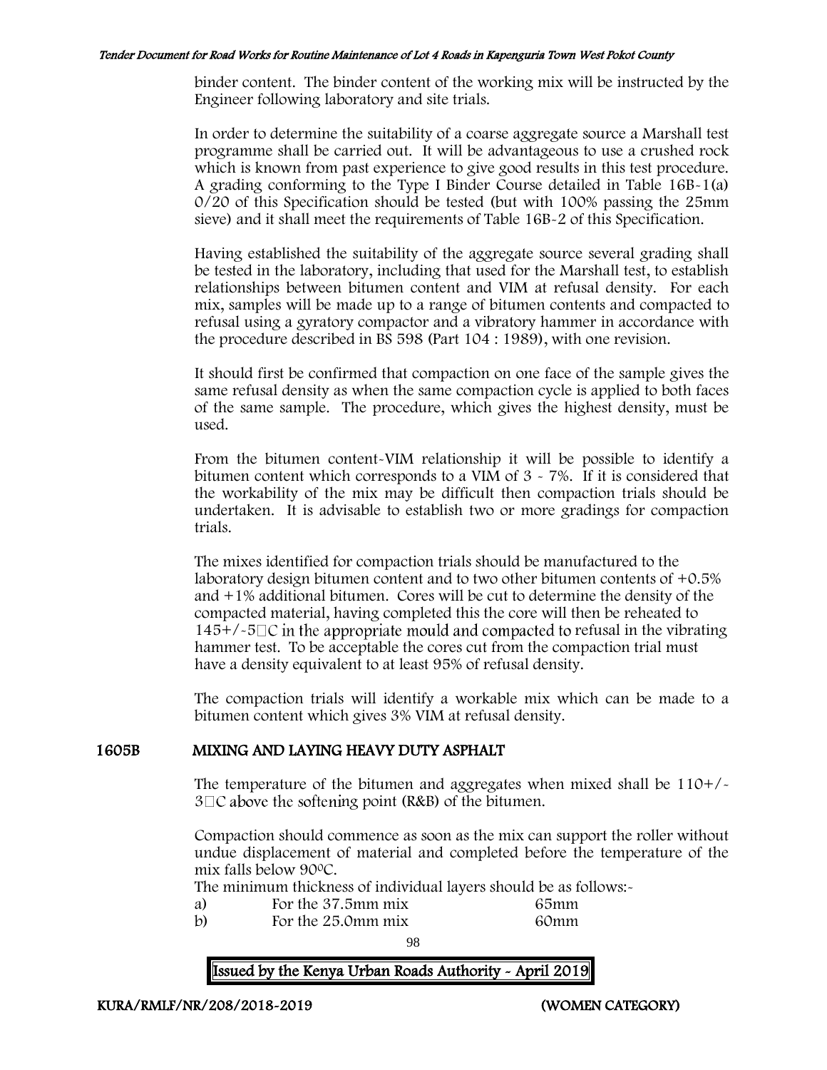binder content. The binder content of the working mix will be instructed by the Engineer following laboratory and site trials.

In order to determine the suitability of a coarse aggregate source a Marshall test programme shall be carried out. It will be advantageous to use a crushed rock which is known from past experience to give good results in this test procedure. A grading conforming to the Type I Binder Course detailed in Table 16B-1(a) 0/20 of this Specification should be tested (but with 100% passing the 25mm sieve) and it shall meet the requirements of Table 16B-2 of this Specification.

Having established the suitability of the aggregate source several grading shall be tested in the laboratory, including that used for the Marshall test, to establish relationships between bitumen content and VIM at refusal density. For each mix, samples will be made up to a range of bitumen contents and compacted to refusal using a gyratory compactor and a vibratory hammer in accordance with the procedure described in BS 598 (Part 104 : 1989), with one revision.

It should first be confirmed that compaction on one face of the sample gives the same refusal density as when the same compaction cycle is applied to both faces of the same sample. The procedure, which gives the highest density, must be used.

From the bitumen content-VIM relationship it will be possible to identify a bitumen content which corresponds to a VIM of 3 - 7%. If it is considered that the workability of the mix may be difficult then compaction trials should be undertaken. It is advisable to establish two or more gradings for compaction trials.

The mixes identified for compaction trials should be manufactured to the laboratory design bitumen content and to two other bitumen contents of +0.5% and +1% additional bitumen. Cores will be cut to determine the density of the compacted material, having completed this the core will then be reheated to 145+/-5°C in the appropriate mould and compacted to refusal in the vibrating hammer test. To be acceptable the cores cut from the compaction trial must have a density equivalent to at least 95% of refusal density.

The compaction trials will identify a workable mix which can be made to a bitumen content which gives 3% VIM at refusal density.

## 1605B MIXING AND LAYING HEAVY DUTY ASPHALT

The temperature of the bitumen and aggregates when mixed shall be 110+/-3°C above the softening point (R&B) of the bitumen.

Compaction should commence as soon as the mix can support the roller without undue displacement of material and completed before the temperature of the mix falls below 90°C.

The minimum thickness of individual layers should be as follows:-

| | | |
|---|---|---|
| a) | For the 37.5mm mix | 65mm |
| b) | For the 25.0mm mix | 60mm |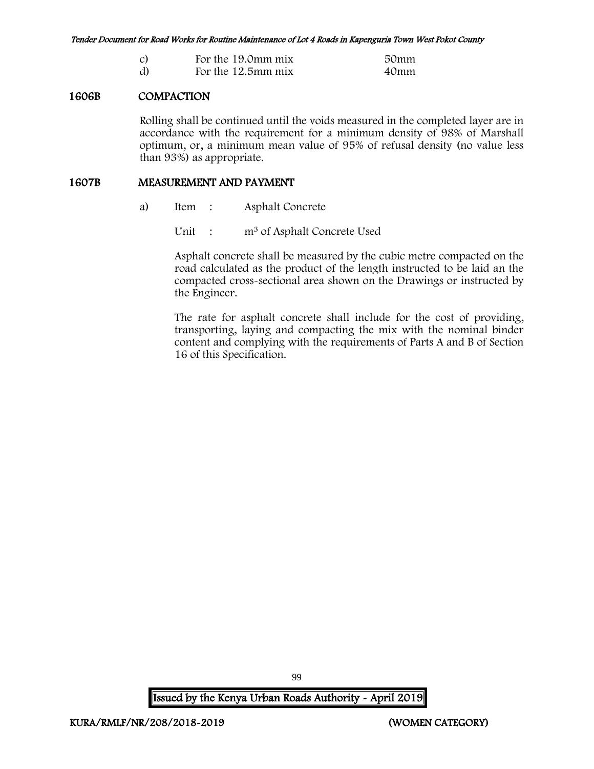| | | |
|---|---|---|
| c) | For the 19.0mm mix | 50mm |
| d) | For the 12.5mm mix | 40mm |

## 1606B COMPACTION

Rolling shall be continued until the voids measured in the completed layer are in accordance with the requirement for a minimum density of 98% of Marshall optimum, or, a minimum mean value of 95% of refusal density (no value less than 93%) as appropriate.

## 1607B MEASUREMENT AND PAYMENT

a) Item : Asphalt Concrete

Unit : $m^3$ of Asphalt Concrete Used

Asphalt concrete shall be measured by the cubic metre compacted on the road calculated as the product of the length instructed to be laid an the compacted cross-sectional area shown on the Drawings or instructed by the Engineer.

The rate for asphalt concrete shall include for the cost of providing, transporting, laying and compacting the mix with the nominal binder content and complying with the requirements of Parts A and B of Section 16 of this Specification.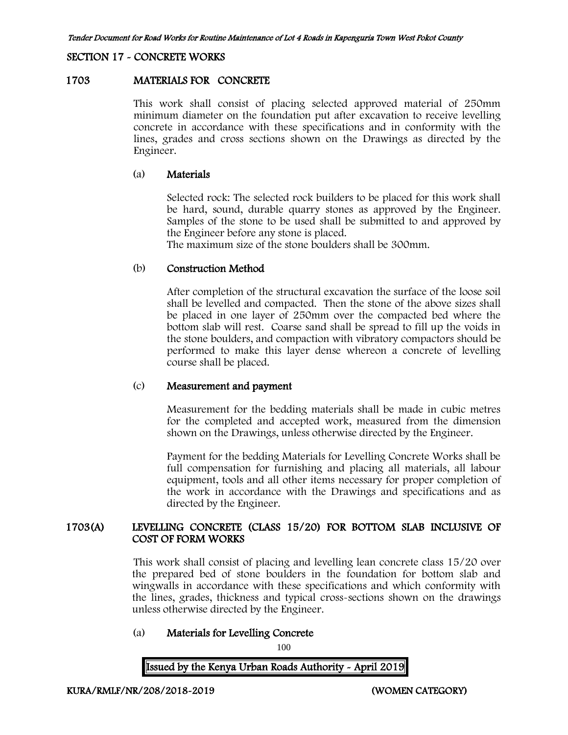## SECTION 17 - CONCRETE WORKS

### 1703 MATERIALS FOR CONCRETE

This work shall consist of placing selected approved material of 250mm minimum diameter on the foundation put after excavation to receive levelling concrete in accordance with these specifications and in conformity with the lines, grades and cross sections shown on the Drawings as directed by the Engineer.

#### (a) Materials

Selected rock: The selected rock builders to be placed for this work shall be hard, sound, durable quarry stones as approved by the Engineer. Samples of the stone to be used shall be submitted to and approved by the Engineer before any stone is placed.
The maximum size of the stone boulders shall be 300mm.

#### (b) Construction Method

After completion of the structural excavation the surface of the loose soil shall be levelled and compacted. Then the stone of the above sizes shall be placed in one layer of 250mm over the compacted bed where the bottom slab will rest. Coarse sand shall be spread to fill up the voids in the stone boulders, and compaction with vibratory compactors should be performed to make this layer dense whereon a concrete of levelling course shall be placed.

#### (c) Measurement and payment

Measurement for the bedding materials shall be made in cubic metres for the completed and accepted work, measured from the dimension shown on the Drawings, unless otherwise directed by the Engineer.

Payment for the bedding Materials for Levelling Concrete Works shall be full compensation for furnishing and placing all materials, all labour equipment, tools and all other items necessary for proper completion of the work in accordance with the Drawings and specifications and as directed by the Engineer.

### 1703(A) LEVELLING CONCRETE (CLASS 15/20) FOR BOTTOM SLAB INCLUSIVE OF COST OF FORM WORKS

This work shall consist of placing and levelling lean concrete class 15/20 over the prepared bed of stone boulders in the foundation for bottom slab and wingwalls in accordance with these specifications and which conformity with the lines, grades, thickness and typical cross-sections shown on the drawings unless otherwise directed by the Engineer.

#### (a) Materials for Levelling Concrete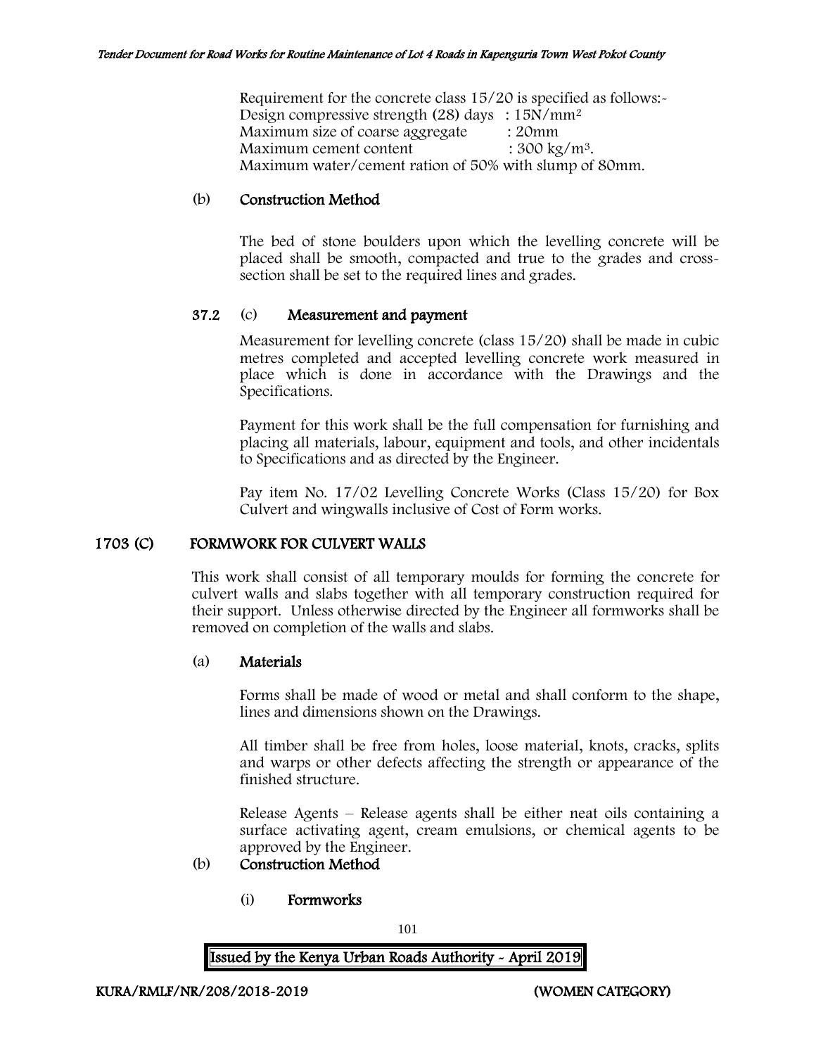Requirement for the concrete class 15/20 is specified as follows:-
Design compressive strength (28) days : 15N/mm$^2$
Maximum size of coarse aggregate : 20mm
Maximum cement content : 300 kg/m$^3$.
Maximum water/cement ration of 50% with slump of 80mm.

(b) **Construction Method**

The bed of stone boulders upon which the levelling concrete will be placed shall be smooth, compacted and true to the grades and cross-section shall be set to the required lines and grades.

**37.2** (c) **Measurement and payment**

Measurement for levelling concrete (class 15/20) shall be made in cubic metres completed and accepted levelling concrete work measured in place which is done in accordance with the Drawings and the Specifications.

Payment for this work shall be the full compensation for furnishing and placing all materials, labour, equipment and tools, and other incidentals to Specifications and as directed by the Engineer.

Pay item No. 17/02 Levelling Concrete Works (Class 15/20) for Box Culvert and wingwalls inclusive of Cost of Form works.

## 1703 (C) FORMWORK FOR CULVERT WALLS

This work shall consist of all temporary moulds for forming the concrete for culvert walls and slabs together with all temporary construction required for their support. Unless otherwise directed by the Engineer all formworks shall be removed on completion of the walls and slabs.

(a) **Materials**

Forms shall be made of wood or metal and shall conform to the shape, lines and dimensions shown on the Drawings.

All timber shall be free from holes, loose material, knots, cracks, splits and warps or other defects affecting the strength or appearance of the finished structure.

Release Agents – Release agents shall be either neat oils containing a surface activating agent, cream emulsions, or chemical agents to be approved by the Engineer.

(b) **Construction Method**

(i) **Formworks**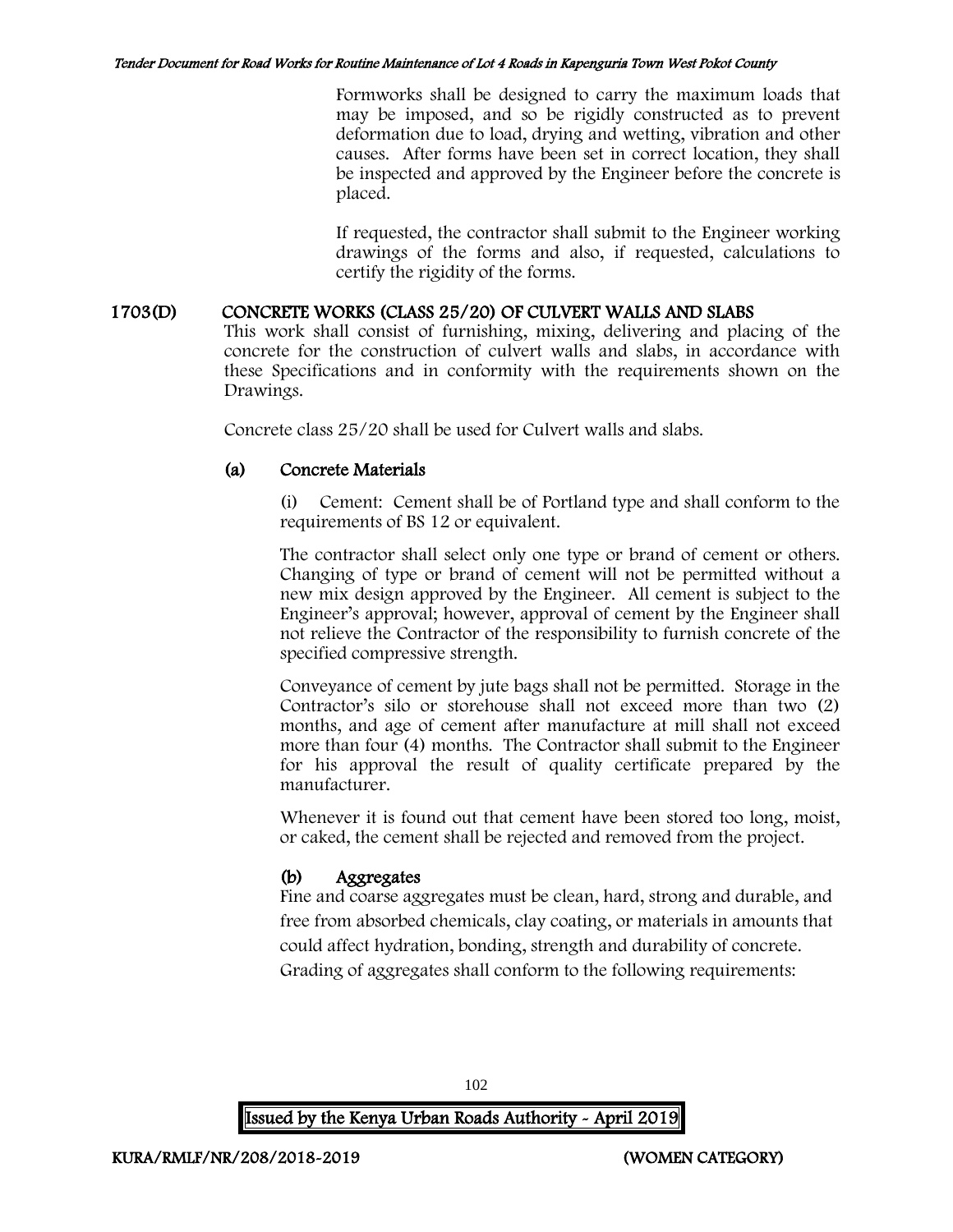Formworks shall be designed to carry the maximum loads that may be imposed, and so be rigidly constructed as to prevent deformation due to load, drying and wetting, vibration and other causes. After forms have been set in correct location, they shall be inspected and approved by the Engineer before the concrete is placed.

If requested, the contractor shall submit to the Engineer working drawings of the forms and also, if requested, calculations to certify the rigidity of the forms.

## 1703(D) CONCRETE WORKS (CLASS 25/20) OF CULVERT WALLS AND SLABS

This work shall consist of furnishing, mixing, delivering and placing of the concrete for the construction of culvert walls and slabs, in accordance with these Specifications and in conformity with the requirements shown on the Drawings.

Concrete class 25/20 shall be used for Culvert walls and slabs.

### (a) Concrete Materials

(i) Cement: Cement shall be of Portland type and shall conform to the requirements of BS 12 or equivalent.

The contractor shall select only one type or brand of cement or others. Changing of type or brand of cement will not be permitted without a new mix design approved by the Engineer. All cement is subject to the Engineer's approval; however, approval of cement by the Engineer shall not relieve the Contractor of the responsibility to furnish concrete of the specified compressive strength.

Conveyance of cement by jute bags shall not be permitted. Storage in the Contractor's silo or storehouse shall not exceed more than two (2) months, and age of cement after manufacture at mill shall not exceed more than four (4) months. The Contractor shall submit to the Engineer for his approval the result of quality certificate prepared by the manufacturer.

Whenever it is found out that cement have been stored too long, moist, or caked, the cement shall be rejected and removed from the project.

### (b) Aggregates

Fine and coarse aggregates must be clean, hard, strong and durable, and free from absorbed chemicals, clay coating, or materials in amounts that could affect hydration, bonding, strength and durability of concrete.

Grading of aggregates shall conform to the following requirements: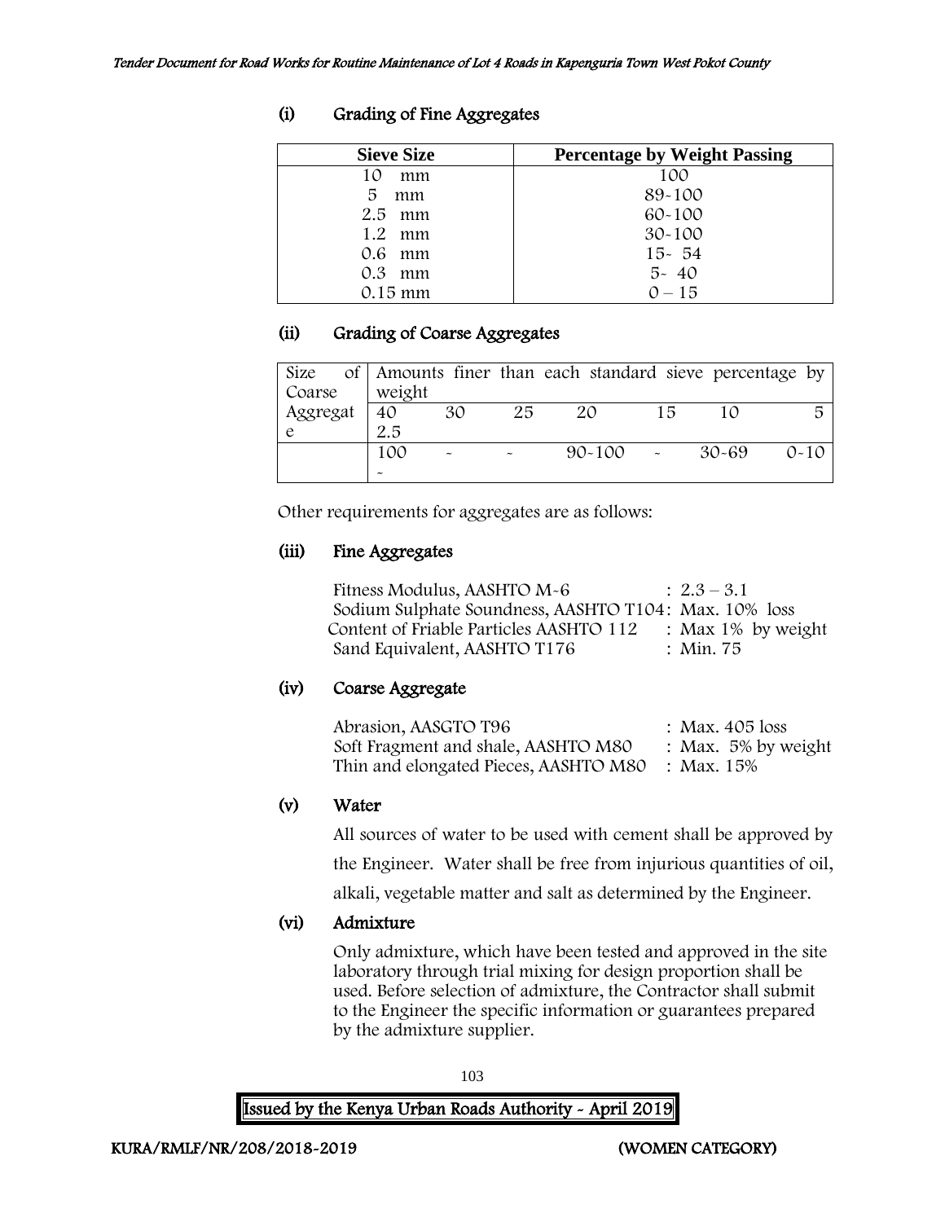### (i) Grading of Fine Aggregates

| Sieve Size | Percentage by Weight Passing |
|---|---|
| 10 mm | 100 |
| 5 mm | 89-100 |
| 2.5 mm | 60-100 |
| 1.2 mm | 30-100 |
| 0.6 mm | 15- 54 |
| 0.3 mm | 5- 40 |
| 0.15 mm | 0 – 15 |

### (ii) Grading of Coarse Aggregates

| Size of Coarse Aggregate | Amounts finer than each standard sieve percentage by weight | | | | | | |
|---|---|---|---|---|---|---|---|
| | 40 2.5 | 30 | 25 | 20 | 15 | 10 | 5 |
| | 100 - | - | - | 90-100 | - | 30-69 | 0-10 |

Other requirements for aggregates are as follows:

### (iii) Fine Aggregates

Fitness Modulus, AASHTO M-6 : 2.3 – 3.1
Sodium Sulphate Soundness, AASHTO T104: Max. 10% loss
Content of Friable Particles AASHTO 112 : Max 1% by weight
Sand Equivalent, AASHTO T176 : Min. 75

### (iv) Coarse Aggregate

Abrasion, AASGTO T96 : Max. 405 loss
Soft Fragment and shale, AASHTO M80 : Max. 5% by weight
Thin and elongated Pieces, AASHTO M80 : Max. 15%

### (v) Water

All sources of water to be used with cement shall be approved by the Engineer. Water shall be free from injurious quantities of oil, alkali, vegetable matter and salt as determined by the Engineer.

### (vi) Admixture

Only admixture, which have been tested and approved in the site laboratory through trial mixing for design proportion shall be used. Before selection of admixture, the Contractor shall submit to the Engineer the specific information or guarantees prepared by the admixture supplier.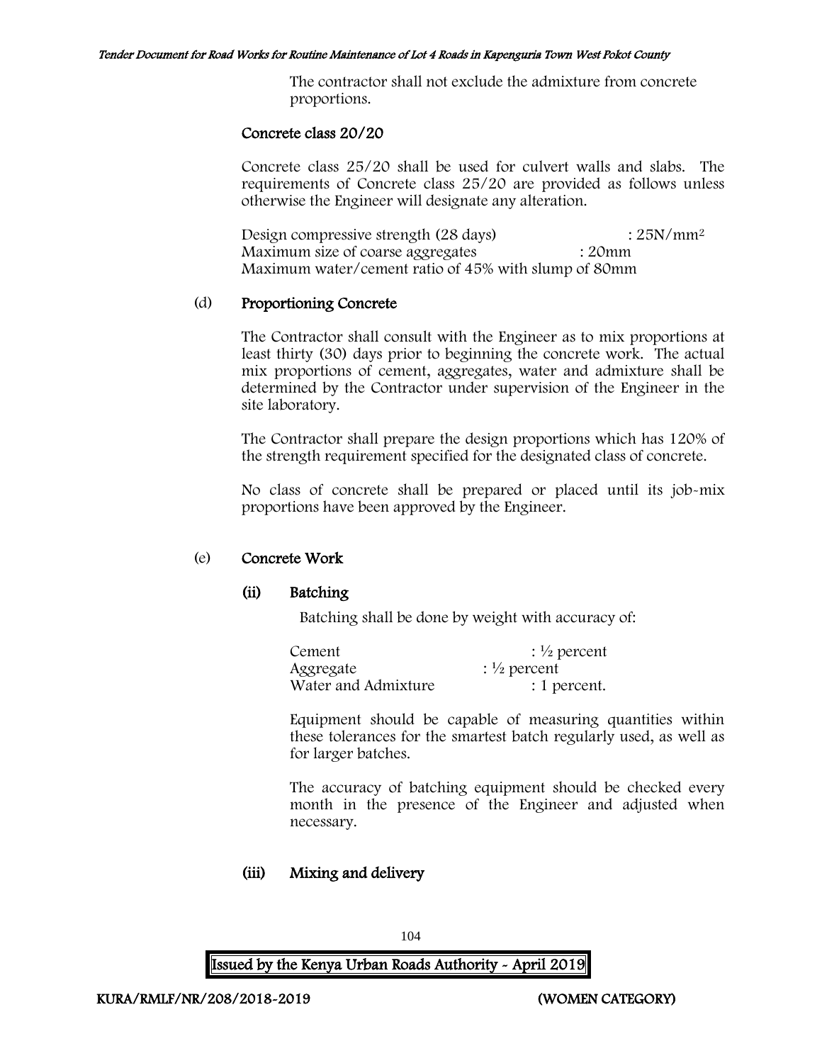The contractor shall not exclude the admixture from concrete proportions.

**Concrete class 20/20**

Concrete class 25/20 shall be used for culvert walls and slabs. The requirements of Concrete class 25/20 are provided as follows unless otherwise the Engineer will designate any alteration.

Design compressive strength (28 days) : 25N/mm$^2$
Maximum size of coarse aggregates : 20mm
Maximum water/cement ratio of 45% with slump of 80mm

(d) **Proportioning Concrete**

The Contractor shall consult with the Engineer as to mix proportions at least thirty (30) days prior to beginning the concrete work. The actual mix proportions of cement, aggregates, water and admixture shall be determined by the Contractor under supervision of the Engineer in the site laboratory.

The Contractor shall prepare the design proportions which has 120% of the strength requirement specified for the designated class of concrete.

No class of concrete shall be prepared or placed until its job-mix proportions have been approved by the Engineer.

(e) **Concrete Work**

**(ii) Batching**

Batching shall be done by weight with accuracy of:

Cement : ½ percent
Aggregate : ½ percent
Water and Admixture : 1 percent.

Equipment should be capable of measuring quantities within these tolerances for the smartest batch regularly used, as well as for larger batches.

The accuracy of batching equipment should be checked every month in the presence of the Engineer and adjusted when necessary.

**(iii) Mixing and delivery**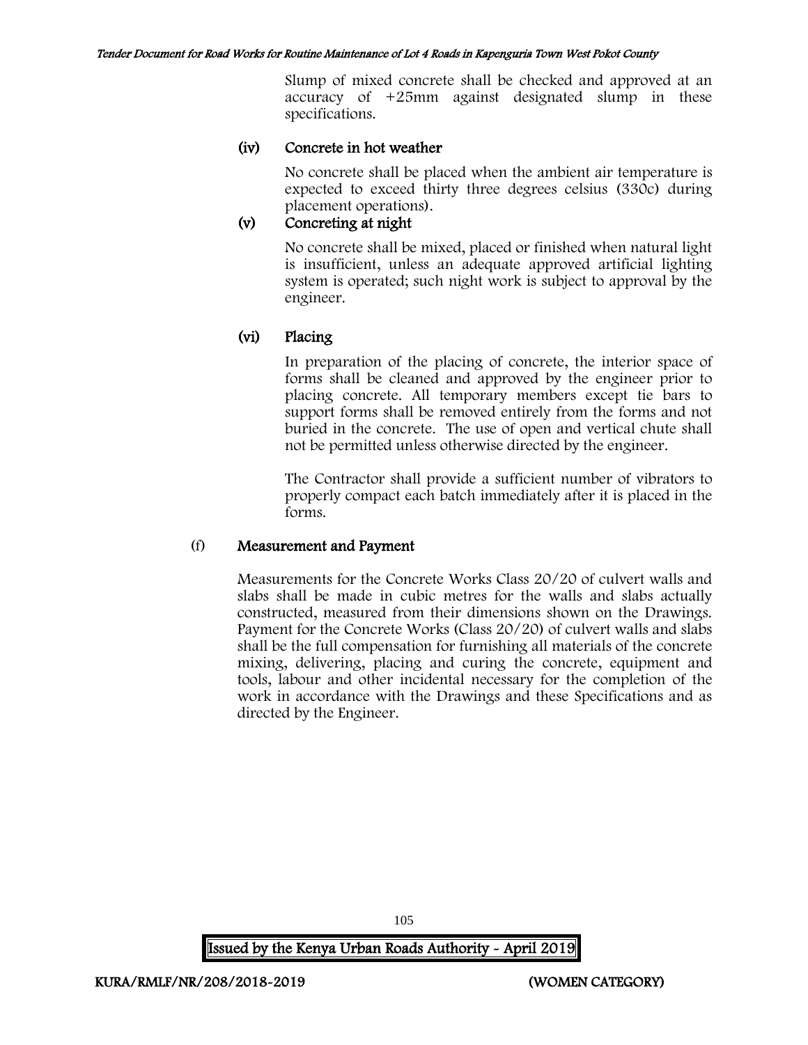Slump of mixed concrete shall be checked and approved at an accuracy of +25mm against designated slump in these specifications.

#### (iv) Concrete in hot weather

No concrete shall be placed when the ambient air temperature is expected to exceed thirty three degrees celsius (330c) during placement operations).

#### (v) Concreting at night

No concrete shall be mixed, placed or finished when natural light is insufficient, unless an adequate approved artificial lighting system is operated; such night work is subject to approval by the engineer.

#### (vi) Placing

In preparation of the placing of concrete, the interior space of forms shall be cleaned and approved by the engineer prior to placing concrete. All temporary members except tie bars to support forms shall be removed entirely from the forms and not buried in the concrete. The use of open and vertical chute shall not be permitted unless otherwise directed by the engineer.

The Contractor shall provide a sufficient number of vibrators to properly compact each batch immediately after it is placed in the forms.

### (f) Measurement and Payment

Measurements for the Concrete Works Class 20/20 of culvert walls and slabs shall be made in cubic metres for the walls and slabs actually constructed, measured from their dimensions shown on the Drawings. Payment for the Concrete Works (Class 20/20) of culvert walls and slabs shall be the full compensation for furnishing all materials of the concrete mixing, delivering, placing and curing the concrete, equipment and tools, labour and other incidental necessary for the completion of the work in accordance with the Drawings and these Specifications and as directed by the Engineer.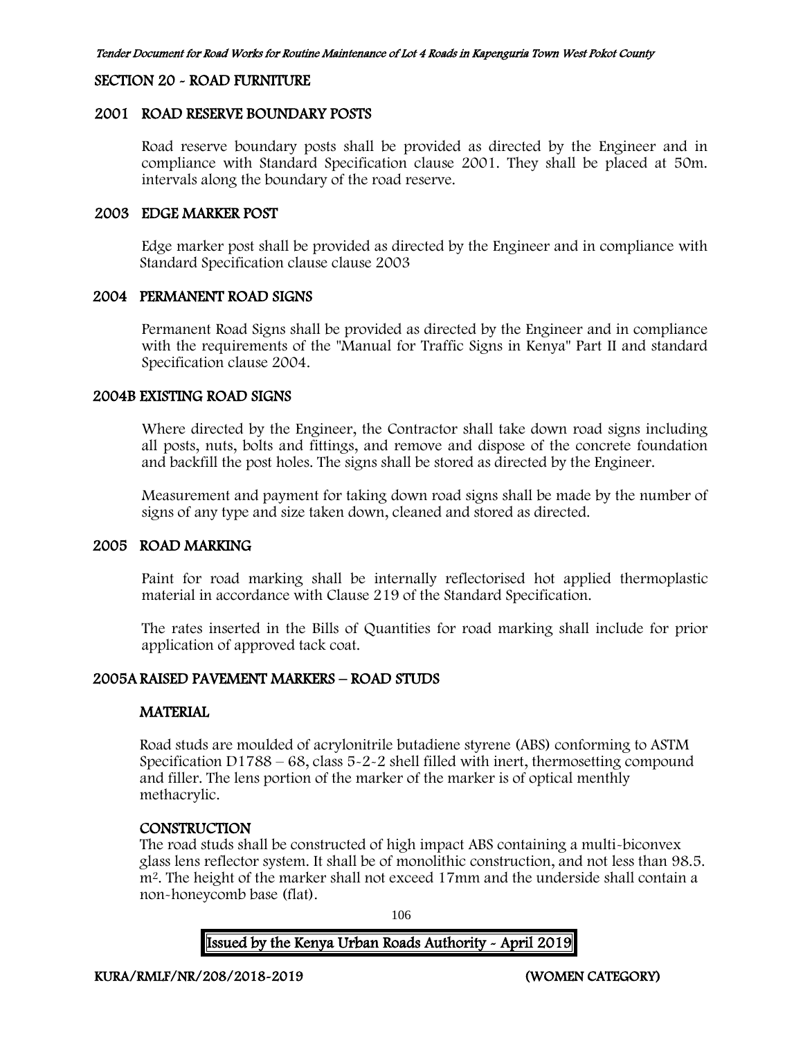## SECTION 20 - ROAD FURNITURE

### 2001 ROAD RESERVE BOUNDARY POSTS

Road reserve boundary posts shall be provided as directed by the Engineer and in compliance with Standard Specification clause 2001. They shall be placed at 50m. intervals along the boundary of the road reserve.

### 2003 EDGE MARKER POST

Edge marker post shall be provided as directed by the Engineer and in compliance with Standard Specification clause clause 2003

### 2004 PERMANENT ROAD SIGNS

Permanent Road Signs shall be provided as directed by the Engineer and in compliance with the requirements of the "Manual for Traffic Signs in Kenya" Part II and standard Specification clause 2004.

### 2004B EXISTING ROAD SIGNS

Where directed by the Engineer, the Contractor shall take down road signs including all posts, nuts, bolts and fittings, and remove and dispose of the concrete foundation and backfill the post holes. The signs shall be stored as directed by the Engineer.

Measurement and payment for taking down road signs shall be made by the number of signs of any type and size taken down, cleaned and stored as directed.

### 2005 ROAD MARKING

Paint for road marking shall be internally reflectorised hot applied thermoplastic material in accordance with Clause 219 of the Standard Specification.

The rates inserted in the Bills of Quantities for road marking shall include for prior application of approved tack coat.

### 2005A RAISED PAVEMENT MARKERS – ROAD STUDS

**MATERIAL**

Road studs are moulded of acrylonitrile butadiene styrene (ABS) conforming to ASTM Specification D1788 – 68, class 5-2-2 shell filled with inert, thermosetting compound and filler. The lens portion of the marker of the marker is of optical menthly methacrylic.

**CONSTRUCTION**

The road studs shall be constructed of high impact ABS containing a multi-biconvex glass lens reflector system. It shall be of monolithic construction, and not less than 98.5. $m^2$. The height of the marker shall not exceed 17mm and the underside shall contain a non-honeycomb base (flat).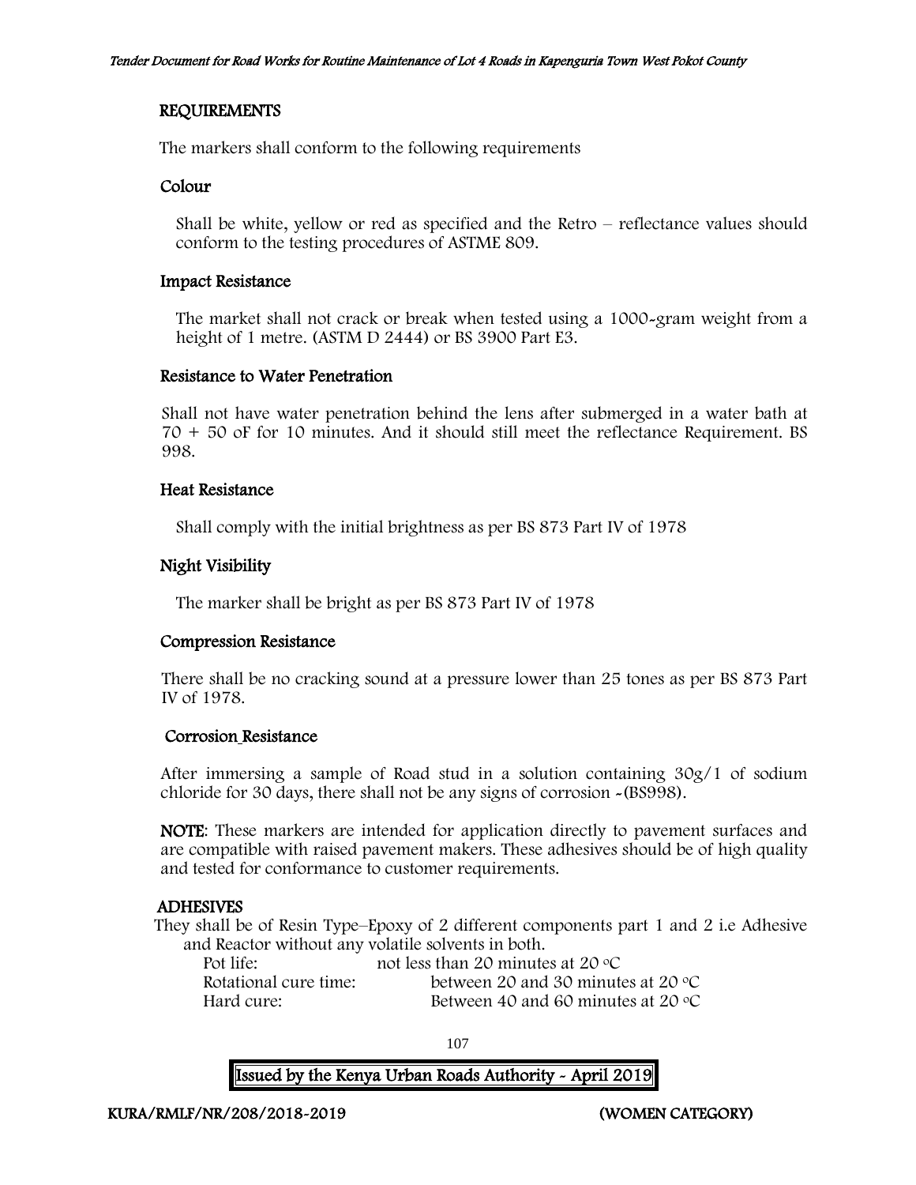## REQUIREMENTS

The markers shall conform to the following requirements

### Colour

Shall be white, yellow or red as specified and the Retro – reflectance values should conform to the testing procedures of ASTME 809.

### Impact Resistance

The market shall not crack or break when tested using a 1000-gram weight from a height of 1 metre. (ASTM D 2444) or BS 3900 Part E3.

### Resistance to Water Penetration

Shall not have water penetration behind the lens after submerged in a water bath at 70 + 50 oF for 10 minutes. And it should still meet the reflectance Requirement. BS 998.

### Heat Resistance

Shall comply with the initial brightness as per BS 873 Part IV of 1978

### Night Visibility

The marker shall be bright as per BS 873 Part IV of 1978

### Compression Resistance

There shall be no cracking sound at a pressure lower than 25 tones as per BS 873 Part IV of 1978.

### Corrosion Resistance

After immersing a sample of Road stud in a solution containing 30g/1 of sodium chloride for 30 days, there shall not be any signs of corrosion -(BS998).

**NOTE**: These markers are intended for application directly to pavement surfaces and are compatible with raised pavement makers. These adhesives should be of high quality and tested for conformance to customer requirements.

## ADHESIVES

They shall be of Resin Type–Epoxy of 2 different components part 1 and 2 i.e Adhesive and Reactor without any volatile solvents in both.

| | |
|---|---|
| Pot life: | not less than 20 minutes at 20 °C |
| Rotational cure time: | between 20 and 30 minutes at 20 °C |
| Hard cure: | Between 40 and 60 minutes at 20 °C |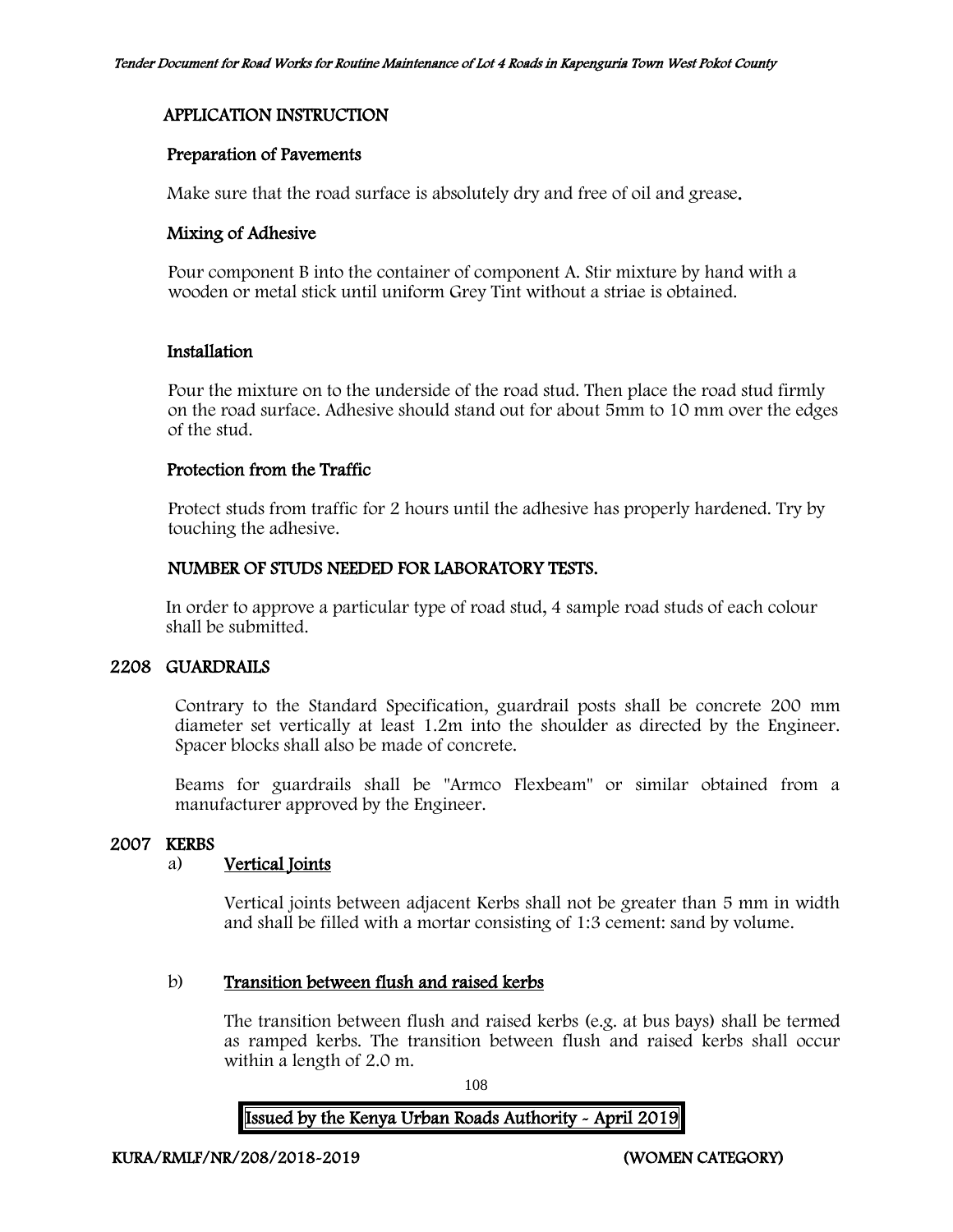## APPLICATION INSTRUCTION

### Preparation of Pavements

Make sure that the road surface is absolutely dry and free of oil and grease.

### Mixing of Adhesive

Pour component B into the container of component A. Stir mixture by hand with a wooden or metal stick until uniform Grey Tint without a striae is obtained.

### Installation

Pour the mixture on to the underside of the road stud. Then place the road stud firmly on the road surface. Adhesive should stand out for about 5mm to 10 mm over the edges of the stud.

### Protection from the Traffic

Protect studs from traffic for 2 hours until the adhesive has properly hardened. Try by touching the adhesive.

## NUMBER OF STUDS NEEDED FOR LABORATORY TESTS.

In order to approve a particular type of road stud, 4 sample road studs of each colour shall be submitted.

## 2208 GUARDRAILS

Contrary to the Standard Specification, guardrail posts shall be concrete 200 mm diameter set vertically at least 1.2m into the shoulder as directed by the Engineer. Spacer blocks shall also be made of concrete.

Beams for guardrails shall be "Armco Flexbeam" or similar obtained from a manufacturer approved by the Engineer.

## 2007 KERBS

a) **Vertical Joints**

Vertical joints between adjacent Kerbs shall not be greater than 5 mm in width and shall be filled with a mortar consisting of 1:3 cement: sand by volume.

b) **Transition between flush and raised kerbs**

The transition between flush and raised kerbs (e.g. at bus bays) shall be termed as ramped kerbs. The transition between flush and raised kerbs shall occur within a length of 2.0 m.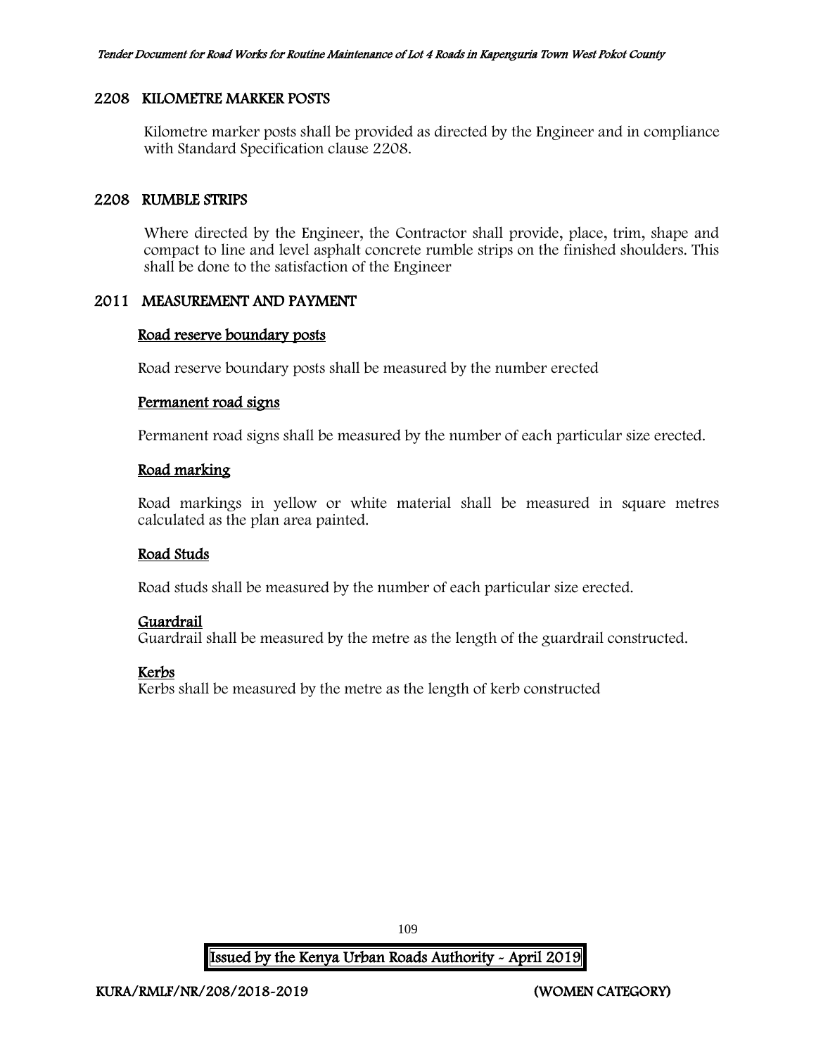## 2208 KILOMETRE MARKER POSTS

Kilometre marker posts shall be provided as directed by the Engineer and in compliance with Standard Specification clause 2208.

## 2208 RUMBLE STRIPS

Where directed by the Engineer, the Contractor shall provide, place, trim, shape and compact to line and level asphalt concrete rumble strips on the finished shoulders. This shall be done to the satisfaction of the Engineer

## 2011 MEASUREMENT AND PAYMENT

### Road reserve boundary posts

Road reserve boundary posts shall be measured by the number erected

### Permanent road signs

Permanent road signs shall be measured by the number of each particular size erected.

### Road marking

Road markings in yellow or white material shall be measured in square metres calculated as the plan area painted.

### Road Studs

Road studs shall be measured by the number of each particular size erected.

### Guardrail

Guardrail shall be measured by the metre as the length of the guardrail constructed.

### Kerbs

Kerbs shall be measured by the metre as the length of kerb constructed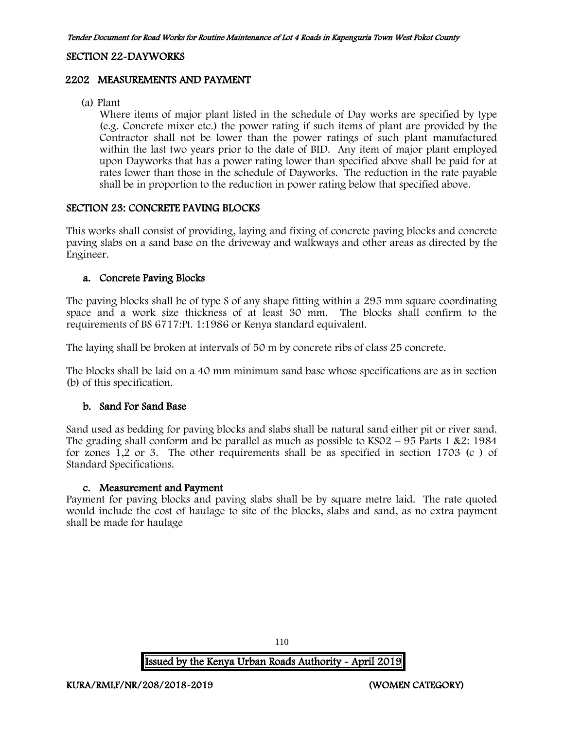## SECTION 22-DAYWORKS

### 2202 MEASUREMENTS AND PAYMENT

(a) Plant

Where items of major plant listed in the schedule of Day works are specified by type (e.g. Concrete mixer etc.) the power rating if such items of plant are provided by the Contractor shall not be lower than the power ratings of such plant manufactured within the last two years prior to the date of BID. Any item of major plant employed upon Dayworks that has a power rating lower than specified above shall be paid for at rates lower than those in the schedule of Dayworks. The reduction in the rate payable shall be in proportion to the reduction in power rating below that specified above.

## SECTION 23: CONCRETE PAVING BLOCKS

This works shall consist of providing, laying and fixing of concrete paving blocks and concrete paving slabs on a sand base on the driveway and walkways and other areas as directed by the Engineer.

### a. Concrete Paving Blocks

The paving blocks shall be of type S of any shape fitting within a 295 mm square coordinating space and a work size thickness of at least 30 mm. The blocks shall confirm to the requirements of BS 6717:Pt. 1:1986 or Kenya standard equivalent.

The laying shall be broken at intervals of 50 m by concrete ribs of class 25 concrete.

The blocks shall be laid on a 40 mm minimum sand base whose specifications are as in section (b) of this specification.

### b. Sand For Sand Base

Sand used as bedding for paving blocks and slabs shall be natural sand either pit or river sand. The grading shall conform and be parallel as much as possible to KS02 – 95 Parts 1 &2: 1984 for zones 1,2 or 3. The other requirements shall be as specified in section 1703 (c ) of Standard Specifications.

### c. Measurement and Payment

Payment for paving blocks and paving slabs shall be by square metre laid. The rate quoted would include the cost of haulage to site of the blocks, slabs and sand, as no extra payment shall be made for haulage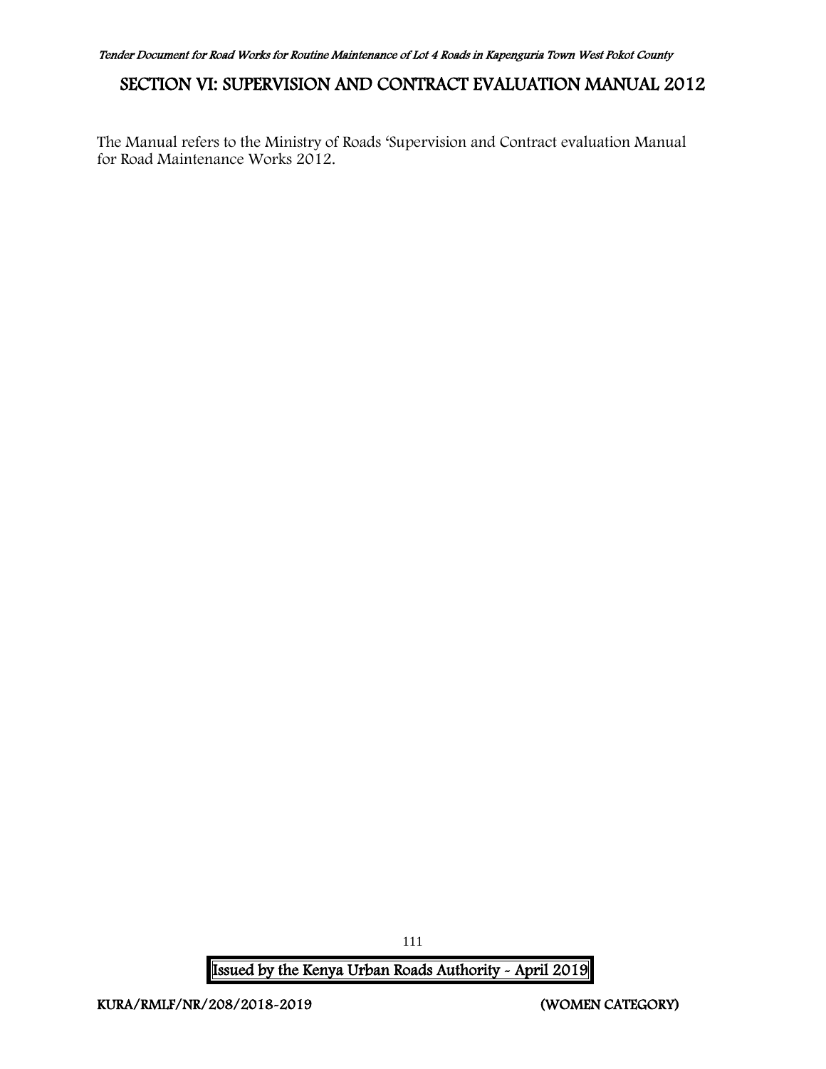# SECTION VI: SUPERVISION AND CONTRACT EVALUATION MANUAL 2012

The Manual refers to the Ministry of Roads 'Supervision and Contract evaluation Manual for Road Maintenance Works 2012.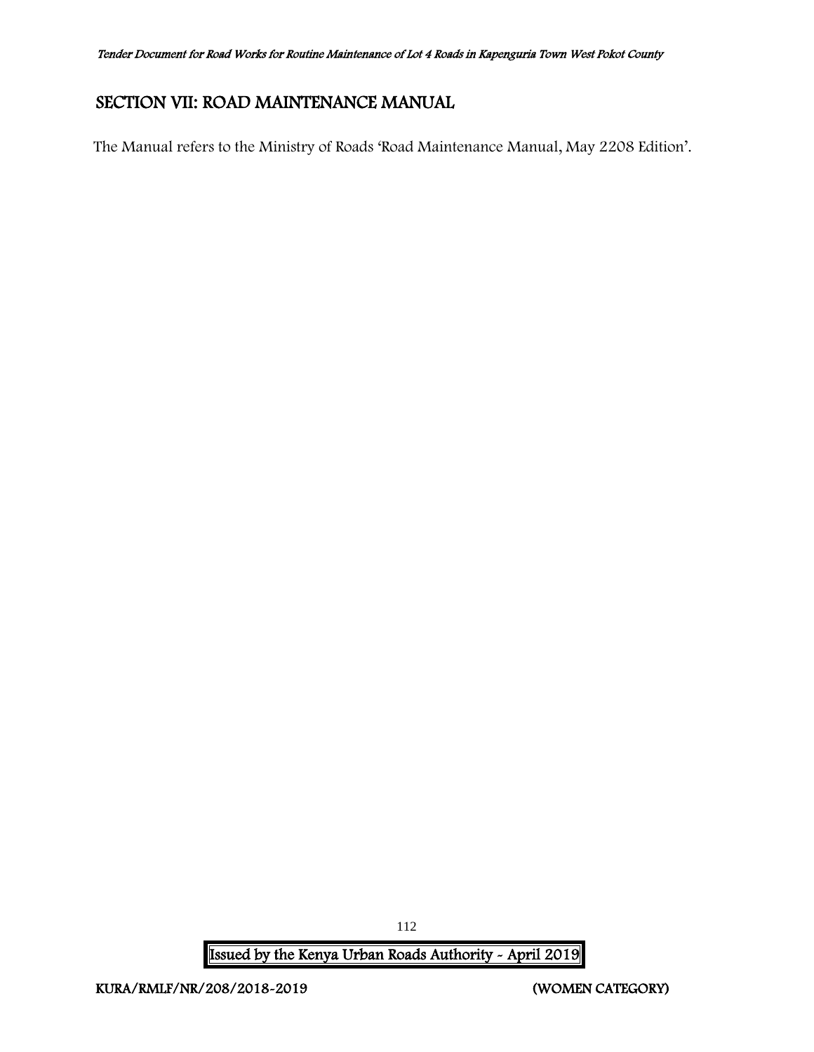# SECTION VII: ROAD MAINTENANCE MANUAL

The Manual refers to the Ministry of Roads 'Road Maintenance Manual, May 2208 Edition'.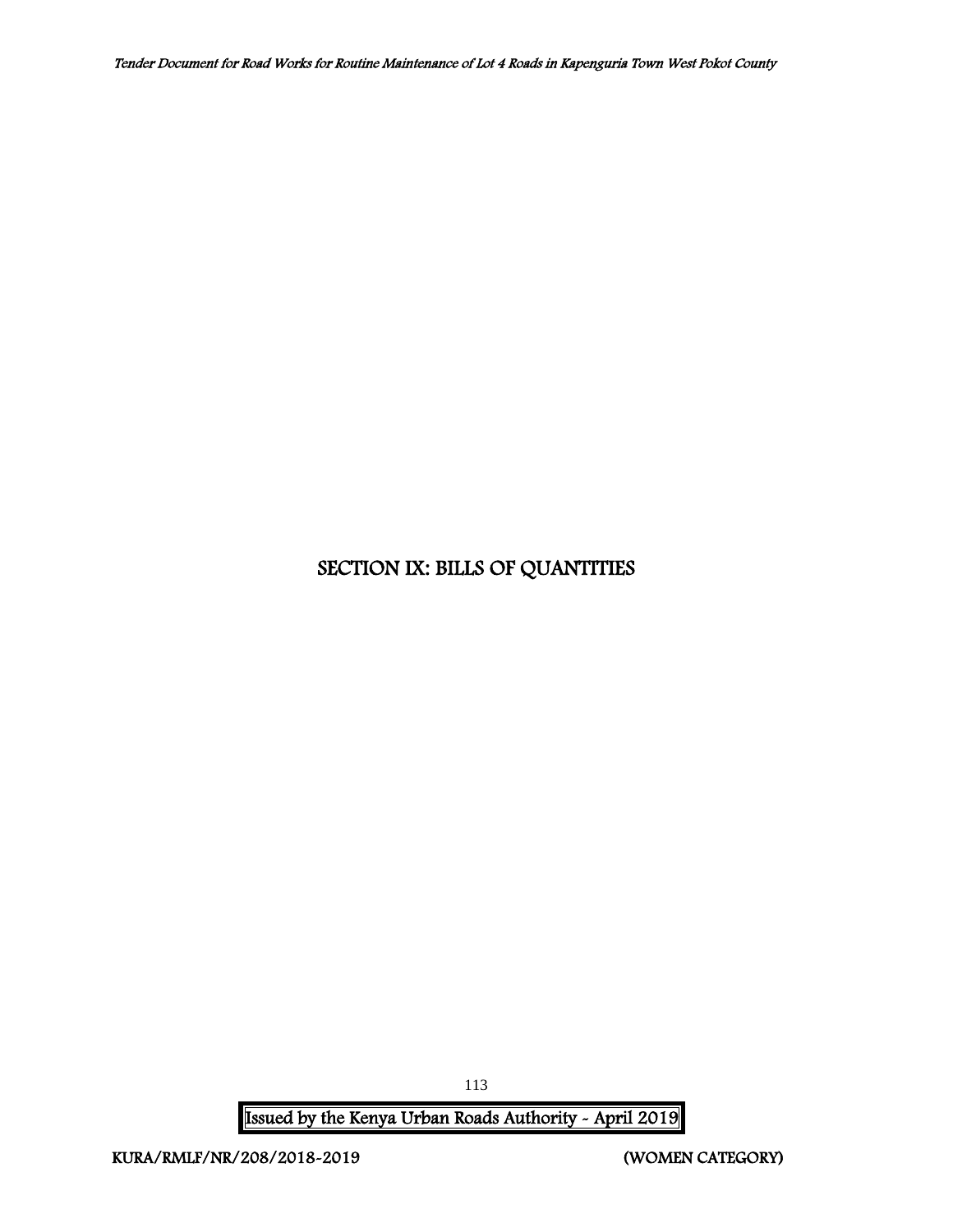# SECTION IX: BILLS OF QUANTITIES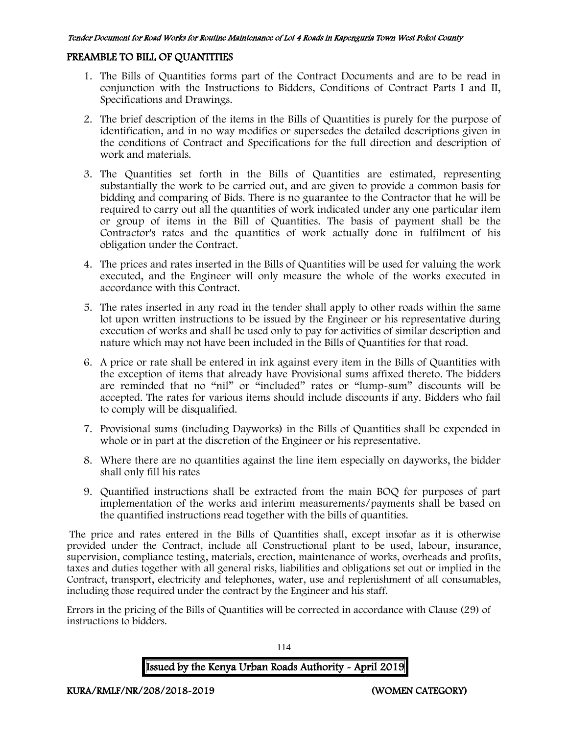## PREAMBLE TO BILL OF QUANTITIES

1. The Bills of Quantities forms part of the Contract Documents and are to be read in conjunction with the Instructions to Bidders, Conditions of Contract Parts I and II, Specifications and Drawings.
2. The brief description of the items in the Bills of Quantities is purely for the purpose of identification, and in no way modifies or supersedes the detailed descriptions given in the conditions of Contract and Specifications for the full direction and description of work and materials.
3. The Quantities set forth in the Bills of Quantities are estimated, representing substantially the work to be carried out, and are given to provide a common basis for bidding and comparing of Bids. There is no guarantee to the Contractor that he will be required to carry out all the quantities of work indicated under any one particular item or group of items in the Bill of Quantities. The basis of payment shall be the Contractor's rates and the quantities of work actually done in fulfilment of his obligation under the Contract.
4. The prices and rates inserted in the Bills of Quantities will be used for valuing the work executed, and the Engineer will only measure the whole of the works executed in accordance with this Contract.
5. The rates inserted in any road in the tender shall apply to other roads within the same lot upon written instructions to be issued by the Engineer or his representative during execution of works and shall be used only to pay for activities of similar description and nature which may not have been included in the Bills of Quantities for that road.
6. A price or rate shall be entered in ink against every item in the Bills of Quantities with the exception of items that already have Provisional sums affixed thereto. The bidders are reminded that no "nil" or "included" rates or "lump-sum" discounts will be accepted. The rates for various items should include discounts if any. Bidders who fail to comply will be disqualified.
7. Provisional sums (including Dayworks) in the Bills of Quantities shall be expended in whole or in part at the discretion of the Engineer or his representative.
8. Where there are no quantities against the line item especially on dayworks, the bidder shall only fill his rates
9. Quantified instructions shall be extracted from the main BOQ for purposes of part implementation of the works and interim measurements/payments shall be based on the quantified instructions read together with the bills of quantities.

The price and rates entered in the Bills of Quantities shall, except insofar as it is otherwise provided under the Contract, include all Constructional plant to be used, labour, insurance, supervision, compliance testing, materials, erection, maintenance of works, overheads and profits, taxes and duties together with all general risks, liabilities and obligations set out or implied in the Contract, transport, electricity and telephones, water, use and replenishment of all consumables, including those required under the contract by the Engineer and his staff.

Errors in the pricing of the Bills of Quantities will be corrected in accordance with Clause (29) of instructions to bidders.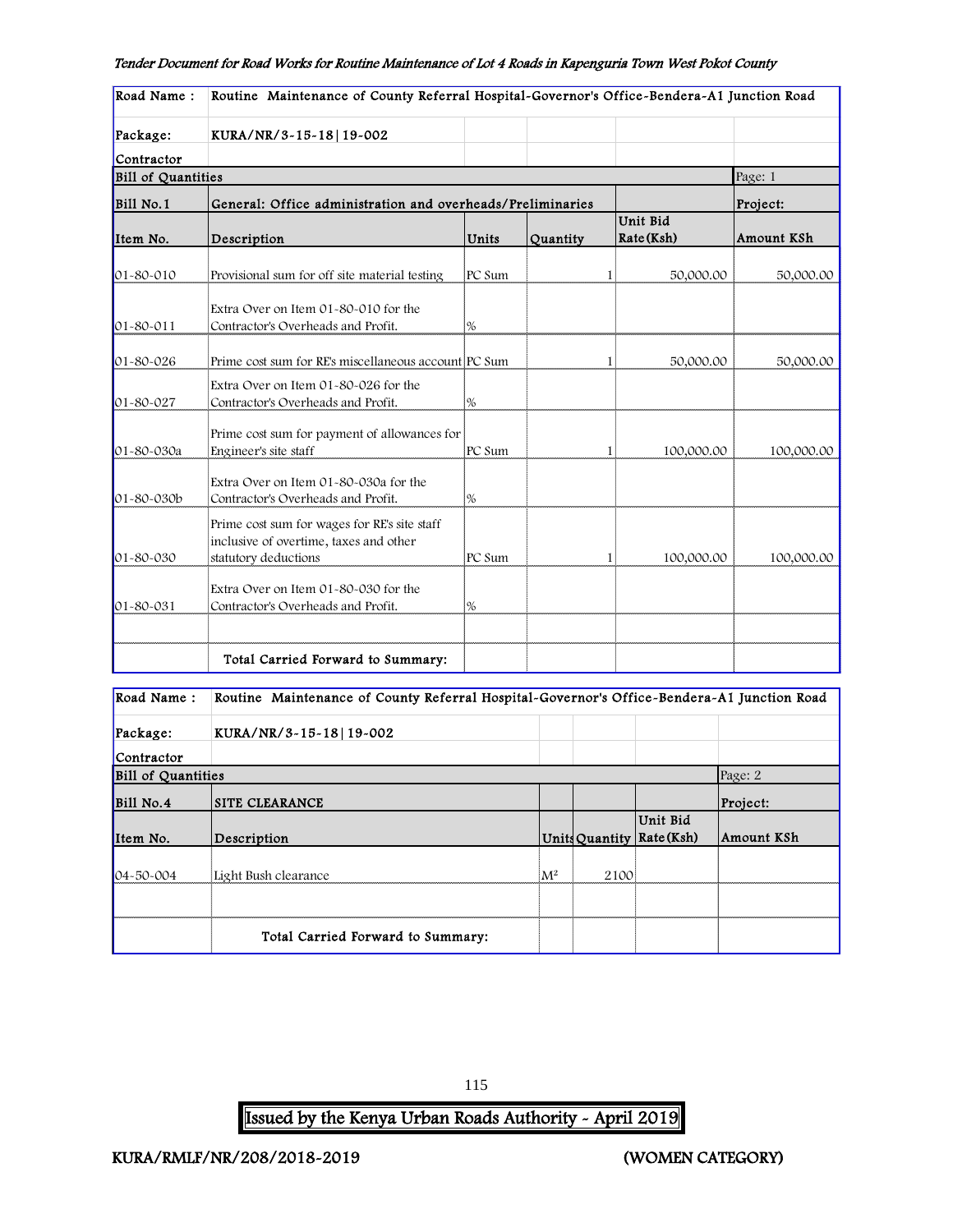| Road Name : | Routine Maintenance of County Referral Hospital-Governor's Office-Bendera-A1 Junction Road | | | | |
|---|---|---|---|---|---|
| Package: | KURA/NR/3-15-18\|19-002 | | | | |
| Contractor | | | | | |
| Bill of Quantities | | | | | Page: 1 |
| Bill No.1 | General: Office administration and overheads/Preliminaries | | | | Project: |
| Item No. | Description | Units | Quantity | Unit Bid Rate(Ksh) | Amount KSh |
| 01-80-010 | Provisional sum for off site material testing | PC Sum | 1 | 50,000.00 | 50,000.00 |
| 01-80-011 | Extra Over on Item 01-80-010 for the Contractor's Overheads and Profit. | % | | | |
| 01-80-026 | Prime cost sum for RE's miscellaneous account | PC Sum | 1 | 50,000.00 | 50,000.00 |
| 01-80-027 | Extra Over on Item 01-80-026 for the Contractor's Overheads and Profit. | % | | | |
| 01-80-030a | Prime cost sum for payment of allowances for Engineer's site staff | PC Sum | 1 | 100,000.00 | 100,000.00 |
| 01-80-030b | Extra Over on Item 01-80-030a for the Contractor's Overheads and Profit. | % | | | |
| 01-80-030 | Prime cost sum for wages for RE's site staff inclusive of overtime, taxes and other statutory deductions | PC Sum | 1 | 100,000.00 | 100,000.00 |
| 01-80-031 | Extra Over on Item 01-80-030 for the Contractor's Overheads and Profit. | % | | | |
| | | | | | |
| | Total Carried Forward to Summary: | | | | |

| Road Name : | Routine Maintenance of County Referral Hospital-Governor's Office-Bendera-A1 Junction Road | | | | |
|---|---|---|---|---|---|
| Package: | KURA/NR/3-15-18\|19-002 | | | | |
| Contractor | | | | | |
| Bill of Quantities | | | | | Page: 2 |
| Bill No.4 | SITE CLEARANCE | | | | Project: |
| Item No. | Description | Units | Quantity | Unit Bid Rate(Ksh) | Amount KSh |
| 04-50-004 | Light Bush clearance | $M^2$ | 2100 | | |
| | | | | | |
| | Total Carried Forward to Summary: | | | | |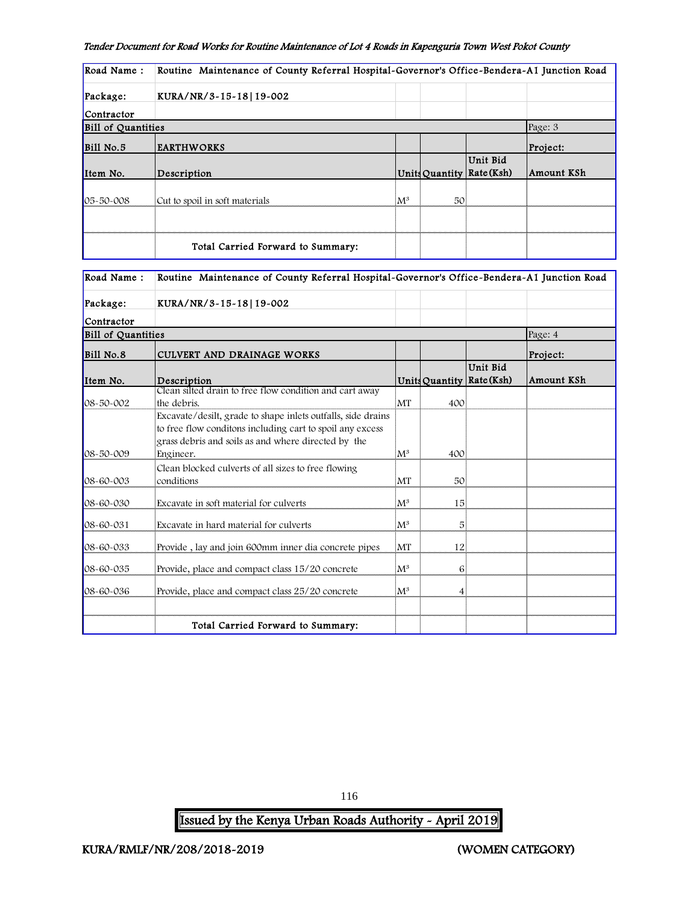| Road Name : | Routine Maintenance of County Referral Hospital-Governor's Office-Bendera-A1 Junction Road | | | | |
|---|---|---|---|---|---|
| Package: | KURA/NR/3-15-18\|19-002 | | | | |
| Contractor | | | | | |
| Bill of Quantities | | | | | Page: 3 |
| Bill No.5 | EARTHWORKS | | | | Project: |
| Item No. | Description | Units | Quantity | Unit Bid Rate(Ksh) | Amount KSh |
| 05-50-008 | Cut to spoil in soft materials | M³ | 50 | | |
| | | | | | |
| | Total Carried Forward to Summary: | | | | |

| Road Name : | Routine Maintenance of County Referral Hospital-Governor's Office-Bendera-A1 Junction Road | | | | |
|---|---|---|---|---|---|
| Package: | KURA/NR/3-15-18\|19-002 | | | | |
| Contractor | | | | | |
| Bill of Quantities | | | | | Page: 4 |
| Bill No.8 | CULVERT AND DRAINAGE WORKS | | | | Project: |
| Item No. | Description | Units | Quantity | Unit Bid Rate(Ksh) | Amount KSh |
| 08-50-002 | Clean silted drain to free flow condition and cart away the debris. | MT | 400 | | |
| 08-50-009 | Excavate/desilt, grade to shape inlets outfalls, side drains to free flow conditons including cart to spoil any excess grass debris and soils as and where directed by the Engineer. | M³ | 400 | | |
| 08-60-003 | Clean blocked culverts of all sizes to free flowing conditions | MT | 50 | | |
| 08-60-030 | Excavate in soft material for culverts | M³ | 15 | | |
| 08-60-031 | Excavate in hard material for culverts | M³ | 5 | | |
| 08-60-033 | Provide , lay and join 600mm inner dia concrete pipes | MT | 12 | | |
| 08-60-035 | Provide, place and compact class 15/20 concrete | M³ | 6 | | |
| 08-60-036 | Provide, place and compact class 25/20 concrete | M³ | 4 | | |
| | | | | | |
| | Total Carried Forward to Summary: | | | | |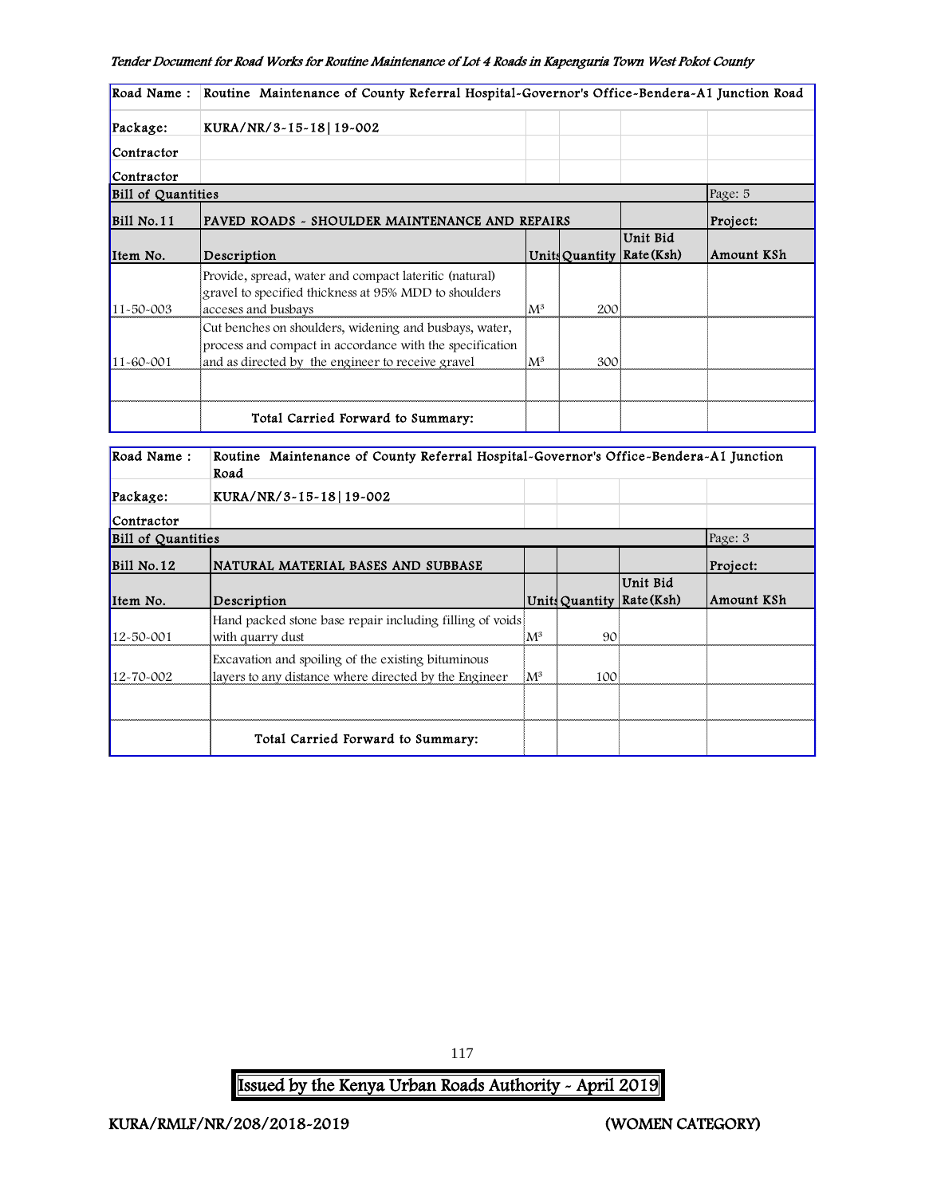| Road Name : | Routine Maintenance of County Referral Hospital-Governor's Office-Bendera-A1 Junction Road | | | | |
|---|---|---|---|---|---|
| Package: | KURA/NR/3-15-18\|19-002 | | | | |
| Contractor | | | | | |
| Contractor | | | | | |
| Bill of Quantities | | | | | Page: 5 |
| Bill No.11 | PAVED ROADS - SHOULDER MAINTENANCE AND REPAIRS | | | | Project: |
| Item No. | Description | Units | Quantity | Unit Bid Rate(Ksh) | Amount KSh |
| 11-50-003 | Provide, spread, water and compact lateritic (natural) gravel to specified thickness at 95% MDD to shoulders acceses and busbays | M³ | 200 | | |
| 11-60-001 | Cut benches on shoulders, widening and busbays, water, process and compact in accordance with the specification and as directed by the engineer to receive gravel | M³ | 300 | | |
| | | | | | |
| | Total Carried Forward to Summary: | | | | |

| Road Name : | Routine Maintenance of County Referral Hospital-Governor's Office-Bendera-A1 Junction Road | | | | |
|---|---|---|---|---|---|
| Package: | KURA/NR/3-15-18\|19-002 | | | | |
| Contractor | | | | | |
| Bill of Quantities | | | | | Page: 3 |
| Bill No.12 | NATURAL MATERIAL BASES AND SUBBASE | | | | Project: |
| Item No. | Description | Units | Quantity | Unit Bid Rate(Ksh) | Amount KSh |
| 12-50-001 | Hand packed stone base repair including filling of voids with quarry dust | M³ | 90 | | |
| 12-70-002 | Excavation and spoiling of the existing bituminous layers to any distance where directed by the Engineer | M³ | 100 | | |
| | | | | | |
| | Total Carried Forward to Summary: | | | | |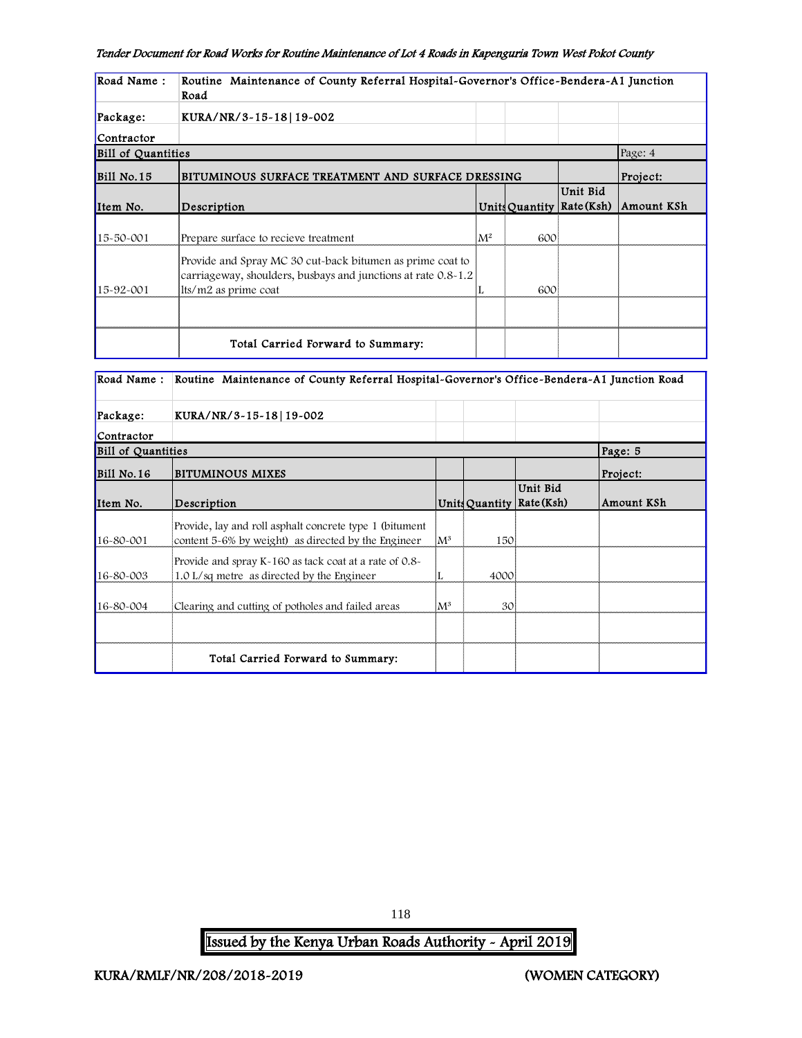| Road Name : | Routine Maintenance of County Referral Hospital-Governor's Office-Bendera-A1 Junction Road | | | | |
|---|---|---|---|---|---|
| Package: | KURA/NR/3-15-18\|19-002 | | | | |
| Contractor | | | | | |
| Bill of Quantities | | | | | Page: 4 |
| Bill No.15 | BITUMINOUS SURFACE TREATMENT AND SURFACE DRESSING | | | | Project: |
| Item No. | Description | Units | Quantity | Unit Bid Rate(Ksh) | Amount KSh |
| 15-50-001 | Prepare surface to recieve treatment | $M^2$ | 600 | | |
| 15-92-001 | Provide and Spray MC 30 cut-back bitumen as prime coat to carriageway, shoulders, busbays and junctions at rate 0.8-1.2 lts/m2 as prime coat | L | 600 | | |
| | | | | | |
| | Total Carried Forward to Summary: | | | | |

| Road Name : | Routine Maintenance of County Referral Hospital-Governor's Office-Bendera-A1 Junction Road | | | | |
|---|---|---|---|---|---|
| Package: | KURA/NR/3-15-18\|19-002 | | | | |
| Contractor | | | | | |
| Bill of Quantities | | | | | Page: 5 |
| Bill No.16 | BITUMINOUS MIXES | | | | Project: |
| Item No. | Description | Units | Quantity | Unit Bid Rate(Ksh) | Amount KSh |
| 16-80-001 | Provide, lay and roll asphalt concrete type 1 (bitument content 5-6% by weight) as directed by the Engineer | $M^3$ | 150 | | |
| 16-80-003 | Provide and spray K-160 as tack coat at a rate of 0.8-1.0 L/sq metre as directed by the Engineer | L | 4000 | | |
| 16-80-004 | Clearing and cutting of potholes and failed areas | $M^3$ | 30 | | |
| | | | | | |
| | Total Carried Forward to Summary: | | | | |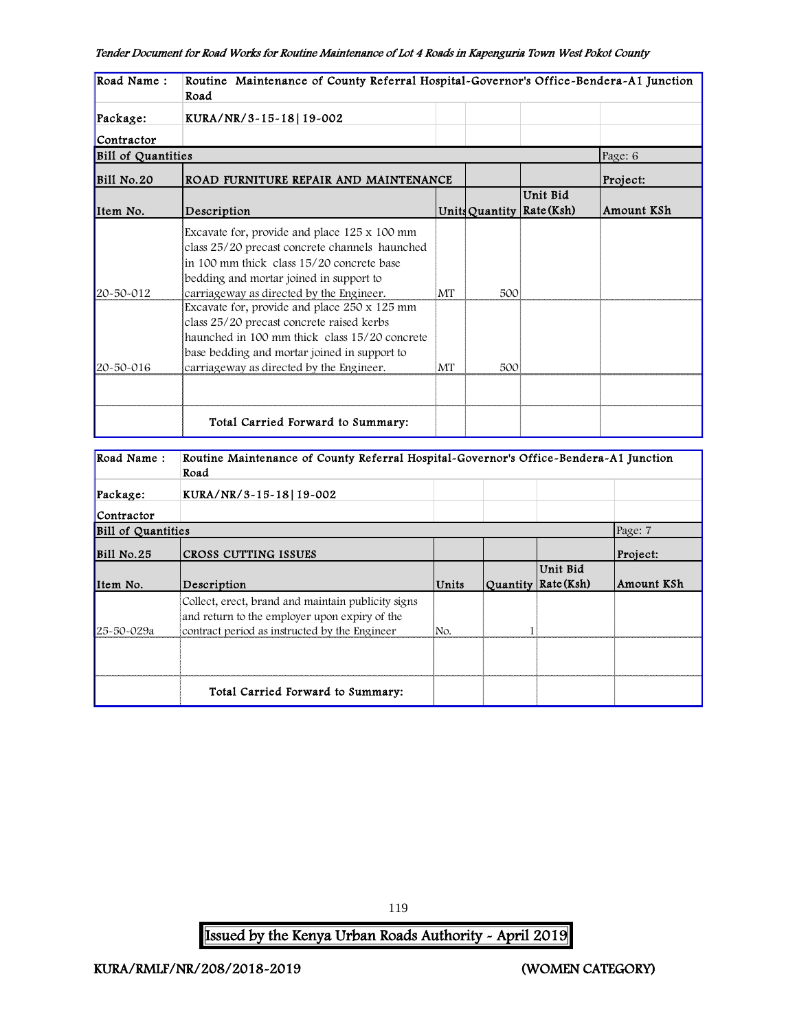| Road Name : | Routine Maintenance of County Referral Hospital-Governor's Office-Bendera-A1 Junction Road | | | | |
|---|---|---|---|---|---|
| Package: | KURA/NR/3-15-18\|19-002 | | | | |
| Contractor | | | | | |
| Bill of Quantities | | | | | Page: 6 |
| Bill No.20 | ROAD FURNITURE REPAIR AND MAINTENANCE | | | | Project: |
| Item No. | Description | Units | Quantity | Unit Bid Rate(Ksh) | Amount KSh |
| 20-50-012 | Excavate for, provide and place 125 x 100 mm class 25/20 precast concrete channels haunched in 100 mm thick class 15/20 concrete base bedding and mortar joined in support to carriageway as directed by the Engineer. | MT | 500 | | |
| 20-50-016 | Excavate for, provide and place 250 x 125 mm class 25/20 precast concrete raised kerbs haunched in 100 mm thick class 15/20 concrete base bedding and mortar joined in support to carriageway as directed by the Engineer. | MT | 500 | | |
| | | | | | |
| | Total Carried Forward to Summary: | | | | |

| Road Name : | Routine Maintenance of County Referral Hospital-Governor's Office-Bendera-A1 Junction Road | | | | |
|---|---|---|---|---|---|
| Package: | KURA/NR/3-15-18\|19-002 | | | | |
| Contractor | | | | | |
| Bill of Quantities | | | | | Page: 7 |
| Bill No.25 | CROSS CUTTING ISSUES | | | | Project: |
| Item No. | Description | Units | Quantity | Unit Bid Rate(Ksh) | Amount KSh |
| 25-50-029a | Collect, erect, brand and maintain publicity signs and return to the employer upon expiry of the contract period as instructed by the Engineer | No. | 1 | | |
| | | | | | |
| | Total Carried Forward to Summary: | | | | |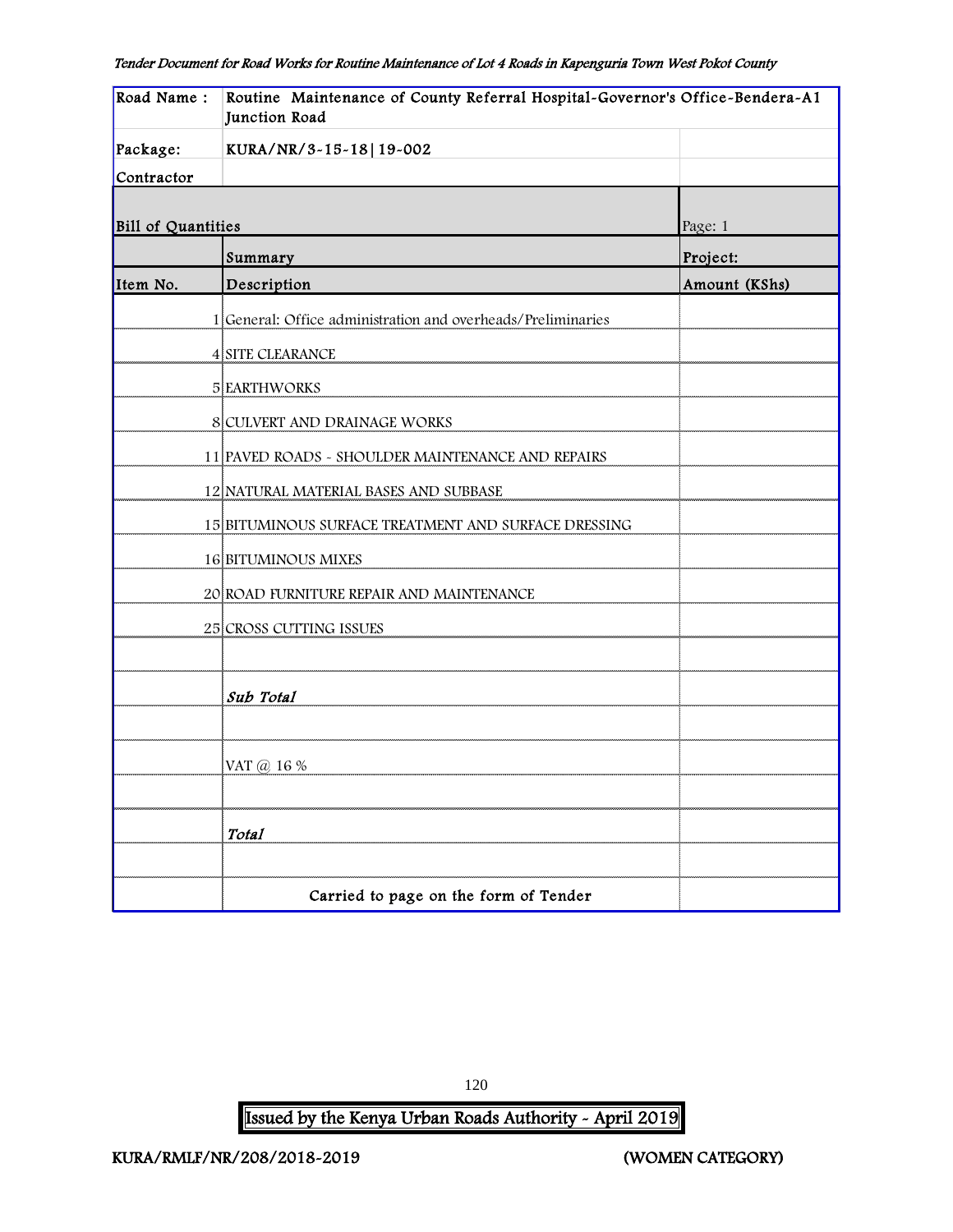| Road Name : | Routine Maintenance of County Referral Hospital-Governor's Office-Bendera-A1 Junction Road | |
|---|---|---|
| Package: | KURA/NR/3-15-18|19-002 | |
| Contractor | | |
| Bill of Quantities | | Page: 1 |
| | Summary | Project: |
| Item No. | Description | Amount (KShs) |
| 1 | General: Office administration and overheads/Preliminaries | |
| 4 | SITE CLEARANCE | |
| 5 | EARTHWORKS | |
| 8 | CULVERT AND DRAINAGE WORKS | |
| 11 | PAVED ROADS - SHOULDER MAINTENANCE AND REPAIRS | |
| 12 | NATURAL MATERIAL BASES AND SUBBASE | |
| 15 | BITUMINOUS SURFACE TREATMENT AND SURFACE DRESSING | |
| 16 | BITUMINOUS MIXES | |
| 20 | ROAD FURNITURE REPAIR AND MAINTENANCE | |
| 25 | CROSS CUTTING ISSUES | |
| | | |
| | *Sub Total* | |
| | | |
| | VAT @ 16 % | |
| | | |
| | *Total* | |
| | | |
| | Carried to page on the form of Tender | |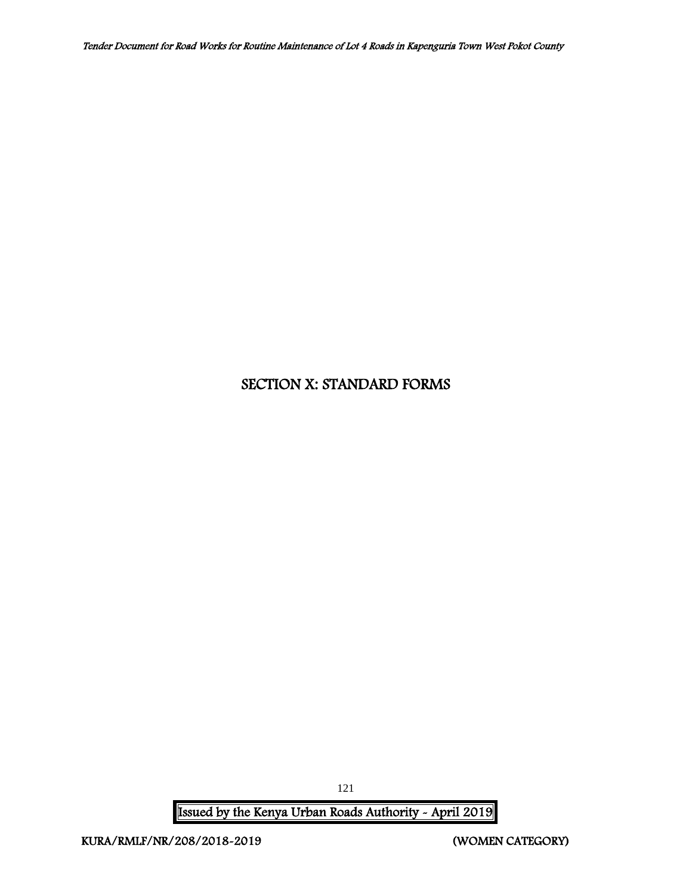# SECTION X: STANDARD FORMS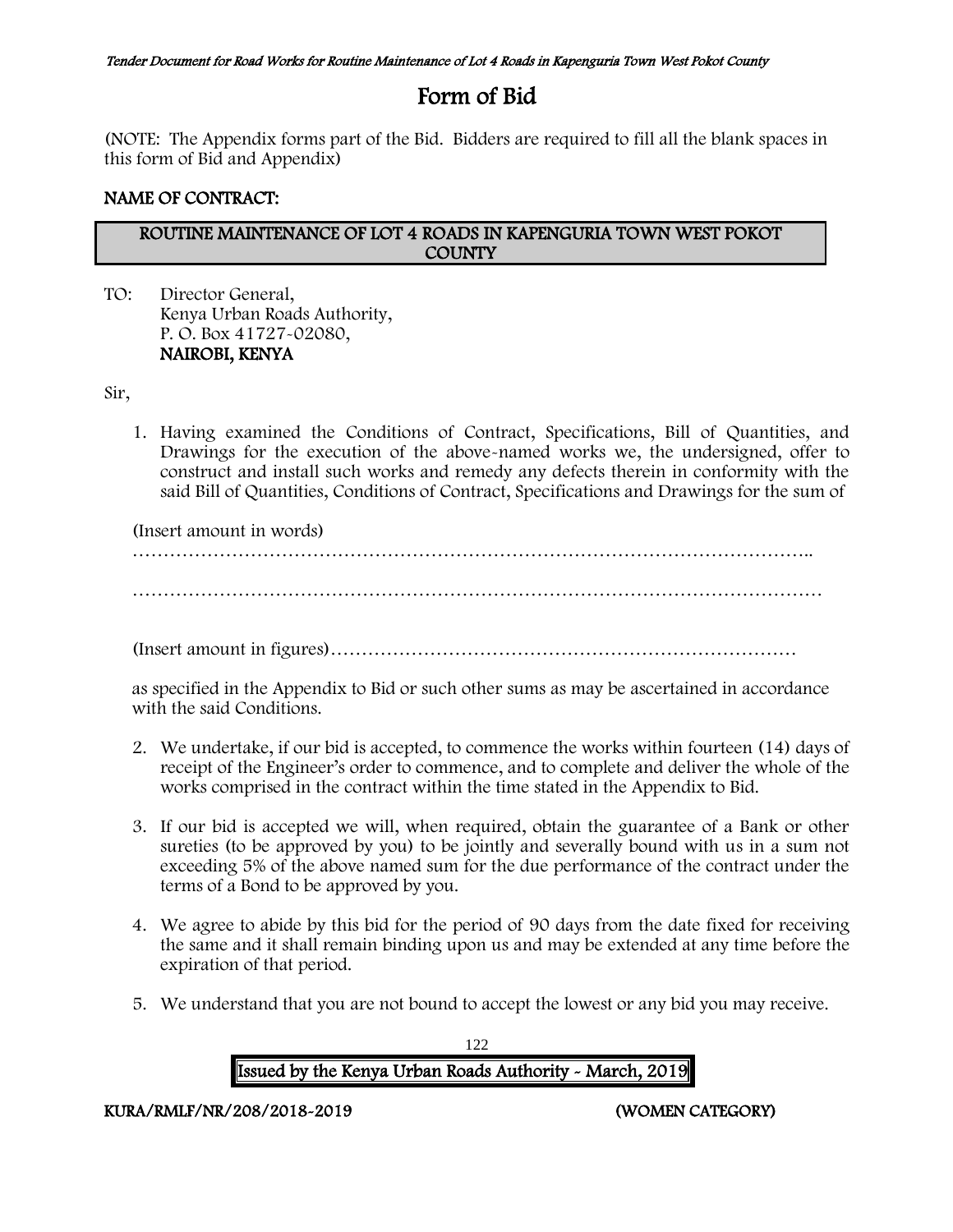# Form of Bid

(NOTE: The Appendix forms part of the Bid. Bidders are required to fill all the blank spaces in this form of Bid and Appendix)

**NAME OF CONTRACT:**

| ROUTINE MAINTENANCE OF LOT 4 ROADS IN KAPENGURIA TOWN WEST POKOT COUNTY |
|---|

TO: Director General,
Kenya Urban Roads Authority,
P. O. Box 41727-02080,
**NAIROBI, KENYA**

Sir,

1. Having examined the Conditions of Contract, Specifications, Bill of Quantities, and Drawings for the execution of the above-named works we, the undersigned, offer to construct and install such works and remedy any defects therein in conformity with the said Bill of Quantities, Conditions of Contract, Specifications and Drawings for the sum of

   (Insert amount in words)
   …………………………………………………………………………………………………..

   ……………………………………………………………………………………………………

   (Insert amount in figures)…………………………………………………………………

   as specified in the Appendix to Bid or such other sums as may be ascertained in accordance with the said Conditions.

2. We undertake, if our bid is accepted, to commence the works within fourteen (14) days of receipt of the Engineer's order to commence, and to complete and deliver the whole of the works comprised in the contract within the time stated in the Appendix to Bid.

3. If our bid is accepted we will, when required, obtain the guarantee of a Bank or other sureties (to be approved by you) to be jointly and severally bound with us in a sum not exceeding 5% of the above named sum for the due performance of the contract under the terms of a Bond to be approved by you.

4. We agree to abide by this bid for the period of 90 days from the date fixed for receiving the same and it shall remain binding upon us and may be extended at any time before the expiration of that period.

5. We understand that you are not bound to accept the lowest or any bid you may receive.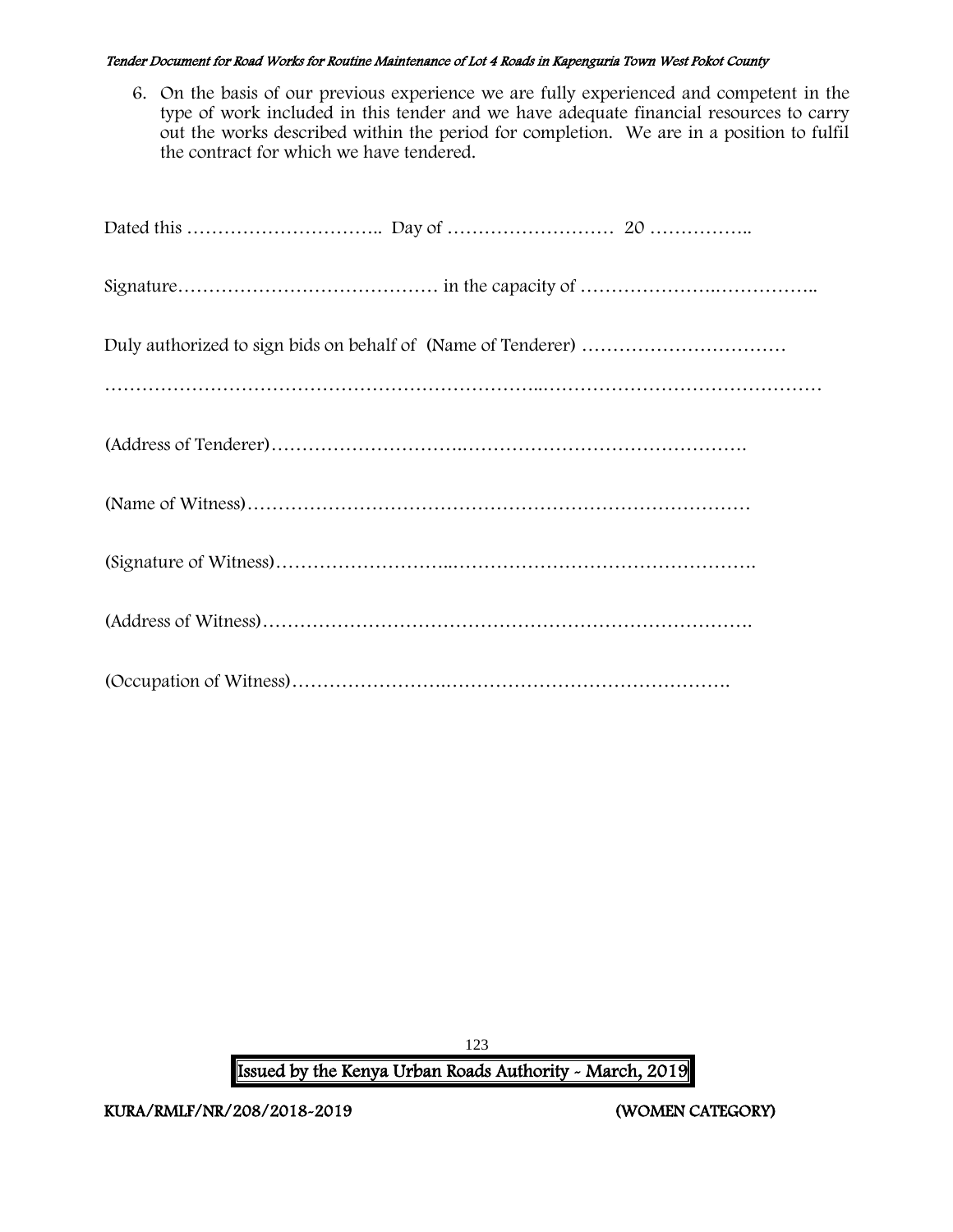6. On the basis of our previous experience we are fully experienced and competent in the type of work included in this tender and we have adequate financial resources to carry out the works described within the period for completion. We are in a position to fulfil the contract for which we have tendered.

Dated this ………………………….. Day of ……………………… 20 ……………..

Signature…………………………………… in the capacity of ………………….……………..

Duly authorized to sign bids on behalf of (Name of Tenderer) ……………………………

…………………………………………………………..………………………………………

(Address of Tenderer)…………………………..……………………………………….

(Name of Witness)……………………………………………………………………

(Signature of Witness)……………………..………………………………………….

(Address of Witness)………………………………………………………………….

(Occupation of Witness)……………………..…………………………….………….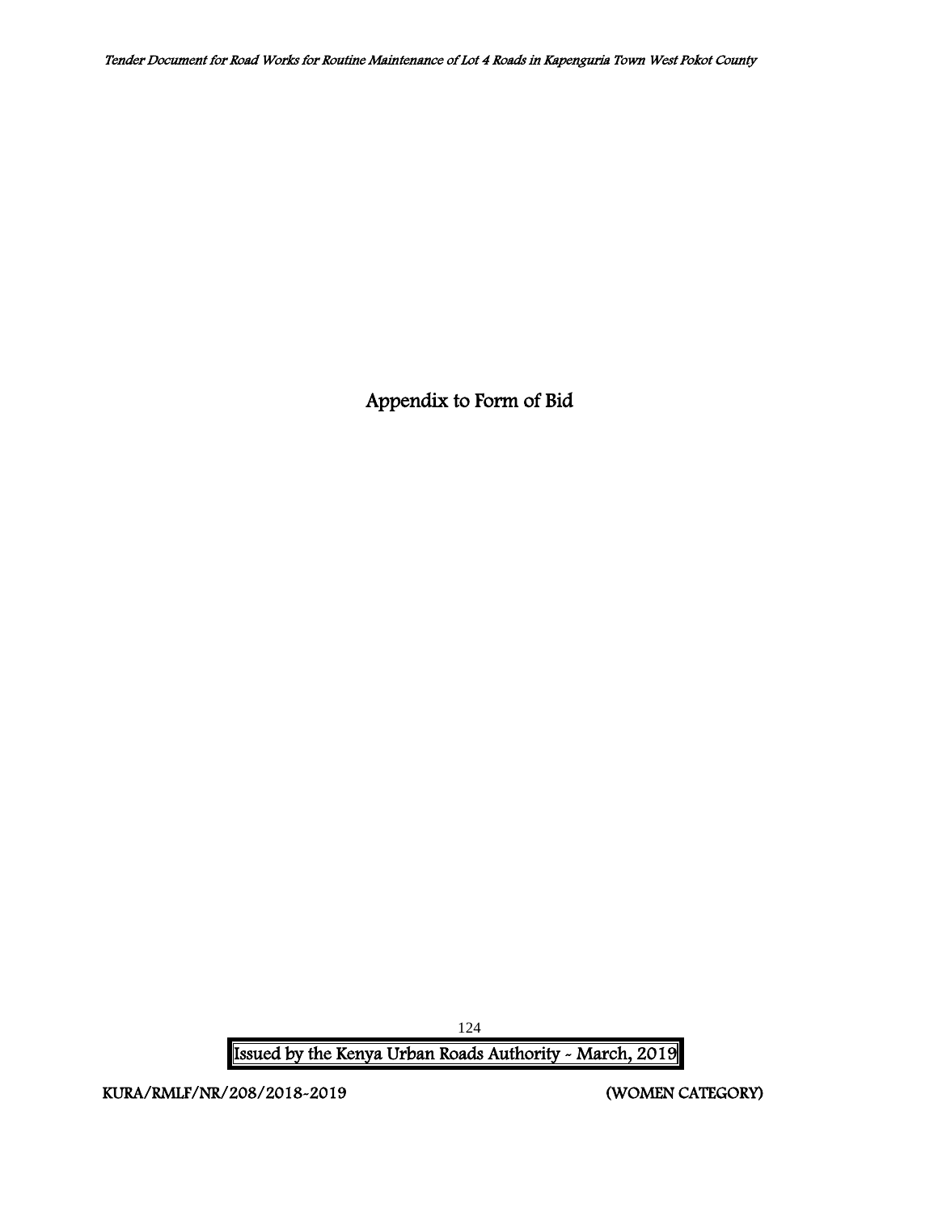# Appendix to Form of Bid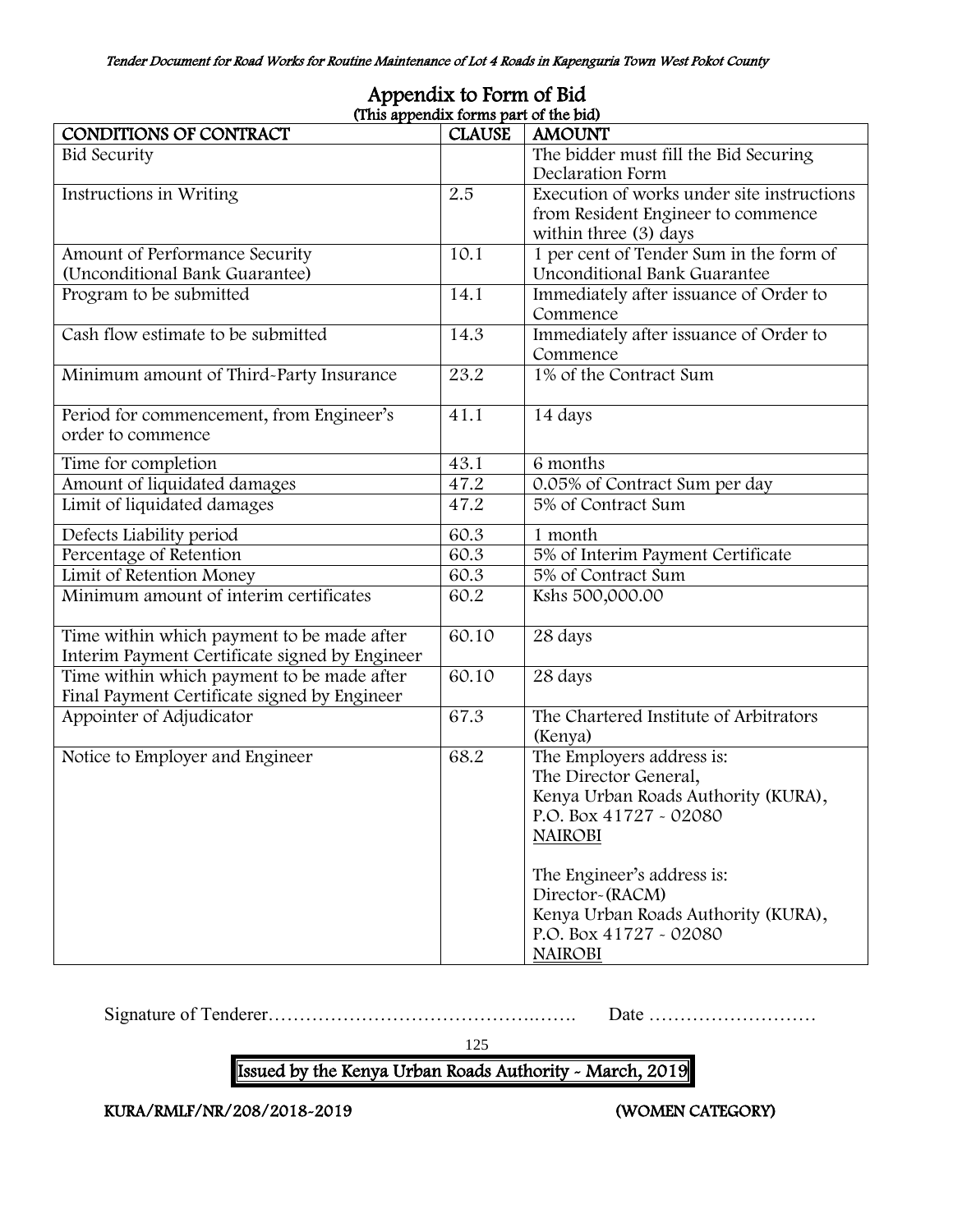## Appendix to Form of Bid

(This appendix forms part of the bid)

| CONDITIONS OF CONTRACT | CLAUSE | AMOUNT |
|---|---|---|
| Bid Security | | The bidder must fill the Bid Securing Declaration Form |
| Instructions in Writing | 2.5 | Execution of works under site instructions from Resident Engineer to commence within three (3) days |
| Amount of Performance Security (Unconditional Bank Guarantee) | 10.1 | 1 per cent of Tender Sum in the form of Unconditional Bank Guarantee |
| Program to be submitted | 14.1 | Immediately after issuance of Order to Commence |
| Cash flow estimate to be submitted | 14.3 | Immediately after issuance of Order to Commence |
| Minimum amount of Third-Party Insurance | 23.2 | 1% of the Contract Sum |
| Period for commencement, from Engineer's order to commence | 41.1 | 14 days |
| Time for completion | 43.1 | 6 months |
| Amount of liquidated damages | 47.2 | 0.05% of Contract Sum per day |
| Limit of liquidated damages | 47.2 | 5% of Contract Sum |
| Defects Liability period | 60.3 | 1 month |
| Percentage of Retention | 60.3 | 5% of Interim Payment Certificate |
| Limit of Retention Money | 60.3 | 5% of Contract Sum |
| Minimum amount of interim certificates | 60.2 | Kshs 500,000.00 |
| Time within which payment to be made after Interim Payment Certificate signed by Engineer | 60.10 | 28 days |
| Time within which payment to be made after Final Payment Certificate signed by Engineer | 60.10 | 28 days |
| Appointer of Adjudicator | 67.3 | The Chartered Institute of Arbitrators (Kenya) |
| Notice to Employer and Engineer | 68.2 | The Employers address is:<br>The Director General,<br>Kenya Urban Roads Authority (KURA),<br>P.O. Box 41727 - 02080<br>NAIROBI<br><br>The Engineer's address is:<br>Director-(RACM)<br>Kenya Urban Roads Authority (KURA),<br>P.O. Box 41727 - 02080<br>NAIROBI |

Signature of Tenderer………………………………………..……. Date ………………………

KURA/RMLF/NR/208/2018-2019 (WOMEN CATEGORY)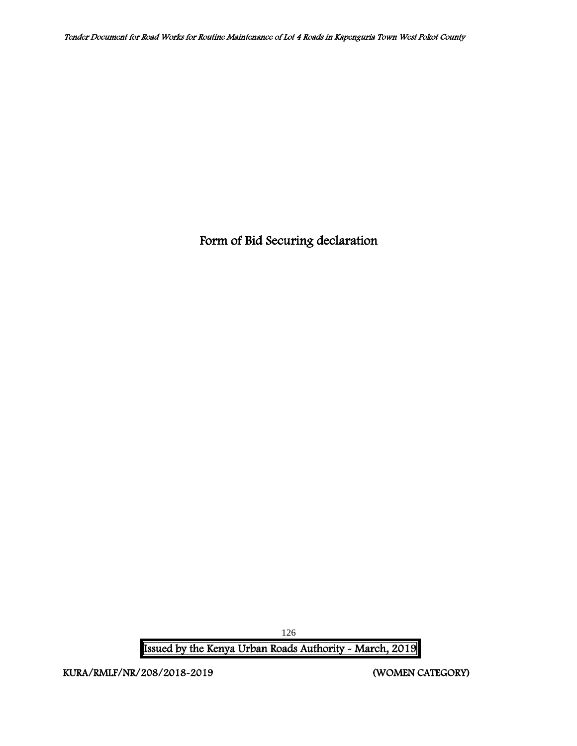# Form of Bid Securing declaration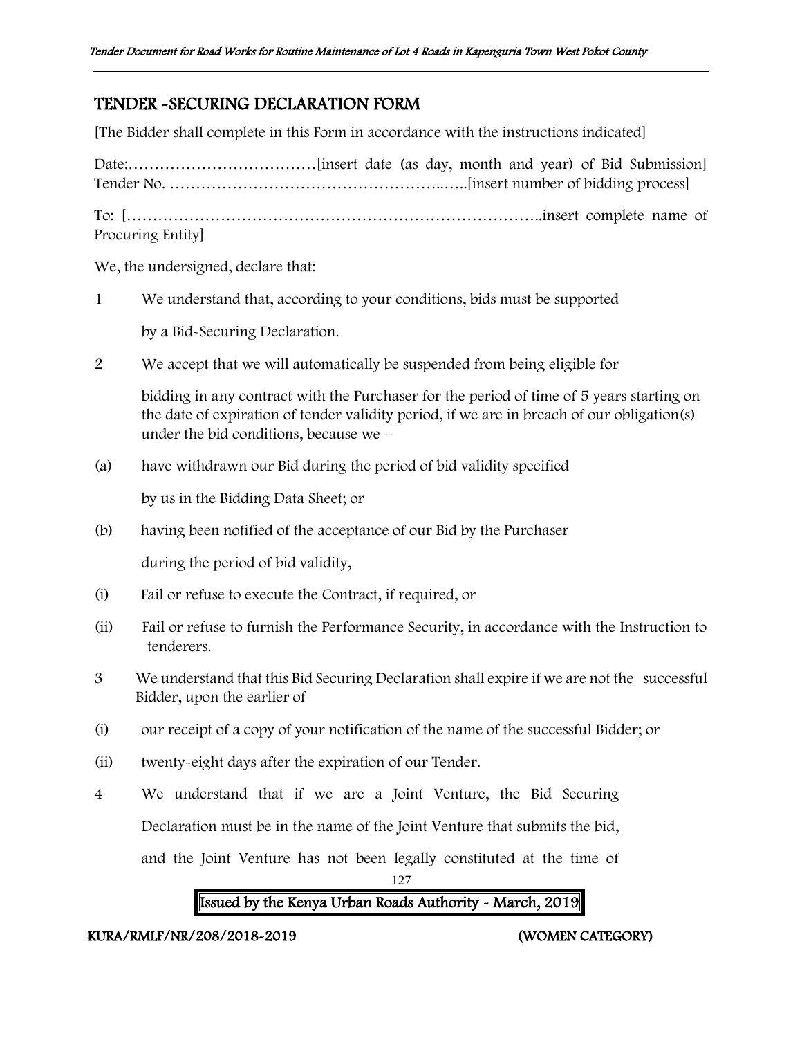## TENDER -SECURING DECLARATION FORM

[The Bidder shall complete in this Form in accordance with the instructions indicated]

Date:………………………………[insert date (as day, month and year) of Bid Submission]
Tender No. …………………………………………..…..[insert number of bidding process]

To: [……………………………………………………………………..insert complete name of Procuring Entity]

We, the undersigned, declare that:

1 We understand that, according to your conditions, bids must be supported

by a Bid-Securing Declaration.

2 We accept that we will automatically be suspended from being eligible for

bidding in any contract with the Purchaser for the period of time of 5 years starting on the date of expiration of tender validity period, if we are in breach of our obligation(s) under the bid conditions, because we –

(a) have withdrawn our Bid during the period of bid validity specified

by us in the Bidding Data Sheet; or

(b) having been notified of the acceptance of our Bid by the Purchaser

during the period of bid validity,

(i) Fail or refuse to execute the Contract, if required, or

(ii) Fail or refuse to furnish the Performance Security, in accordance with the Instruction to tenderers.

3 We understand that this Bid Securing Declaration shall expire if we are not the successful Bidder, upon the earlier of

(i) our receipt of a copy of your notification of the name of the successful Bidder; or

(ii) twenty-eight days after the expiration of our Tender.

4 We understand that if we are a Joint Venture, the Bid Securing

Declaration must be in the name of the Joint Venture that submits the bid,

and the Joint Venture has not been legally constituted at the time of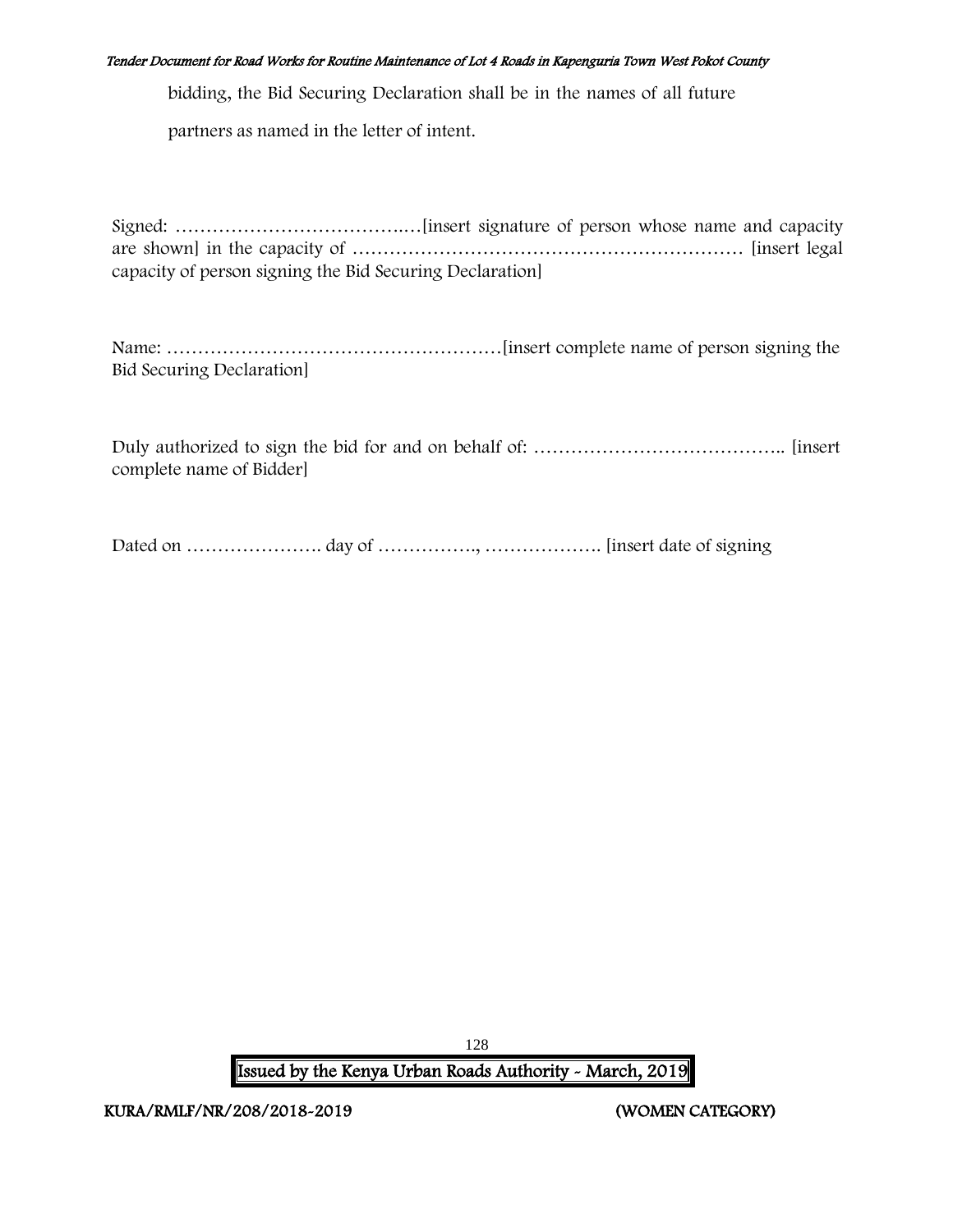bidding, the Bid Securing Declaration shall be in the names of all future partners as named in the letter of intent.

Signed: ………………………………..…[insert signature of person whose name and capacity are shown] in the capacity of ……………………………………………………… [insert legal capacity of person signing the Bid Securing Declaration]

Name: ………………………………………………[insert complete name of person signing the Bid Securing Declaration]

Duly authorized to sign the bid for and on behalf of: ………………………………….. [insert complete name of Bidder]

Dated on …………………. day of ……………., ………………. [insert date of signing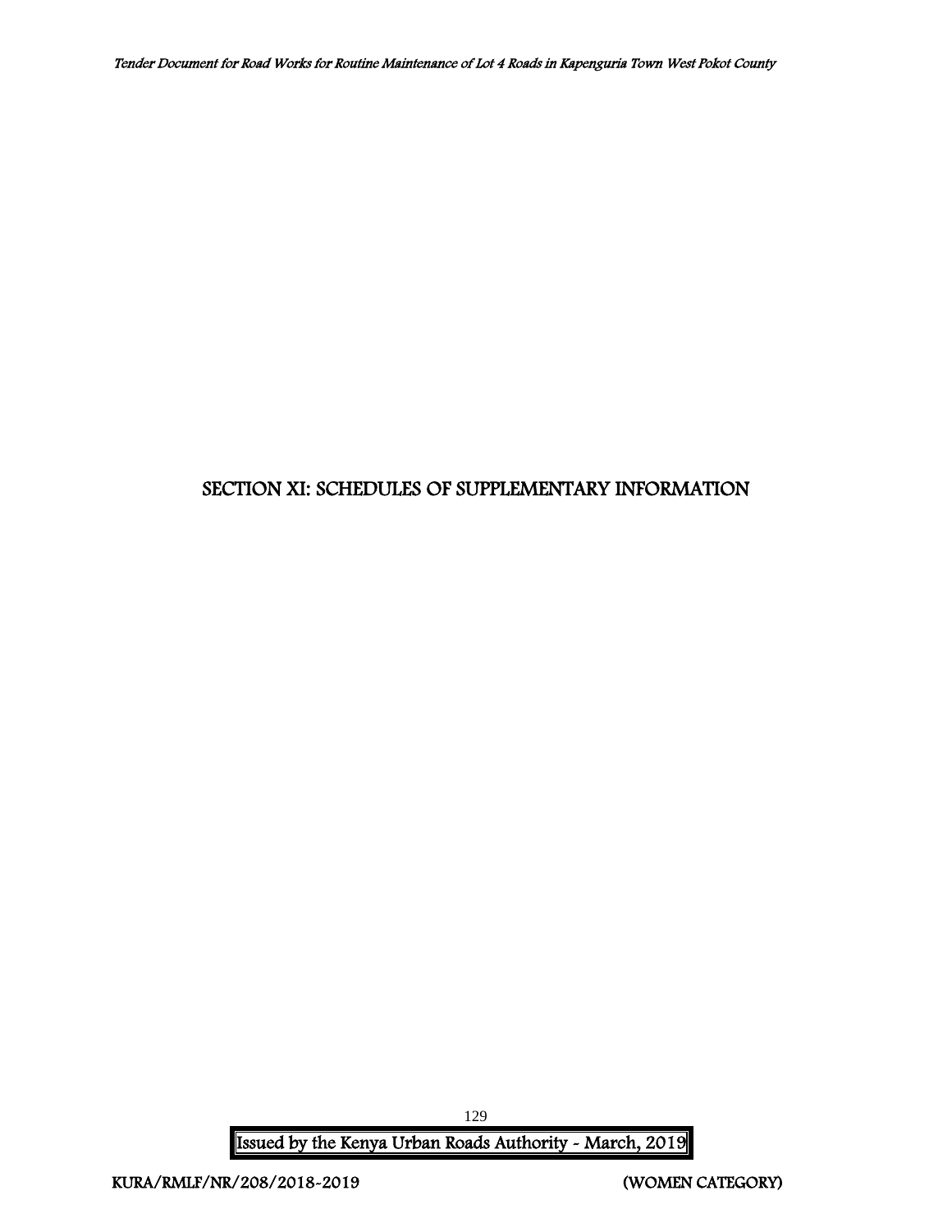# SECTION XI: SCHEDULES OF SUPPLEMENTARY INFORMATION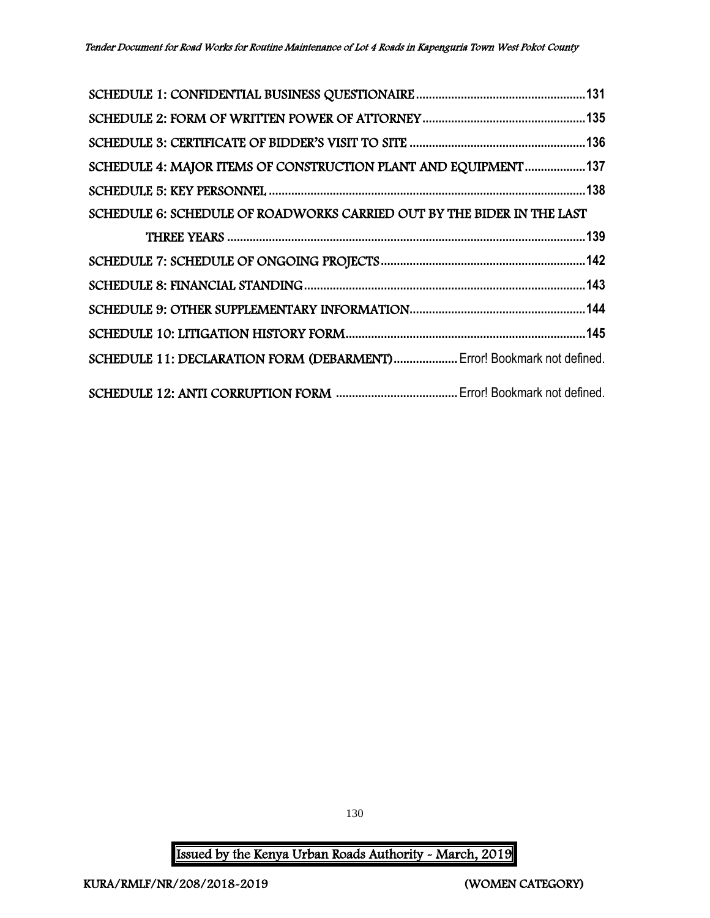SCHEDULE 1: CONFIDENTIAL BUSINESS QUESTIONAIRE....................................................131

SCHEDULE 2: FORM OF WRITTEN POWER OF ATTORNEY...................................................135

SCHEDULE 3: CERTIFICATE OF BIDDER'S VISIT TO SITE .......................................................136

SCHEDULE 4: MAJOR ITEMS OF CONSTRUCTION PLANT AND EQUIPMENT...................137

SCHEDULE 5: KEY PERSONNEL ..................................................................................................138

SCHEDULE 6: SCHEDULE OF ROADWORKS CARRIED OUT BY THE BIDER IN THE LAST THREE YEARS ...............................................................................................................139

SCHEDULE 7: SCHEDULE OF ONGOING PROJECTS................................................................142

SCHEDULE 8: FINANCIAL STANDING.......................................................................................143

SCHEDULE 9: OTHER SUPPLEMENTARY INFORMATION......................................................144

SCHEDULE 10: LITIGATION HISTORY FORM..........................................................................145

SCHEDULE 11: DECLARATION FORM (DEBARMENT).................... Error! Bookmark not defined.

SCHEDULE 12: ANTI CORRUPTION FORM ...................................... Error! Bookmark not defined.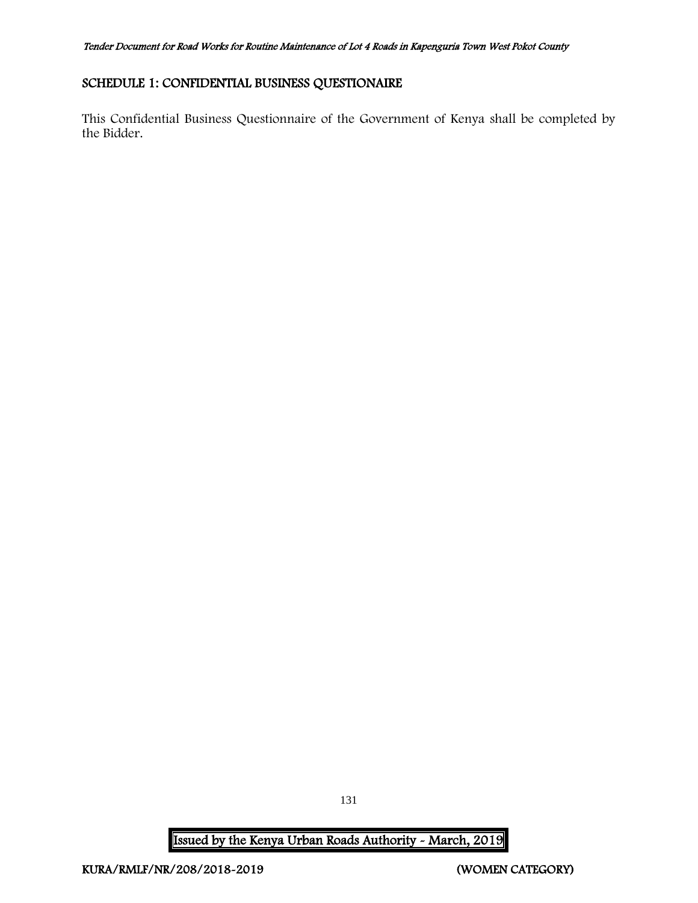## SCHEDULE 1: CONFIDENTIAL BUSINESS QUESTIONAIRE

This Confidential Business Questionnaire of the Government of Kenya shall be completed by the Bidder.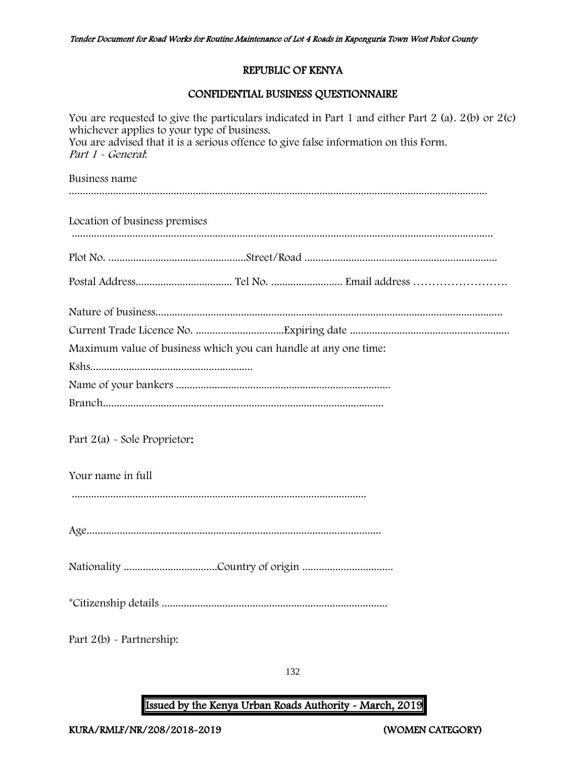## REPUBLIC OF KENYA

## CONFIDENTIAL BUSINESS QUESTIONNAIRE

You are requested to give the particulars indicated in Part 1 and either Part 2 (a). 2(b) or 2(c) whichever applies to your type of business.
You are advised that it is a serious offence to give false information on this Form.
*Part 1 - General*:

Business name

......................................................................................................................................................

Location of business premises

......................................................................................................................................................

Plot No. ..................................................Street/Road .....................................................................

Postal Address................................... Tel No. .......................... Email address …………………….

Nature of business.............................................................................................................................

Current Trade Licence No. ................................Expiring date ..........................................................

Maximum value of business which you can handle at any one time:

Kshs...........................................................

Name of your bankers .............................................................................

Branch.....................................................................................................

Part 2(a) - Sole Proprietor:

Your name in full

..........................................................................................................

Age..........................................................................................................

Nationality .................................Country of origin ................................

*Citizenship details .................................................................................

Part 2(b) - Partnership: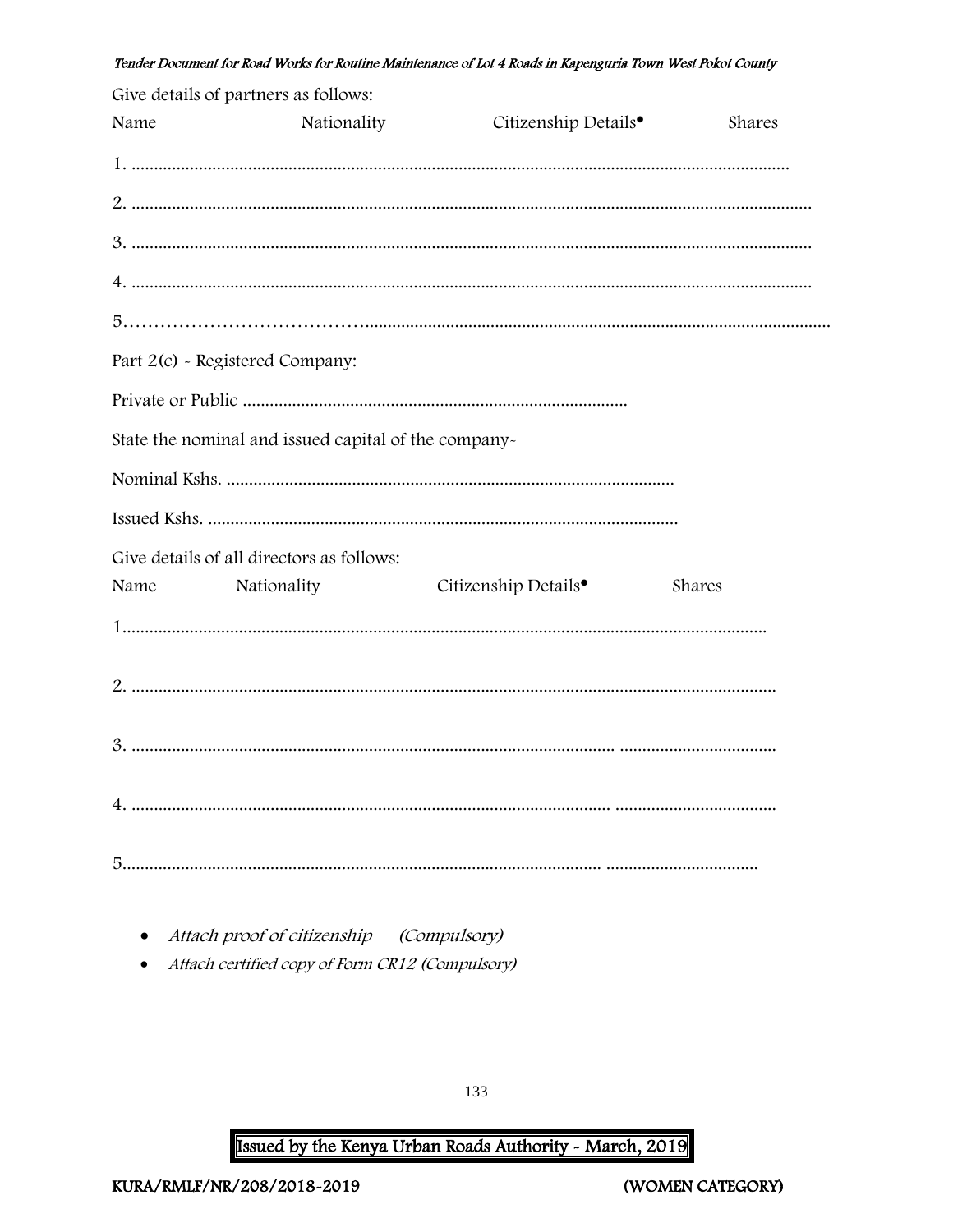Give details of partners as follows:

Name Nationality Citizenship Details• Shares

1. ..................................................................................................................................

2. ..................................................................................................................................

3. ..................................................................................................................................

4. ..................................................................................................................................

5……………………………….........................................................................................................

Part 2(c) - Registered Company:

Private or Public .....................................................................................

State the nominal and issued capital of the company-

Nominal Kshs. ....................................................................................................

Issued Kshs. ........................................................................................................

Give details of all directors as follows:

Name Nationality Citizenship Details• Shares

1..............................................................................................................................

2. ............................................................................................................................

3. ............................................................................................. ..................................

4. ............................................................................................. ..................................

5............................................................................................. ..................................

- *Attach proof of citizenship (Compulsory)*
- *Attach certified copy of Form CR12 (Compulsory)*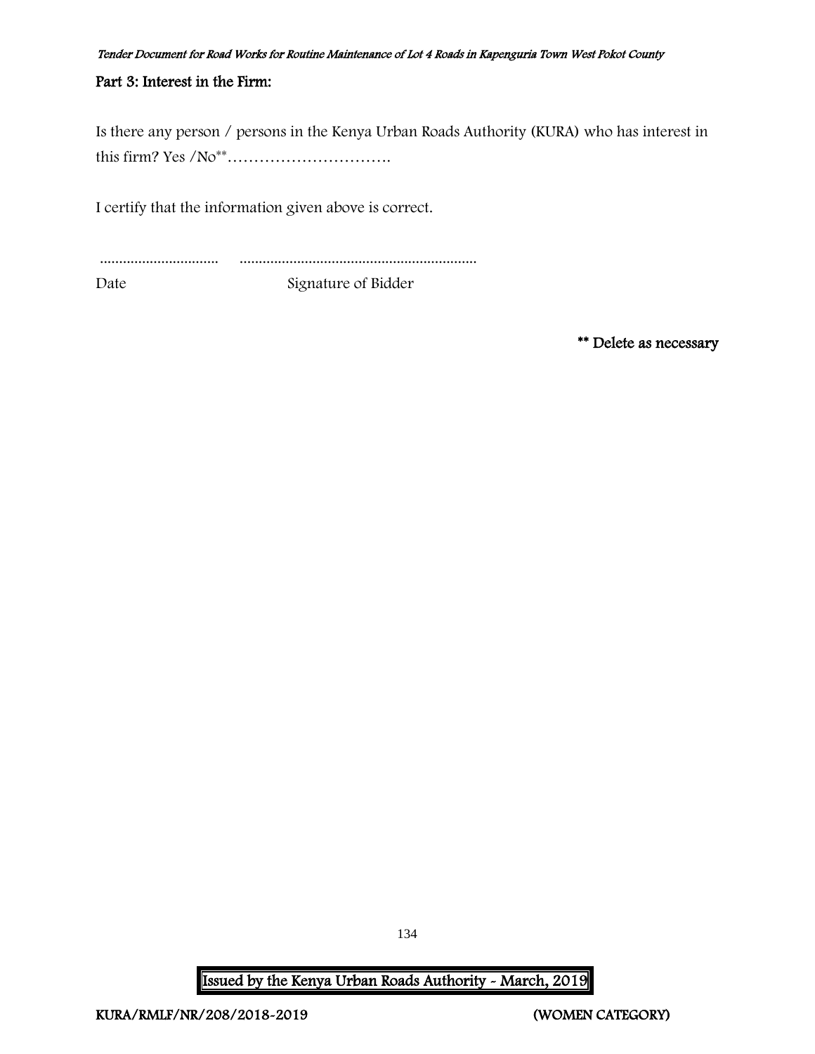## Part 3: Interest in the Firm:

Is there any person / persons in the Kenya Urban Roads Authority (KURA) who has interest in this firm? Yes /No**………………………….

I certify that the information given above is correct.

.............................. ............................................................

Date Signature of Bidder

**** Delete as necessary**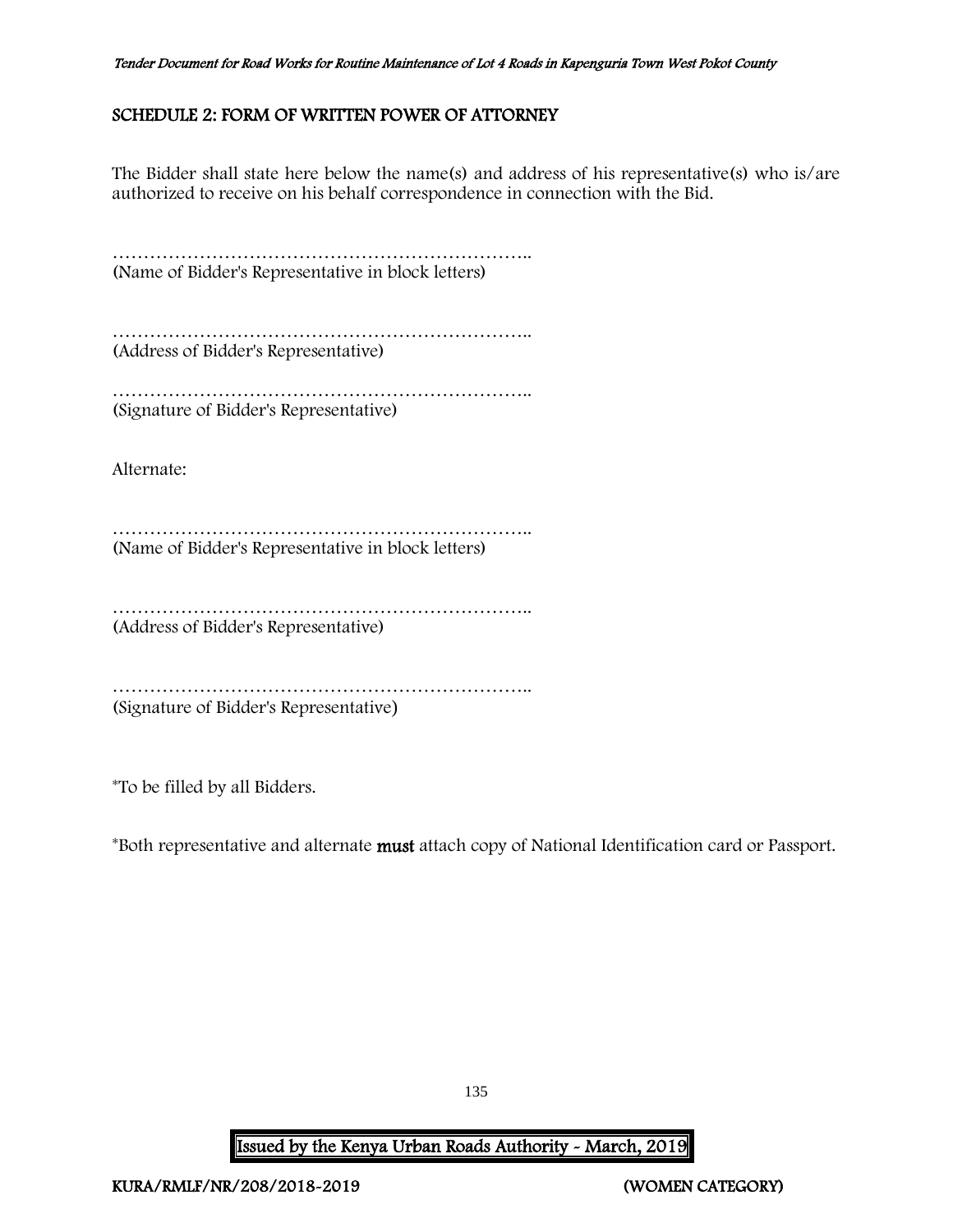## SCHEDULE 2: FORM OF WRITTEN POWER OF ATTORNEY

The Bidder shall state here below the name(s) and address of his representative(s) who is/are authorized to receive on his behalf correspondence in connection with the Bid.

…………………………………………………………..
(Name of Bidder's Representative in block letters)

…………………………………………………………..
(Address of Bidder's Representative)

…………………………………………………………..
(Signature of Bidder's Representative)

Alternate:

…………………………………………………………..
(Name of Bidder's Representative in block letters)

…………………………………………………………..
(Address of Bidder's Representative)

…………………………………………………………..
(Signature of Bidder's Representative)

*To be filled by all Bidders.

*Both representative and alternate **must** attach copy of National Identification card or Passport.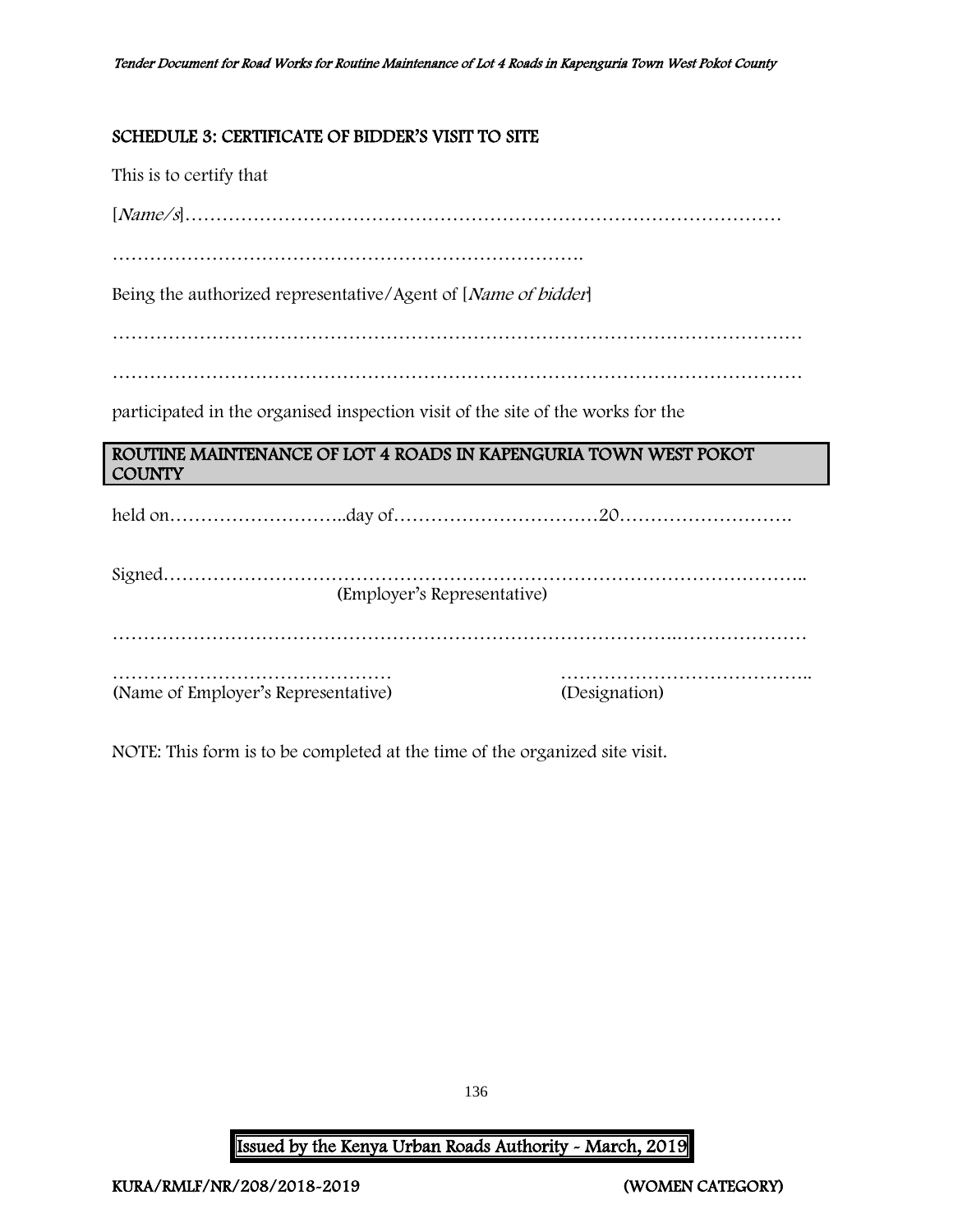## SCHEDULE 3: CERTIFICATE OF BIDDER'S VISIT TO SITE

This is to certify that

[*Name/s*]…………………………………………………………………………………

…………………………………………………………………….

Being the authorized representative/Agent of [*Name of bidder*]

…………………………………………………………………………………………………

…………………………………………………………………………………………………

participated in the organised inspection visit of the site of the works for the

**ROUTINE MAINTENANCE OF LOT 4 ROADS IN KAPENGURIA TOWN WEST POKOT COUNTY**

held on………………………..day of……………………………20……………………….

Signed………………………………………………………………………………………..
(Employer's Representative)

…………………………………………………………………………….…………………

……………………………………… (Name of Employer's Representative)

………………………………….. (Designation)

NOTE: This form is to be completed at the time of the organized site visit.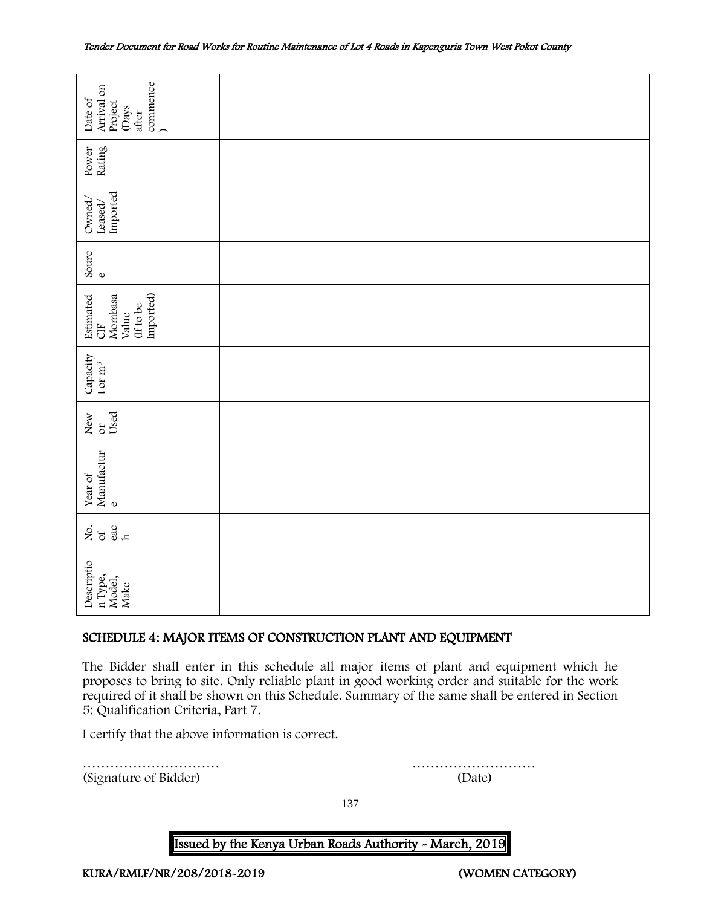| Description Type, Model, Make | No. of each | Year of Manufacture | New or Used | Capacity t or m³ | Estimated CIF Mombasa Value (If to be Imported) | Source | Owned/ Leased/ Imported | Power Rating | Date of Arrival on Project (Days after commence) |
|---|---|---|---|---|---|---|---|---|---|
| | | | | | | | | | |

## SCHEDULE 4: MAJOR ITEMS OF CONSTRUCTION PLANT AND EQUIPMENT

The Bidder shall enter in this schedule all major items of plant and equipment which he proposes to bring to site. Only reliable plant in good working order and suitable for the work required of it shall be shown on this Schedule. Summary of the same shall be entered in Section 5: Qualification Criteria, Part 7.

I certify that the above information is correct.

………………………… ………………………
(Signature of Bidder) (Date)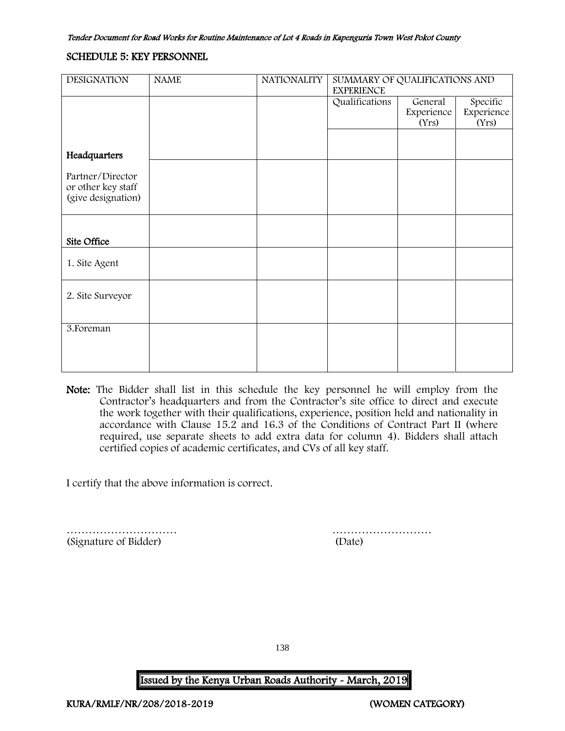## SCHEDULE 5: KEY PERSONNEL

| DESIGNATION | NAME | NATIONALITY | SUMMARY OF QUALIFICATIONS AND EXPERIENCE | | |
|---|---|---|---|---|---|
| | | | Qualifications | General Experience (Yrs) | Specific Experience (Yrs) |
| **Headquarters** | | | | | |
| Partner/Director or other key staff (give designation) | | | | | |
| **Site Office** | | | | | |
| 1. Site Agent | | | | | |
| 2. Site Surveyor | | | | | |
| 3.Foreman | | | | | |

**Note:** The Bidder shall list in this schedule the key personnel he will employ from the Contractor's headquarters and from the Contractor's site office to direct and execute the work together with their qualifications, experience, position held and nationality in accordance with Clause 15.2 and 16.3 of the Conditions of Contract Part II (where required, use separate sheets to add extra data for column 4). Bidders shall attach certified copies of academic certificates, and CVs of all key staff.

I certify that the above information is correct.

………………………… (Signature of Bidder)

……………………… (Date)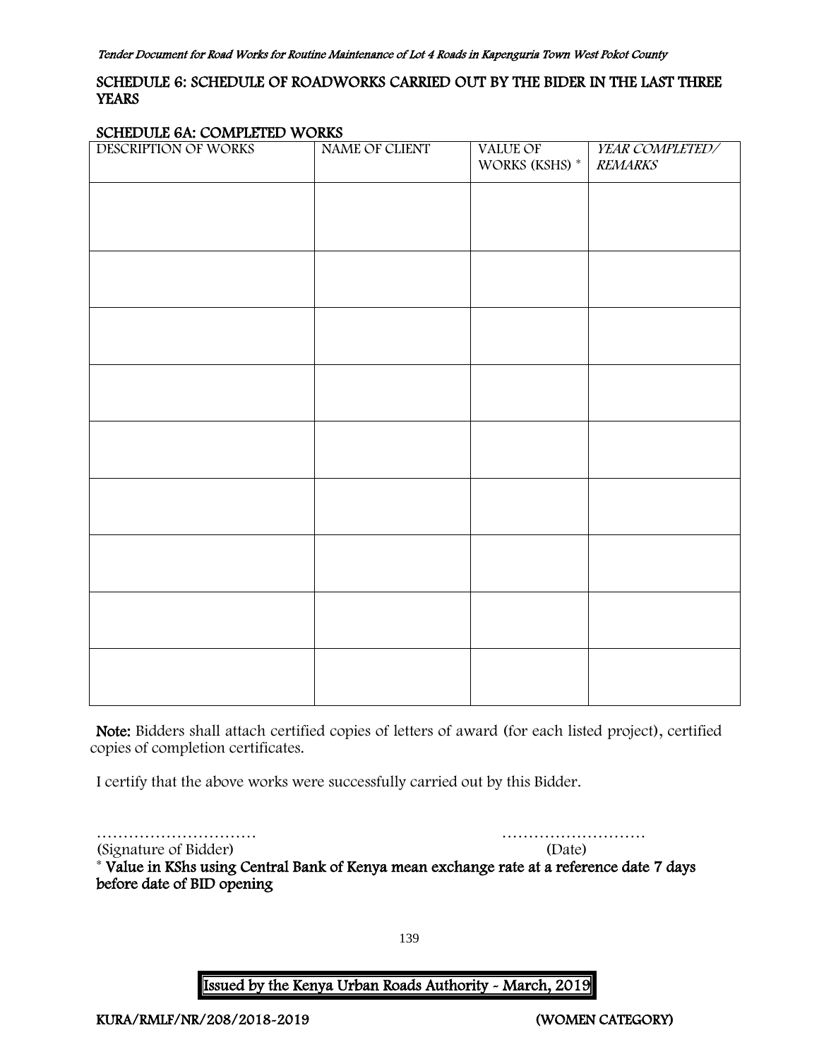## SCHEDULE 6: SCHEDULE OF ROADWORKS CARRIED OUT BY THE BIDER IN THE LAST THREE YEARS

### SCHEDULE 6A: COMPLETED WORKS

| DESCRIPTION OF WORKS | NAME OF CLIENT | VALUE OF WORKS (KSHS) * | *YEAR COMPLETED/ REMARKS* |
|---|---|---|---|
| | | | |
| | | | |
| | | | |
| | | | |
| | | | |
| | | | |
| | | | |
| | | | |
| | | | |

**Note:** Bidders shall attach certified copies of letters of award (for each listed project), certified copies of completion certificates.

I certify that the above works were successfully carried out by this Bidder.

………………………… ………………………

(Signature of Bidder) (Date)

* **Value in KShs using Central Bank of Kenya mean exchange rate at a reference date 7 days before date of BID opening**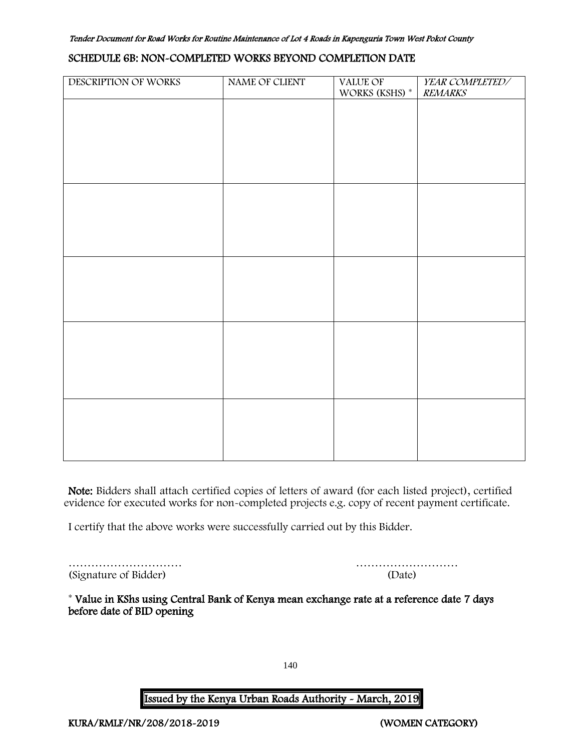## SCHEDULE 6B: NON-COMPLETED WORKS BEYOND COMPLETION DATE

| DESCRIPTION OF WORKS | NAME OF CLIENT | VALUE OF WORKS (KSHS) * | *YEAR COMPLETED/ REMARKS* |
|---|---|---|---|
| | | | |
| | | | |
| | | | |
| | | | |
| | | | |

**Note:** Bidders shall attach certified copies of letters of award (for each listed project), certified evidence for executed works for non-completed projects e.g. copy of recent payment certificate.

I certify that the above works were successfully carried out by this Bidder.

………………………… ………………………

(Signature of Bidder) (Date)

**\* Value in KShs using Central Bank of Kenya mean exchange rate at a reference date 7 days before date of BID opening**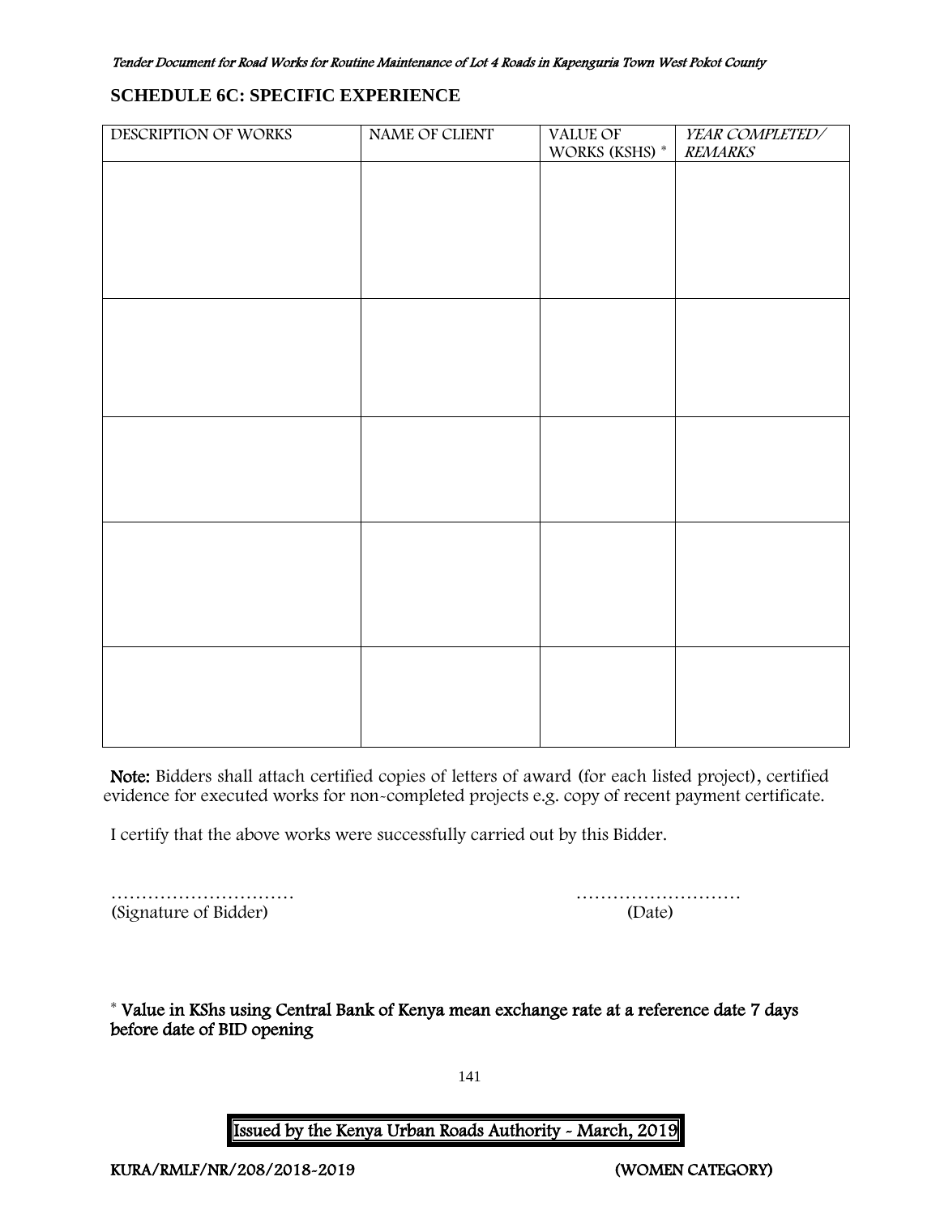## SCHEDULE 6C: SPECIFIC EXPERIENCE

| DESCRIPTION OF WORKS | NAME OF CLIENT | VALUE OF WORKS (KSHS) * | *YEAR COMPLETED/ REMARKS* |
|---|---|---|---|
| | | | |
| | | | |
| | | | |
| | | | |
| | | | |

**Note:** Bidders shall attach certified copies of letters of award (for each listed project), certified evidence for executed works for non-completed projects e.g. copy of recent payment certificate.

I certify that the above works were successfully carried out by this Bidder.

………………………… ………………………
(Signature of Bidder) (Date)

* **Value in KShs using Central Bank of Kenya mean exchange rate at a reference date 7 days before date of BID opening**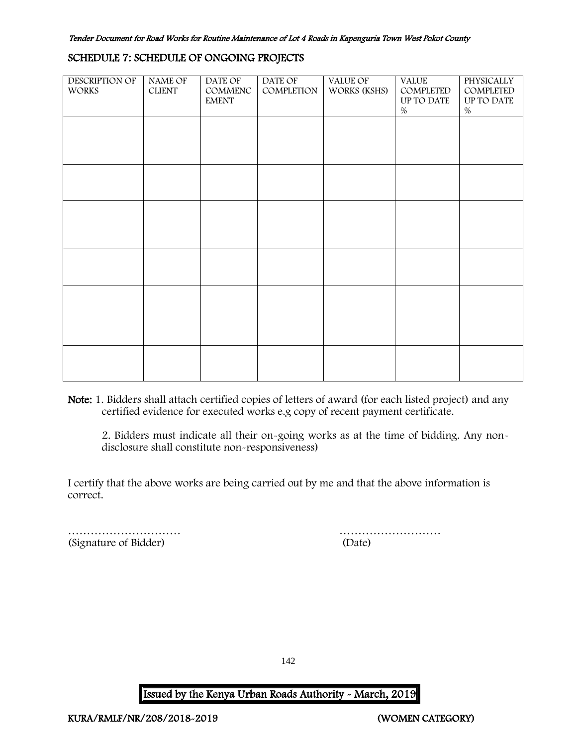## SCHEDULE 7: SCHEDULE OF ONGOING PROJECTS

| DESCRIPTION OF WORKS | NAME OF CLIENT | DATE OF COMMENCEMENT | DATE OF COMPLETION | VALUE OF WORKS (KSHS) | VALUE COMPLETED UP TO DATE % | PHYSICALLY COMPLETED UP TO DATE % |
|---|---|---|---|---|---|---|
| | | | | | | |
| | | | | | | |
| | | | | | | |
| | | | | | | |
| | | | | | | |
| | | | | | | |

**Note:** 1. Bidders shall attach certified copies of letters of award (for each listed project) and any certified evidence for executed works e.g copy of recent payment certificate.

2. Bidders must indicate all their on-going works as at the time of bidding. Any non-disclosure shall constitute non-responsiveness)

I certify that the above works are being carried out by me and that the above information is correct.

………………………… ………………………
(Signature of Bidder) (Date)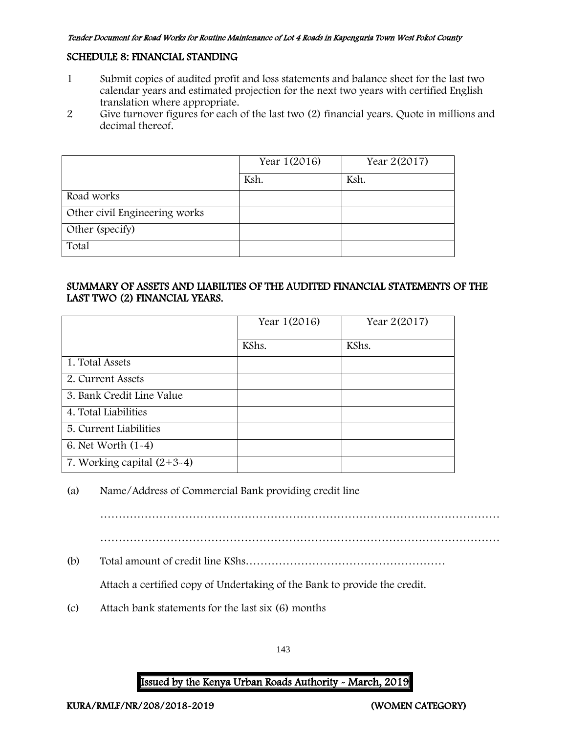## SCHEDULE 8: FINANCIAL STANDING

1. Submit copies of audited profit and loss statements and balance sheet for the last two calendar years and estimated projection for the next two years with certified English translation where appropriate.
2. Give turnover figures for each of the last two (2) financial years. Quote in millions and decimal thereof.

| | Year 1(2016) | Year 2(2017) |
|---|---|---|
| | Ksh. | Ksh. |
| Road works | | |
| Other civil Engineering works | | |
| Other (specify) | | |
| Total | | |

### SUMMARY OF ASSETS AND LIABILTIES OF THE AUDITED FINANCIAL STATEMENTS OF THE LAST TWO (2) FINANCIAL YEARS.

| | Year 1(2016) | Year 2(2017) |
|---|---|---|
| | KShs. | KShs. |
| 1. Total Assets | | |
| 2. Current Assets | | |
| 3. Bank Credit Line Value | | |
| 4. Total Liabilities | | |
| 5. Current Liabilities | | |
| 6. Net Worth (1-4) | | |
| 7. Working capital (2+3-4) | | |

(a) Name/Address of Commercial Bank providing credit line

………………………………………………………………………………………………

………………………………………………………………………………………………

(b) Total amount of credit line KShs………………………………………………

Attach a certified copy of Undertaking of the Bank to provide the credit.

(c) Attach bank statements for the last six (6) months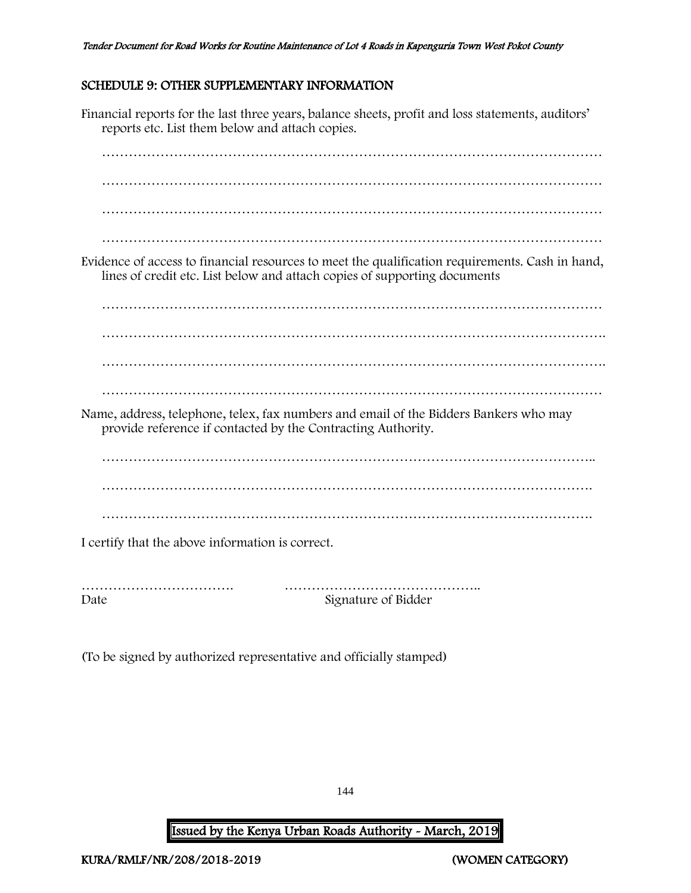## SCHEDULE 9: OTHER SUPPLEMENTARY INFORMATION

Financial reports for the last three years, balance sheets, profit and loss statements, auditors' reports etc. List them below and attach copies.

…………………………………………………………………………………………………

…………………………………………………………………………………………………

…………………………………………………………………………………………………

…………………………………………………………………………………………………

Evidence of access to financial resources to meet the qualification requirements. Cash in hand, lines of credit etc. List below and attach copies of supporting documents

…………………………………………………………………………………………………

…………………………………………………………………………………………………

…………………………………………………………………………………………………

…………………………………………………………………………………………………

Name, address, telephone, telex, fax numbers and email of the Bidders Bankers who may provide reference if contacted by the Contracting Authority.

…………………………………………………………………………………………………

…………………………………………………………………………………………………

…………………………………………………………………………………………………

I certify that the above information is correct.

……………………………. ……………………………………..

Date Signature of Bidder

(To be signed by authorized representative and officially stamped)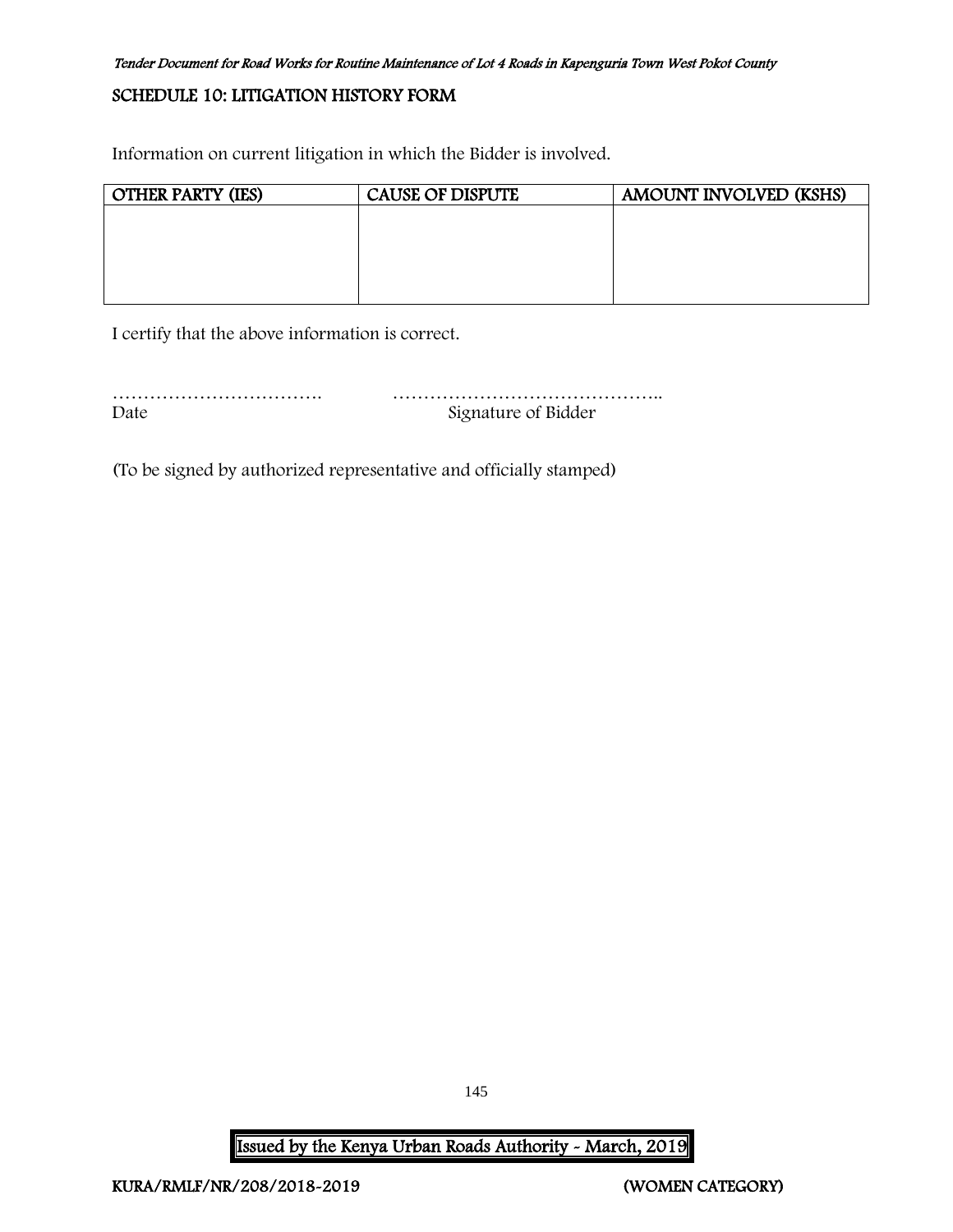## SCHEDULE 10: LITIGATION HISTORY FORM

Information on current litigation in which the Bidder is involved.

| OTHER PARTY (IES) | CAUSE OF DISPUTE | AMOUNT INVOLVED (KSHS) |
| --- | --- | --- |
| | | |

I certify that the above information is correct.

……………………………. ……………………………………..
Date Signature of Bidder

(To be signed by authorized representative and officially stamped)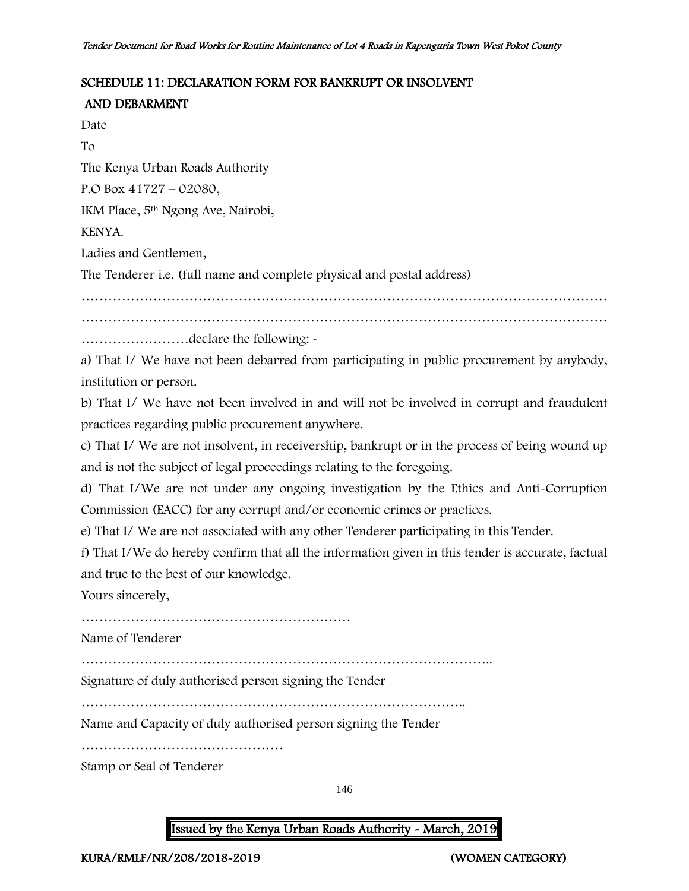## SCHEDULE 11: DECLARATION FORM FOR BANKRUPT OR INSOLVENT AND DEBARMENT

Date

To

The Kenya Urban Roads Authority

P.O Box 41727 – 02080,

IKM Place, 5th Ngong Ave, Nairobi,

KENYA.

Ladies and Gentlemen,

The Tenderer i.e. (full name and complete physical and postal address)

…………………………………………………………………………………………………………
…………………………………………………………………………………………………………
……………………declare the following: -

a) That I/ We have not been debarred from participating in public procurement by anybody, institution or person.

b) That I/ We have not been involved in and will not be involved in corrupt and fraudulent practices regarding public procurement anywhere.

c) That I/ We are not insolvent, in receivership, bankrupt or in the process of being wound up and is not the subject of legal proceedings relating to the foregoing.

d) That I/We are not under any ongoing investigation by the Ethics and Anti-Corruption Commission (EACC) for any corrupt and/or economic crimes or practices.

e) That I/ We are not associated with any other Tenderer participating in this Tender.

f) That I/We do hereby confirm that all the information given in this tender is accurate, factual and true to the best of our knowledge.

Yours sincerely,

……………………………………………………

Name of Tenderer

………………………………………………………………………………..

Signature of duly authorised person signing the Tender

……………………………………………………………………………..

Name and Capacity of duly authorised person signing the Tender

………………………………………

Stamp or Seal of Tenderer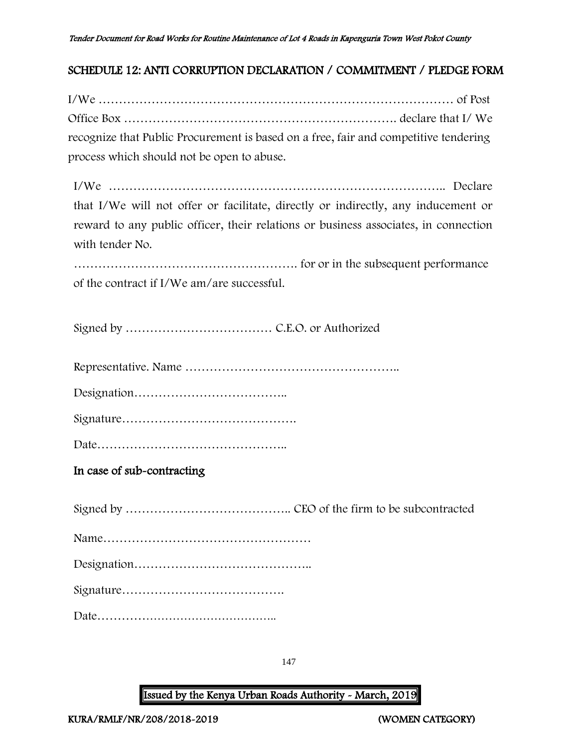## SCHEDULE 12: ANTI CORRUPTION DECLARATION / COMMITMENT / PLEDGE FORM

I/We ……………………………………………………………………………… of Post Office Box …………………………………………………………. declare that I/ We recognize that Public Procurement is based on a free, fair and competitive tendering process which should not be open to abuse.

I/We ……………………………………………………………………….. Declare that I/We will not offer or facilitate, directly or indirectly, any inducement or reward to any public officer, their relations or business associates, in connection with tender No.

………………………………………………. for or in the subsequent performance of the contract if I/We am/are successful.

Signed by ……………………………… C.E.O. or Authorized

Representative. Name ……………………………………………..

Designation………………………………..

Signature…………………………………….

Date………………………………………..

### In case of sub-contracting

Signed by ………………………………….. CEO of the firm to be subcontracted

Name……………………………………………

Designation……………………………………..

Signature………………………………….

Date………………………………………..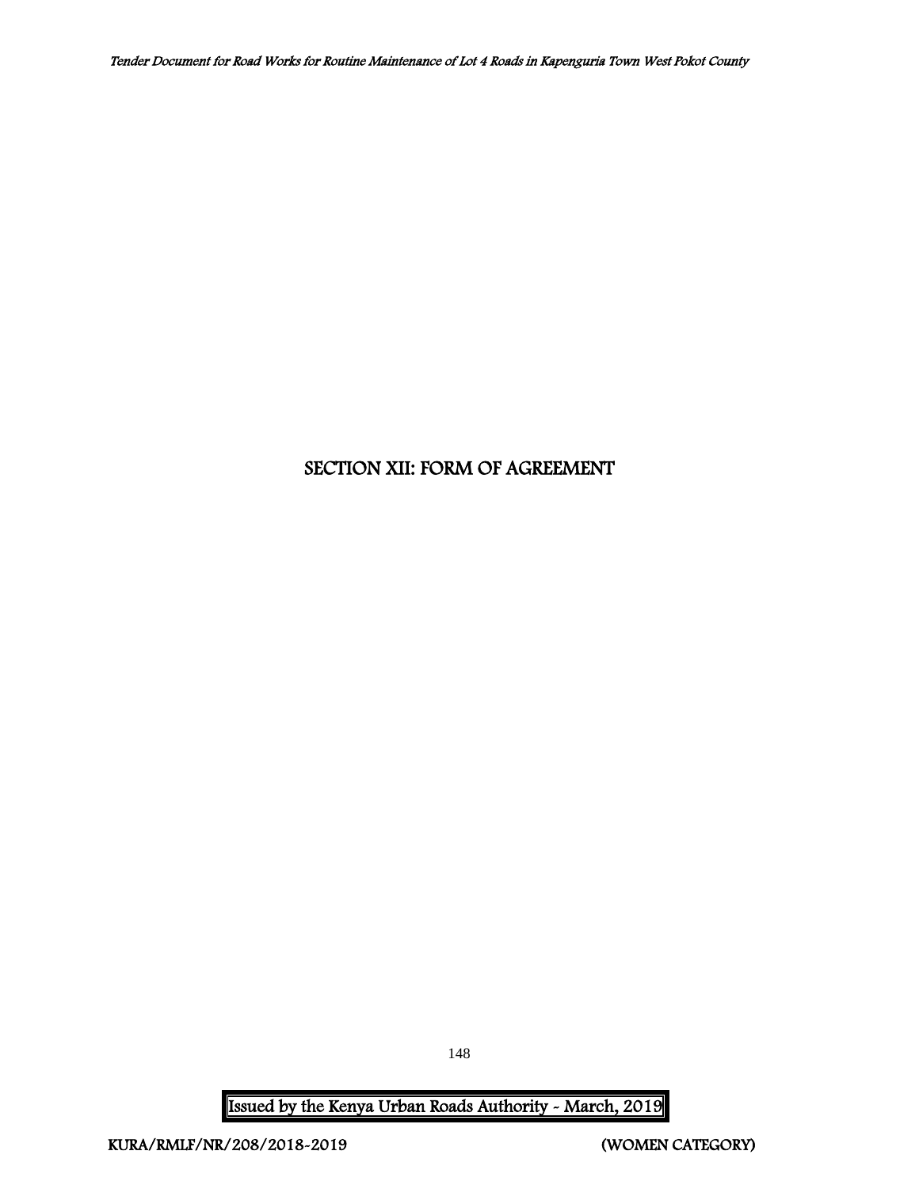# SECTION XII: FORM OF AGREEMENT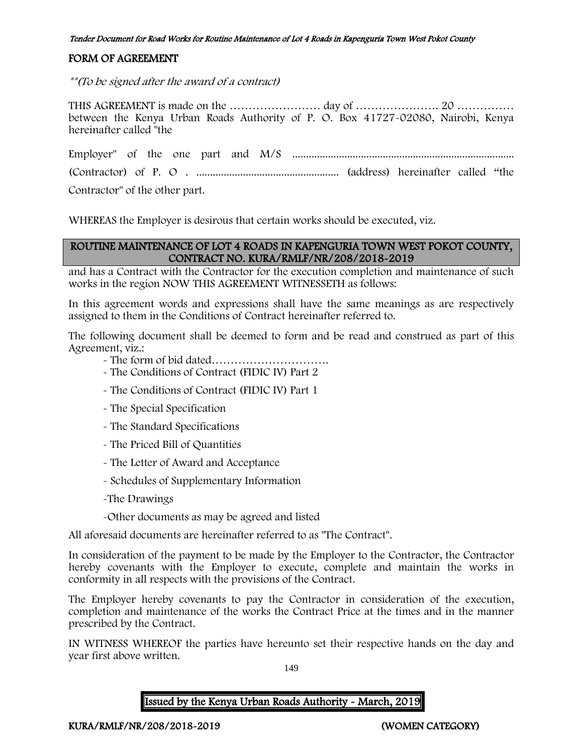## FORM OF AGREEMENT

*\*\*(To be signed after the award of a contract)*

THIS AGREEMENT is made on the …………………… day of …………………. 20 …………… between the Kenya Urban Roads Authority of P. O. Box 41727-02080, Nairobi, Kenya hereinafter called "the

Employer" of the one part and M/S ................................................................................ (Contractor) of P. O . .................................................. (address) hereinafter called "the Contractor" of the other part.

WHEREAS the Employer is desirous that certain works should be executed, viz.

**ROUTINE MAINTENANCE OF LOT 4 ROADS IN KAPENGURIA TOWN WEST POKOT COUNTY, CONTRACT NO. KURA/RMLF/NR/208/2018-2019**

and has a Contract with the Contractor for the execution completion and maintenance of such works in the region NOW THIS AGREEMENT WITNESSETH as follows:

In this agreement words and expressions shall have the same meanings as are respectively assigned to them in the Conditions of Contract hereinafter referred to.

The following document shall be deemed to form and be read and construed as part of this Agreement, viz.:

- The form of bid dated………………………….
- The Conditions of Contract (FIDIC IV) Part 2
- The Conditions of Contract (FIDIC IV) Part 1
- The Special Specification
- The Standard Specifications
- The Priced Bill of Quantities
- The Letter of Award and Acceptance
- Schedules of Supplementary Information
- The Drawings
- Other documents as may be agreed and listed

All aforesaid documents are hereinafter referred to as "The Contract".

In consideration of the payment to be made by the Employer to the Contractor, the Contractor hereby covenants with the Employer to execute, complete and maintain the works in conformity in all respects with the provisions of the Contract.

The Employer hereby covenants to pay the Contractor in consideration of the execution, completion and maintenance of the works the Contract Price at the times and in the manner prescribed by the Contract.

IN WITNESS WHEREOF the parties have hereunto set their respective hands on the day and year first above written.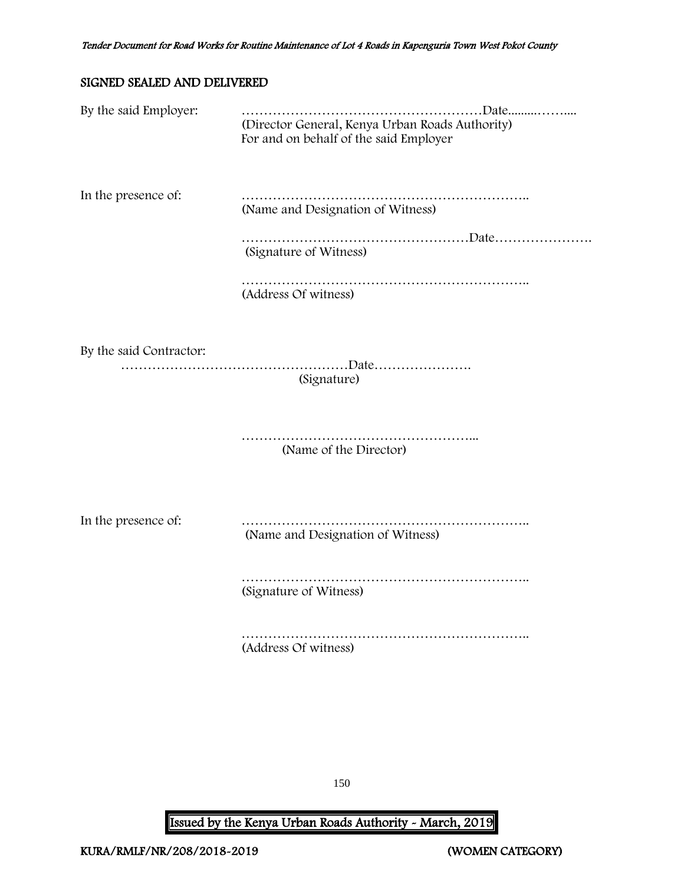## SIGNED SEALED AND DELIVERED

By the said Employer: ………………………………………………Date.........……....
(Director General, Kenya Urban Roads Authority)
For and on behalf of the said Employer

In the presence of: ………………………………………………………..
(Name and Designation of Witness)

……………………………………………Date………………….
(Signature of Witness)

………………………………………………………..
(Address Of witness)

By the said Contractor:
……………………………………………Date………………….
(Signature)

……………………………………………...
(Name of the Director)

In the presence of: ………………………………………………………..
(Name and Designation of Witness)

………………………………………………………..
(Signature of Witness)

………………………………………………………..
(Address Of witness)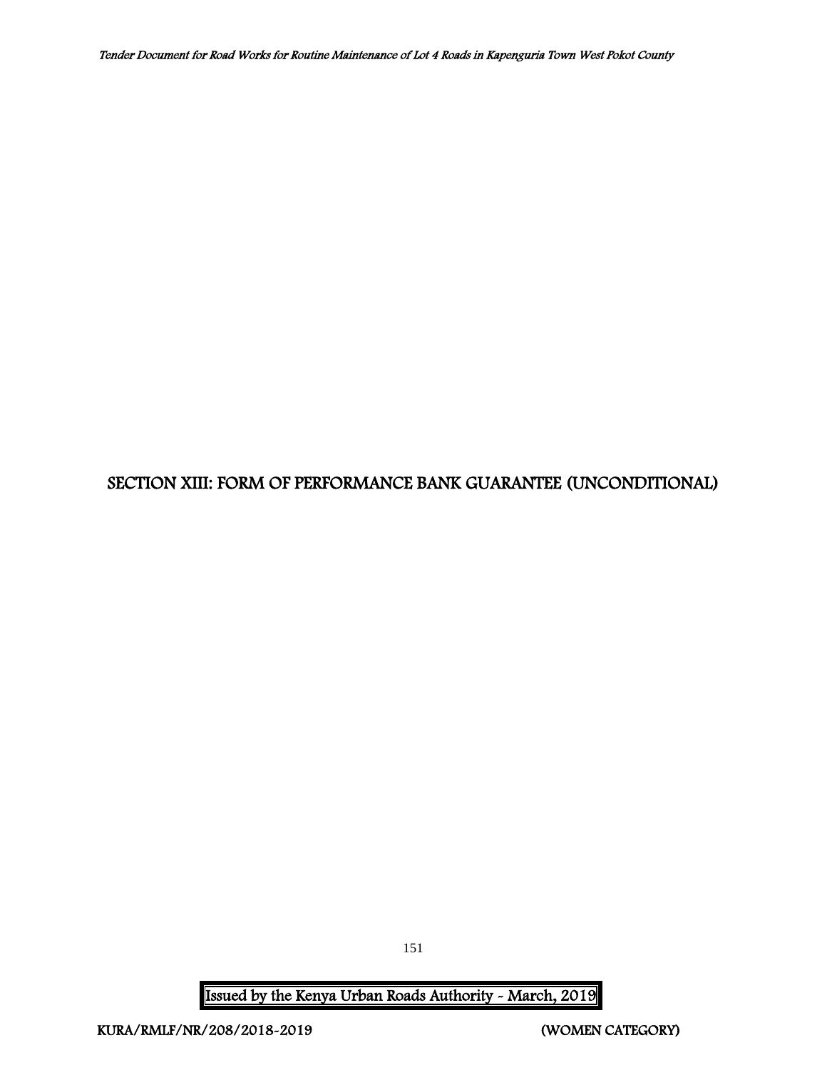# SECTION XIII: FORM OF PERFORMANCE BANK GUARANTEE (UNCONDITIONAL)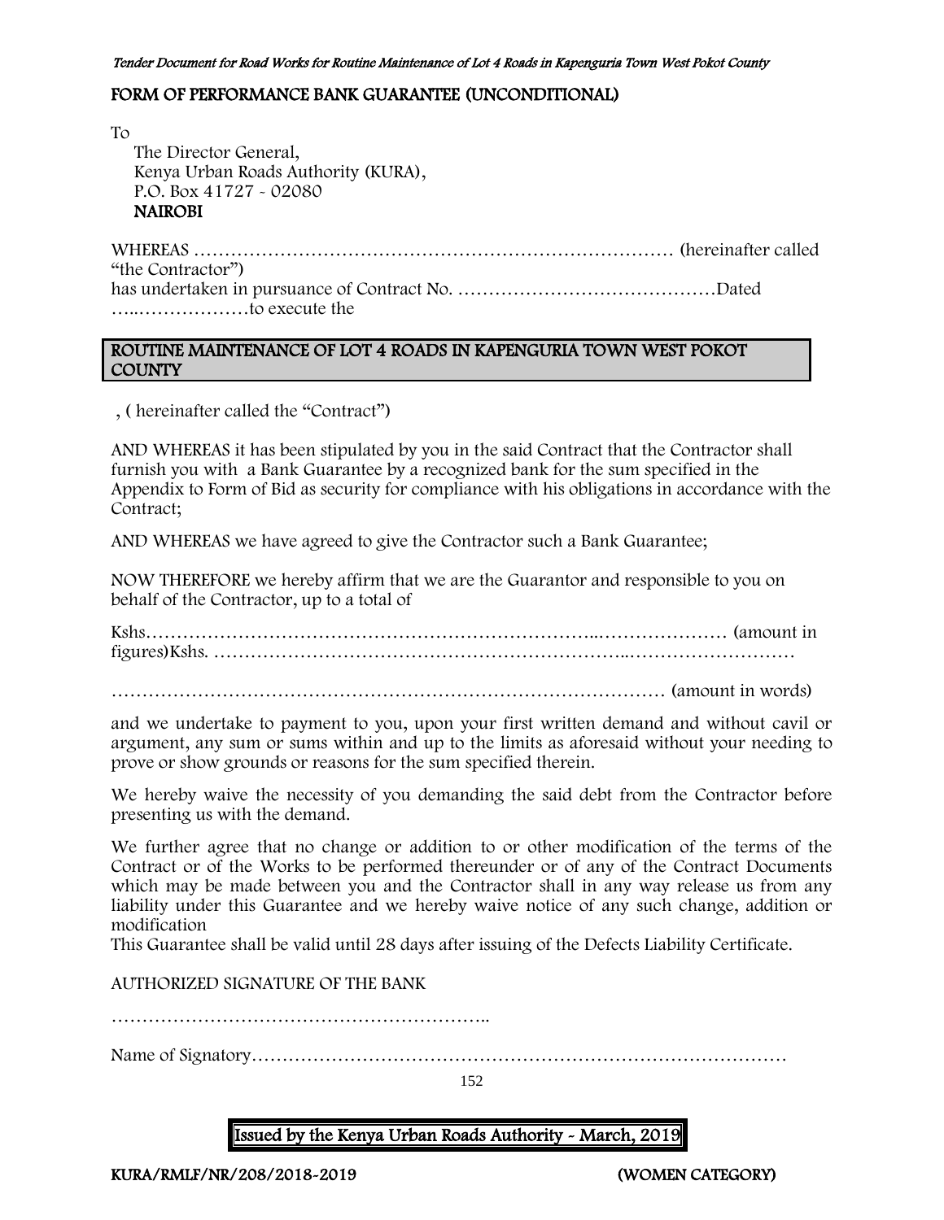## FORM OF PERFORMANCE BANK GUARANTEE (UNCONDITIONAL)

To

The Director General,
Kenya Urban Roads Authority (KURA),
P.O. Box 41727 - 02080
**NAIROBI**

WHEREAS …………………………………………………………………… (hereinafter called "the Contractor")
has undertaken in pursuance of Contract No. ……………………………………Dated …..………………to execute the

**ROUTINE MAINTENANCE OF LOT 4 ROADS IN KAPENGURIA TOWN WEST POKOT COUNTY**

, ( hereinafter called the "Contract")

AND WHEREAS it has been stipulated by you in the said Contract that the Contractor shall furnish you with a Bank Guarantee by a recognized bank for the sum specified in the Appendix to Form of Bid as security for compliance with his obligations in accordance with the Contract;

AND WHEREAS we have agreed to give the Contractor such a Bank Guarantee;

NOW THEREFORE we hereby affirm that we are the Guarantor and responsible to you on behalf of the Contractor, up to a total of

Kshs……………………………………………………………..………………… (amount in figures)Kshs. ………………………………………………………..………………………

……………………………………………………………………………… (amount in words)

and we undertake to payment to you, upon your first written demand and without cavil or argument, any sum or sums within and up to the limits as aforesaid without your needing to prove or show grounds or reasons for the sum specified therein.

We hereby waive the necessity of you demanding the said debt from the Contractor before presenting us with the demand.

We further agree that no change or addition to or other modification of the terms of the Contract or of the Works to be performed thereunder or of any of the Contract Documents which may be made between you and the Contractor shall in any way release us from any liability under this Guarantee and we hereby waive notice of any such change, addition or modification
This Guarantee shall be valid until 28 days after issuing of the Defects Liability Certificate.

AUTHORIZED SIGNATURE OF THE BANK

……………………………………………………..

Name of Signatory……………………………………………………………………………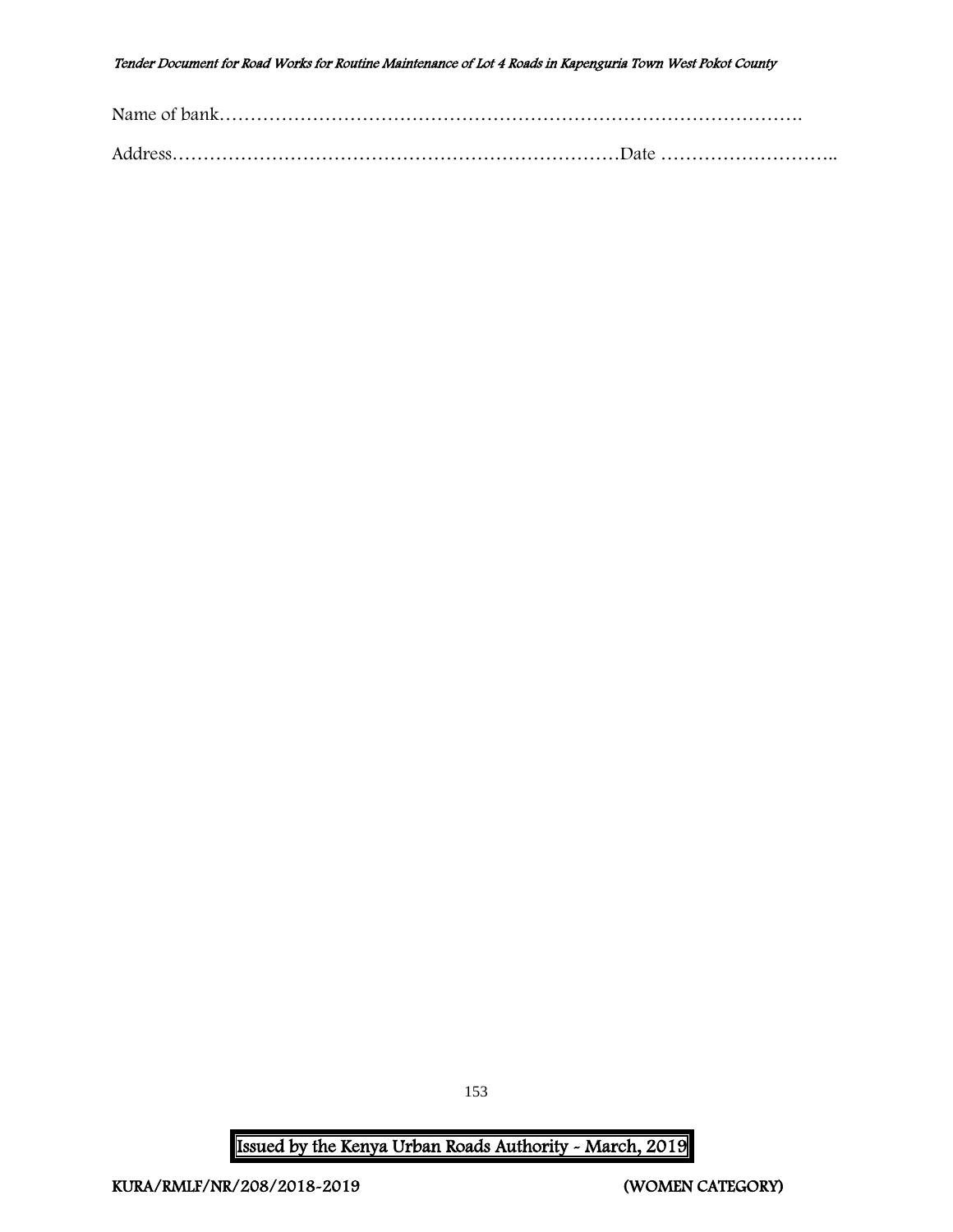Name of bank……………………………………………………………………………….

Address………………………………………………………………Date ………………………..